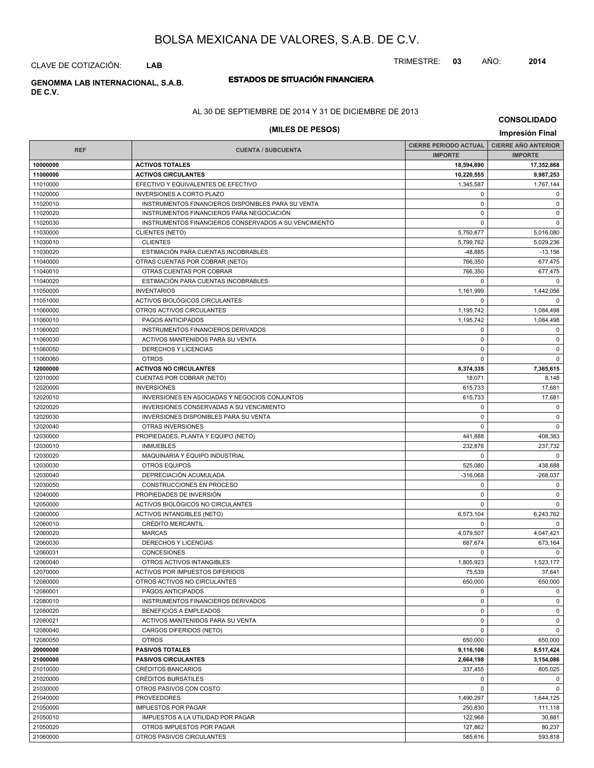# BOLSA MEXICANA DE VALORES, S.A.B. DE C.V.

CLAVE DE COTIZACIÓN: **LAB**

TRIMESTRE: **03** AÑO: **2014**

**GENOMMA LAB INTERNACIONAL, S.A.B. DE C.V.**

## ESTADOS DE SITUACIÓN FINANCIERA

AL 30 DE SEPTIEMBRE DE 2014 Y 31 DE DICIEMBRE DE 2013

**(MILES DE PESOS)**

**CONSOLIDADO**

**Impresión Final**

| REF | CUENTA / SUBCUENTA | CIERRE PERIODO ACTUAL | CIERRE AÑO ANTERIOR |
|---|---|---|---|
| | | IMPORTE | IMPORTE |
| **10000000** | **ACTIVOS TOTALES** | **18,594,890** | **17,352,868** |
| **11000000** | **ACTIVOS CIRCULANTES** | **10,220,555** | **9,987,253** |
| 11010000 | EFECTIVO Y EQUIVALENTES DE EFECTIVO | 1,345,587 | 1,767,144 |
| 11020000 | INVERSIONES A CORTO PLAZO | 0 | 0 |
| 11020010 | INSTRUMENTOS FINANCIEROS DISPONIBLES PARA SU VENTA | 0 | 0 |
| 11020020 | INSTRUMENTOS FINANCIEROS PARA NEGOCIACIÓN | 0 | 0 |
| 11020030 | INSTRUMENTOS FINANCIEROS CONSERVADOS A SU VENCIMIENTO | 0 | 0 |
| 11030000 | CLIENTES (NETO) | 5,750,877 | 5,016,080 |
| 11030010 | CLIENTES | 5,799,762 | 5,029,236 |
| 11030020 | ESTIMACIÓN PARA CUENTAS INCOBRABLES | -48,885 | -13,156 |
| 11040000 | OTRAS CUENTAS POR COBRAR (NETO) | 766,350 | 677,475 |
| 11040010 | OTRAS CUENTAS POR COBRAR | 766,350 | 677,475 |
| 11040020 | ESTIMACIÓN PARA CUENTAS INCOBRABLES | 0 | 0 |
| 11050000 | INVENTARIOS | 1,161,999 | 1,442,056 |
| 11051000 | ACTIVOS BIOLÓGICOS CIRCULANTES | 0 | 0 |
| 11060000 | OTROS ACTIVOS CIRCULANTES | 1,195,742 | 1,084,498 |
| 11060010 | PAGOS ANTICIPADOS | 1,195,742 | 1,084,498 |
| 11060020 | INSTRUMENTOS FINANCIEROS DERIVADOS | 0 | 0 |
| 11060030 | ACTIVOS MANTENIDOS PARA SU VENTA | 0 | 0 |
| 11060050 | DERECHOS Y LICENCIAS | 0 | 0 |
| 11060060 | OTROS | 0 | 0 |
| **12000000** | **ACTIVOS NO CIRCULANTES** | **8,374,335** | **7,365,615** |
| 12010000 | CUENTAS POR COBRAR (NETO) | 18,071 | 8,148 |
| 12020000 | INVERSIONES | 615,733 | 17,681 |
| 12020010 | INVERSIONES EN ASOCIADAS Y NEGOCIOS CONJUNTOS | 615,733 | 17,681 |
| 12020020 | INVERSIONES CONSERVADAS A SU VENCIMIENTO | 0 | 0 |
| 12020030 | INVERSIONES DISPONIBLES PARA SU VENTA | 0 | 0 |
| 12020040 | OTRAS INVERSIONES | 0 | 0 |
| 12030000 | PROPIEDADES, PLANTA Y EQUIPO (NETO) | 441,888 | 408,383 |
| 12030010 | INMUEBLES | 232,876 | 237,732 |
| 12030020 | MAQUINARIA Y EQUIPO INDUSTRIAL | 0 | 0 |
| 12030030 | OTROS EQUIPOS | 525,080 | 438,688 |
| 12030040 | DEPRECIACIÓN ACUMULADA | -316,068 | -268,037 |
| 12030050 | CONSTRUCCIONES EN PROCESO | 0 | 0 |
| 12040000 | PROPIEDADES DE INVERSIÓN | 0 | 0 |
| 12050000 | ACTIVOS BIOLÓGICOS NO CIRCULANTES | 0 | 0 |
| 12060000 | ACTIVOS INTANGIBLES (NETO) | 6,573,104 | 6,243,762 |
| 12060010 | CRÉDITO MERCANTIL | 0 | 0 |
| 12060020 | MARCAS | 4,079,507 | 4,047,421 |
| 12060030 | DERECHOS Y LICENCIAS | 687,674 | 673,164 |
| 12060031 | CONCESIONES | 0 | 0 |
| 12060040 | OTROS ACTIVOS INTANGIBLES | 1,805,923 | 1,523,177 |
| 12070000 | ACTIVOS POR IMPUESTOS DIFERIDOS | 75,539 | 37,641 |
| 12080000 | OTROS ACTIVOS NO CIRCULANTES | 650,000 | 650,000 |
| 12080001 | PAGOS ANTICIPADOS | 0 | 0 |
| 12080010 | INSTRUMENTOS FINANCIEROS DERIVADOS | 0 | 0 |
| 12080020 | BENEFICIOS A EMPLEADOS | 0 | 0 |
| 12080021 | ACTIVOS MANTENIDOS PARA SU VENTA | 0 | 0 |
| 12080040 | CARGOS DIFERIDOS (NETO) | 0 | 0 |
| 12080050 | OTROS | 650,000 | 650,000 |
| **20000000** | **PASIVOS TOTALES** | **9,116,106** | **8,517,424** |
| **21000000** | **PASIVOS CIRCULANTES** | **2,664,198** | **3,154,086** |
| 21010000 | CRÉDITOS BANCARIOS | 337,455 | 805,025 |
| 21020000 | CRÉDITOS BURSÁTILES | 0 | 0 |
| 21030000 | OTROS PASIVOS CON COSTO | 0 | 0 |
| 21040000 | PROVEEDORES | 1,490,297 | 1,644,125 |
| 21050000 | IMPUESTOS POR PAGAR | 250,830 | 111,118 |
| 21050010 | IMPUESTOS A LA UTILIDAD POR PAGAR | 122,968 | 30,881 |
| 21050020 | OTROS IMPUESTOS POR PAGAR | 127,862 | 80,237 |
| 21060000 | OTROS PASIVOS CIRCULANTES | 585,616 | 593,818 |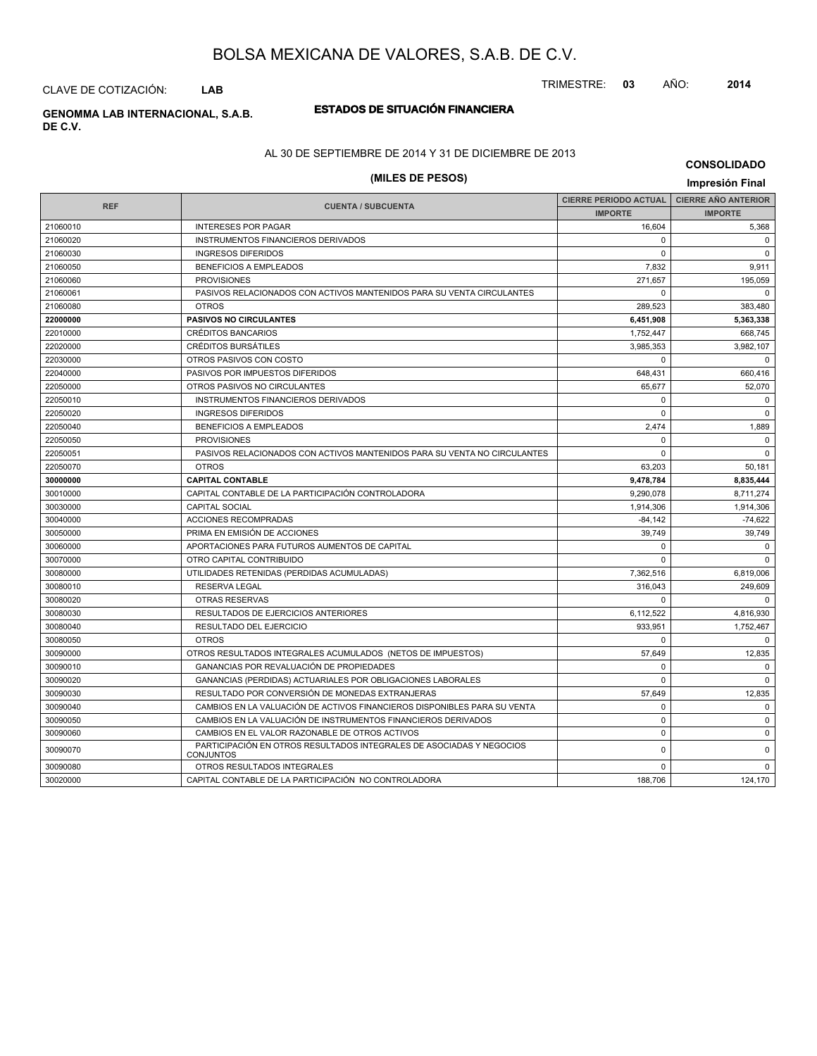# BOLSA MEXICANA DE VALORES, S.A.B. DE C.V.

CLAVE DE COTIZACIÓN: **LAB**

TRIMESTRE: **03** AÑO: **2014**

**GENOMMA LAB INTERNACIONAL, S.A.B. DE C.V.**

## ESTADOS DE SITUACIÓN FINANCIERA

AL 30 DE SEPTIEMBRE DE 2014 Y 31 DE DICIEMBRE DE 2013

**(MILES DE PESOS)**

**CONSOLIDADO**

**Impresión Final**

| REF | CUENTA / SUBCUENTA | CIERRE PERIODO ACTUAL | CIERRE AÑO ANTERIOR |
|---|---|---|---|
| | | IMPORTE | IMPORTE |
| 21060010 | INTERESES POR PAGAR | 16,604 | 5,368 |
| 21060020 | INSTRUMENTOS FINANCIEROS DERIVADOS | 0 | 0 |
| 21060030 | INGRESOS DIFERIDOS | 0 | 0 |
| 21060050 | BENEFICIOS A EMPLEADOS | 7,832 | 9,911 |
| 21060060 | PROVISIONES | 271,657 | 195,059 |
| 21060061 | PASIVOS RELACIONADOS CON ACTIVOS MANTENIDOS PARA SU VENTA CIRCULANTES | 0 | 0 |
| 21060080 | OTROS | 289,523 | 383,480 |
| **22000000** | **PASIVOS NO CIRCULANTES** | **6,451,908** | **5,363,338** |
| 22010000 | CRÉDITOS BANCARIOS | 1,752,447 | 668,745 |
| 22020000 | CRÉDITOS BURSÁTILES | 3,985,353 | 3,982,107 |
| 22030000 | OTROS PASIVOS CON COSTO | 0 | 0 |
| 22040000 | PASIVOS POR IMPUESTOS DIFERIDOS | 648,431 | 660,416 |
| 22050000 | OTROS PASIVOS NO CIRCULANTES | 65,677 | 52,070 |
| 22050010 | INSTRUMENTOS FINANCIEROS DERIVADOS | 0 | 0 |
| 22050020 | INGRESOS DIFERIDOS | 0 | 0 |
| 22050040 | BENEFICIOS A EMPLEADOS | 2,474 | 1,889 |
| 22050050 | PROVISIONES | 0 | 0 |
| 22050051 | PASIVOS RELACIONADOS CON ACTIVOS MANTENIDOS PARA SU VENTA NO CIRCULANTES | 0 | 0 |
| 22050070 | OTROS | 63,203 | 50,181 |
| **30000000** | **CAPITAL CONTABLE** | **9,478,784** | **8,835,444** |
| 30010000 | CAPITAL CONTABLE DE LA PARTICIPACIÓN CONTROLADORA | 9,290,078 | 8,711,274 |
| 30030000 | CAPITAL SOCIAL | 1,914,306 | 1,914,306 |
| 30040000 | ACCIONES RECOMPRADAS | -84,142 | -74,622 |
| 30050000 | PRIMA EN EMISIÓN DE ACCIONES | 39,749 | 39,749 |
| 30060000 | APORTACIONES PARA FUTUROS AUMENTOS DE CAPITAL | 0 | 0 |
| 30070000 | OTRO CAPITAL CONTRIBUIDO | 0 | 0 |
| 30080000 | UTILIDADES RETENIDAS (PERDIDAS ACUMULADAS) | 7,362,516 | 6,819,006 |
| 30080010 | RESERVA LEGAL | 316,043 | 249,609 |
| 30080020 | OTRAS RESERVAS | 0 | 0 |
| 30080030 | RESULTADOS DE EJERCICIOS ANTERIORES | 6,112,522 | 4,816,930 |
| 30080040 | RESULTADO DEL EJERCICIO | 933,951 | 1,752,467 |
| 30080050 | OTROS | 0 | 0 |
| 30090000 | OTROS RESULTADOS INTEGRALES ACUMULADOS (NETOS DE IMPUESTOS) | 57,649 | 12,835 |
| 30090010 | GANANCIAS POR REVALUACIÓN DE PROPIEDADES | 0 | 0 |
| 30090020 | GANANCIAS (PERDIDAS) ACTUARIALES POR OBLIGACIONES LABORALES | 0 | 0 |
| 30090030 | RESULTADO POR CONVERSIÓN DE MONEDAS EXTRANJERAS | 57,649 | 12,835 |
| 30090040 | CAMBIOS EN LA VALUACIÓN DE ACTIVOS FINANCIEROS DISPONIBLES PARA SU VENTA | 0 | 0 |
| 30090050 | CAMBIOS EN LA VALUACIÓN DE INSTRUMENTOS FINANCIEROS DERIVADOS | 0 | 0 |
| 30090060 | CAMBIOS EN EL VALOR RAZONABLE DE OTROS ACTIVOS | 0 | 0 |
| 30090070 | PARTICIPACIÓN EN OTROS RESULTADOS INTEGRALES DE ASOCIADAS Y NEGOCIOS CONJUNTOS | 0 | 0 |
| 30090080 | OTROS RESULTADOS INTEGRALES | 0 | 0 |
| 30020000 | CAPITAL CONTABLE DE LA PARTICIPACIÓN NO CONTROLADORA | 188,706 | 124,170 |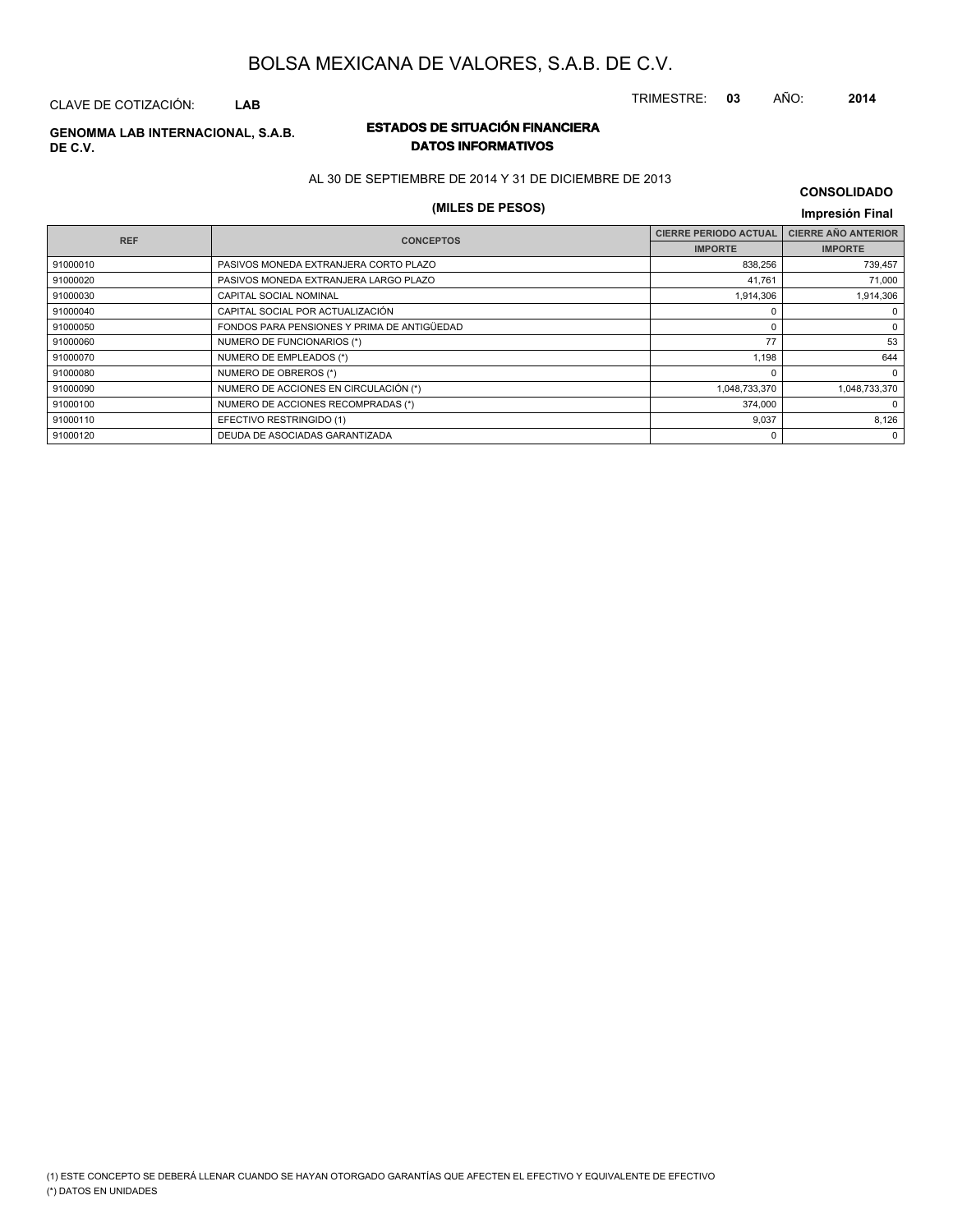# BOLSA MEXICANA DE VALORES, S.A.B. DE C.V.

CLAVE DE COTIZACIÓN: **LAB**

TRIMESTRE: **03** AÑO: **2014**

**GENOMMA LAB INTERNACIONAL, S.A.B. DE C.V.**

## ESTADOS DE SITUACIÓN FINANCIERA
## DATOS INFORMATIVOS

AL 30 DE SEPTIEMBRE DE 2014 Y 31 DE DICIEMBRE DE 2013

**(MILES DE PESOS)**

**CONSOLIDADO**

**Impresión Final**

| REF | CONCEPTOS | CIERRE PERIODO ACTUAL | CIERRE AÑO ANTERIOR |
|---|---|---|---|
| | | IMPORTE | IMPORTE |
| 91000010 | PASIVOS MONEDA EXTRANJERA CORTO PLAZO | 838,256 | 739,457 |
| 91000020 | PASIVOS MONEDA EXTRANJERA LARGO PLAZO | 41,761 | 71,000 |
| 91000030 | CAPITAL SOCIAL NOMINAL | 1,914,306 | 1,914,306 |
| 91000040 | CAPITAL SOCIAL POR ACTUALIZACIÓN | 0 | 0 |
| 91000050 | FONDOS PARA PENSIONES Y PRIMA DE ANTIGÜEDAD | 0 | 0 |
| 91000060 | NUMERO DE FUNCIONARIOS (*) | 77 | 53 |
| 91000070 | NUMERO DE EMPLEADOS (*) | 1,198 | 644 |
| 91000080 | NUMERO DE OBREROS (*) | 0 | 0 |
| 91000090 | NUMERO DE ACCIONES EN CIRCULACIÓN (*) | 1,048,733,370 | 1,048,733,370 |
| 91000100 | NUMERO DE ACCIONES RECOMPRADAS (*) | 374,000 | 0 |
| 91000110 | EFECTIVO RESTRINGIDO (1) | 9,037 | 8,126 |
| 91000120 | DEUDA DE ASOCIADAS GARANTIZADA | 0 | 0 |

(1) ESTE CONCEPTO SE DEBERÁ LLENAR CUANDO SE HAYAN OTORGADO GARANTÍAS QUE AFECTEN EL EFECTIVO Y EQUIVALENTE DE EFECTIVO

(*) DATOS EN UNIDADES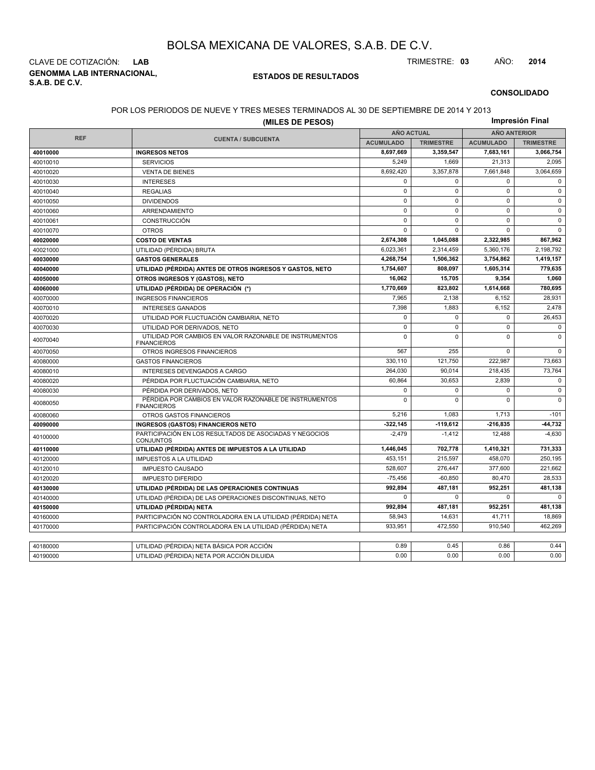# BOLSA MEXICANA DE VALORES, S.A.B. DE C.V.

CLAVE DE COTIZACIÓN: **LAB**

TRIMESTRE: **03** AÑO: **2014**

**GENOMMA LAB INTERNACIONAL, S.A.B. DE C.V.**

**ESTADOS DE RESULTADOS**

**CONSOLIDADO**

POR LOS PERIODOS DE NUEVE Y TRES MESES TERMINADOS AL 30 DE SEPTIEMBRE DE 2014 Y 2013

**(MILES DE PESOS)**

**Impresión Final**

| REF | CUENTA / SUBCUENTA | AÑO ACTUAL | | AÑO ANTERIOR | |
|---|---|---|---|---|---|
| | | ACUMULADO | TRIMESTRE | ACUMULADO | TRIMESTRE |
| **40010000** | **INGRESOS NETOS** | **8,697,669** | **3,359,547** | **7,683,161** | **3,066,754** |
| 40010010 | SERVICIOS | 5,249 | 1,669 | 21,313 | 2,095 |
| 40010020 | VENTA DE BIENES | 8,692,420 | 3,357,878 | 7,661,848 | 3,064,659 |
| 40010030 | INTERESES | 0 | 0 | 0 | 0 |
| 40010040 | REGALIAS | 0 | 0 | 0 | 0 |
| 40010050 | DIVIDENDOS | 0 | 0 | 0 | 0 |
| 40010060 | ARRENDAMIENTO | 0 | 0 | 0 | 0 |
| 40010061 | CONSTRUCCIÓN | 0 | 0 | 0 | 0 |
| 40010070 | OTROS | 0 | 0 | 0 | 0 |
| **40020000** | **COSTO DE VENTAS** | **2,674,308** | **1,045,088** | **2,322,985** | **867,962** |
| 40021000 | UTILIDAD (PÉRDIDA) BRUTA | 6,023,361 | 2,314,459 | 5,360,176 | 2,198,792 |
| **40030000** | **GASTOS GENERALES** | **4,268,754** | **1,506,362** | **3,754,862** | **1,419,157** |
| **40040000** | **UTILIDAD (PÉRDIDA) ANTES DE OTROS INGRESOS Y GASTOS, NETO** | **1,754,607** | **808,097** | **1,605,314** | **779,635** |
| **40050000** | **OTROS INGRESOS Y (GASTOS), NETO** | **16,062** | **15,705** | **9,354** | **1,060** |
| **40060000** | **UTILIDAD (PÉRDIDA) DE OPERACIÓN (*)** | **1,770,669** | **823,802** | **1,614,668** | **780,695** |
| 40070000 | INGRESOS FINANCIEROS | 7,965 | 2,138 | 6,152 | 28,931 |
| 40070010 | INTERESES GANADOS | 7,398 | 1,883 | 6,152 | 2,478 |
| 40070020 | UTILIDAD POR FLUCTUACIÓN CAMBIARIA, NETO | 0 | 0 | 0 | 26,453 |
| 40070030 | UTILIDAD POR DERIVADOS, NETO | 0 | 0 | 0 | 0 |
| 40070040 | UTILIDAD POR CAMBIOS EN VALOR RAZONABLE DE INSTRUMENTOS FINANCIEROS | 0 | 0 | 0 | 0 |
| 40070050 | OTROS INGRESOS FINANCIEROS | 567 | 255 | 0 | 0 |
| 40080000 | GASTOS FINANCIEROS | 330,110 | 121,750 | 222,987 | 73,663 |
| 40080010 | INTERESES DEVENGADOS A CARGO | 264,030 | 90,014 | 218,435 | 73,764 |
| 40080020 | PÉRDIDA POR FLUCTUACIÓN CAMBIARIA, NETO | 60,864 | 30,653 | 2,839 | 0 |
| 40080030 | PÉRDIDA POR DERIVADOS, NETO | 0 | 0 | 0 | 0 |
| 40080050 | PÉRDIDA POR CAMBIOS EN VALOR RAZONABLE DE INSTRUMENTOS FINANCIEROS | 0 | 0 | 0 | 0 |
| 40080060 | OTROS GASTOS FINANCIEROS | 5,216 | 1,083 | 1,713 | -101 |
| **40090000** | **INGRESOS (GASTOS) FINANCIEROS NETO** | **-322,145** | **-119,612** | **-216,835** | **-44,732** |
| 40100000 | PARTICIPACIÓN EN LOS RESULTADOS DE ASOCIADAS Y NEGOCIOS CONJUNTOS | -2,479 | -1,412 | 12,488 | -4,630 |
| **40110000** | **UTILIDAD (PÉRDIDA) ANTES DE IMPUESTOS A LA UTILIDAD** | **1,446,045** | **702,778** | **1,410,321** | **731,333** |
| 40120000 | IMPUESTOS A LA UTILIDAD | 453,151 | 215,597 | 458,070 | 250,195 |
| 40120010 | IMPUESTO CAUSADO | 528,607 | 276,447 | 377,600 | 221,662 |
| 40120020 | IMPUESTO DIFERIDO | -75,456 | -60,850 | 80,470 | 28,533 |
| **40130000** | **UTILIDAD (PÉRDIDA) DE LAS OPERACIONES CONTINUAS** | **992,894** | **487,181** | **952,251** | **481,138** |
| 40140000 | UTILIDAD (PÉRDIDA) DE LAS OPERACIONES DISCONTINUAS, NETO | 0 | 0 | 0 | 0 |
| **40150000** | **UTILIDAD (PÉRDIDA) NETA** | **992,894** | **487,181** | **952,251** | **481,138** |
| 40160000 | PARTICIPACIÓN NO CONTROLADORA EN LA UTILIDAD (PÉRDIDA) NETA | 58,943 | 14,631 | 41,711 | 18,869 |
| 40170000 | PARTICIPACIÓN CONTROLADORA EN LA UTILIDAD (PÉRDIDA) NETA | 933,951 | 472,550 | 910,540 | 462,269 |

| REF | CUENTA / SUBCUENTA | ACUMULADO | TRIMESTRE | ACUMULADO | TRIMESTRE |
|---|---|---|---|---|---|
| 40180000 | UTILIDAD (PÉRDIDA) NETA BÁSICA POR ACCIÓN | 0.89 | 0.45 | 0.86 | 0.44 |
| 40190000 | UTILIDAD (PÉRDIDA) NETA POR ACCIÓN DILUIDA | 0.00 | 0.00 | 0.00 | 0.00 |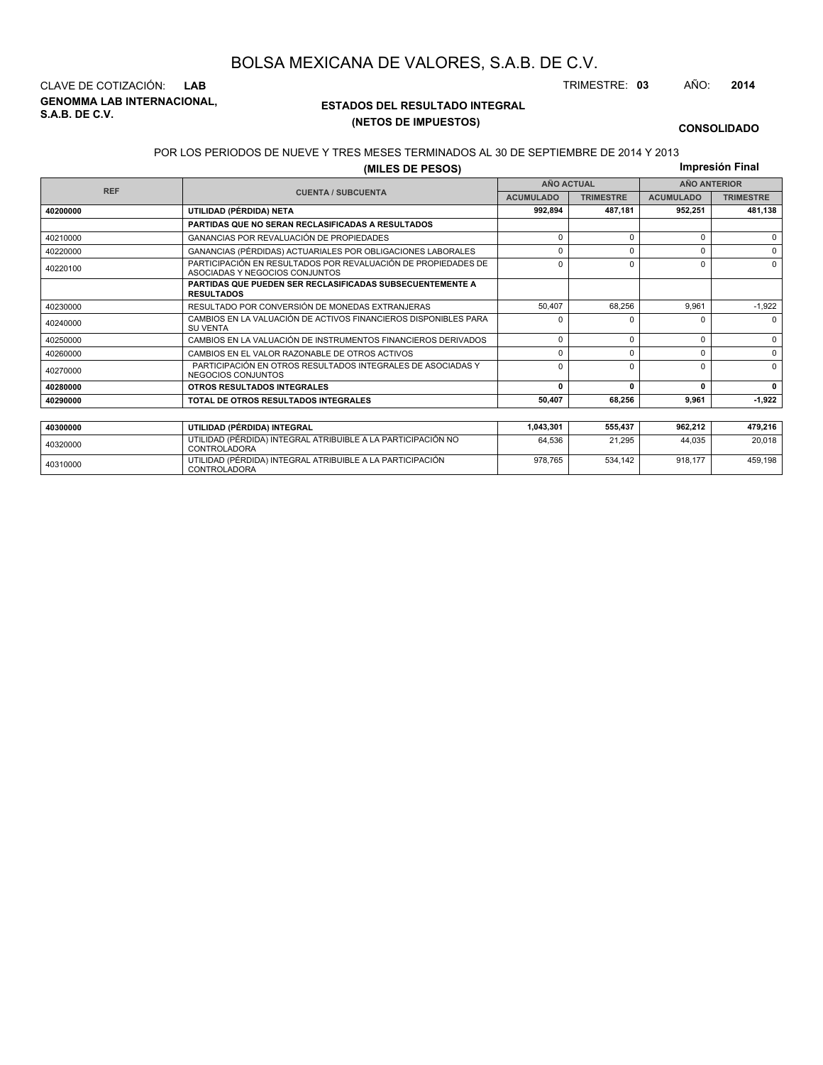# BOLSA MEXICANA DE VALORES, S.A.B. DE C.V.

CLAVE DE COTIZACIÓN: **LAB**

TRIMESTRE: **03** AÑO: **2014**

**GENOMMA LAB INTERNACIONAL, S.A.B. DE C.V.**

## ESTADOS DEL RESULTADO INTEGRAL
## (NETOS DE IMPUESTOS)

**CONSOLIDADO**

POR LOS PERIODOS DE NUEVE Y TRES MESES TERMINADOS AL 30 DE SEPTIEMBRE DE 2014 Y 2013

**(MILES DE PESOS)**

**Impresión Final**

| REF | CUENTA / SUBCUENTA | AÑO ACTUAL | | AÑO ANTERIOR | |
|---|---|---|---|---|---|
| | | ACUMULADO | TRIMESTRE | ACUMULADO | TRIMESTRE |
| **40200000** | **UTILIDAD (PÉRDIDA) NETA** | **992,894** | **487,181** | **952,251** | **481,138** |
| | **PARTIDAS QUE NO SERAN RECLASIFICADAS A RESULTADOS** | | | | |
| 40210000 | GANANCIAS POR REVALUACIÓN DE PROPIEDADES | 0 | 0 | 0 | 0 |
| 40220000 | GANANCIAS (PÉRDIDAS) ACTUARIALES POR OBLIGACIONES LABORALES | 0 | 0 | 0 | 0 |
| 40220100 | PARTICIPACIÓN EN RESULTADOS POR REVALUACIÓN DE PROPIEDADES DE ASOCIADAS Y NEGOCIOS CONJUNTOS | 0 | 0 | 0 | 0 |
| | **PARTIDAS QUE PUEDEN SER RECLASIFICADAS SUBSECUENTEMENTE A RESULTADOS** | | | | |
| 40230000 | RESULTADO POR CONVERSIÓN DE MONEDAS EXTRANJERAS | 50,407 | 68,256 | 9,961 | -1,922 |
| 40240000 | CAMBIOS EN LA VALUACIÓN DE ACTIVOS FINANCIEROS DISPONIBLES PARA SU VENTA | 0 | 0 | 0 | 0 |
| 40250000 | CAMBIOS EN LA VALUACIÓN DE INSTRUMENTOS FINANCIEROS DERIVADOS | 0 | 0 | 0 | 0 |
| 40260000 | CAMBIOS EN EL VALOR RAZONABLE DE OTROS ACTIVOS | 0 | 0 | 0 | 0 |
| 40270000 | PARTICIPACIÓN EN OTROS RESULTADOS INTEGRALES DE ASOCIADAS Y NEGOCIOS CONJUNTOS | 0 | 0 | 0 | 0 |
| **40280000** | **OTROS RESULTADOS INTEGRALES** | **0** | **0** | **0** | **0** |
| **40290000** | **TOTAL DE OTROS RESULTADOS INTEGRALES** | **50,407** | **68,256** | **9,961** | **-1,922** |

| REF | CUENTA / SUBCUENTA | ACUMULADO | TRIMESTRE | ACUMULADO | TRIMESTRE |
|---|---|---|---|---|---|
| **40300000** | **UTILIDAD (PÉRDIDA) INTEGRAL** | **1,043,301** | **555,437** | **962,212** | **479,216** |
| 40320000 | UTILIDAD (PÉRDIDA) INTEGRAL ATRIBUIBLE A LA PARTICIPACIÓN NO CONTROLADORA | 64,536 | 21,295 | 44,035 | 20,018 |
| 40310000 | UTILIDAD (PÉRDIDA) INTEGRAL ATRIBUIBLE A LA PARTICIPACIÓN CONTROLADORA | 978,765 | 534,142 | 918,177 | 459,198 |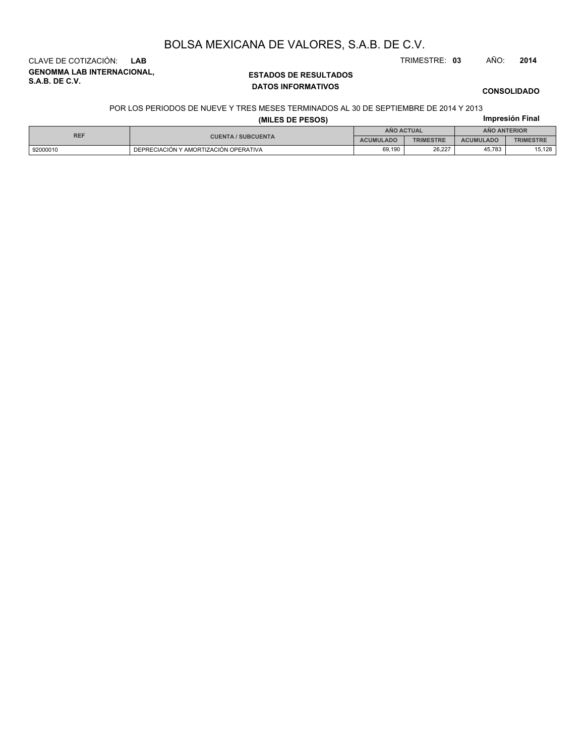# BOLSA MEXICANA DE VALORES, S.A.B. DE C.V.

CLAVE DE COTIZACIÓN: **LAB**

TRIMESTRE: **03** AÑO: **2014**

**GENOMMA LAB INTERNACIONAL, S.A.B. DE C.V.**

**ESTADOS DE RESULTADOS**
**DATOS INFORMATIVOS**

**CONSOLIDADO**

POR LOS PERIODOS DE NUEVE Y TRES MESES TERMINADOS AL 30 DE SEPTIEMBRE DE 2014 Y 2013

**(MILES DE PESOS)**

**Impresión Final**

| REF | CUENTA / SUBCUENTA | AÑO ACTUAL | | AÑO ANTERIOR | |
|---|---|---|---|---|---|
| | | ACUMULADO | TRIMESTRE | ACUMULADO | TRIMESTRE |
| 92000010 | DEPRECIACIÓN Y AMORTIZACIÓN OPERATIVA | 69,190 | 26,227 | 45,783 | 15,128 |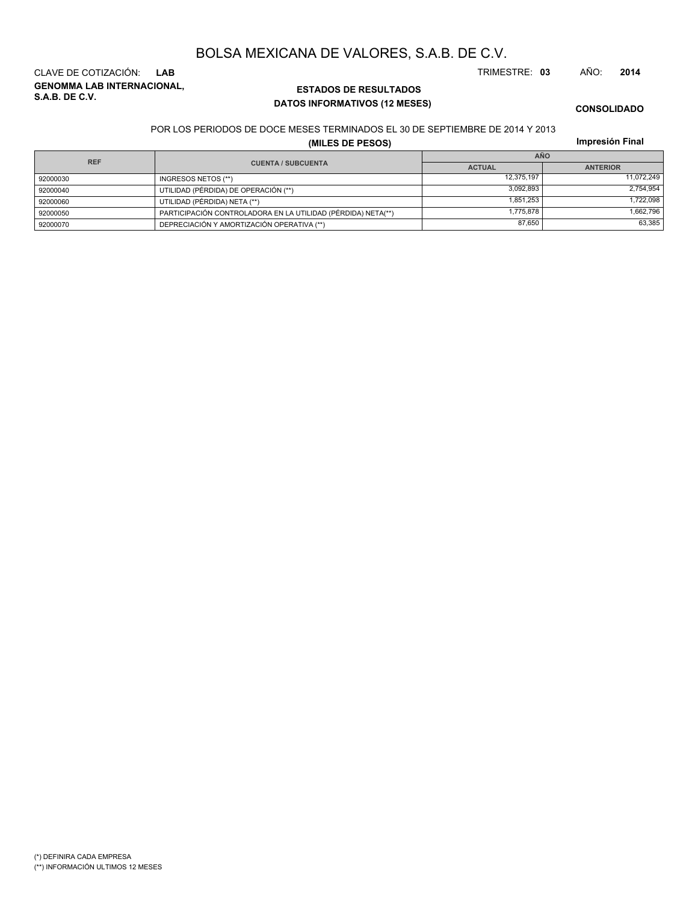# BOLSA MEXICANA DE VALORES, S.A.B. DE C.V.

CLAVE DE COTIZACIÓN: **LAB**

TRIMESTRE: **03** AÑO: **2014**

**GENOMMA LAB INTERNACIONAL, S.A.B. DE C.V.**

## ESTADOS DE RESULTADOS
### DATOS INFORMATIVOS (12 MESES)

**CONSOLIDADO**

POR LOS PERIODOS DE DOCE MESES TERMINADOS EL 30 DE SEPTIEMBRE DE 2014 Y 2013

**(MILES DE PESOS)**

**Impresión Final**

| REF | CUENTA / SUBCUENTA | AÑO | |
|---|---|---|---|
| | | ACTUAL | ANTERIOR |
| 92000030 | INGRESOS NETOS (**) | 12,375,197 | 11,072,249 |
| 92000040 | UTILIDAD (PÉRDIDA) DE OPERACIÓN (**) | 3,092,893 | 2,754,954 |
| 92000060 | UTILIDAD (PÉRDIDA) NETA (**) | 1,851,253 | 1,722,098 |
| 92000050 | PARTICIPACIÓN CONTROLADORA EN LA UTILIDAD (PÉRDIDA) NETA(**) | 1,775,878 | 1,662,796 |
| 92000070 | DEPRECIACIÓN Y AMORTIZACIÓN OPERATIVA (**) | 87,650 | 63,385 |

(*) DEFINIRA CADA EMPRESA

(**) INFORMACIÓN ULTIMOS 12 MESES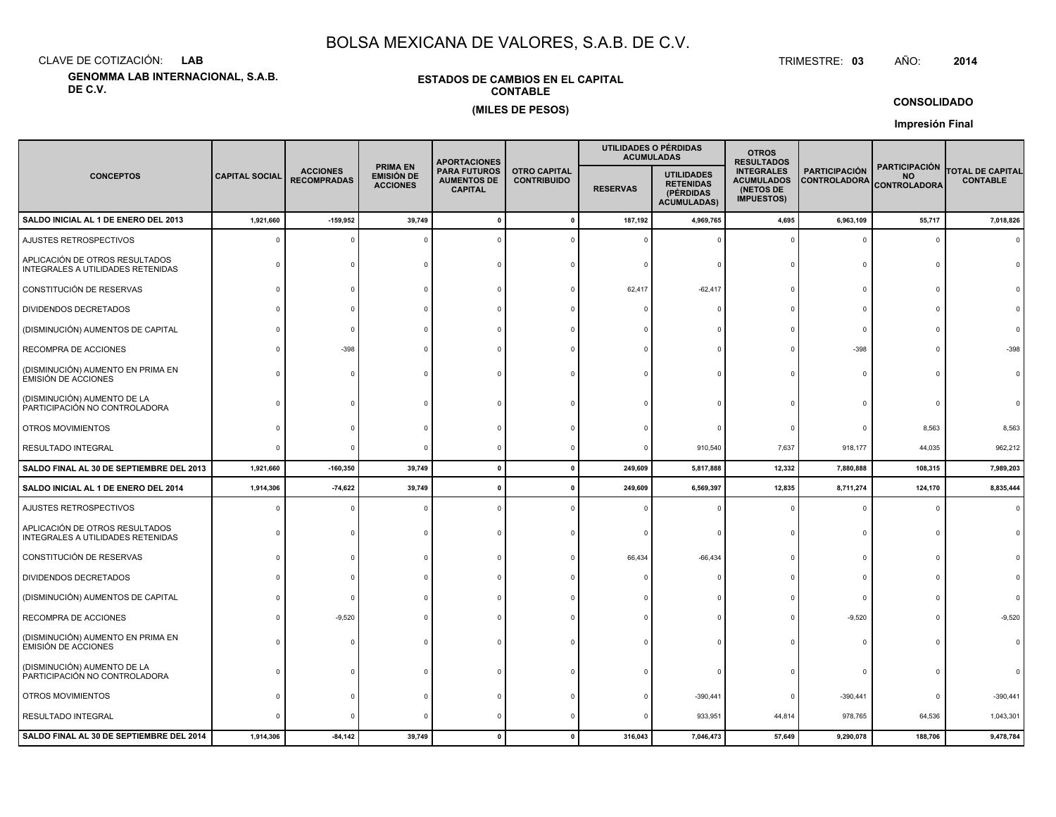# BOLSA MEXICANA DE VALORES, S.A.B. DE C.V.

CLAVE DE COTIZACIÓN: **LAB**

TRIMESTRE: **03** AÑO: **2014**

**GENOMMA LAB INTERNACIONAL, S.A.B. DE C.V.**

**ESTADOS DE CAMBIOS EN EL CAPITAL CONTABLE**

**(MILES DE PESOS)**

**CONSOLIDADO**

**Impresión Final**

| CONCEPTOS | CAPITAL SOCIAL | ACCIONES RECOMPRADAS | PRIMA EN EMISIÓN DE ACCIONES | APORTACIONES PARA FUTUROS AUMENTOS DE CAPITAL | OTRO CAPITAL CONTRIBUIDO | UTILIDADES O PÉRDIDAS ACUMULADAS | | OTROS RESULTADOS INTEGRALES ACUMULADOS (NETOS DE IMPUESTOS) | PARTICIPACIÓN CONTROLADORA | PARTICIPACIÓN NO CONTROLADORA | TOTAL DE CAPITAL CONTABLE |
|---|---|---|---|---|---|---|---|---|---|---|---|
| | | | | | | RESERVAS | UTILIDADES RETENIDAS (PÉRDIDAS ACUMULADAS) | | | | |
| **SALDO INICIAL AL 1 DE ENERO DEL 2013** | **1,921,660** | **-159,952** | **39,749** | **0** | **0** | **187,192** | **4,969,765** | **4,695** | **6,963,109** | **55,717** | **7,018,826** |
| AJUSTES RETROSPECTIVOS | 0 | 0 | 0 | 0 | 0 | 0 | 0 | 0 | 0 | 0 | 0 |
| APLICACIÓN DE OTROS RESULTADOS INTEGRALES A UTILIDADES RETENIDAS | 0 | 0 | 0 | 0 | 0 | 0 | 0 | 0 | 0 | 0 | 0 |
| CONSTITUCIÓN DE RESERVAS | 0 | 0 | 0 | 0 | 0 | 62,417 | -62,417 | 0 | 0 | 0 | 0 |
| DIVIDENDOS DECRETADOS | 0 | 0 | 0 | 0 | 0 | 0 | 0 | 0 | 0 | 0 | 0 |
| (DISMINUCIÓN) AUMENTOS DE CAPITAL | 0 | 0 | 0 | 0 | 0 | 0 | 0 | 0 | 0 | 0 | 0 |
| RECOMPRA DE ACCIONES | 0 | -398 | 0 | 0 | 0 | 0 | 0 | 0 | -398 | 0 | -398 |
| (DISMINUCIÓN) AUMENTO EN PRIMA EN EMISIÓN DE ACCIONES | 0 | 0 | 0 | 0 | 0 | 0 | 0 | 0 | 0 | 0 | 0 |
| (DISMINUCIÓN) AUMENTO DE LA PARTICIPACIÓN NO CONTROLADORA | 0 | 0 | 0 | 0 | 0 | 0 | 0 | 0 | 0 | 0 | 0 |
| OTROS MOVIMIENTOS | 0 | 0 | 0 | 0 | 0 | 0 | 0 | 0 | 0 | 8,563 | 8,563 |
| RESULTADO INTEGRAL | 0 | 0 | 0 | 0 | 0 | 0 | 910,540 | 7,637 | 918,177 | 44,035 | 962,212 |
| **SALDO FINAL AL 30 DE SEPTIEMBRE DEL 2013** | **1,921,660** | **-160,350** | **39,749** | **0** | **0** | **249,609** | **5,817,888** | **12,332** | **7,880,888** | **108,315** | **7,989,203** |
| **SALDO INICIAL AL 1 DE ENERO DEL 2014** | **1,914,306** | **-74,622** | **39,749** | **0** | **0** | **249,609** | **6,569,397** | **12,835** | **8,711,274** | **124,170** | **8,835,444** |
| AJUSTES RETROSPECTIVOS | 0 | 0 | 0 | 0 | 0 | 0 | 0 | 0 | 0 | 0 | 0 |
| APLICACIÓN DE OTROS RESULTADOS INTEGRALES A UTILIDADES RETENIDAS | 0 | 0 | 0 | 0 | 0 | 0 | 0 | 0 | 0 | 0 | 0 |
| CONSTITUCIÓN DE RESERVAS | 0 | 0 | 0 | 0 | 0 | 66,434 | -66,434 | 0 | 0 | 0 | 0 |
| DIVIDENDOS DECRETADOS | 0 | 0 | 0 | 0 | 0 | 0 | 0 | 0 | 0 | 0 | 0 |
| (DISMINUCIÓN) AUMENTOS DE CAPITAL | 0 | 0 | 0 | 0 | 0 | 0 | 0 | 0 | 0 | 0 | 0 |
| RECOMPRA DE ACCIONES | 0 | -9,520 | 0 | 0 | 0 | 0 | 0 | 0 | -9,520 | 0 | -9,520 |
| (DISMINUCIÓN) AUMENTO EN PRIMA EN EMISIÓN DE ACCIONES | 0 | 0 | 0 | 0 | 0 | 0 | 0 | 0 | 0 | 0 | 0 |
| (DISMINUCIÓN) AUMENTO DE LA PARTICIPACIÓN NO CONTROLADORA | 0 | 0 | 0 | 0 | 0 | 0 | 0 | 0 | 0 | 0 | 0 |
| OTROS MOVIMIENTOS | 0 | 0 | 0 | 0 | 0 | 0 | -390,441 | 0 | -390,441 | 0 | -390,441 |
| RESULTADO INTEGRAL | 0 | 0 | 0 | 0 | 0 | 0 | 933,951 | 44,814 | 978,765 | 64,536 | 1,043,301 |
| **SALDO FINAL AL 30 DE SEPTIEMBRE DEL 2014** | **1,914,306** | **-84,142** | **39,749** | **0** | **0** | **316,043** | **7,046,473** | **57,649** | **9,290,078** | **188,706** | **9,478,784** |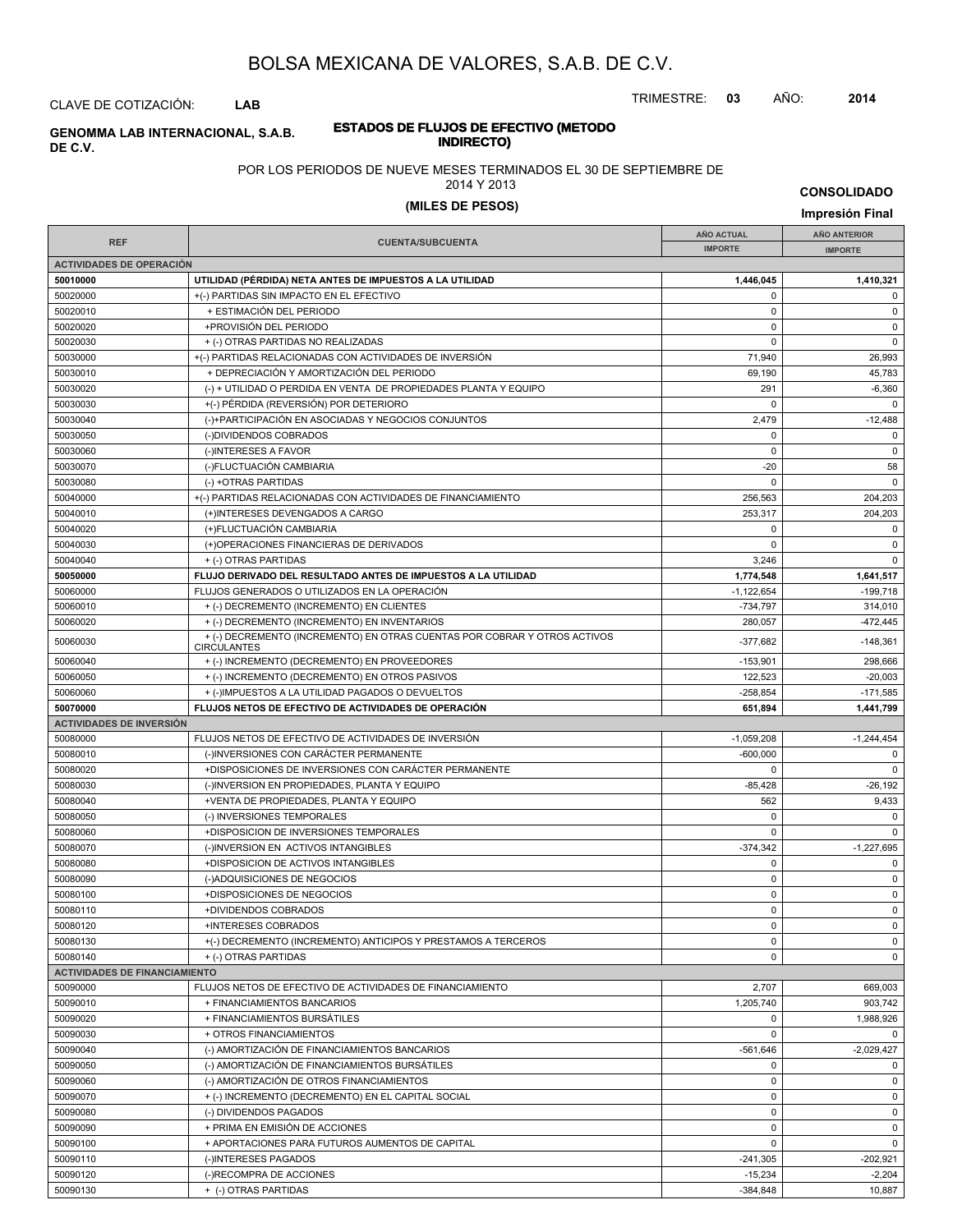# BOLSA MEXICANA DE VALORES, S.A.B. DE C.V.

CLAVE DE COTIZACIÓN: **LAB**

TRIMESTRE: **03** AÑO: **2014**

**GENOMMA LAB INTERNACIONAL, S.A.B. DE C.V.**

## ESTADOS DE FLUJOS DE EFECTIVO (METODO INDIRECTO)

POR LOS PERIODOS DE NUEVE MESES TERMINADOS EL 30 DE SEPTIEMBRE DE 2014 Y 2013

**(MILES DE PESOS)**

**CONSOLIDADO**

**Impresión Final**

| REF | CUENTA/SUBCUENTA | AÑO ACTUAL IMPORTE | AÑO ANTERIOR IMPORTE |
|---|---|---|---|
| **ACTIVIDADES DE OPERACIÓN** | | | |
| **50010000** | **UTILIDAD (PÉRDIDA) NETA ANTES DE IMPUESTOS A LA UTILIDAD** | **1,446,045** | **1,410,321** |
| 50020000 | +(-) PARTIDAS SIN IMPACTO EN EL EFECTIVO | 0 | 0 |
| 50020010 | + ESTIMACIÓN DEL PERIODO | 0 | 0 |
| 50020020 | +PROVISIÓN DEL PERIODO | 0 | 0 |
| 50020030 | + (-) OTRAS PARTIDAS NO REALIZADAS | 0 | 0 |
| 50030000 | +(-) PARTIDAS RELACIONADAS CON ACTIVIDADES DE INVERSIÓN | 71,940 | 26,993 |
| 50030010 | + DEPRECIACIÓN Y AMORTIZACIÓN DEL PERIODO | 69,190 | 45,783 |
| 50030020 | (-) + UTILIDAD O PERDIDA EN VENTA DE PROPIEDADES PLANTA Y EQUIPO | 291 | -6,360 |
| 50030030 | +(-) PÉRDIDA (REVERSIÓN) POR DETERIORO | 0 | 0 |
| 50030040 | (-)+PARTICIPACIÓN EN ASOCIADAS Y NEGOCIOS CONJUNTOS | 2,479 | -12,488 |
| 50030050 | (-)DIVIDENDOS COBRADOS | 0 | 0 |
| 50030060 | (-)INTERESES A FAVOR | 0 | 0 |
| 50030070 | (-)FLUCTUACIÓN CAMBIARIA | -20 | 58 |
| 50030080 | (-) +OTRAS PARTIDAS | 0 | 0 |
| 50040000 | +(-) PARTIDAS RELACIONADAS CON ACTIVIDADES DE FINANCIAMIENTO | 256,563 | 204,203 |
| 50040010 | (+)INTERESES DEVENGADOS A CARGO | 253,317 | 204,203 |
| 50040020 | (+)FLUCTUACIÓN CAMBIARIA | 0 | 0 |
| 50040030 | (+)OPERACIONES FINANCIERAS DE DERIVADOS | 0 | 0 |
| 50040040 | + (-) OTRAS PARTIDAS | 3,246 | 0 |
| **50050000** | **FLUJO DERIVADO DEL RESULTADO ANTES DE IMPUESTOS A LA UTILIDAD** | **1,774,548** | **1,641,517** |
| 50060000 | FLUJOS GENERADOS O UTILIZADOS EN LA OPERACIÓN | -1,122,654 | -199,718 |
| 50060010 | + (-) DECREMENTO (INCREMENTO) EN CLIENTES | -734,797 | 314,010 |
| 50060020 | + (-) DECREMENTO (INCREMENTO) EN INVENTARIOS | 280,057 | -472,445 |
| 50060030 | + (-) DECREMENTO (INCREMENTO) EN OTRAS CUENTAS POR COBRAR Y OTROS ACTIVOS CIRCULANTES | -377,682 | -148,361 |
| 50060040 | + (-) INCREMENTO (DECREMENTO) EN PROVEEDORES | -153,901 | 298,666 |
| 50060050 | + (-) INCREMENTO (DECREMENTO) EN OTROS PASIVOS | 122,523 | -20,003 |
| 50060060 | + (-)IMPUESTOS A LA UTILIDAD PAGADOS O DEVUELTOS | -258,854 | -171,585 |
| **50070000** | **FLUJOS NETOS DE EFECTIVO DE ACTIVIDADES DE OPERACIÓN** | **651,894** | **1,441,799** |
| **ACTIVIDADES DE INVERSIÓN** | | | |
| 50080000 | FLUJOS NETOS DE EFECTIVO DE ACTIVIDADES DE INVERSIÓN | -1,059,208 | -1,244,454 |
| 50080010 | (-)INVERSIONES CON CARÁCTER PERMANENTE | -600,000 | 0 |
| 50080020 | +DISPOSICIONES DE INVERSIONES CON CARÁCTER PERMANENTE | 0 | 0 |
| 50080030 | (-)INVERSION EN PROPIEDADES, PLANTA Y EQUIPO | -85,428 | -26,192 |
| 50080040 | +VENTA DE PROPIEDADES, PLANTA Y EQUIPO | 562 | 9,433 |
| 50080050 | (-) INVERSIONES TEMPORALES | 0 | 0 |
| 50080060 | +DISPOSICION DE INVERSIONES TEMPORALES | 0 | 0 |
| 50080070 | (-)INVERSION EN ACTIVOS INTANGIBLES | -374,342 | -1,227,695 |
| 50080080 | +DISPOSICION DE ACTIVOS INTANGIBLES | 0 | 0 |
| 50080090 | (-)ADQUISICIONES DE NEGOCIOS | 0 | 0 |
| 50080100 | +DISPOSICIONES DE NEGOCIOS | 0 | 0 |
| 50080110 | +DIVIDENDOS COBRADOS | 0 | 0 |
| 50080120 | +INTERESES COBRADOS | 0 | 0 |
| 50080130 | +(-) DECREMENTO (INCREMENTO) ANTICIPOS Y PRESTAMOS A TERCEROS | 0 | 0 |
| 50080140 | + (-) OTRAS PARTIDAS | 0 | 0 |
| **ACTIVIDADES DE FINANCIAMIENTO** | | | |
| 50090000 | FLUJOS NETOS DE EFECTIVO DE ACTIVIDADES DE FINANCIAMIENTO | 2,707 | 669,003 |
| 50090010 | + FINANCIAMIENTOS BANCARIOS | 1,205,740 | 903,742 |
| 50090020 | + FINANCIAMIENTOS BURSÁTILES | 0 | 1,988,926 |
| 50090030 | + OTROS FINANCIAMIENTOS | 0 | 0 |
| 50090040 | (-) AMORTIZACIÓN DE FINANCIAMIENTOS BANCARIOS | -561,646 | -2,029,427 |
| 50090050 | (-) AMORTIZACIÓN DE FINANCIAMIENTOS BURSÁTILES | 0 | 0 |
| 50090060 | (-) AMORTIZACIÓN DE OTROS FINANCIAMIENTOS | 0 | 0 |
| 50090070 | + (-) INCREMENTO (DECREMENTO) EN EL CAPITAL SOCIAL | 0 | 0 |
| 50090080 | (-) DIVIDENDOS PAGADOS | 0 | 0 |
| 50090090 | + PRIMA EN EMISIÓN DE ACCIONES | 0 | 0 |
| 50090100 | + APORTACIONES PARA FUTUROS AUMENTOS DE CAPITAL | 0 | 0 |
| 50090110 | (-)INTERESES PAGADOS | -241,305 | -202,921 |
| 50090120 | (-)RECOMPRA DE ACCIONES | -15,234 | -2,204 |
| 50090130 | + (-) OTRAS PARTIDAS | -384,848 | 10,887 |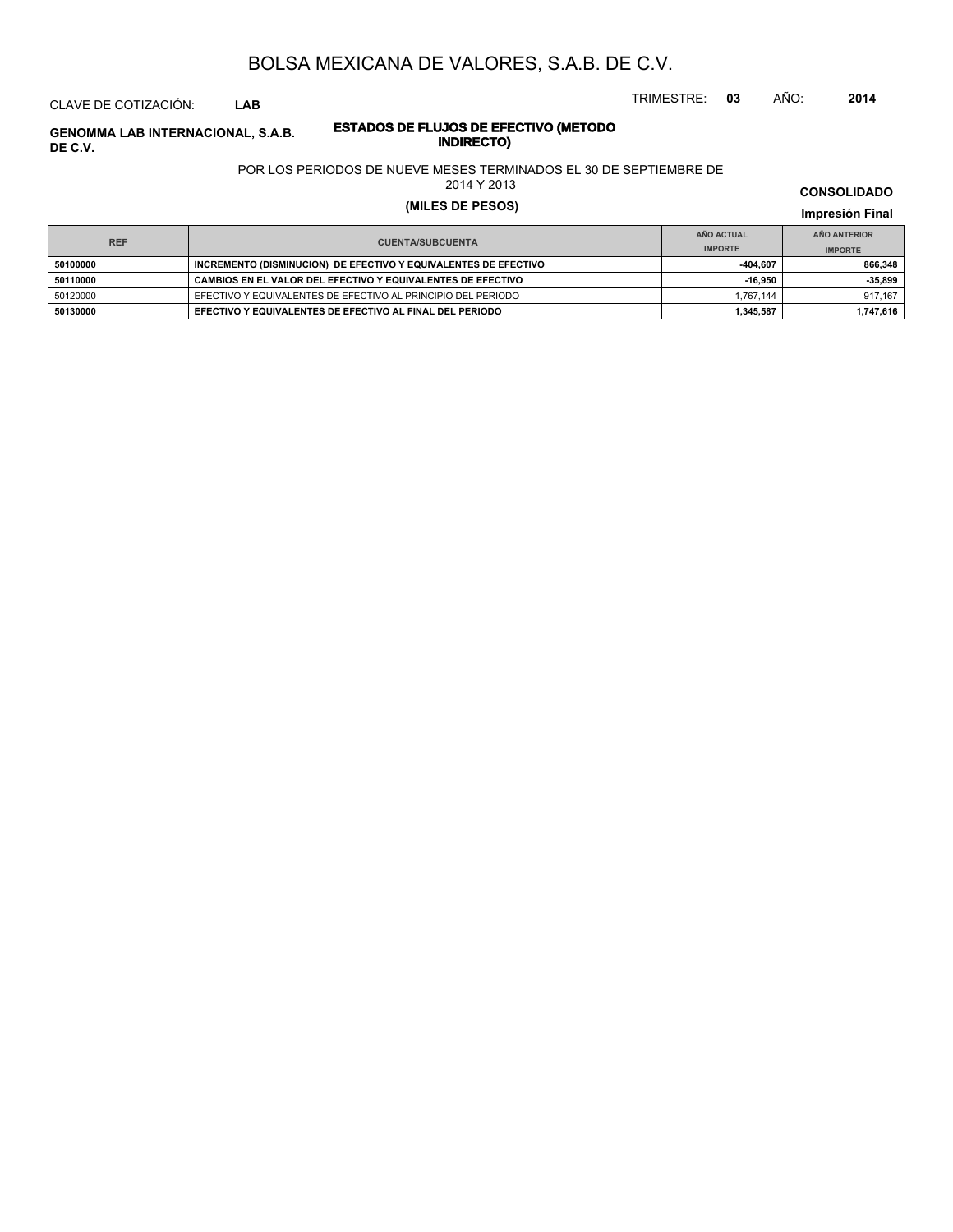# BOLSA MEXICANA DE VALORES, S.A.B. DE C.V.

CLAVE DE COTIZACIÓN: **LAB**

TRIMESTRE: **03** AÑO: **2014**

**GENOMMA LAB INTERNACIONAL, S.A.B. DE C.V.**

## ESTADOS DE FLUJOS DE EFECTIVO (METODO INDIRECTO)

POR LOS PERIODOS DE NUEVE MESES TERMINADOS EL 30 DE SEPTIEMBRE DE 2014 Y 2013

**(MILES DE PESOS)**

**CONSOLIDADO**

**Impresión Final**

| REF | CUENTA/SUBCUENTA | AÑO ACTUAL | AÑO ANTERIOR |
|---|---|---|---|
| | | IMPORTE | IMPORTE |
| **50100000** | **INCREMENTO (DISMINUCION) DE EFECTIVO Y EQUIVALENTES DE EFECTIVO** | **-404,607** | **866,348** |
| **50110000** | **CAMBIOS EN EL VALOR DEL EFECTIVO Y EQUIVALENTES DE EFECTIVO** | **-16,950** | **-35,899** |
| 50120000 | EFECTIVO Y EQUIVALENTES DE EFECTIVO AL PRINCIPIO DEL PERIODO | 1,767,144 | 917,167 |
| **50130000** | **EFECTIVO Y EQUIVALENTES DE EFECTIVO AL FINAL DEL PERIODO** | **1,345,587** | **1,747,616** |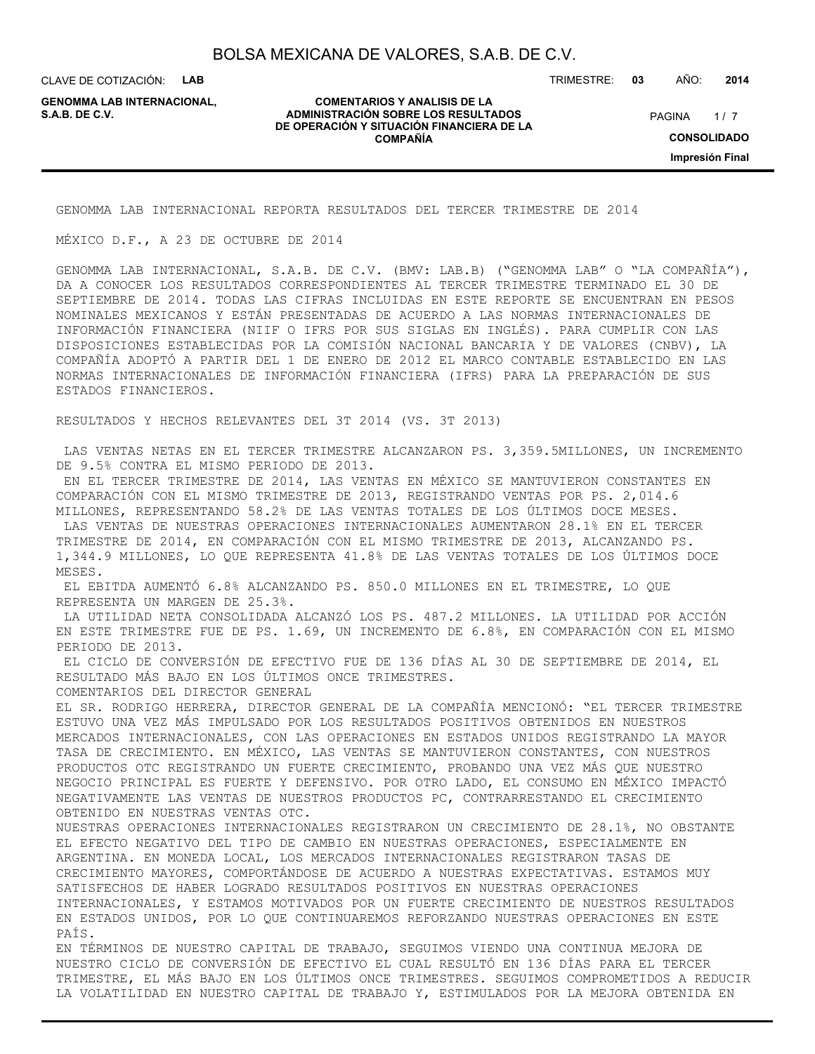GENOMMA LAB INTERNACIONAL REPORTA RESULTADOS DEL TERCER TRIMESTRE DE 2014

MÉXICO D.F., A 23 DE OCTUBRE DE 2014

GENOMMA LAB INTERNACIONAL, S.A.B. DE C.V. (BMV: LAB.B) ("GENOMMA LAB" O "LA COMPAÑÍA"), DA A CONOCER LOS RESULTADOS CORRESPONDIENTES AL TERCER TRIMESTRE TERMINADO EL 30 DE SEPTIEMBRE DE 2014. TODAS LAS CIFRAS INCLUIDAS EN ESTE REPORTE SE ENCUENTRAN EN PESOS NOMINALES MEXICANOS Y ESTÁN PRESENTADAS DE ACUERDO A LAS NORMAS INTERNACIONALES DE INFORMACIÓN FINANCIERA (NIIF O IFRS POR SUS SIGLAS EN INGLÉS). PARA CUMPLIR CON LAS DISPOSICIONES ESTABLECIDAS POR LA COMISIÓN NACIONAL BANCARIA Y DE VALORES (CNBV), LA COMPAÑÍA ADOPTÓ A PARTIR DEL 1 DE ENERO DE 2012 EL MARCO CONTABLE ESTABLECIDO EN LAS NORMAS INTERNACIONALES DE INFORMACIÓN FINANCIERA (IFRS) PARA LA PREPARACIÓN DE SUS ESTADOS FINANCIEROS.

RESULTADOS Y HECHOS RELEVANTES DEL 3T 2014 (VS. 3T 2013)

- LAS VENTAS NETAS EN EL TERCER TRIMESTRE ALCANZARON PS. 3,359.5MILLONES, UN INCREMENTO DE 9.5% CONTRA EL MISMO PERIODO DE 2013.
- EN EL TERCER TRIMESTRE DE 2014, LAS VENTAS EN MÉXICO SE MANTUVIERON CONSTANTES EN COMPARACIÓN CON EL MISMO TRIMESTRE DE 2013, REGISTRANDO VENTAS POR PS. 2,014.6 MILLONES, REPRESENTANDO 58.2% DE LAS VENTAS TOTALES DE LOS ÚLTIMOS DOCE MESES.
- LAS VENTAS DE NUESTRAS OPERACIONES INTERNACIONALES AUMENTARON 28.1% EN EL TERCER TRIMESTRE DE 2014, EN COMPARACIÓN CON EL MISMO TRIMESTRE DE 2013, ALCANZANDO PS. 1,344.9 MILLONES, LO QUE REPRESENTA 41.8% DE LAS VENTAS TOTALES DE LOS ÚLTIMOS DOCE MESES.
- EL EBITDA AUMENTÓ 6.8% ALCANZANDO PS. 850.0 MILLONES EN EL TRIMESTRE, LO QUE REPRESENTA UN MARGEN DE 25.3%.
- LA UTILIDAD NETA CONSOLIDADA ALCANZÓ LOS PS. 487.2 MILLONES. LA UTILIDAD POR ACCIÓN EN ESTE TRIMESTRE FUE DE PS. 1.69, UN INCREMENTO DE 6.8%, EN COMPARACIÓN CON EL MISMO PERIODO DE 2013.
- EL CICLO DE CONVERSIÓN DE EFECTIVO FUE DE 136 DÍAS AL 30 DE SEPTIEMBRE DE 2014, EL RESULTADO MÁS BAJO EN LOS ÚLTIMOS ONCE TRIMESTRES.

COMENTARIOS DEL DIRECTOR GENERAL

EL SR. RODRIGO HERRERA, DIRECTOR GENERAL DE LA COMPAÑÍA MENCIONÓ: "EL TERCER TRIMESTRE ESTUVO UNA VEZ MÁS IMPULSADO POR LOS RESULTADOS POSITIVOS OBTENIDOS EN NUESTROS MERCADOS INTERNACIONALES, CON LAS OPERACIONES EN ESTADOS UNIDOS REGISTRANDO LA MAYOR TASA DE CRECIMIENTO. EN MÉXICO, LAS VENTAS SE MANTUVIERON CONSTANTES, CON NUESTROS PRODUCTOS OTC REGISTRANDO UN FUERTE CRECIMIENTO, PROBANDO UNA VEZ MÁS QUE NUESTRO NEGOCIO PRINCIPAL ES FUERTE Y DEFENSIVO. POR OTRO LADO, EL CONSUMO EN MÉXICO IMPACTÓ NEGATIVAMENTE LAS VENTAS DE NUESTROS PRODUCTOS PC, CONTRARRESTANDO EL CRECIMIENTO OBTENIDO EN NUESTRAS VENTAS OTC.

NUESTRAS OPERACIONES INTERNACIONALES REGISTRARON UN CRECIMIENTO DE 28.1%, NO OBSTANTE EL EFECTO NEGATIVO DEL TIPO DE CAMBIO EN NUESTRAS OPERACIONES, ESPECIALMENTE EN ARGENTINA. EN MONEDA LOCAL, LOS MERCADOS INTERNACIONALES REGISTRARON TASAS DE CRECIMIENTO MAYORES, COMPORTÁNDOSE DE ACUERDO A NUESTRAS EXPECTATIVAS. ESTAMOS MUY SATISFECHOS DE HABER LOGRADO RESULTADOS POSITIVOS EN NUESTRAS OPERACIONES INTERNACIONALES, Y ESTAMOS MOTIVADOS POR UN FUERTE CRECIMIENTO DE NUESTROS RESULTADOS EN ESTADOS UNIDOS, POR LO QUE CONTINUAREMOS REFORZANDO NUESTRAS OPERACIONES EN ESTE PAÍS.

EN TÉRMINOS DE NUESTRO CAPITAL DE TRABAJO, SEGUIMOS VIENDO UNA CONTINUA MEJORA DE NUESTRO CICLO DE CONVERSIÓN DE EFECTIVO EL CUAL RESULTÓ EN 136 DÍAS PARA EL TERCER TRIMESTRE, EL MÁS BAJO EN LOS ÚLTIMOS ONCE TRIMESTRES. SEGUIMOS COMPROMETIDOS A REDUCIR LA VOLATILIDAD EN NUESTRO CAPITAL DE TRABAJO Y, ESTIMULADOS POR LA MEJORA OBTENIDA EN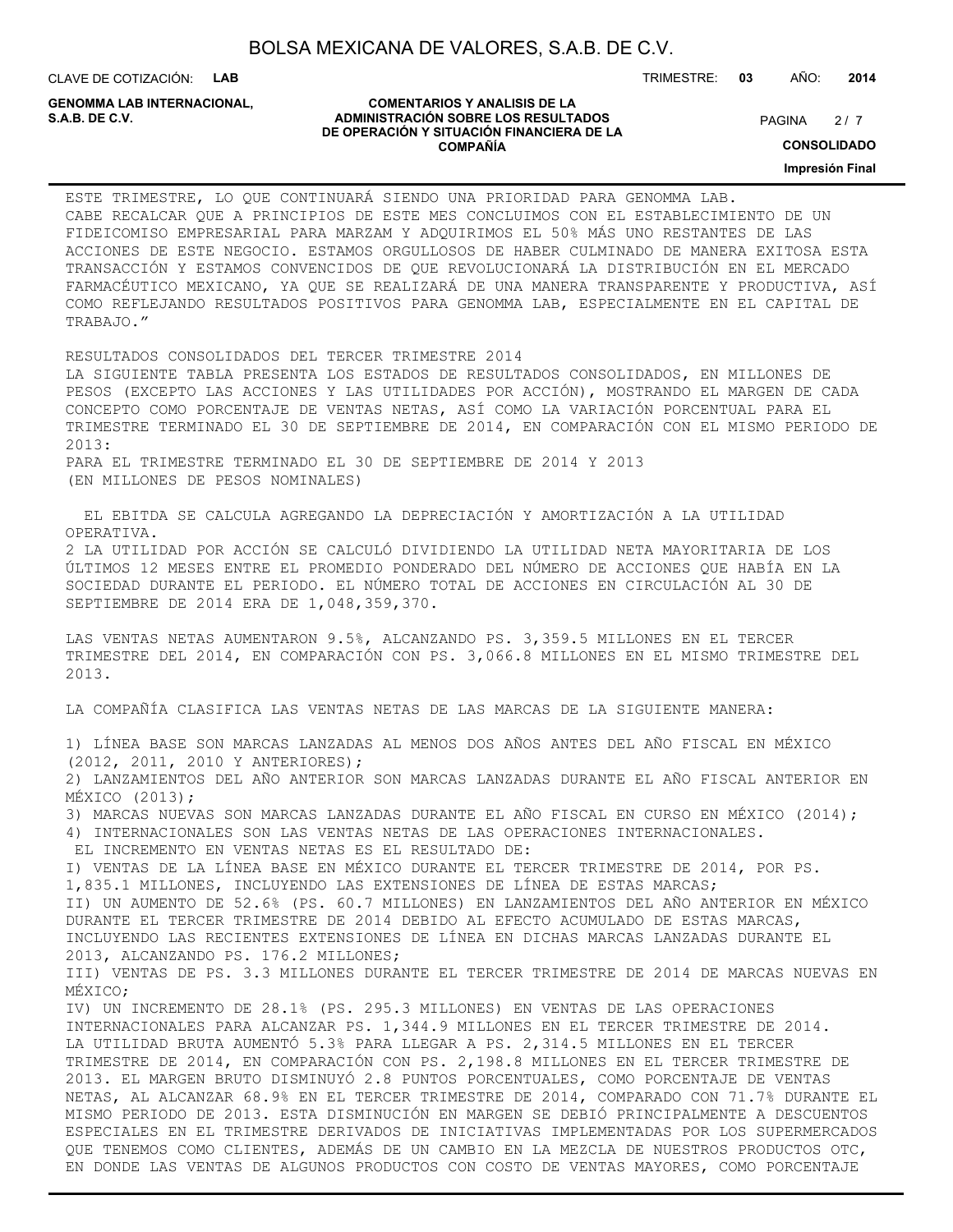ESTE TRIMESTRE, LO QUE CONTINUARÁ SIENDO UNA PRIORIDAD PARA GENOMMA LAB.
CABE RECALCAR QUE A PRINCIPIOS DE ESTE MES CONCLUIMOS CON EL ESTABLECIMIENTO DE UN FIDEICOMISO EMPRESARIAL PARA MARZAM Y ADQUIRIMOS EL 50% MÁS UNO RESTANTES DE LAS ACCIONES DE ESTE NEGOCIO. ESTAMOS ORGULLOSOS DE HABER CULMINADO DE MANERA EXITOSA ESTA TRANSACCIÓN Y ESTAMOS CONVENCIDOS DE QUE REVOLUCIONARÁ LA DISTRIBUCIÓN EN EL MERCADO FARMACÉUTICO MEXICANO, YA QUE SE REALIZARÁ DE UNA MANERA TRANSPARENTE Y PRODUCTIVA, ASÍ COMO REFLEJANDO RESULTADOS POSITIVOS PARA GENOMMA LAB, ESPECIALMENTE EN EL CAPITAL DE TRABAJO."

RESULTADOS CONSOLIDADOS DEL TERCER TRIMESTRE 2014
LA SIGUIENTE TABLA PRESENTA LOS ESTADOS DE RESULTADOS CONSOLIDADOS, EN MILLONES DE PESOS (EXCEPTO LAS ACCIONES Y LAS UTILIDADES POR ACCIÓN), MOSTRANDO EL MARGEN DE CADA CONCEPTO COMO PORCENTAJE DE VENTAS NETAS, ASÍ COMO LA VARIACIÓN PORCENTUAL PARA EL TRIMESTRE TERMINADO EL 30 DE SEPTIEMBRE DE 2014, EN COMPARACIÓN CON EL MISMO PERIODO DE 2013:
PARA EL TRIMESTRE TERMINADO EL 30 DE SEPTIEMBRE DE 2014 Y 2013
(EN MILLONES DE PESOS NOMINALES)

EL EBITDA SE CALCULA AGREGANDO LA DEPRECIACIÓN Y AMORTIZACIÓN A LA UTILIDAD OPERATIVA.
2 LA UTILIDAD POR ACCIÓN SE CALCULÓ DIVIDIENDO LA UTILIDAD NETA MAYORITARIA DE LOS ÚLTIMOS 12 MESES ENTRE EL PROMEDIO PONDERADO DEL NÚMERO DE ACCIONES QUE HABÍA EN LA SOCIEDAD DURANTE EL PERIODO. EL NÚMERO TOTAL DE ACCIONES EN CIRCULACIÓN AL 30 DE SEPTIEMBRE DE 2014 ERA DE 1,048,359,370.

LAS VENTAS NETAS AUMENTARON 9.5%, ALCANZANDO PS. 3,359.5 MILLONES EN EL TERCER TRIMESTRE DEL 2014, EN COMPARACIÓN CON PS. 3,066.8 MILLONES EN EL MISMO TRIMESTRE DEL 2013.

LA COMPAÑÍA CLASIFICA LAS VENTAS NETAS DE LAS MARCAS DE LA SIGUIENTE MANERA:

1) LÍNEA BASE SON MARCAS LANZADAS AL MENOS DOS AÑOS ANTES DEL AÑO FISCAL EN MÉXICO (2012, 2011, 2010 Y ANTERIORES);
2) LANZAMIENTOS DEL AÑO ANTERIOR SON MARCAS LANZADAS DURANTE EL AÑO FISCAL ANTERIOR EN MÉXICO (2013);
3) MARCAS NUEVAS SON MARCAS LANZADAS DURANTE EL AÑO FISCAL EN CURSO EN MÉXICO (2014);
4) INTERNACIONALES SON LAS VENTAS NETAS DE LAS OPERACIONES INTERNACIONALES.

EL INCREMENTO EN VENTAS NETAS ES EL RESULTADO DE:
I) VENTAS DE LA LÍNEA BASE EN MÉXICO DURANTE EL TERCER TRIMESTRE DE 2014, POR PS. 1,835.1 MILLONES, INCLUYENDO LAS EXTENSIONES DE LÍNEA DE ESTAS MARCAS;
II) UN AUMENTO DE 52.6% (PS. 60.7 MILLONES) EN LANZAMIENTOS DEL AÑO ANTERIOR EN MÉXICO DURANTE EL TERCER TRIMESTRE DE 2014 DEBIDO AL EFECTO ACUMULADO DE ESTAS MARCAS, INCLUYENDO LAS RECIENTES EXTENSIONES DE LÍNEA EN DICHAS MARCAS LANZADAS DURANTE EL 2013, ALCANZANDO PS. 176.2 MILLONES;
III) VENTAS DE PS. 3.3 MILLONES DURANTE EL TERCER TRIMESTRE DE 2014 DE MARCAS NUEVAS EN MÉXICO;
IV) UN INCREMENTO DE 28.1% (PS. 295.3 MILLONES) EN VENTAS DE LAS OPERACIONES INTERNACIONALES PARA ALCANZAR PS. 1,344.9 MILLONES EN EL TERCER TRIMESTRE DE 2014.
LA UTILIDAD BRUTA AUMENTÓ 5.3% PARA LLEGAR A PS. 2,314.5 MILLONES EN EL TERCER TRIMESTRE DE 2014, EN COMPARACIÓN CON PS. 2,198.8 MILLONES EN EL TERCER TRIMESTRE DE 2013. EL MARGEN BRUTO DISMINUYÓ 2.8 PUNTOS PORCENTUALES, COMO PORCENTAJE DE VENTAS NETAS, AL ALCANZAR 68.9% EN EL TERCER TRIMESTRE DE 2014, COMPARADO CON 71.7% DURANTE EL MISMO PERIODO DE 2013. ESTA DISMINUCIÓN EN MARGEN SE DEBIÓ PRINCIPALMENTE A DESCUENTOS ESPECIALES EN EL TRIMESTRE DERIVADOS DE INICIATIVAS IMPLEMENTADAS POR LOS SUPERMERCADOS QUE TENEMOS COMO CLIENTES, ADEMÁS DE UN CAMBIO EN LA MEZCLA DE NUESTROS PRODUCTOS OTC, EN DONDE LAS VENTAS DE ALGUNOS PRODUCTOS CON COSTO DE VENTAS MAYORES, COMO PORCENTAJE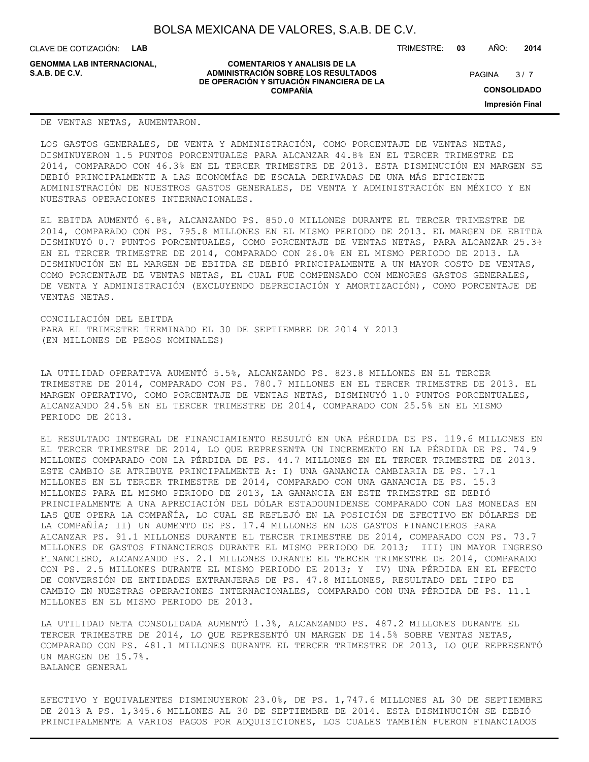DE VENTAS NETAS, AUMENTARON.

LOS GASTOS GENERALES, DE VENTA Y ADMINISTRACIÓN, COMO PORCENTAJE DE VENTAS NETAS, DISMINUYERON 1.5 PUNTOS PORCENTUALES PARA ALCANZAR 44.8% EN EL TERCER TRIMESTRE DE 2014, COMPARADO CON 46.3% EN EL TERCER TRIMESTRE DE 2013. ESTA DISMINUCIÓN EN MARGEN SE DEBIÓ PRINCIPALMENTE A LAS ECONOMÍAS DE ESCALA DERIVADAS DE UNA MÁS EFICIENTE ADMINISTRACIÓN DE NUESTROS GASTOS GENERALES, DE VENTA Y ADMINISTRACIÓN EN MÉXICO Y EN NUESTRAS OPERACIONES INTERNACIONALES.

EL EBITDA AUMENTÓ 6.8%, ALCANZANDO PS. 850.0 MILLONES DURANTE EL TERCER TRIMESTRE DE 2014, COMPARADO CON PS. 795.8 MILLONES EN EL MISMO PERIODO DE 2013. EL MARGEN DE EBITDA DISMINUYÓ 0.7 PUNTOS PORCENTUALES, COMO PORCENTAJE DE VENTAS NETAS, PARA ALCANZAR 25.3% EN EL TERCER TRIMESTRE DE 2014, COMPARADO CON 26.0% EN EL MISMO PERIODO DE 2013. LA DISMINUCIÓN EN EL MARGEN DE EBITDA SE DEBIÓ PRINCIPALMENTE A UN MAYOR COSTO DE VENTAS, COMO PORCENTAJE DE VENTAS NETAS, EL CUAL FUE COMPENSADO CON MENORES GASTOS GENERALES, DE VENTA Y ADMINISTRACIÓN (EXCLUYENDO DEPRECIACIÓN Y AMORTIZACIÓN), COMO PORCENTAJE DE VENTAS NETAS.

CONCILIACIÓN DEL EBITDA
PARA EL TRIMESTRE TERMINADO EL 30 DE SEPTIEMBRE DE 2014 Y 2013
(EN MILLONES DE PESOS NOMINALES)

LA UTILIDAD OPERATIVA AUMENTÓ 5.5%, ALCANZANDO PS. 823.8 MILLONES EN EL TERCER TRIMESTRE DE 2014, COMPARADO CON PS. 780.7 MILLONES EN EL TERCER TRIMESTRE DE 2013. EL MARGEN OPERATIVO, COMO PORCENTAJE DE VENTAS NETAS, DISMINUYÓ 1.0 PUNTOS PORCENTUALES, ALCANZANDO 24.5% EN EL TERCER TRIMESTRE DE 2014, COMPARADO CON 25.5% EN EL MISMO PERIODO DE 2013.

EL RESULTADO INTEGRAL DE FINANCIAMIENTO RESULTÓ EN UNA PÉRDIDA DE PS. 119.6 MILLONES EN EL TERCER TRIMESTRE DE 2014, LO QUE REPRESENTA UN INCREMENTO EN LA PÉRDIDA DE PS. 74.9 MILLONES COMPARADO CON LA PÉRDIDA DE PS. 44.7 MILLONES EN EL TERCER TRIMESTRE DE 2013. ESTE CAMBIO SE ATRIBUYE PRINCIPALMENTE A: I) UNA GANANCIA CAMBIARIA DE PS. 17.1 MILLONES EN EL TERCER TRIMESTRE DE 2014, COMPARADO CON UNA GANANCIA DE PS. 15.3 MILLONES PARA EL MISMO PERIODO DE 2013, LA GANANCIA EN ESTE TRIMESTRE SE DEBIÓ PRINCIPALMENTE A UNA APRECIACIÓN DEL DÓLAR ESTADOUNIDENSE COMPARADO CON LAS MONEDAS EN LAS QUE OPERA LA COMPAÑÍA, LO CUAL SE REFLEJÓ EN LA POSICIÓN DE EFECTIVO EN DÓLARES DE LA COMPAÑÍA; II) UN AUMENTO DE PS. 17.4 MILLONES EN LOS GASTOS FINANCIEROS PARA ALCANZAR PS. 91.1 MILLONES DURANTE EL TERCER TRIMESTRE DE 2014, COMPARADO CON PS. 73.7 MILLONES DE GASTOS FINANCIEROS DURANTE EL MISMO PERIODO DE 2013; III) UN MAYOR INGRESO FINANCIERO, ALCANZANDO PS. 2.1 MILLONES DURANTE EL TERCER TRIMESTRE DE 2014, COMPARADO CON PS. 2.5 MILLONES DURANTE EL MISMO PERIODO DE 2013; Y IV) UNA PÉRDIDA EN EL EFECTO DE CONVERSIÓN DE ENTIDADES EXTRANJERAS DE PS. 47.8 MILLONES, RESULTADO DEL TIPO DE CAMBIO EN NUESTRAS OPERACIONES INTERNACIONALES, COMPARADO CON UNA PÉRDIDA DE PS. 11.1 MILLONES EN EL MISMO PERIODO DE 2013.

LA UTILIDAD NETA CONSOLIDADA AUMENTÓ 1.3%, ALCANZANDO PS. 487.2 MILLONES DURANTE EL TERCER TRIMESTRE DE 2014, LO QUE REPRESENTÓ UN MARGEN DE 14.5% SOBRE VENTAS NETAS, COMPARADO CON PS. 481.1 MILLONES DURANTE EL TERCER TRIMESTRE DE 2013, LO QUE REPRESENTÓ UN MARGEN DE 15.7%.

BALANCE GENERAL

EFECTIVO Y EQUIVALENTES DISMINUYERON 23.0%, DE PS. 1,747.6 MILLONES AL 30 DE SEPTIEMBRE DE 2013 A PS. 1,345.6 MILLONES AL 30 DE SEPTIEMBRE DE 2014. ESTA DISMINUCIÓN SE DEBIÓ PRINCIPALMENTE A VARIOS PAGOS POR ADQUISICIONES, LOS CUALES TAMBIÉN FUERON FINANCIADOS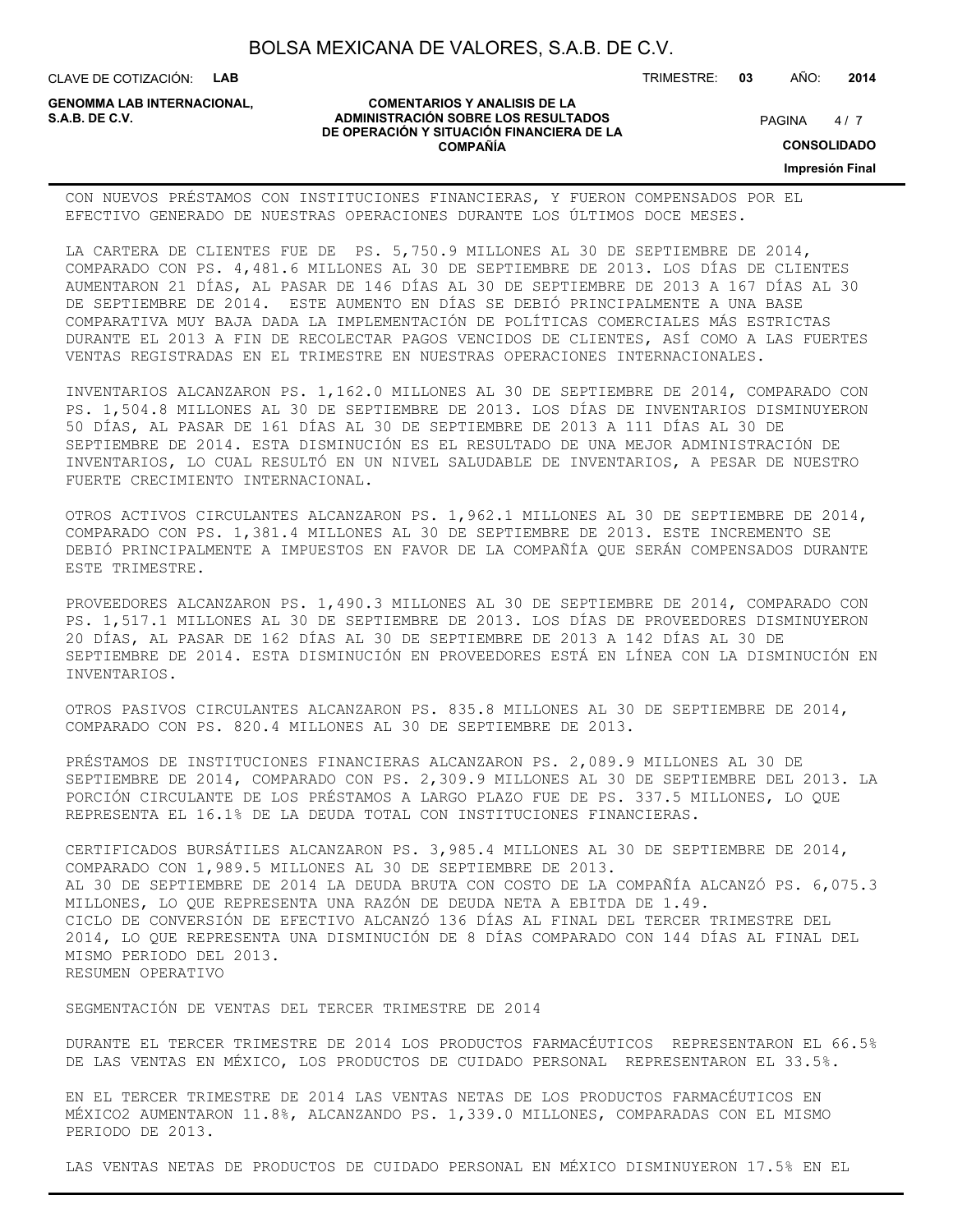CON NUEVOS PRÉSTAMOS CON INSTITUCIONES FINANCIERAS, Y FUERON COMPENSADOS POR EL EFECTIVO GENERADO DE NUESTRAS OPERACIONES DURANTE LOS ÚLTIMOS DOCE MESES.

LA CARTERA DE CLIENTES FUE DE PS. 5,750.9 MILLONES AL 30 DE SEPTIEMBRE DE 2014, COMPARADO CON PS. 4,481.6 MILLONES AL 30 DE SEPTIEMBRE DE 2013. LOS DÍAS DE CLIENTES AUMENTARON 21 DÍAS, AL PASAR DE 146 DÍAS AL 30 DE SEPTIEMBRE DE 2013 A 167 DÍAS AL 30 DE SEPTIEMBRE DE 2014. ESTE AUMENTO EN DÍAS SE DEBIÓ PRINCIPALMENTE A UNA BASE COMPARATIVA MUY BAJA DADA LA IMPLEMENTACIÓN DE POLÍTICAS COMERCIALES MÁS ESTRICTAS DURANTE EL 2013 A FIN DE RECOLECTAR PAGOS VENCIDOS DE CLIENTES, ASÍ COMO A LAS FUERTES VENTAS REGISTRADAS EN EL TRIMESTRE EN NUESTRAS OPERACIONES INTERNACIONALES.

INVENTARIOS ALCANZARON PS. 1,162.0 MILLONES AL 30 DE SEPTIEMBRE DE 2014, COMPARADO CON PS. 1,504.8 MILLONES AL 30 DE SEPTIEMBRE DE 2013. LOS DÍAS DE INVENTARIOS DISMINUYERON 50 DÍAS, AL PASAR DE 161 DÍAS AL 30 DE SEPTIEMBRE DE 2013 A 111 DÍAS AL 30 DE SEPTIEMBRE DE 2014. ESTA DISMINUCIÓN ES EL RESULTADO DE UNA MEJOR ADMINISTRACIÓN DE INVENTARIOS, LO CUAL RESULTÓ EN UN NIVEL SALUDABLE DE INVENTARIOS, A PESAR DE NUESTRO FUERTE CRECIMIENTO INTERNACIONAL.

OTROS ACTIVOS CIRCULANTES ALCANZARON PS. 1,962.1 MILLONES AL 30 DE SEPTIEMBRE DE 2014, COMPARADO CON PS. 1,381.4 MILLONES AL 30 DE SEPTIEMBRE DE 2013. ESTE INCREMENTO SE DEBIÓ PRINCIPALMENTE A IMPUESTOS EN FAVOR DE LA COMPAÑÍA QUE SERÁN COMPENSADOS DURANTE ESTE TRIMESTRE.

PROVEEDORES ALCANZARON PS. 1,490.3 MILLONES AL 30 DE SEPTIEMBRE DE 2014, COMPARADO CON PS. 1,517.1 MILLONES AL 30 DE SEPTIEMBRE DE 2013. LOS DÍAS DE PROVEEDORES DISMINUYERON 20 DÍAS, AL PASAR DE 162 DÍAS AL 30 DE SEPTIEMBRE DE 2013 A 142 DÍAS AL 30 DE SEPTIEMBRE DE 2014. ESTA DISMINUCIÓN EN PROVEEDORES ESTÁ EN LÍNEA CON LA DISMINUCIÓN EN INVENTARIOS.

OTROS PASIVOS CIRCULANTES ALCANZARON PS. 835.8 MILLONES AL 30 DE SEPTIEMBRE DE 2014, COMPARADO CON PS. 820.4 MILLONES AL 30 DE SEPTIEMBRE DE 2013.

PRÉSTAMOS DE INSTITUCIONES FINANCIERAS ALCANZARON PS. 2,089.9 MILLONES AL 30 DE SEPTIEMBRE DE 2014, COMPARADO CON PS. 2,309.9 MILLONES AL 30 DE SEPTIEMBRE DEL 2013. LA PORCIÓN CIRCULANTE DE LOS PRÉSTAMOS A LARGO PLAZO FUE DE PS. 337.5 MILLONES, LO QUE REPRESENTA EL 16.1% DE LA DEUDA TOTAL CON INSTITUCIONES FINANCIERAS.

CERTIFICADOS BURSÁTILES ALCANZARON PS. 3,985.4 MILLONES AL 30 DE SEPTIEMBRE DE 2014, COMPARADO CON 1,989.5 MILLONES AL 30 DE SEPTIEMBRE DE 2013.
AL 30 DE SEPTIEMBRE DE 2014 LA DEUDA BRUTA CON COSTO DE LA COMPAÑÍA ALCANZÓ PS. 6,075.3 MILLONES, LO QUE REPRESENTA UNA RAZÓN DE DEUDA NETA A EBITDA DE 1.49.
CICLO DE CONVERSIÓN DE EFECTIVO ALCANZÓ 136 DÍAS AL FINAL DEL TERCER TRIMESTRE DEL 2014, LO QUE REPRESENTA UNA DISMINUCIÓN DE 8 DÍAS COMPARADO CON 144 DÍAS AL FINAL DEL MISMO PERIODO DEL 2013.
RESUMEN OPERATIVO

SEGMENTACIÓN DE VENTAS DEL TERCER TRIMESTRE DE 2014

DURANTE EL TERCER TRIMESTRE DE 2014 LOS PRODUCTOS FARMACÉUTICOS REPRESENTARON EL 66.5% DE LAS VENTAS EN MÉXICO, LOS PRODUCTOS DE CUIDADO PERSONAL REPRESENTARON EL 33.5%.

EN EL TERCER TRIMESTRE DE 2014 LAS VENTAS NETAS DE LOS PRODUCTOS FARMACÉUTICOS EN MÉXICO2 AUMENTARON 11.8%, ALCANZANDO PS. 1,339.0 MILLONES, COMPARADAS CON EL MISMO PERIODO DE 2013.

LAS VENTAS NETAS DE PRODUCTOS DE CUIDADO PERSONAL EN MÉXICO DISMINUYERON 17.5% EN EL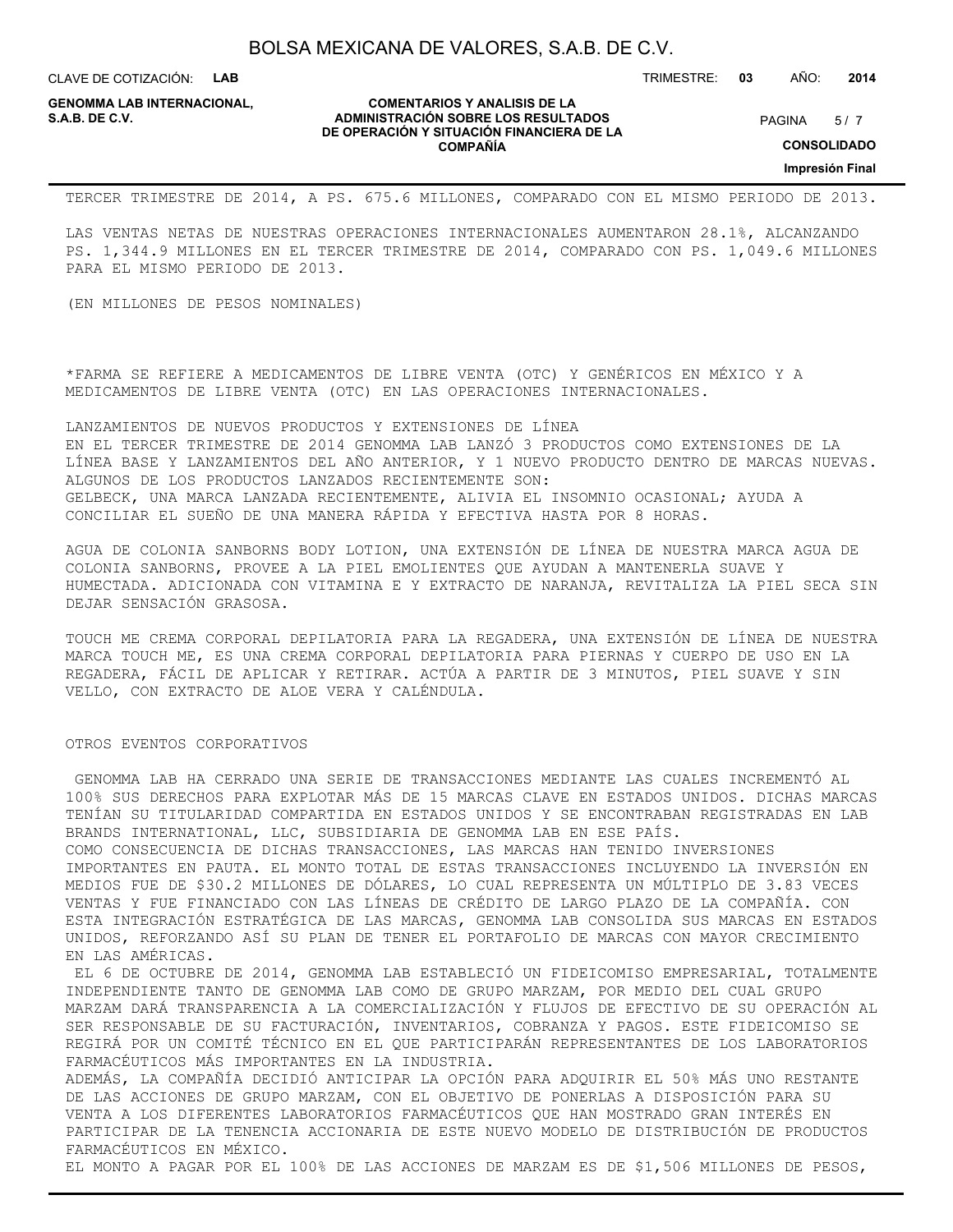TERCER TRIMESTRE DE 2014, A PS. 675.6 MILLONES, COMPARADO CON EL MISMO PERIODO DE 2013.

LAS VENTAS NETAS DE NUESTRAS OPERACIONES INTERNACIONALES AUMENTARON 28.1%, ALCANZANDO PS. 1,344.9 MILLONES EN EL TERCER TRIMESTRE DE 2014, COMPARADO CON PS. 1,049.6 MILLONES PARA EL MISMO PERIODO DE 2013.

(EN MILLONES DE PESOS NOMINALES)

*FARMA SE REFIERE A MEDICAMENTOS DE LIBRE VENTA (OTC) Y GENÉRICOS EN MÉXICO Y A MEDICAMENTOS DE LIBRE VENTA (OTC) EN LAS OPERACIONES INTERNACIONALES.

LANZAMIENTOS DE NUEVOS PRODUCTOS Y EXTENSIONES DE LÍNEA

EN EL TERCER TRIMESTRE DE 2014 GENOMMA LAB LANZÓ 3 PRODUCTOS COMO EXTENSIONES DE LA LÍNEA BASE Y LANZAMIENTOS DEL AÑO ANTERIOR, Y 1 NUEVO PRODUCTO DENTRO DE MARCAS NUEVAS. ALGUNOS DE LOS PRODUCTOS LANZADOS RECIENTEMENTE SON:

GELBECK, UNA MARCA LANZADA RECIENTEMENTE, ALIVIA EL INSOMNIO OCASIONAL; AYUDA A CONCILIAR EL SUEÑO DE UNA MANERA RÁPIDA Y EFECTIVA HASTA POR 8 HORAS.

AGUA DE COLONIA SANBORNS BODY LOTION, UNA EXTENSIÓN DE LÍNEA DE NUESTRA MARCA AGUA DE COLONIA SANBORNS, PROVEE A LA PIEL EMOLIENTES QUE AYUDAN A MANTENERLA SUAVE Y HUMECTADA. ADICIONADA CON VITAMINA E Y EXTRACTO DE NARANJA, REVITALIZA LA PIEL SECA SIN DEJAR SENSACIÓN GRASOSA.

TOUCH ME CREMA CORPORAL DEPILATORIA PARA LA REGADERA, UNA EXTENSIÓN DE LÍNEA DE NUESTRA MARCA TOUCH ME, ES UNA CREMA CORPORAL DEPILATORIA PARA PIERNAS Y CUERPO DE USO EN LA REGADERA, FÁCIL DE APLICAR Y RETIRAR. ACTÚA A PARTIR DE 3 MINUTOS, PIEL SUAVE Y SIN VELLO, CON EXTRACTO DE ALOE VERA Y CALÉNDULA.

OTROS EVENTOS CORPORATIVOS

GENOMMA LAB HA CERRADO UNA SERIE DE TRANSACCIONES MEDIANTE LAS CUALES INCREMENTÓ AL 100% SUS DERECHOS PARA EXPLOTAR MÁS DE 15 MARCAS CLAVE EN ESTADOS UNIDOS. DICHAS MARCAS TENÍAN SU TITULARIDAD COMPARTIDA EN ESTADOS UNIDOS Y SE ENCONTRABAN REGISTRADAS EN LAB BRANDS INTERNATIONAL, LLC, SUBSIDIARIA DE GENOMMA LAB EN ESE PAÍS.

COMO CONSECUENCIA DE DICHAS TRANSACCIONES, LAS MARCAS HAN TENIDO INVERSIONES IMPORTANTES EN PAUTA. EL MONTO TOTAL DE ESTAS TRANSACCIONES INCLUYENDO LA INVERSIÓN EN MEDIOS FUE DE $30.2 MILLONES DE DÓLARES, LO CUAL REPRESENTA UN MÚLTIPLO DE 3.83 VECES VENTAS Y FUE FINANCIADO CON LAS LÍNEAS DE CRÉDITO DE LARGO PLAZO DE LA COMPAÑÍA. CON ESTA INTEGRACIÓN ESTRATÉGICA DE LAS MARCAS, GENOMMA LAB CONSOLIDA SUS MARCAS EN ESTADOS UNIDOS, REFORZANDO ASÍ SU PLAN DE TENER EL PORTAFOLIO DE MARCAS CON MAYOR CRECIMIENTO EN LAS AMÉRICAS.

EL 6 DE OCTUBRE DE 2014, GENOMMA LAB ESTABLECIÓ UN FIDEICOMISO EMPRESARIAL, TOTALMENTE INDEPENDIENTE TANTO DE GENOMMA LAB COMO DE GRUPO MARZAM, POR MEDIO DEL CUAL GRUPO MARZAM DARÁ TRANSPARENCIA A LA COMERCIALIZACIÓN Y FLUJOS DE EFECTIVO DE SU OPERACIÓN AL SER RESPONSABLE DE SU FACTURACIÓN, INVENTARIOS, COBRANZA Y PAGOS. ESTE FIDEICOMISO SE REGIRÁ POR UN COMITÉ TÉCNICO EN EL QUE PARTICIPARÁN REPRESENTANTES DE LOS LABORATORIOS FARMACÉUTICOS MÁS IMPORTANTES EN LA INDUSTRIA.

ADEMÁS, LA COMPAÑÍA DECIDIÓ ANTICIPAR LA OPCIÓN PARA ADQUIRIR EL 50% MÁS UNO RESTANTE DE LAS ACCIONES DE GRUPO MARZAM, CON EL OBJETIVO DE PONERLAS A DISPOSICIÓN PARA SU VENTA A LOS DIFERENTES LABORATORIOS FARMACÉUTICOS QUE HAN MOSTRADO GRAN INTERÉS EN PARTICIPAR DE LA TENENCIA ACCIONARIA DE ESTE NUEVO MODELO DE DISTRIBUCIÓN DE PRODUCTOS FARMACÉUTICOS EN MÉXICO.

EL MONTO A PAGAR POR EL 100% DE LAS ACCIONES DE MARZAM ES DE $1,506 MILLONES DE PESOS,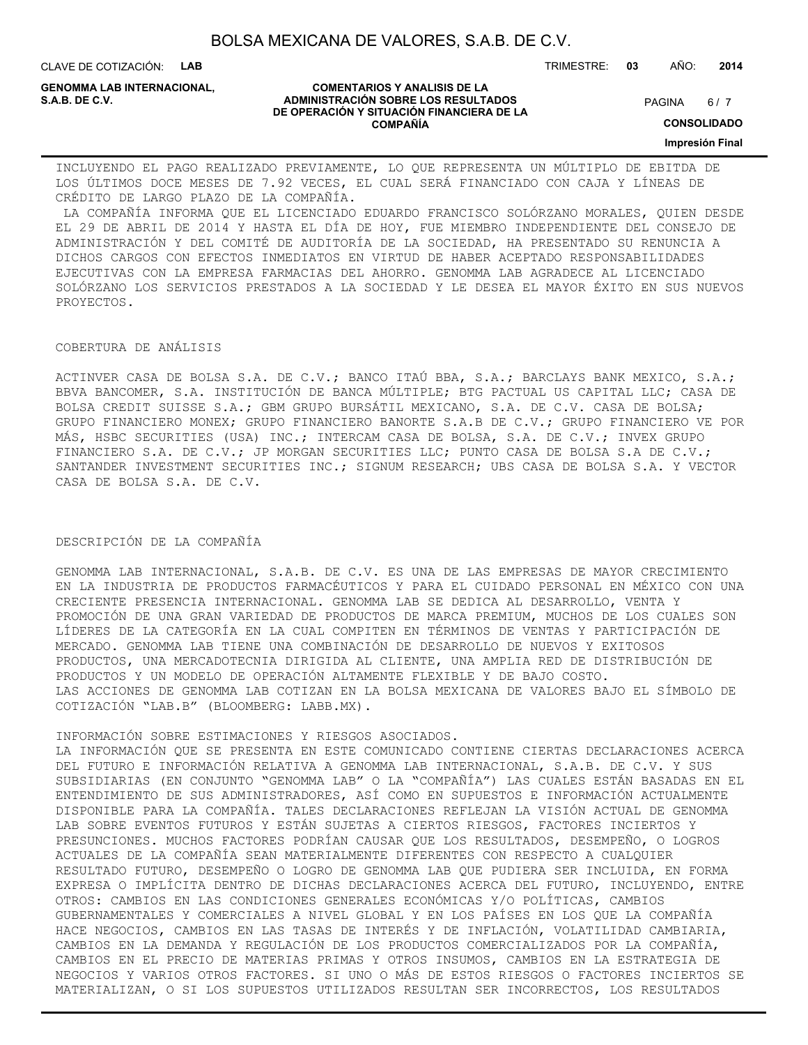INCLUYENDO EL PAGO REALIZADO PREVIAMENTE, LO QUE REPRESENTA UN MÚLTIPLO DE EBITDA DE LOS ÚLTIMOS DOCE MESES DE 7.92 VECES, EL CUAL SERÁ FINANCIADO CON CAJA Y LÍNEAS DE CRÉDITO DE LARGO PLAZO DE LA COMPAÑÍA.

LA COMPAÑÍA INFORMA QUE EL LICENCIADO EDUARDO FRANCISCO SOLÓRZANO MORALES, QUIEN DESDE EL 29 DE ABRIL DE 2014 Y HASTA EL DÍA DE HOY, FUE MIEMBRO INDEPENDIENTE DEL CONSEJO DE ADMINISTRACIÓN Y DEL COMITÉ DE AUDITORÍA DE LA SOCIEDAD, HA PRESENTADO SU RENUNCIA A DICHOS CARGOS CON EFECTOS INMEDIATOS EN VIRTUD DE HABER ACEPTADO RESPONSABILIDADES EJECUTIVAS CON LA EMPRESA FARMACIAS DEL AHORRO. GENOMMA LAB AGRADECE AL LICENCIADO SOLÓRZANO LOS SERVICIOS PRESTADOS A LA SOCIEDAD Y LE DESEA EL MAYOR ÉXITO EN SUS NUEVOS PROYECTOS.

COBERTURA DE ANÁLISIS

ACTINVER CASA DE BOLSA S.A. DE C.V.; BANCO ITAÚ BBA, S.A.; BARCLAYS BANK MEXICO, S.A.; BBVA BANCOMER, S.A. INSTITUCIÓN DE BANCA MÚLTIPLE; BTG PACTUAL US CAPITAL LLC; CASA DE BOLSA CREDIT SUISSE S.A.; GBM GRUPO BURSÁTIL MEXICANO, S.A. DE C.V. CASA DE BOLSA; GRUPO FINANCIERO MONEX; GRUPO FINANCIERO BANORTE S.A.B DE C.V.; GRUPO FINANCIERO VE POR MÁS, HSBC SECURITIES (USA) INC.; INTERCAM CASA DE BOLSA, S.A. DE C.V.; INVEX GRUPO FINANCIERO S.A. DE C.V.; JP MORGAN SECURITIES LLC; PUNTO CASA DE BOLSA S.A DE C.V.; SANTANDER INVESTMENT SECURITIES INC.; SIGNUM RESEARCH; UBS CASA DE BOLSA S.A. Y VECTOR CASA DE BOLSA S.A. DE C.V.

DESCRIPCIÓN DE LA COMPAÑÍA

GENOMMA LAB INTERNACIONAL, S.A.B. DE C.V. ES UNA DE LAS EMPRESAS DE MAYOR CRECIMIENTO EN LA INDUSTRIA DE PRODUCTOS FARMACÉUTICOS Y PARA EL CUIDADO PERSONAL EN MÉXICO CON UNA CRECIENTE PRESENCIA INTERNACIONAL. GENOMMA LAB SE DEDICA AL DESARROLLO, VENTA Y PROMOCIÓN DE UNA GRAN VARIEDAD DE PRODUCTOS DE MARCA PREMIUM, MUCHOS DE LOS CUALES SON LÍDERES DE LA CATEGORÍA EN LA CUAL COMPITEN EN TÉRMINOS DE VENTAS Y PARTICIPACIÓN DE MERCADO. GENOMMA LAB TIENE UNA COMBINACIÓN DE DESARROLLO DE NUEVOS Y EXITOSOS PRODUCTOS, UNA MERCADOTECNIA DIRIGIDA AL CLIENTE, UNA AMPLIA RED DE DISTRIBUCIÓN DE PRODUCTOS Y UN MODELO DE OPERACIÓN ALTAMENTE FLEXIBLE Y DE BAJO COSTO.
LAS ACCIONES DE GENOMMA LAB COTIZAN EN LA BOLSA MEXICANA DE VALORES BAJO EL SÍMBOLO DE COTIZACIÓN "LAB.B" (BLOOMBERG: LABB.MX).

INFORMACIÓN SOBRE ESTIMACIONES Y RIESGOS ASOCIADOS.
LA INFORMACIÓN QUE SE PRESENTA EN ESTE COMUNICADO CONTIENE CIERTAS DECLARACIONES ACERCA DEL FUTURO E INFORMACIÓN RELATIVA A GENOMMA LAB INTERNACIONAL, S.A.B. DE C.V. Y SUS SUBSIDIARIAS (EN CONJUNTO "GENOMMA LAB" O LA "COMPAÑÍA") LAS CUALES ESTÁN BASADAS EN EL ENTENDIMIENTO DE SUS ADMINISTRADORES, ASÍ COMO EN SUPUESTOS E INFORMACIÓN ACTUALMENTE DISPONIBLE PARA LA COMPAÑÍA. TALES DECLARACIONES REFLEJAN LA VISIÓN ACTUAL DE GENOMMA LAB SOBRE EVENTOS FUTUROS Y ESTÁN SUJETAS A CIERTOS RIESGOS, FACTORES INCIERTOS Y PRESUNCIONES. MUCHOS FACTORES PODRÍAN CAUSAR QUE LOS RESULTADOS, DESEMPEÑO, O LOGROS ACTUALES DE LA COMPAÑÍA SEAN MATERIALMENTE DIFERENTES CON RESPECTO A CUALQUIER RESULTADO FUTURO, DESEMPEÑO O LOGRO DE GENOMMA LAB QUE PUDIERA SER INCLUIDA, EN FORMA EXPRESA O IMPLÍCITA DENTRO DE DICHAS DECLARACIONES ACERCA DEL FUTURO, INCLUYENDO, ENTRE OTROS: CAMBIOS EN LAS CONDICIONES GENERALES ECONÓMICAS Y/O POLÍTICAS, CAMBIOS GUBERNAMENTALES Y COMERCIALES A NIVEL GLOBAL Y EN LOS PAÍSES EN LOS QUE LA COMPAÑÍA HACE NEGOCIOS, CAMBIOS EN LAS TASAS DE INTERÉS Y DE INFLACIÓN, VOLATILIDAD CAMBIARIA, CAMBIOS EN LA DEMANDA Y REGULACIÓN DE LOS PRODUCTOS COMERCIALIZADOS POR LA COMPAÑÍA, CAMBIOS EN EL PRECIO DE MATERIAS PRIMAS Y OTROS INSUMOS, CAMBIOS EN LA ESTRATEGIA DE NEGOCIOS Y VARIOS OTROS FACTORES. SI UNO O MÁS DE ESTOS RIESGOS O FACTORES INCIERTOS SE MATERIALIZAN, O SI LOS SUPUESTOS UTILIZADOS RESULTAN SER INCORRECTOS, LOS RESULTADOS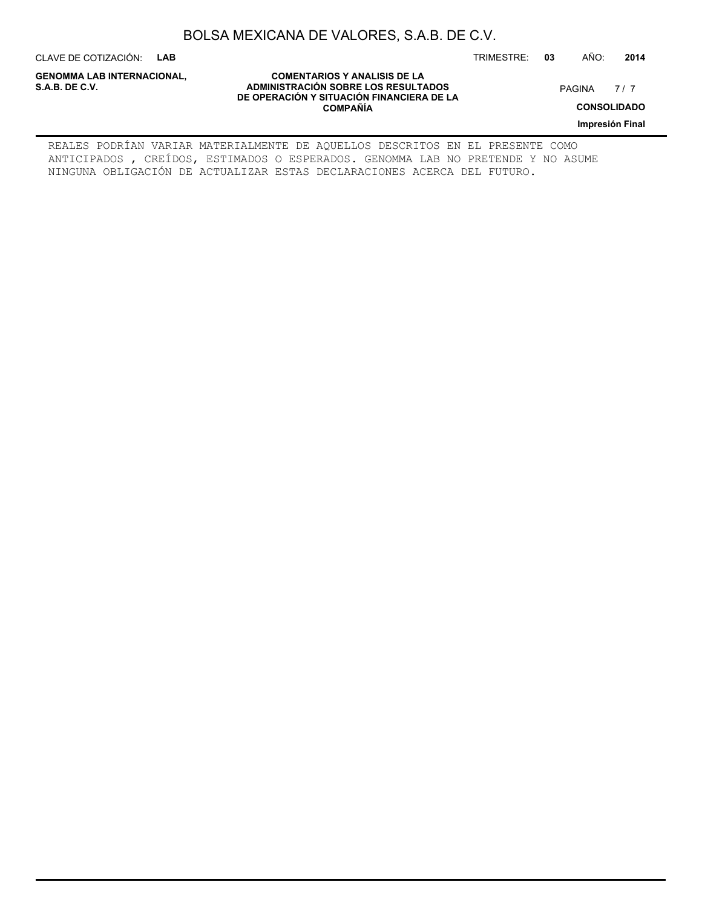REALES PODRÍAN VARIAR MATERIALMENTE DE AQUELLOS DESCRITOS EN EL PRESENTE COMO ANTICIPADOS , CREÍDOS, ESTIMADOS O ESPERADOS. GENOMMA LAB NO PRETENDE Y NO ASUME NINGUNA OBLIGACIÓN DE ACTUALIZAR ESTAS DECLARACIONES ACERCA DEL FUTURO.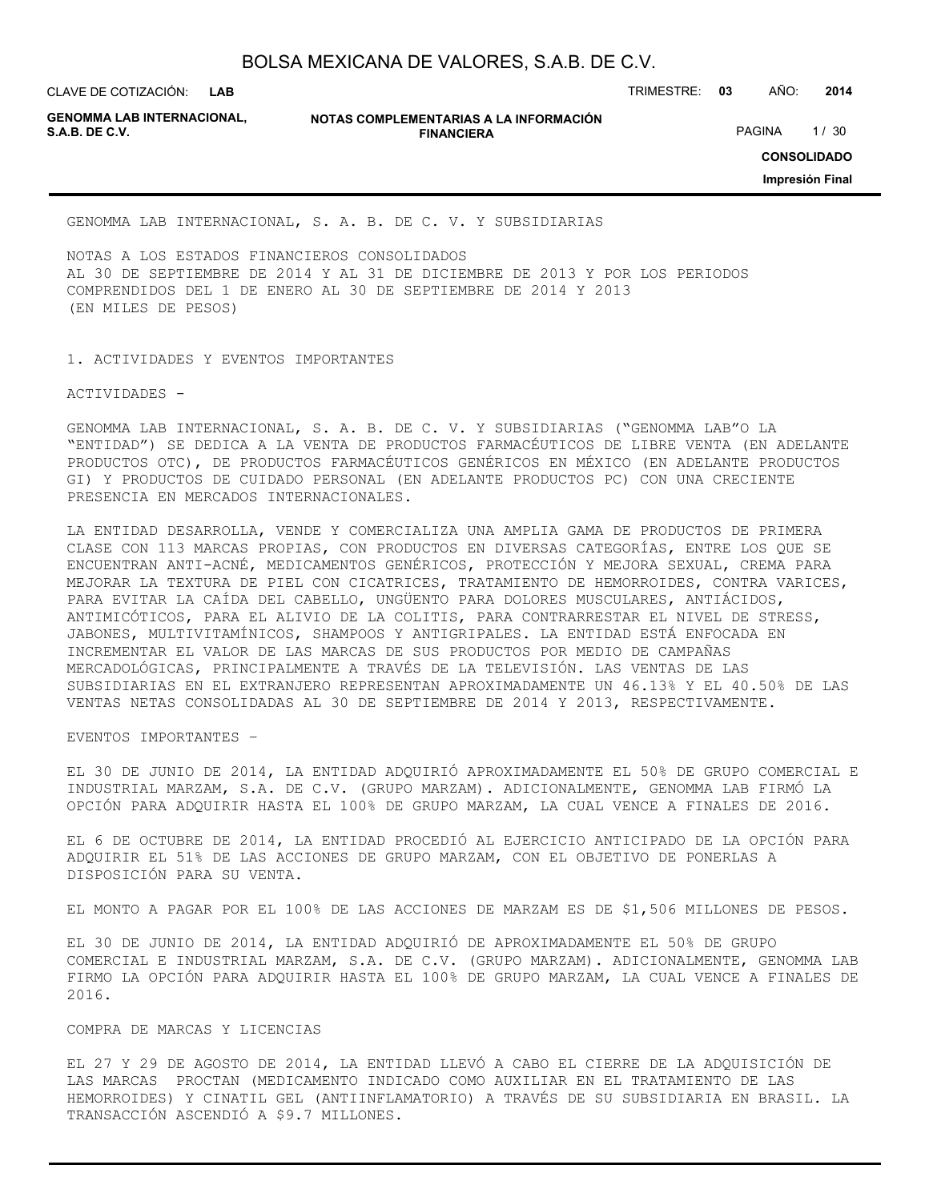GENOMMA LAB INTERNACIONAL, S. A. B. DE C. V. Y SUBSIDIARIAS

NOTAS A LOS ESTADOS FINANCIEROS CONSOLIDADOS
AL 30 DE SEPTIEMBRE DE 2014 Y AL 31 DE DICIEMBRE DE 2013 Y POR LOS PERIODOS COMPRENDIDOS DEL 1 DE ENERO AL 30 DE SEPTIEMBRE DE 2014 Y 2013
(EN MILES DE PESOS)

## 1. ACTIVIDADES Y EVENTOS IMPORTANTES

ACTIVIDADES -

GENOMMA LAB INTERNACIONAL, S. A. B. DE C. V. Y SUBSIDIARIAS ("GENOMMA LAB"O LA "ENTIDAD") SE DEDICA A LA VENTA DE PRODUCTOS FARMACÉUTICOS DE LIBRE VENTA (EN ADELANTE PRODUCTOS OTC), DE PRODUCTOS FARMACÉUTICOS GENÉRICOS EN MÉXICO (EN ADELANTE PRODUCTOS GI) Y PRODUCTOS DE CUIDADO PERSONAL (EN ADELANTE PRODUCTOS PC) CON UNA CRECIENTE PRESENCIA EN MERCADOS INTERNACIONALES.

LA ENTIDAD DESARROLLA, VENDE Y COMERCIALIZA UNA AMPLIA GAMA DE PRODUCTOS DE PRIMERA CLASE CON 113 MARCAS PROPIAS, CON PRODUCTOS EN DIVERSAS CATEGORÍAS, ENTRE LOS QUE SE ENCUENTRAN ANTI-ACNÉ, MEDICAMENTOS GENÉRICOS, PROTECCIÓN Y MEJORA SEXUAL, CREMA PARA MEJORAR LA TEXTURA DE PIEL CON CICATRICES, TRATAMIENTO DE HEMORROIDES, CONTRA VARICES, PARA EVITAR LA CAÍDA DEL CABELLO, UNGÜENTO PARA DOLORES MUSCULARES, ANTIÁCIDOS, ANTIMICÓTICOS, PARA EL ALIVIO DE LA COLITIS, PARA CONTRARRESTAR EL NIVEL DE STRESS, JABONES, MULTIVITAMÍNICOS, SHAMPOOS Y ANTIGRIPALES. LA ENTIDAD ESTÁ ENFOCADA EN INCREMENTAR EL VALOR DE LAS MARCAS DE SUS PRODUCTOS POR MEDIO DE CAMPAÑAS MERCADOLÓGICAS, PRINCIPALMENTE A TRAVÉS DE LA TELEVISIÓN. LAS VENTAS DE LAS SUBSIDIARIAS EN EL EXTRANJERO REPRESENTAN APROXIMADAMENTE UN 46.13% Y EL 40.50% DE LAS VENTAS NETAS CONSOLIDADAS AL 30 DE SEPTIEMBRE DE 2014 Y 2013, RESPECTIVAMENTE.

EVENTOS IMPORTANTES –

EL 30 DE JUNIO DE 2014, LA ENTIDAD ADQUIRIÓ APROXIMADAMENTE EL 50% DE GRUPO COMERCIAL E INDUSTRIAL MARZAM, S.A. DE C.V. (GRUPO MARZAM). ADICIONALMENTE, GENOMMA LAB FIRMÓ LA OPCIÓN PARA ADQUIRIR HASTA EL 100% DE GRUPO MARZAM, LA CUAL VENCE A FINALES DE 2016.

EL 6 DE OCTUBRE DE 2014, LA ENTIDAD PROCEDIÓ AL EJERCICIO ANTICIPADO DE LA OPCIÓN PARA ADQUIRIR EL 51% DE LAS ACCIONES DE GRUPO MARZAM, CON EL OBJETIVO DE PONERLAS A DISPOSICIÓN PARA SU VENTA.

EL MONTO A PAGAR POR EL 100% DE LAS ACCIONES DE MARZAM ES DE $1,506 MILLONES DE PESOS.

EL 30 DE JUNIO DE 2014, LA ENTIDAD ADQUIRIÓ DE APROXIMADAMENTE EL 50% DE GRUPO COMERCIAL E INDUSTRIAL MARZAM, S.A. DE C.V. (GRUPO MARZAM). ADICIONALMENTE, GENOMMA LAB FIRMO LA OPCIÓN PARA ADQUIRIR HASTA EL 100% DE GRUPO MARZAM, LA CUAL VENCE A FINALES DE 2016.

COMPRA DE MARCAS Y LICENCIAS

EL 27 Y 29 DE AGOSTO DE 2014, LA ENTIDAD LLEVÓ A CABO EL CIERRE DE LA ADQUISICIÓN DE LAS MARCAS PROCTAN (MEDICAMENTO INDICADO COMO AUXILIAR EN EL TRATAMIENTO DE LAS HEMORROIDES) Y CINATIL GEL (ANTIINFLAMATORIO) A TRAVÉS DE SU SUBSIDIARIA EN BRASIL. LA TRANSACCIÓN ASCENDIÓ A $9.7 MILLONES.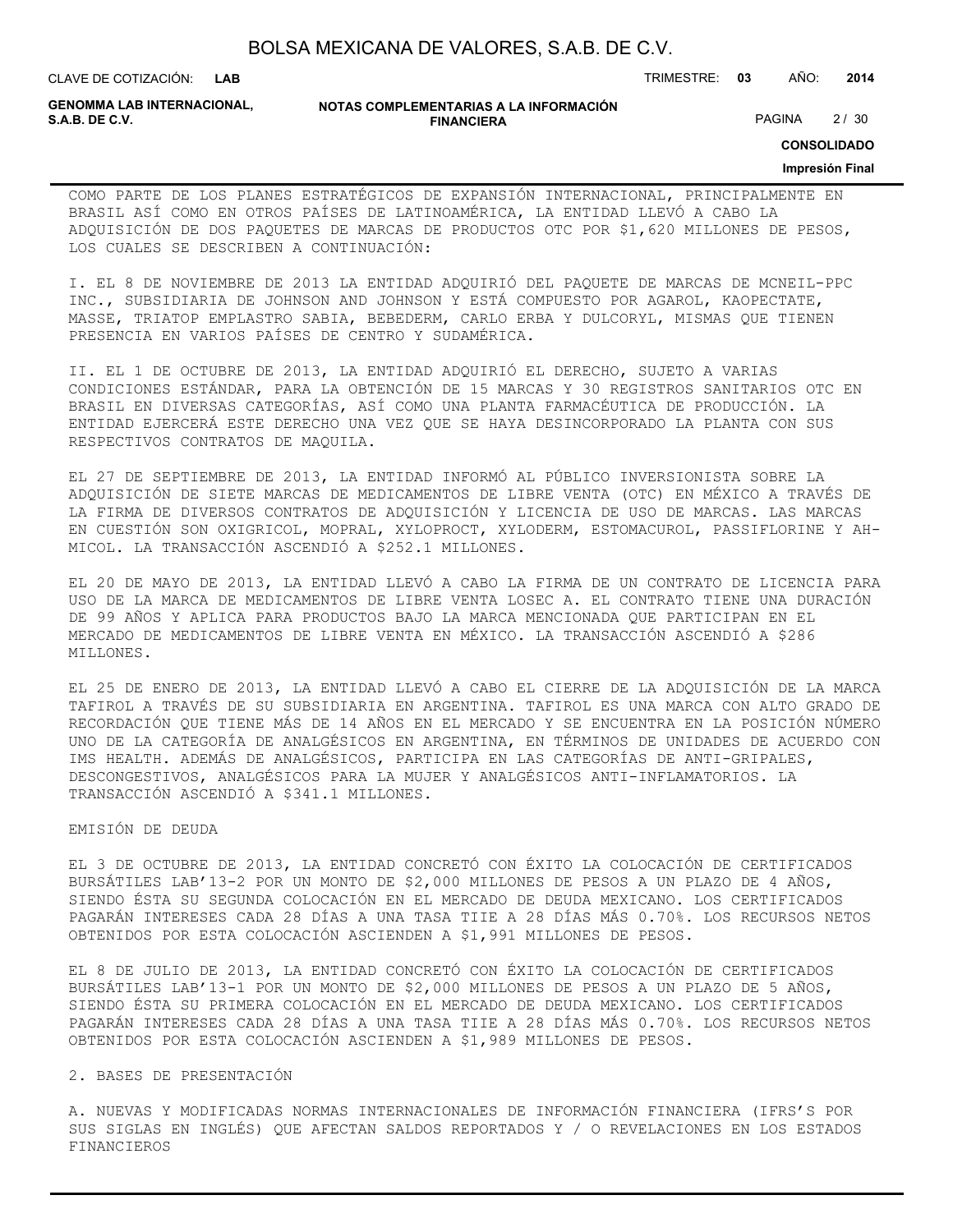COMO PARTE DE LOS PLANES ESTRATÉGICOS DE EXPANSIÓN INTERNACIONAL, PRINCIPALMENTE EN BRASIL ASÍ COMO EN OTROS PAÍSES DE LATINOAMÉRICA, LA ENTIDAD LLEVÓ A CABO LA ADQUISICIÓN DE DOS PAQUETES DE MARCAS DE PRODUCTOS OTC POR $1,620 MILLONES DE PESOS, LOS CUALES SE DESCRIBEN A CONTINUACIÓN:

I. EL 8 DE NOVIEMBRE DE 2013 LA ENTIDAD ADQUIRIÓ DEL PAQUETE DE MARCAS DE MCNEIL-PPC INC., SUBSIDIARIA DE JOHNSON AND JOHNSON Y ESTÁ COMPUESTO POR AGAROL, KAOPECTATE, MASSE, TRIATOP EMPLASTRO SABIA, BEBEDERM, CARLO ERBA Y DULCORYL, MISMAS QUE TIENEN PRESENCIA EN VARIOS PAÍSES DE CENTRO Y SUDAMÉRICA.

II. EL 1 DE OCTUBRE DE 2013, LA ENTIDAD ADQUIRIÓ EL DERECHO, SUJETO A VARIAS CONDICIONES ESTÁNDAR, PARA LA OBTENCIÓN DE 15 MARCAS Y 30 REGISTROS SANITARIOS OTC EN BRASIL EN DIVERSAS CATEGORÍAS, ASÍ COMO UNA PLANTA FARMACÉUTICA DE PRODUCCIÓN. LA ENTIDAD EJERCERÁ ESTE DERECHO UNA VEZ QUE SE HAYA DESINCORPORADO LA PLANTA CON SUS RESPECTIVOS CONTRATOS DE MAQUILA.

EL 27 DE SEPTIEMBRE DE 2013, LA ENTIDAD INFORMÓ AL PÚBLICO INVERSIONISTA SOBRE LA ADQUISICIÓN DE SIETE MARCAS DE MEDICAMENTOS DE LIBRE VENTA (OTC) EN MÉXICO A TRAVÉS DE LA FIRMA DE DIVERSOS CONTRATOS DE ADQUISICIÓN Y LICENCIA DE USO DE MARCAS. LAS MARCAS EN CUESTIÓN SON OXIGRICOL, MOPRAL, XYLOPROCT, XYLODERM, ESTOMACUROL, PASSIFLORINE Y AH-MICOL. LA TRANSACCIÓN ASCENDIÓ A $252.1 MILLONES.

EL 20 DE MAYO DE 2013, LA ENTIDAD LLEVÓ A CABO LA FIRMA DE UN CONTRATO DE LICENCIA PARA USO DE LA MARCA DE MEDICAMENTOS DE LIBRE VENTA LOSEC A. EL CONTRATO TIENE UNA DURACIÓN DE 99 AÑOS Y APLICA PARA PRODUCTOS BAJO LA MARCA MENCIONADA QUE PARTICIPAN EN EL MERCADO DE MEDICAMENTOS DE LIBRE VENTA EN MÉXICO. LA TRANSACCIÓN ASCENDIÓ A $286 MILLONES.

EL 25 DE ENERO DE 2013, LA ENTIDAD LLEVÓ A CABO EL CIERRE DE LA ADQUISICIÓN DE LA MARCA TAFIROL A TRAVÉS DE SU SUBSIDIARIA EN ARGENTINA. TAFIROL ES UNA MARCA CON ALTO GRADO DE RECORDACIÓN QUE TIENE MÁS DE 14 AÑOS EN EL MERCADO Y SE ENCUENTRA EN LA POSICIÓN NÚMERO UNO DE LA CATEGORÍA DE ANALGÉSICOS EN ARGENTINA, EN TÉRMINOS DE UNIDADES DE ACUERDO CON IMS HEALTH. ADEMÁS DE ANALGÉSICOS, PARTICIPA EN LAS CATEGORÍAS DE ANTI-GRIPALES, DESCONGESTIVOS, ANALGÉSICOS PARA LA MUJER Y ANALGÉSICOS ANTI-INFLAMATORIOS. LA TRANSACCIÓN ASCENDIÓ A $341.1 MILLONES.

EMISIÓN DE DEUDA

EL 3 DE OCTUBRE DE 2013, LA ENTIDAD CONCRETÓ CON ÉXITO LA COLOCACIÓN DE CERTIFICADOS BURSÁTILES LAB'13-2 POR UN MONTO DE $2,000 MILLONES DE PESOS A UN PLAZO DE 4 AÑOS, SIENDO ÉSTA SU SEGUNDA COLOCACIÓN EN EL MERCADO DE DEUDA MEXICANO. LOS CERTIFICADOS PAGARÁN INTERESES CADA 28 DÍAS A UNA TASA TIIE A 28 DÍAS MÁS 0.70%. LOS RECURSOS NETOS OBTENIDOS POR ESTA COLOCACIÓN ASCIENDEN A $1,991 MILLONES DE PESOS.

EL 8 DE JULIO DE 2013, LA ENTIDAD CONCRETÓ CON ÉXITO LA COLOCACIÓN DE CERTIFICADOS BURSÁTILES LAB'13-1 POR UN MONTO DE $2,000 MILLONES DE PESOS A UN PLAZO DE 5 AÑOS, SIENDO ÉSTA SU PRIMERA COLOCACIÓN EN EL MERCADO DE DEUDA MEXICANO. LOS CERTIFICADOS PAGARÁN INTERESES CADA 28 DÍAS A UNA TASA TIIE A 28 DÍAS MÁS 0.70%. LOS RECURSOS NETOS OBTENIDOS POR ESTA COLOCACIÓN ASCIENDEN A $1,989 MILLONES DE PESOS.

## 2. BASES DE PRESENTACIÓN

A. NUEVAS Y MODIFICADAS NORMAS INTERNACIONALES DE INFORMACIÓN FINANCIERA (IFRS'S POR SUS SIGLAS EN INGLÉS) QUE AFECTAN SALDOS REPORTADOS Y / O REVELACIONES EN LOS ESTADOS FINANCIEROS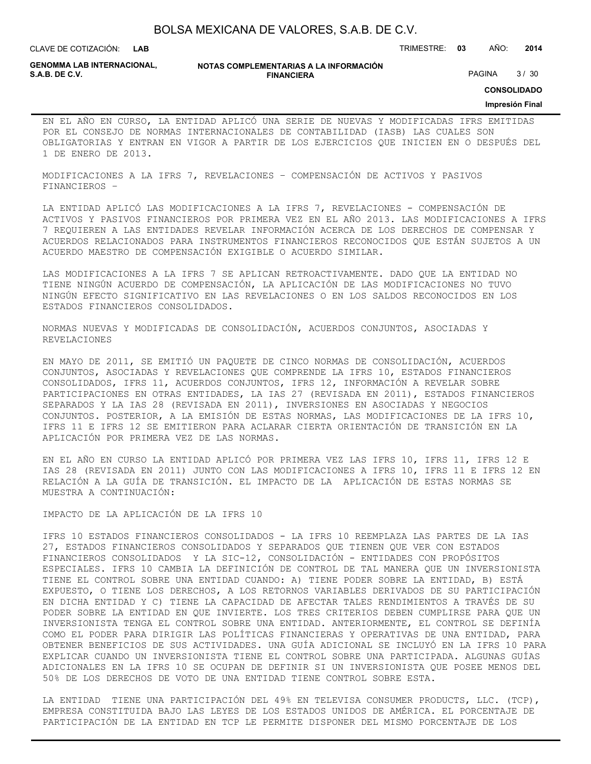EN EL AÑO EN CURSO, LA ENTIDAD APLICÓ UNA SERIE DE NUEVAS Y MODIFICADAS IFRS EMITIDAS POR EL CONSEJO DE NORMAS INTERNACIONALES DE CONTABILIDAD (IASB) LAS CUALES SON OBLIGATORIAS Y ENTRAN EN VIGOR A PARTIR DE LOS EJERCICIOS QUE INICIEN EN O DESPUÉS DEL 1 DE ENERO DE 2013.

MODIFICACIONES A LA IFRS 7, REVELACIONES – COMPENSACIÓN DE ACTIVOS Y PASIVOS FINANCIEROS –

LA ENTIDAD APLICÓ LAS MODIFICACIONES A LA IFRS 7, REVELACIONES - COMPENSACIÓN DE ACTIVOS Y PASIVOS FINANCIEROS POR PRIMERA VEZ EN EL AÑO 2013. LAS MODIFICACIONES A IFRS 7 REQUIEREN A LAS ENTIDADES REVELAR INFORMACIÓN ACERCA DE LOS DERECHOS DE COMPENSAR Y ACUERDOS RELACIONADOS PARA INSTRUMENTOS FINANCIEROS RECONOCIDOS QUE ESTÁN SUJETOS A UN ACUERDO MAESTRO DE COMPENSACIÓN EXIGIBLE O ACUERDO SIMILAR.

LAS MODIFICACIONES A LA IFRS 7 SE APLICAN RETROACTIVAMENTE. DADO QUE LA ENTIDAD NO TIENE NINGÚN ACUERDO DE COMPENSACIÓN, LA APLICACIÓN DE LAS MODIFICACIONES NO TUVO NINGÚN EFECTO SIGNIFICATIVO EN LAS REVELACIONES O EN LOS SALDOS RECONOCIDOS EN LOS ESTADOS FINANCIEROS CONSOLIDADOS.

NORMAS NUEVAS Y MODIFICADAS DE CONSOLIDACIÓN, ACUERDOS CONJUNTOS, ASOCIADAS Y REVELACIONES

EN MAYO DE 2011, SE EMITIÓ UN PAQUETE DE CINCO NORMAS DE CONSOLIDACIÓN, ACUERDOS CONJUNTOS, ASOCIADAS Y REVELACIONES QUE COMPRENDE LA IFRS 10, ESTADOS FINANCIEROS CONSOLIDADOS, IFRS 11, ACUERDOS CONJUNTOS, IFRS 12, INFORMACIÓN A REVELAR SOBRE PARTICIPACIONES EN OTRAS ENTIDADES, LA IAS 27 (REVISADA EN 2011), ESTADOS FINANCIEROS SEPARADOS Y LA IAS 28 (REVISADA EN 2011), INVERSIONES EN ASOCIADAS Y NEGOCIOS CONJUNTOS. POSTERIOR, A LA EMISIÓN DE ESTAS NORMAS, LAS MODIFICACIONES DE LA IFRS 10, IFRS 11 E IFRS 12 SE EMITIERON PARA ACLARAR CIERTA ORIENTACIÓN DE TRANSICIÓN EN LA APLICACIÓN POR PRIMERA VEZ DE LAS NORMAS.

EN EL AÑO EN CURSO LA ENTIDAD APLICÓ POR PRIMERA VEZ LAS IFRS 10, IFRS 11, IFRS 12 E IAS 28 (REVISADA EN 2011) JUNTO CON LAS MODIFICACIONES A IFRS 10, IFRS 11 E IFRS 12 EN RELACIÓN A LA GUÍA DE TRANSICIÓN. EL IMPACTO DE LA APLICACIÓN DE ESTAS NORMAS SE MUESTRA A CONTINUACIÓN:

IMPACTO DE LA APLICACIÓN DE LA IFRS 10

IFRS 10 ESTADOS FINANCIEROS CONSOLIDADOS - LA IFRS 10 REEMPLAZA LAS PARTES DE LA IAS 27, ESTADOS FINANCIEROS CONSOLIDADOS Y SEPARADOS QUE TIENEN QUE VER CON ESTADOS FINANCIEROS CONSOLIDADOS Y LA SIC-12, CONSOLIDACIÓN - ENTIDADES CON PROPÓSITOS ESPECIALES. IFRS 10 CAMBIA LA DEFINICIÓN DE CONTROL DE TAL MANERA QUE UN INVERSIONISTA TIENE EL CONTROL SOBRE UNA ENTIDAD CUANDO: A) TIENE PODER SOBRE LA ENTIDAD, B) ESTÁ EXPUESTO, O TIENE LOS DERECHOS, A LOS RETORNOS VARIABLES DERIVADOS DE SU PARTICIPACIÓN EN DICHA ENTIDAD Y C) TIENE LA CAPACIDAD DE AFECTAR TALES RENDIMIENTOS A TRAVÉS DE SU PODER SOBRE LA ENTIDAD EN QUE INVIERTE. LOS TRES CRITERIOS DEBEN CUMPLIRSE PARA QUE UN INVERSIONISTA TENGA EL CONTROL SOBRE UNA ENTIDAD. ANTERIORMENTE, EL CONTROL SE DEFINÍA COMO EL PODER PARA DIRIGIR LAS POLÍTICAS FINANCIERAS Y OPERATIVAS DE UNA ENTIDAD, PARA OBTENER BENEFICIOS DE SUS ACTIVIDADES. UNA GUÍA ADICIONAL SE INCLUYÓ EN LA IFRS 10 PARA EXPLICAR CUANDO UN INVERSIONISTA TIENE EL CONTROL SOBRE UNA PARTICIPADA. ALGUNAS GUÍAS ADICIONALES EN LA IFRS 10 SE OCUPAN DE DEFINIR SI UN INVERSIONISTA QUE POSEE MENOS DEL 50% DE LOS DERECHOS DE VOTO DE UNA ENTIDAD TIENE CONTROL SOBRE ESTA.

LA ENTIDAD TIENE UNA PARTICIPACIÓN DEL 49% EN TELEVISA CONSUMER PRODUCTS, LLC. (TCP), EMPRESA CONSTITUIDA BAJO LAS LEYES DE LOS ESTADOS UNIDOS DE AMÉRICA. EL PORCENTAJE DE PARTICIPACIÓN DE LA ENTIDAD EN TCP LE PERMITE DISPONER DEL MISMO PORCENTAJE DE LOS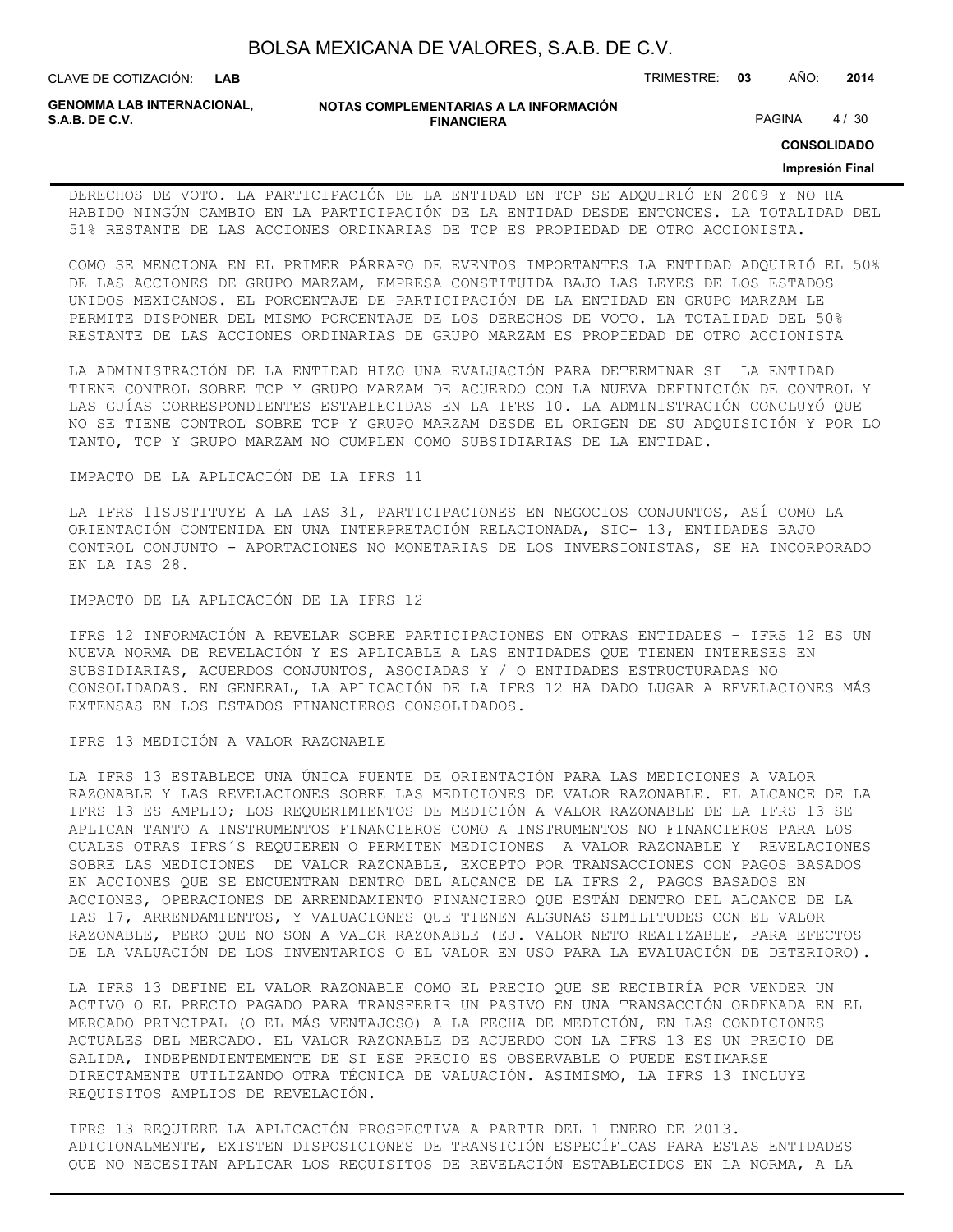DERECHOS DE VOTO. LA PARTICIPACIÓN DE LA ENTIDAD EN TCP SE ADQUIRIÓ EN 2009 Y NO HA HABIDO NINGÚN CAMBIO EN LA PARTICIPACIÓN DE LA ENTIDAD DESDE ENTONCES. LA TOTALIDAD DEL 51% RESTANTE DE LAS ACCIONES ORDINARIAS DE TCP ES PROPIEDAD DE OTRO ACCIONISTA.

COMO SE MENCIONA EN EL PRIMER PÁRRAFO DE EVENTOS IMPORTANTES LA ENTIDAD ADQUIRIÓ EL 50% DE LAS ACCIONES DE GRUPO MARZAM, EMPRESA CONSTITUIDA BAJO LAS LEYES DE LOS ESTADOS UNIDOS MEXICANOS. EL PORCENTAJE DE PARTICIPACIÓN DE LA ENTIDAD EN GRUPO MARZAM LE PERMITE DISPONER DEL MISMO PORCENTAJE DE LOS DERECHOS DE VOTO. LA TOTALIDAD DEL 50% RESTANTE DE LAS ACCIONES ORDINARIAS DE GRUPO MARZAM ES PROPIEDAD DE OTRO ACCIONISTA

LA ADMINISTRACIÓN DE LA ENTIDAD HIZO UNA EVALUACIÓN PARA DETERMINAR SI LA ENTIDAD TIENE CONTROL SOBRE TCP Y GRUPO MARZAM DE ACUERDO CON LA NUEVA DEFINICIÓN DE CONTROL Y LAS GUÍAS CORRESPONDIENTES ESTABLECIDAS EN LA IFRS 10. LA ADMINISTRACIÓN CONCLUYÓ QUE NO SE TIENE CONTROL SOBRE TCP Y GRUPO MARZAM DESDE EL ORIGEN DE SU ADQUISICIÓN Y POR LO TANTO, TCP Y GRUPO MARZAM NO CUMPLEN COMO SUBSIDIARIAS DE LA ENTIDAD.

IMPACTO DE LA APLICACIÓN DE LA IFRS 11

LA IFRS 11SUSTITUYE A LA IAS 31, PARTICIPACIONES EN NEGOCIOS CONJUNTOS, ASÍ COMO LA ORIENTACIÓN CONTENIDA EN UNA INTERPRETACIÓN RELACIONADA, SIC- 13, ENTIDADES BAJO CONTROL CONJUNTO - APORTACIONES NO MONETARIAS DE LOS INVERSIONISTAS, SE HA INCORPORADO EN LA IAS 28.

IMPACTO DE LA APLICACIÓN DE LA IFRS 12

IFRS 12 INFORMACIÓN A REVELAR SOBRE PARTICIPACIONES EN OTRAS ENTIDADES – IFRS 12 ES UN NUEVA NORMA DE REVELACIÓN Y ES APLICABLE A LAS ENTIDADES QUE TIENEN INTERESES EN SUBSIDIARIAS, ACUERDOS CONJUNTOS, ASOCIADAS Y / O ENTIDADES ESTRUCTURADAS NO CONSOLIDADAS. EN GENERAL, LA APLICACIÓN DE LA IFRS 12 HA DADO LUGAR A REVELACIONES MÁS EXTENSAS EN LOS ESTADOS FINANCIEROS CONSOLIDADOS.

IFRS 13 MEDICIÓN A VALOR RAZONABLE

LA IFRS 13 ESTABLECE UNA ÚNICA FUENTE DE ORIENTACIÓN PARA LAS MEDICIONES A VALOR RAZONABLE Y LAS REVELACIONES SOBRE LAS MEDICIONES DE VALOR RAZONABLE. EL ALCANCE DE LA IFRS 13 ES AMPLIO; LOS REQUERIMIENTOS DE MEDICIÓN A VALOR RAZONABLE DE LA IFRS 13 SE APLICAN TANTO A INSTRUMENTOS FINANCIEROS COMO A INSTRUMENTOS NO FINANCIEROS PARA LOS CUALES OTRAS IFRS´S REQUIEREN O PERMITEN MEDICIONES A VALOR RAZONABLE Y REVELACIONES SOBRE LAS MEDICIONES DE VALOR RAZONABLE, EXCEPTO POR TRANSACCIONES CON PAGOS BASADOS EN ACCIONES QUE SE ENCUENTRAN DENTRO DEL ALCANCE DE LA IFRS 2, PAGOS BASADOS EN ACCIONES, OPERACIONES DE ARRENDAMIENTO FINANCIERO QUE ESTÁN DENTRO DEL ALCANCE DE LA IAS 17, ARRENDAMIENTOS, Y VALUACIONES QUE TIENEN ALGUNAS SIMILITUDES CON EL VALOR RAZONABLE, PERO QUE NO SON A VALOR RAZONABLE (EJ. VALOR NETO REALIZABLE, PARA EFECTOS DE LA VALUACIÓN DE LOS INVENTARIOS O EL VALOR EN USO PARA LA EVALUACIÓN DE DETERIORO).

LA IFRS 13 DEFINE EL VALOR RAZONABLE COMO EL PRECIO QUE SE RECIBIRÍA POR VENDER UN ACTIVO O EL PRECIO PAGADO PARA TRANSFERIR UN PASIVO EN UNA TRANSACCIÓN ORDENADA EN EL MERCADO PRINCIPAL (O EL MÁS VENTAJOSO) A LA FECHA DE MEDICIÓN, EN LAS CONDICIONES ACTUALES DEL MERCADO. EL VALOR RAZONABLE DE ACUERDO CON LA IFRS 13 ES UN PRECIO DE SALIDA, INDEPENDIENTEMENTE DE SI ESE PRECIO ES OBSERVABLE O PUEDE ESTIMARSE DIRECTAMENTE UTILIZANDO OTRA TÉCNICA DE VALUACIÓN. ASIMISMO, LA IFRS 13 INCLUYE REQUISITOS AMPLIOS DE REVELACIÓN.

IFRS 13 REQUIERE LA APLICACIÓN PROSPECTIVA A PARTIR DEL 1 ENERO DE 2013. ADICIONALMENTE, EXISTEN DISPOSICIONES DE TRANSICIÓN ESPECÍFICAS PARA ESTAS ENTIDADES QUE NO NECESITAN APLICAR LOS REQUISITOS DE REVELACIÓN ESTABLECIDOS EN LA NORMA, A LA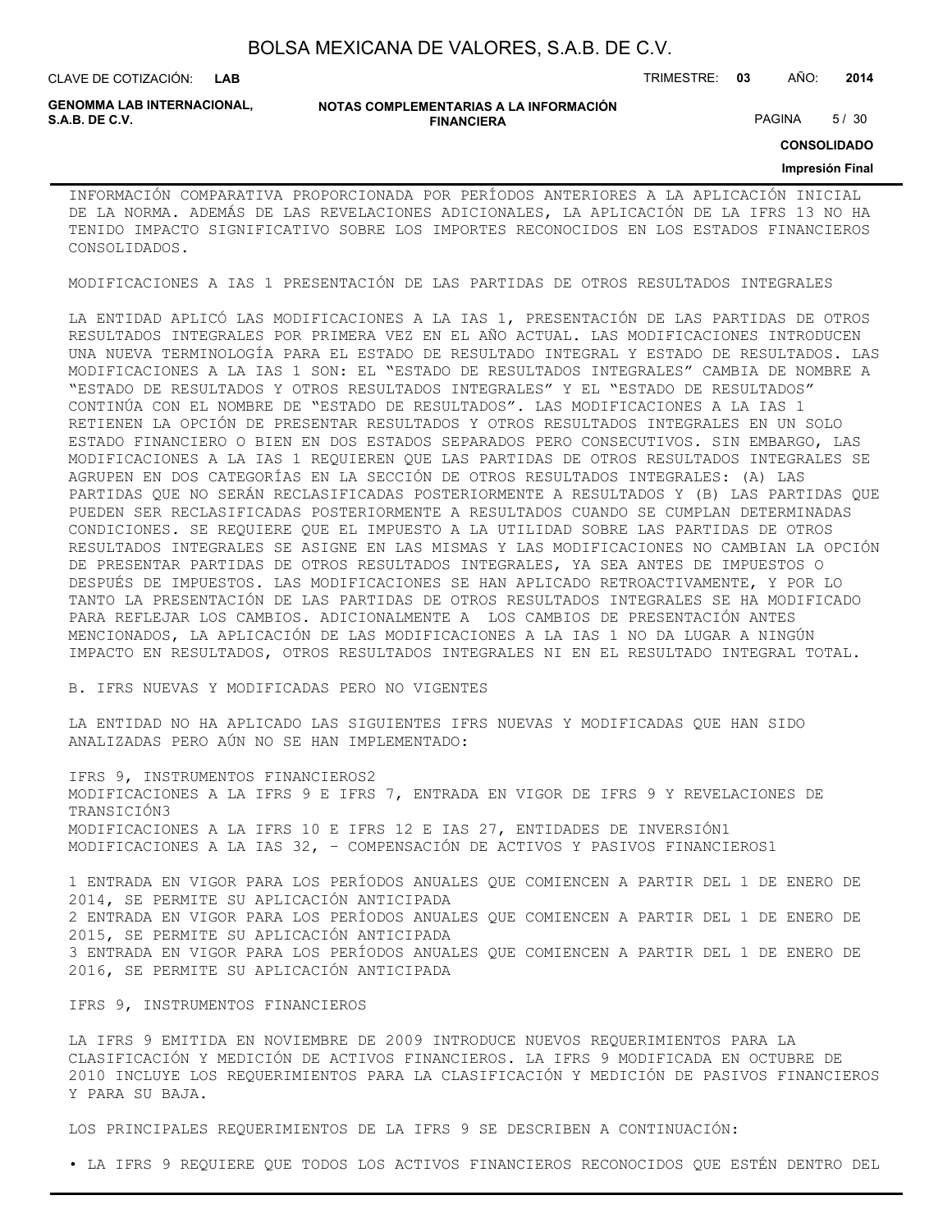INFORMACIÓN COMPARATIVA PROPORCIONADA POR PERÍODOS ANTERIORES A LA APLICACIÓN INICIAL DE LA NORMA. ADEMÁS DE LAS REVELACIONES ADICIONALES, LA APLICACIÓN DE LA IFRS 13 NO HA TENIDO IMPACTO SIGNIFICATIVO SOBRE LOS IMPORTES RECONOCIDOS EN LOS ESTADOS FINANCIEROS CONSOLIDADOS.

MODIFICACIONES A IAS 1 PRESENTACIÓN DE LAS PARTIDAS DE OTROS RESULTADOS INTEGRALES

LA ENTIDAD APLICÓ LAS MODIFICACIONES A LA IAS 1, PRESENTACIÓN DE LAS PARTIDAS DE OTROS RESULTADOS INTEGRALES POR PRIMERA VEZ EN EL AÑO ACTUAL. LAS MODIFICACIONES INTRODUCEN UNA NUEVA TERMINOLOGÍA PARA EL ESTADO DE RESULTADO INTEGRAL Y ESTADO DE RESULTADOS. LAS MODIFICACIONES A LA IAS 1 SON: EL "ESTADO DE RESULTADOS INTEGRALES" CAMBIA DE NOMBRE A "ESTADO DE RESULTADOS Y OTROS RESULTADOS INTEGRALES" Y EL "ESTADO DE RESULTADOS" CONTINÚA CON EL NOMBRE DE "ESTADO DE RESULTADOS". LAS MODIFICACIONES A LA IAS 1 RETIENEN LA OPCIÓN DE PRESENTAR RESULTADOS Y OTROS RESULTADOS INTEGRALES EN UN SOLO ESTADO FINANCIERO O BIEN EN DOS ESTADOS SEPARADOS PERO CONSECUTIVOS. SIN EMBARGO, LAS MODIFICACIONES A LA IAS 1 REQUIEREN QUE LAS PARTIDAS DE OTROS RESULTADOS INTEGRALES SE AGRUPEN EN DOS CATEGORÍAS EN LA SECCIÓN DE OTROS RESULTADOS INTEGRALES: (A) LAS PARTIDAS QUE NO SERÁN RECLASIFICADAS POSTERIORMENTE A RESULTADOS Y (B) LAS PARTIDAS QUE PUEDEN SER RECLASIFICADAS POSTERIORMENTE A RESULTADOS CUANDO SE CUMPLAN DETERMINADAS CONDICIONES. SE REQUIERE QUE EL IMPUESTO A LA UTILIDAD SOBRE LAS PARTIDAS DE OTROS RESULTADOS INTEGRALES SE ASIGNE EN LAS MISMAS Y LAS MODIFICACIONES NO CAMBIAN LA OPCIÓN DE PRESENTAR PARTIDAS DE OTROS RESULTADOS INTEGRALES, YA SEA ANTES DE IMPUESTOS O DESPUÉS DE IMPUESTOS. LAS MODIFICACIONES SE HAN APLICADO RETROACTIVAMENTE, Y POR LO TANTO LA PRESENTACIÓN DE LAS PARTIDAS DE OTROS RESULTADOS INTEGRALES SE HA MODIFICADO PARA REFLEJAR LOS CAMBIOS. ADICIONALMENTE A LOS CAMBIOS DE PRESENTACIÓN ANTES MENCIONADOS, LA APLICACIÓN DE LAS MODIFICACIONES A LA IAS 1 NO DA LUGAR A NINGÚN IMPACTO EN RESULTADOS, OTROS RESULTADOS INTEGRALES NI EN EL RESULTADO INTEGRAL TOTAL.

B. IFRS NUEVAS Y MODIFICADAS PERO NO VIGENTES

LA ENTIDAD NO HA APLICADO LAS SIGUIENTES IFRS NUEVAS Y MODIFICADAS QUE HAN SIDO ANALIZADAS PERO AÚN NO SE HAN IMPLEMENTADO:

IFRS 9, INSTRUMENTOS FINANCIEROS[2]
MODIFICACIONES A LA IFRS 9 E IFRS 7, ENTRADA EN VIGOR DE IFRS 9 Y REVELACIONES DE TRANSICIÓN[3]
MODIFICACIONES A LA IFRS 10 E IFRS 12 E IAS 27, ENTIDADES DE INVERSIÓN[1]
MODIFICACIONES A LA IAS 32, – COMPENSACIÓN DE ACTIVOS Y PASIVOS FINANCIEROS[1]

1 ENTRADA EN VIGOR PARA LOS PERÍODOS ANUALES QUE COMIENCEN A PARTIR DEL 1 DE ENERO DE 2014, SE PERMITE SU APLICACIÓN ANTICIPADA
2 ENTRADA EN VIGOR PARA LOS PERÍODOS ANUALES QUE COMIENCEN A PARTIR DEL 1 DE ENERO DE 2015, SE PERMITE SU APLICACIÓN ANTICIPADA
3 ENTRADA EN VIGOR PARA LOS PERÍODOS ANUALES QUE COMIENCEN A PARTIR DEL 1 DE ENERO DE 2016, SE PERMITE SU APLICACIÓN ANTICIPADA

IFRS 9, INSTRUMENTOS FINANCIEROS

LA IFRS 9 EMITIDA EN NOVIEMBRE DE 2009 INTRODUCE NUEVOS REQUERIMIENTOS PARA LA CLASIFICACIÓN Y MEDICIÓN DE ACTIVOS FINANCIEROS. LA IFRS 9 MODIFICADA EN OCTUBRE DE 2010 INCLUYE LOS REQUERIMIENTOS PARA LA CLASIFICACIÓN Y MEDICIÓN DE PASIVOS FINANCIEROS Y PARA SU BAJA.

LOS PRINCIPALES REQUERIMIENTOS DE LA IFRS 9 SE DESCRIBEN A CONTINUACIÓN:

• LA IFRS 9 REQUIERE QUE TODOS LOS ACTIVOS FINANCIEROS RECONOCIDOS QUE ESTÉN DENTRO DEL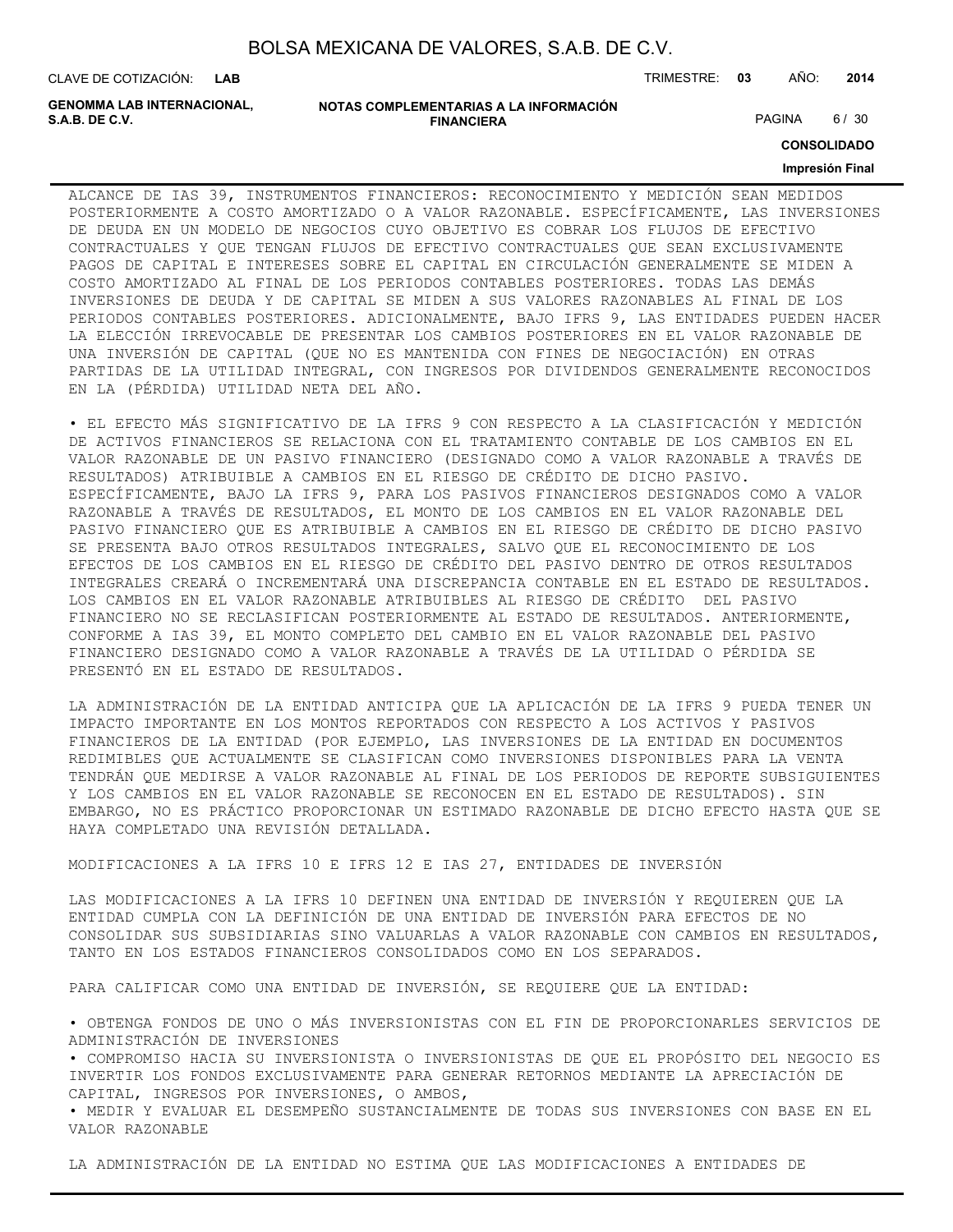ALCANCE DE IAS 39, INSTRUMENTOS FINANCIEROS: RECONOCIMIENTO Y MEDICIÓN SEAN MEDIDOS POSTERIORMENTE A COSTO AMORTIZADO O A VALOR RAZONABLE. ESPECÍFICAMENTE, LAS INVERSIONES DE DEUDA EN UN MODELO DE NEGOCIOS CUYO OBJETIVO ES COBRAR LOS FLUJOS DE EFECTIVO CONTRACTUALES Y QUE TENGAN FLUJOS DE EFECTIVO CONTRACTUALES QUE SEAN EXCLUSIVAMENTE PAGOS DE CAPITAL E INTERESES SOBRE EL CAPITAL EN CIRCULACIÓN GENERALMENTE SE MIDEN A COSTO AMORTIZADO AL FINAL DE LOS PERIODOS CONTABLES POSTERIORES. TODAS LAS DEMÁS INVERSIONES DE DEUDA Y DE CAPITAL SE MIDEN A SUS VALORES RAZONABLES AL FINAL DE LOS PERIODOS CONTABLES POSTERIORES. ADICIONALMENTE, BAJO IFRS 9, LAS ENTIDADES PUEDEN HACER LA ELECCIÓN IRREVOCABLE DE PRESENTAR LOS CAMBIOS POSTERIORES EN EL VALOR RAZONABLE DE UNA INVERSIÓN DE CAPITAL (QUE NO ES MANTENIDA CON FINES DE NEGOCIACIÓN) EN OTRAS PARTIDAS DE LA UTILIDAD INTEGRAL, CON INGRESOS POR DIVIDENDOS GENERALMENTE RECONOCIDOS EN LA (PÉRDIDA) UTILIDAD NETA DEL AÑO.

• EL EFECTO MÁS SIGNIFICATIVO DE LA IFRS 9 CON RESPECTO A LA CLASIFICACIÓN Y MEDICIÓN DE ACTIVOS FINANCIEROS SE RELACIONA CON EL TRATAMIENTO CONTABLE DE LOS CAMBIOS EN EL VALOR RAZONABLE DE UN PASIVO FINANCIERO (DESIGNADO COMO A VALOR RAZONABLE A TRAVÉS DE RESULTADOS) ATRIBUIBLE A CAMBIOS EN EL RIESGO DE CRÉDITO DE DICHO PASIVO. ESPECÍFICAMENTE, BAJO LA IFRS 9, PARA LOS PASIVOS FINANCIEROS DESIGNADOS COMO A VALOR RAZONABLE A TRAVÉS DE RESULTADOS, EL MONTO DE LOS CAMBIOS EN EL VALOR RAZONABLE DEL PASIVO FINANCIERO QUE ES ATRIBUIBLE A CAMBIOS EN EL RIESGO DE CRÉDITO DE DICHO PASIVO SE PRESENTA BAJO OTROS RESULTADOS INTEGRALES, SALVO QUE EL RECONOCIMIENTO DE LOS EFECTOS DE LOS CAMBIOS EN EL RIESGO DE CRÉDITO DEL PASIVO DENTRO DE OTROS RESULTADOS INTEGRALES CREARÁ O INCREMENTARÁ UNA DISCREPANCIA CONTABLE EN EL ESTADO DE RESULTADOS. LOS CAMBIOS EN EL VALOR RAZONABLE ATRIBUIBLES AL RIESGO DE CRÉDITO DEL PASIVO FINANCIERO NO SE RECLASIFICAN POSTERIORMENTE AL ESTADO DE RESULTADOS. ANTERIORMENTE, CONFORME A IAS 39, EL MONTO COMPLETO DEL CAMBIO EN EL VALOR RAZONABLE DEL PASIVO FINANCIERO DESIGNADO COMO A VALOR RAZONABLE A TRAVÉS DE LA UTILIDAD O PÉRDIDA SE PRESENTÓ EN EL ESTADO DE RESULTADOS.

LA ADMINISTRACIÓN DE LA ENTIDAD ANTICIPA QUE LA APLICACIÓN DE LA IFRS 9 PUEDA TENER UN IMPACTO IMPORTANTE EN LOS MONTOS REPORTADOS CON RESPECTO A LOS ACTIVOS Y PASIVOS FINANCIEROS DE LA ENTIDAD (POR EJEMPLO, LAS INVERSIONES DE LA ENTIDAD EN DOCUMENTOS REDIMIBLES QUE ACTUALMENTE SE CLASIFICAN COMO INVERSIONES DISPONIBLES PARA LA VENTA TENDRÁN QUE MEDIRSE A VALOR RAZONABLE AL FINAL DE LOS PERIODOS DE REPORTE SUBSIGUIENTES Y LOS CAMBIOS EN EL VALOR RAZONABLE SE RECONOCEN EN EL ESTADO DE RESULTADOS). SIN EMBARGO, NO ES PRÁCTICO PROPORCIONAR UN ESTIMADO RAZONABLE DE DICHO EFECTO HASTA QUE SE HAYA COMPLETADO UNA REVISIÓN DETALLADA.

MODIFICACIONES A LA IFRS 10 E IFRS 12 E IAS 27, ENTIDADES DE INVERSIÓN

LAS MODIFICACIONES A LA IFRS 10 DEFINEN UNA ENTIDAD DE INVERSIÓN Y REQUIEREN QUE LA ENTIDAD CUMPLA CON LA DEFINICIÓN DE UNA ENTIDAD DE INVERSIÓN PARA EFECTOS DE NO CONSOLIDAR SUS SUBSIDIARIAS SINO VALUARLAS A VALOR RAZONABLE CON CAMBIOS EN RESULTADOS, TANTO EN LOS ESTADOS FINANCIEROS CONSOLIDADOS COMO EN LOS SEPARADOS.

PARA CALIFICAR COMO UNA ENTIDAD DE INVERSIÓN, SE REQUIERE QUE LA ENTIDAD:

• OBTENGA FONDOS DE UNO O MÁS INVERSIONISTAS CON EL FIN DE PROPORCIONARLES SERVICIOS DE ADMINISTRACIÓN DE INVERSIONES
• COMPROMISO HACIA SU INVERSIONISTA O INVERSIONISTAS DE QUE EL PROPÓSITO DEL NEGOCIO ES INVERTIR LOS FONDOS EXCLUSIVAMENTE PARA GENERAR RETORNOS MEDIANTE LA APRECIACIÓN DE CAPITAL, INGRESOS POR INVERSIONES, O AMBOS,
• MEDIR Y EVALUAR EL DESEMPEÑO SUSTANCIALMENTE DE TODAS SUS INVERSIONES CON BASE EN EL VALOR RAZONABLE

LA ADMINISTRACIÓN DE LA ENTIDAD NO ESTIMA QUE LAS MODIFICACIONES A ENTIDADES DE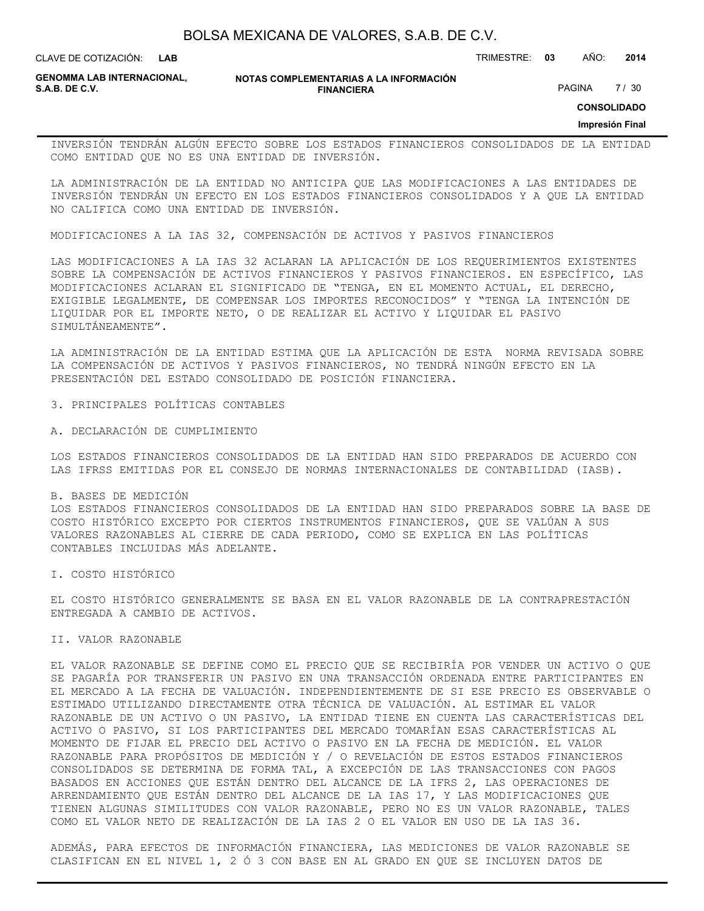INVERSIÓN TENDRÁN ALGÚN EFECTO SOBRE LOS ESTADOS FINANCIEROS CONSOLIDADOS DE LA ENTIDAD COMO ENTIDAD QUE NO ES UNA ENTIDAD DE INVERSIÓN.

LA ADMINISTRACIÓN DE LA ENTIDAD NO ANTICIPA QUE LAS MODIFICACIONES A LAS ENTIDADES DE INVERSIÓN TENDRÁN UN EFECTO EN LOS ESTADOS FINANCIEROS CONSOLIDADOS Y A QUE LA ENTIDAD NO CALIFICA COMO UNA ENTIDAD DE INVERSIÓN.

MODIFICACIONES A LA IAS 32, COMPENSACIÓN DE ACTIVOS Y PASIVOS FINANCIEROS

LAS MODIFICACIONES A LA IAS 32 ACLARAN LA APLICACIÓN DE LOS REQUERIMIENTOS EXISTENTES SOBRE LA COMPENSACIÓN DE ACTIVOS FINANCIEROS Y PASIVOS FINANCIEROS. EN ESPECÍFICO, LAS MODIFICACIONES ACLARAN EL SIGNIFICADO DE "TENGA, EN EL MOMENTO ACTUAL, EL DERECHO, EXIGIBLE LEGALMENTE, DE COMPENSAR LOS IMPORTES RECONOCIDOS" Y "TENGA LA INTENCIÓN DE LIQUIDAR POR EL IMPORTE NETO, O DE REALIZAR EL ACTIVO Y LIQUIDAR EL PASIVO SIMULTÁNEAMENTE".

LA ADMINISTRACIÓN DE LA ENTIDAD ESTIMA QUE LA APLICACIÓN DE ESTA NORMA REVISADA SOBRE LA COMPENSACIÓN DE ACTIVOS Y PASIVOS FINANCIEROS, NO TENDRÁ NINGÚN EFECTO EN LA PRESENTACIÓN DEL ESTADO CONSOLIDADO DE POSICIÓN FINANCIERA.

## 3. PRINCIPALES POLÍTICAS CONTABLES

### A. DECLARACIÓN DE CUMPLIMIENTO

LOS ESTADOS FINANCIEROS CONSOLIDADOS DE LA ENTIDAD HAN SIDO PREPARADOS DE ACUERDO CON LAS IFRSS EMITIDAS POR EL CONSEJO DE NORMAS INTERNACIONALES DE CONTABILIDAD (IASB).

### B. BASES DE MEDICIÓN

LOS ESTADOS FINANCIEROS CONSOLIDADOS DE LA ENTIDAD HAN SIDO PREPARADOS SOBRE LA BASE DE COSTO HISTÓRICO EXCEPTO POR CIERTOS INSTRUMENTOS FINANCIEROS, QUE SE VALÚAN A SUS VALORES RAZONABLES AL CIERRE DE CADA PERIODO, COMO SE EXPLICA EN LAS POLÍTICAS CONTABLES INCLUIDAS MÁS ADELANTE.

#### I. COSTO HISTÓRICO

EL COSTO HISTÓRICO GENERALMENTE SE BASA EN EL VALOR RAZONABLE DE LA CONTRAPRESTACIÓN ENTREGADA A CAMBIO DE ACTIVOS.

#### II. VALOR RAZONABLE

EL VALOR RAZONABLE SE DEFINE COMO EL PRECIO QUE SE RECIBIRÍA POR VENDER UN ACTIVO O QUE SE PAGARÍA POR TRANSFERIR UN PASIVO EN UNA TRANSACCIÓN ORDENADA ENTRE PARTICIPANTES EN EL MERCADO A LA FECHA DE VALUACIÓN. INDEPENDIENTEMENTE DE SI ESE PRECIO ES OBSERVABLE O ESTIMADO UTILIZANDO DIRECTAMENTE OTRA TÉCNICA DE VALUACIÓN. AL ESTIMAR EL VALOR RAZONABLE DE UN ACTIVO O UN PASIVO, LA ENTIDAD TIENE EN CUENTA LAS CARACTERÍSTICAS DEL ACTIVO O PASIVO, SI LOS PARTICIPANTES DEL MERCADO TOMARÍAN ESAS CARACTERÍSTICAS AL MOMENTO DE FIJAR EL PRECIO DEL ACTIVO O PASIVO EN LA FECHA DE MEDICIÓN. EL VALOR RAZONABLE PARA PROPÓSITOS DE MEDICIÓN Y / O REVELACIÓN DE ESTOS ESTADOS FINANCIEROS CONSOLIDADOS SE DETERMINA DE FORMA TAL, A EXCEPCIÓN DE LAS TRANSACCIONES CON PAGOS BASADOS EN ACCIONES QUE ESTÁN DENTRO DEL ALCANCE DE LA IFRS 2, LAS OPERACIONES DE ARRENDAMIENTO QUE ESTÁN DENTRO DEL ALCANCE DE LA IAS 17, Y LAS MODIFICACIONES QUE TIENEN ALGUNAS SIMILITUDES CON VALOR RAZONABLE, PERO NO ES UN VALOR RAZONABLE, TALES COMO EL VALOR NETO DE REALIZACIÓN DE LA IAS 2 O EL VALOR EN USO DE LA IAS 36.

ADEMÁS, PARA EFECTOS DE INFORMACIÓN FINANCIERA, LAS MEDICIONES DE VALOR RAZONABLE SE CLASIFICAN EN EL NIVEL 1, 2 Ó 3 CON BASE EN AL GRADO EN QUE SE INCLUYEN DATOS DE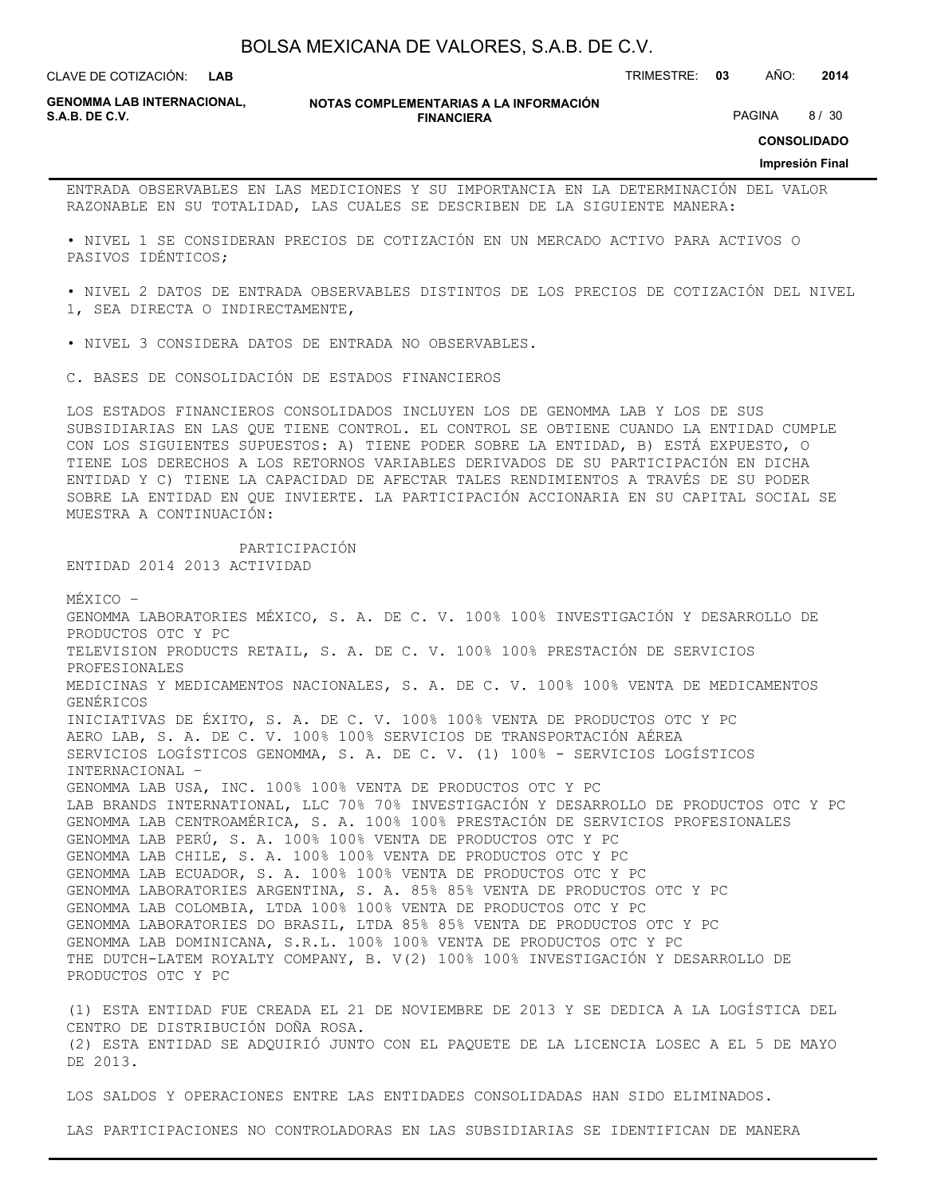ENTRADA OBSERVABLES EN LAS MEDICIONES Y SU IMPORTANCIA EN LA DETERMINACIÓN DEL VALOR RAZONABLE EN SU TOTALIDAD, LAS CUALES SE DESCRIBEN DE LA SIGUIENTE MANERA:

- NIVEL 1 SE CONSIDERAN PRECIOS DE COTIZACIÓN EN UN MERCADO ACTIVO PARA ACTIVOS O PASIVOS IDÉNTICOS;

- NIVEL 2 DATOS DE ENTRADA OBSERVABLES DISTINTOS DE LOS PRECIOS DE COTIZACIÓN DEL NIVEL 1, SEA DIRECTA O INDIRECTAMENTE,

- NIVEL 3 CONSIDERA DATOS DE ENTRADA NO OBSERVABLES.

C. BASES DE CONSOLIDACIÓN DE ESTADOS FINANCIEROS

LOS ESTADOS FINANCIEROS CONSOLIDADOS INCLUYEN LOS DE GENOMMA LAB Y LOS DE SUS SUBSIDIARIAS EN LAS QUE TIENE CONTROL. EL CONTROL SE OBTIENE CUANDO LA ENTIDAD CUMPLE CON LOS SIGUIENTES SUPUESTOS: A) TIENE PODER SOBRE LA ENTIDAD, B) ESTÁ EXPUESTO, O TIENE LOS DERECHOS A LOS RETORNOS VARIABLES DERIVADOS DE SU PARTICIPACIÓN EN DICHA ENTIDAD Y C) TIENE LA CAPACIDAD DE AFECTAR TALES RENDIMIENTOS A TRAVÉS DE SU PODER SOBRE LA ENTIDAD EN QUE INVIERTE. LA PARTICIPACIÓN ACCIONARIA EN SU CAPITAL SOCIAL SE MUESTRA A CONTINUACIÓN:

| ENTIDAD | PARTICIPACIÓN 2014 | PARTICIPACIÓN 2013 | ACTIVIDAD |
|---|---|---|---|
| MÉXICO – | | | |
| GENOMMA LABORATORIES MÉXICO, S. A. DE C. V. | 100% | 100% | INVESTIGACIÓN Y DESARROLLO DE PRODUCTOS OTC Y PC |
| TELEVISION PRODUCTS RETAIL, S. A. DE C. V. | 100% | 100% | PRESTACIÓN DE SERVICIOS PROFESIONALES |
| MEDICINAS Y MEDICAMENTOS NACIONALES, S. A. DE C. V. | 100% | 100% | VENTA DE MEDICAMENTOS GENÉRICOS |
| INICIATIVAS DE ÉXITO, S. A. DE C. V. | 100% | 100% | VENTA DE PRODUCTOS OTC Y PC |
| AERO LAB, S. A. DE C. V. | 100% | 100% | SERVICIOS DE TRANSPORTACIÓN AÉREA |
| SERVICIOS LOGÍSTICOS GENOMMA, S. A. DE C. V. (1) | 100% | - | SERVICIOS LOGÍSTICOS |
| INTERNACIONAL – | | | |
| GENOMMA LAB USA, INC. | 100% | 100% | VENTA DE PRODUCTOS OTC Y PC |
| LAB BRANDS INTERNATIONAL, LLC | 70% | 70% | INVESTIGACIÓN Y DESARROLLO DE PRODUCTOS OTC Y PC |
| GENOMMA LAB CENTROAMÉRICA, S. A. | 100% | 100% | PRESTACIÓN DE SERVICIOS PROFESIONALES |
| GENOMMA LAB PERÚ, S. A. | 100% | 100% | VENTA DE PRODUCTOS OTC Y PC |
| GENOMMA LAB CHILE, S. A. | 100% | 100% | VENTA DE PRODUCTOS OTC Y PC |
| GENOMMA LAB ECUADOR, S. A. | 100% | 100% | VENTA DE PRODUCTOS OTC Y PC |
| GENOMMA LABORATORIES ARGENTINA, S. A. | 85% | 85% | VENTA DE PRODUCTOS OTC Y PC |
| GENOMMA LAB COLOMBIA, LTDA | 100% | 100% | VENTA DE PRODUCTOS OTC Y PC |
| GENOMMA LABORATORIES DO BRASIL, LTDA | 85% | 85% | VENTA DE PRODUCTOS OTC Y PC |
| GENOMMA LAB DOMINICANA, S.R.L. | 100% | 100% | VENTA DE PRODUCTOS OTC Y PC |
| THE DUTCH-LATEM ROYALTY COMPANY, B. V(2) | 100% | 100% | INVESTIGACIÓN Y DESARROLLO DE PRODUCTOS OTC Y PC |

(1) ESTA ENTIDAD FUE CREADA EL 21 DE NOVIEMBRE DE 2013 Y SE DEDICA A LA LOGÍSTICA DEL CENTRO DE DISTRIBUCIÓN DOÑA ROSA.
(2) ESTA ENTIDAD SE ADQUIRIÓ JUNTO CON EL PAQUETE DE LA LICENCIA LOSEC A EL 5 DE MAYO DE 2013.

LOS SALDOS Y OPERACIONES ENTRE LAS ENTIDADES CONSOLIDADAS HAN SIDO ELIMINADOS.

LAS PARTICIPACIONES NO CONTROLADORAS EN LAS SUBSIDIARIAS SE IDENTIFICAN DE MANERA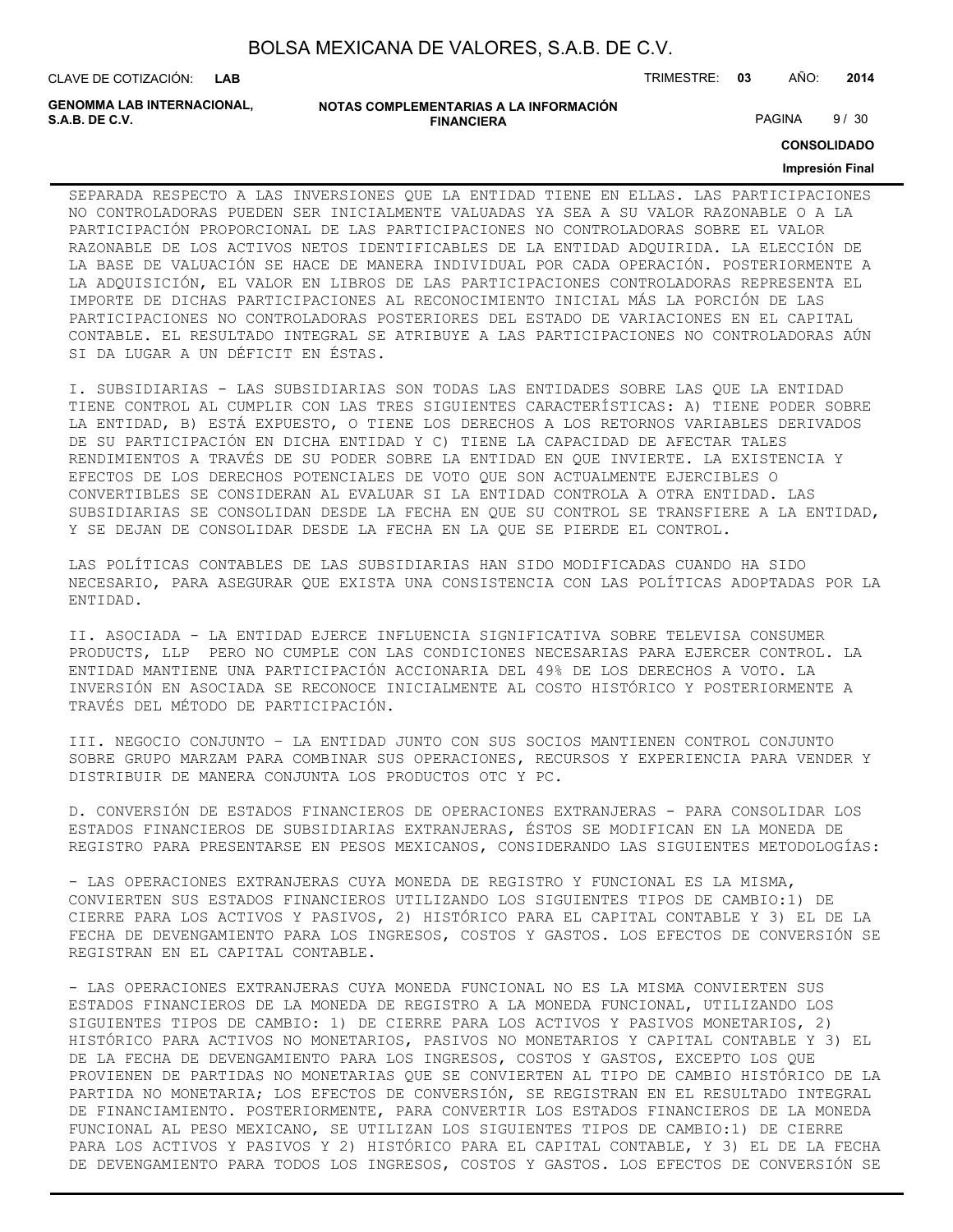SEPARADA RESPECTO A LAS INVERSIONES QUE LA ENTIDAD TIENE EN ELLAS. LAS PARTICIPACIONES NO CONTROLADORAS PUEDEN SER INICIALMENTE VALUADAS YA SEA A SU VALOR RAZONABLE O A LA PARTICIPACIÓN PROPORCIONAL DE LAS PARTICIPACIONES NO CONTROLADORAS SOBRE EL VALOR RAZONABLE DE LOS ACTIVOS NETOS IDENTIFICABLES DE LA ENTIDAD ADQUIRIDA. LA ELECCIÓN DE LA BASE DE VALUACIÓN SE HACE DE MANERA INDIVIDUAL POR CADA OPERACIÓN. POSTERIORMENTE A LA ADQUISICIÓN, EL VALOR EN LIBROS DE LAS PARTICIPACIONES CONTROLADORAS REPRESENTA EL IMPORTE DE DICHAS PARTICIPACIONES AL RECONOCIMIENTO INICIAL MÁS LA PORCIÓN DE LAS PARTICIPACIONES NO CONTROLADORAS POSTERIORES DEL ESTADO DE VARIACIONES EN EL CAPITAL CONTABLE. EL RESULTADO INTEGRAL SE ATRIBUYE A LAS PARTICIPACIONES NO CONTROLADORAS AÚN SI DA LUGAR A UN DÉFICIT EN ÉSTAS.

I. SUBSIDIARIAS - LAS SUBSIDIARIAS SON TODAS LAS ENTIDADES SOBRE LAS QUE LA ENTIDAD TIENE CONTROL AL CUMPLIR CON LAS TRES SIGUIENTES CARACTERÍSTICAS: A) TIENE PODER SOBRE LA ENTIDAD, B) ESTÁ EXPUESTO, O TIENE LOS DERECHOS A LOS RETORNOS VARIABLES DERIVADOS DE SU PARTICIPACIÓN EN DICHA ENTIDAD Y C) TIENE LA CAPACIDAD DE AFECTAR TALES RENDIMIENTOS A TRAVÉS DE SU PODER SOBRE LA ENTIDAD EN QUE INVIERTE. LA EXISTENCIA Y EFECTOS DE LOS DERECHOS POTENCIALES DE VOTO QUE SON ACTUALMENTE EJERCIBLES O CONVERTIBLES SE CONSIDERAN AL EVALUAR SI LA ENTIDAD CONTROLA A OTRA ENTIDAD. LAS SUBSIDIARIAS SE CONSOLIDAN DESDE LA FECHA EN QUE SU CONTROL SE TRANSFIERE A LA ENTIDAD, Y SE DEJAN DE CONSOLIDAR DESDE LA FECHA EN LA QUE SE PIERDE EL CONTROL.

LAS POLÍTICAS CONTABLES DE LAS SUBSIDIARIAS HAN SIDO MODIFICADAS CUANDO HA SIDO NECESARIO, PARA ASEGURAR QUE EXISTA UNA CONSISTENCIA CON LAS POLÍTICAS ADOPTADAS POR LA ENTIDAD.

II. ASOCIADA - LA ENTIDAD EJERCE INFLUENCIA SIGNIFICATIVA SOBRE TELEVISA CONSUMER PRODUCTS, LLP PERO NO CUMPLE CON LAS CONDICIONES NECESARIAS PARA EJERCER CONTROL. LA ENTIDAD MANTIENE UNA PARTICIPACIÓN ACCIONARIA DEL 49% DE LOS DERECHOS A VOTO. LA INVERSIÓN EN ASOCIADA SE RECONOCE INICIALMENTE AL COSTO HISTÓRICO Y POSTERIORMENTE A TRAVÉS DEL MÉTODO DE PARTICIPACIÓN.

III. NEGOCIO CONJUNTO – LA ENTIDAD JUNTO CON SUS SOCIOS MANTIENEN CONTROL CONJUNTO SOBRE GRUPO MARZAM PARA COMBINAR SUS OPERACIONES, RECURSOS Y EXPERIENCIA PARA VENDER Y DISTRIBUIR DE MANERA CONJUNTA LOS PRODUCTOS OTC Y PC.

D. CONVERSIÓN DE ESTADOS FINANCIEROS DE OPERACIONES EXTRANJERAS - PARA CONSOLIDAR LOS ESTADOS FINANCIEROS DE SUBSIDIARIAS EXTRANJERAS, ÉSTOS SE MODIFICAN EN LA MONEDA DE REGISTRO PARA PRESENTARSE EN PESOS MEXICANOS, CONSIDERANDO LAS SIGUIENTES METODOLOGÍAS:

- LAS OPERACIONES EXTRANJERAS CUYA MONEDA DE REGISTRO Y FUNCIONAL ES LA MISMA, CONVIERTEN SUS ESTADOS FINANCIEROS UTILIZANDO LOS SIGUIENTES TIPOS DE CAMBIO:1) DE CIERRE PARA LOS ACTIVOS Y PASIVOS, 2) HISTÓRICO PARA EL CAPITAL CONTABLE Y 3) EL DE LA FECHA DE DEVENGAMIENTO PARA LOS INGRESOS, COSTOS Y GASTOS. LOS EFECTOS DE CONVERSIÓN SE REGISTRAN EN EL CAPITAL CONTABLE.

- LAS OPERACIONES EXTRANJERAS CUYA MONEDA FUNCIONAL NO ES LA MISMA CONVIERTEN SUS ESTADOS FINANCIEROS DE LA MONEDA DE REGISTRO A LA MONEDA FUNCIONAL, UTILIZANDO LOS SIGUIENTES TIPOS DE CAMBIO: 1) DE CIERRE PARA LOS ACTIVOS Y PASIVOS MONETARIOS, 2) HISTÓRICO PARA ACTIVOS NO MONETARIOS, PASIVOS NO MONETARIOS Y CAPITAL CONTABLE Y 3) EL DE LA FECHA DE DEVENGAMIENTO PARA LOS INGRESOS, COSTOS Y GASTOS, EXCEPTO LOS QUE PROVIENEN DE PARTIDAS NO MONETARIAS QUE SE CONVIERTEN AL TIPO DE CAMBIO HISTÓRICO DE LA PARTIDA NO MONETARIA; LOS EFECTOS DE CONVERSIÓN, SE REGISTRAN EN EL RESULTADO INTEGRAL DE FINANCIAMIENTO. POSTERIORMENTE, PARA CONVERTIR LOS ESTADOS FINANCIEROS DE LA MONEDA FUNCIONAL AL PESO MEXICANO, SE UTILIZAN LOS SIGUIENTES TIPOS DE CAMBIO:1) DE CIERRE PARA LOS ACTIVOS Y PASIVOS Y 2) HISTÓRICO PARA EL CAPITAL CONTABLE, Y 3) EL DE LA FECHA DE DEVENGAMIENTO PARA TODOS LOS INGRESOS, COSTOS Y GASTOS. LOS EFECTOS DE CONVERSIÓN SE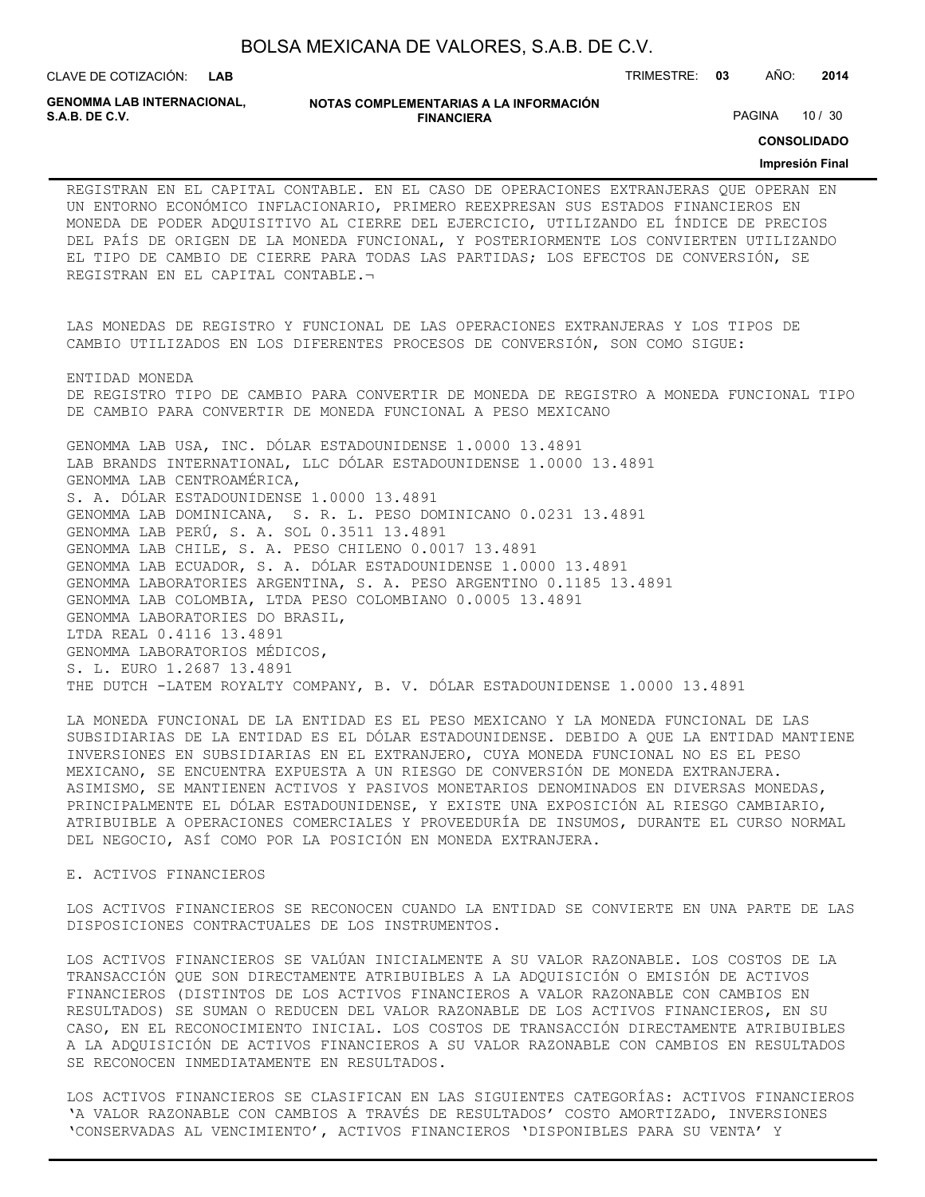REGISTRAN EN EL CAPITAL CONTABLE. EN EL CASO DE OPERACIONES EXTRANJERAS QUE OPERAN EN UN ENTORNO ECONÓMICO INFLACIONARIO, PRIMERO REEXPRESAN SUS ESTADOS FINANCIEROS EN MONEDA DE PODER ADQUISITIVO AL CIERRE DEL EJERCICIO, UTILIZANDO EL ÍNDICE DE PRECIOS DEL PAÍS DE ORIGEN DE LA MONEDA FUNCIONAL, Y POSTERIORMENTE LOS CONVIERTEN UTILIZANDO EL TIPO DE CAMBIO DE CIERRE PARA TODAS LAS PARTIDAS; LOS EFECTOS DE CONVERSIÓN, SE REGISTRAN EN EL CAPITAL CONTABLE.¬

LAS MONEDAS DE REGISTRO Y FUNCIONAL DE LAS OPERACIONES EXTRANJERAS Y LOS TIPOS DE CAMBIO UTILIZADOS EN LOS DIFERENTES PROCESOS DE CONVERSIÓN, SON COMO SIGUE:

| ENTIDAD | MONEDA DE REGISTRO | TIPO DE CAMBIO PARA CONVERTIR DE MONEDA DE REGISTRO A MONEDA FUNCIONAL | TIPO DE CAMBIO PARA CONVERTIR DE MONEDA FUNCIONAL A PESO MEXICANO |
|---|---|---|---|
| GENOMMA LAB USA, INC. | DÓLAR ESTADOUNIDENSE | 1.0000 | 13.4891 |
| LAB BRANDS INTERNATIONAL, LLC | DÓLAR ESTADOUNIDENSE | 1.0000 | 13.4891 |
| GENOMMA LAB CENTROAMÉRICA, S. A. | DÓLAR ESTADOUNIDENSE | 1.0000 | 13.4891 |
| GENOMMA LAB DOMINICANA, S. R. L. | PESO DOMINICANO | 0.0231 | 13.4891 |
| GENOMMA LAB PERÚ, S. A. | SOL | 0.3511 | 13.4891 |
| GENOMMA LAB CHILE, S. A. | PESO CHILENO | 0.0017 | 13.4891 |
| GENOMMA LAB ECUADOR, S. A. | DÓLAR ESTADOUNIDENSE | 1.0000 | 13.4891 |
| GENOMMA LABORATORIES ARGENTINA, S. A. | PESO ARGENTINO | 0.1185 | 13.4891 |
| GENOMMA LAB COLOMBIA, LTDA | PESO COLOMBIANO | 0.0005 | 13.4891 |
| GENOMMA LABORATORIES DO BRASIL, LTDA | REAL | 0.4116 | 13.4891 |
| GENOMMA LABORATORIOS MÉDICOS, S. L. | EURO | 1.2687 | 13.4891 |
| THE DUTCH -LATEM ROYALTY COMPANY, B. V. | DÓLAR ESTADOUNIDENSE | 1.0000 | 13.4891 |

LA MONEDA FUNCIONAL DE LA ENTIDAD ES EL PESO MEXICANO Y LA MONEDA FUNCIONAL DE LAS SUBSIDIARIAS DE LA ENTIDAD ES EL DÓLAR ESTADOUNIDENSE. DEBIDO A QUE LA ENTIDAD MANTIENE INVERSIONES EN SUBSIDIARIAS EN EL EXTRANJERO, CUYA MONEDA FUNCIONAL NO ES EL PESO MEXICANO, SE ENCUENTRA EXPUESTA A UN RIESGO DE CONVERSIÓN DE MONEDA EXTRANJERA. ASIMISMO, SE MANTIENEN ACTIVOS Y PASIVOS MONETARIOS DENOMINADOS EN DIVERSAS MONEDAS, PRINCIPALMENTE EL DÓLAR ESTADOUNIDENSE, Y EXISTE UNA EXPOSICIÓN AL RIESGO CAMBIARIO, ATRIBUIBLE A OPERACIONES COMERCIALES Y PROVEEDURÍA DE INSUMOS, DURANTE EL CURSO NORMAL DEL NEGOCIO, ASÍ COMO POR LA POSICIÓN EN MONEDA EXTRANJERA.

E. ACTIVOS FINANCIEROS

LOS ACTIVOS FINANCIEROS SE RECONOCEN CUANDO LA ENTIDAD SE CONVIERTE EN UNA PARTE DE LAS DISPOSICIONES CONTRACTUALES DE LOS INSTRUMENTOS.

LOS ACTIVOS FINANCIEROS SE VALÚAN INICIALMENTE A SU VALOR RAZONABLE. LOS COSTOS DE LA TRANSACCIÓN QUE SON DIRECTAMENTE ATRIBUIBLES A LA ADQUISICIÓN O EMISIÓN DE ACTIVOS FINANCIEROS (DISTINTOS DE LOS ACTIVOS FINANCIEROS A VALOR RAZONABLE CON CAMBIOS EN RESULTADOS) SE SUMAN O REDUCEN DEL VALOR RAZONABLE DE LOS ACTIVOS FINANCIEROS, EN SU CASO, EN EL RECONOCIMIENTO INICIAL. LOS COSTOS DE TRANSACCIÓN DIRECTAMENTE ATRIBUIBLES A LA ADQUISICIÓN DE ACTIVOS FINANCIEROS A SU VALOR RAZONABLE CON CAMBIOS EN RESULTADOS SE RECONOCEN INMEDIATAMENTE EN RESULTADOS.

LOS ACTIVOS FINANCIEROS SE CLASIFICAN EN LAS SIGUIENTES CATEGORÍAS: ACTIVOS FINANCIEROS 'A VALOR RAZONABLE CON CAMBIOS A TRAVÉS DE RESULTADOS' COSTO AMORTIZADO, INVERSIONES 'CONSERVADAS AL VENCIMIENTO', ACTIVOS FINANCIEROS 'DISPONIBLES PARA SU VENTA' Y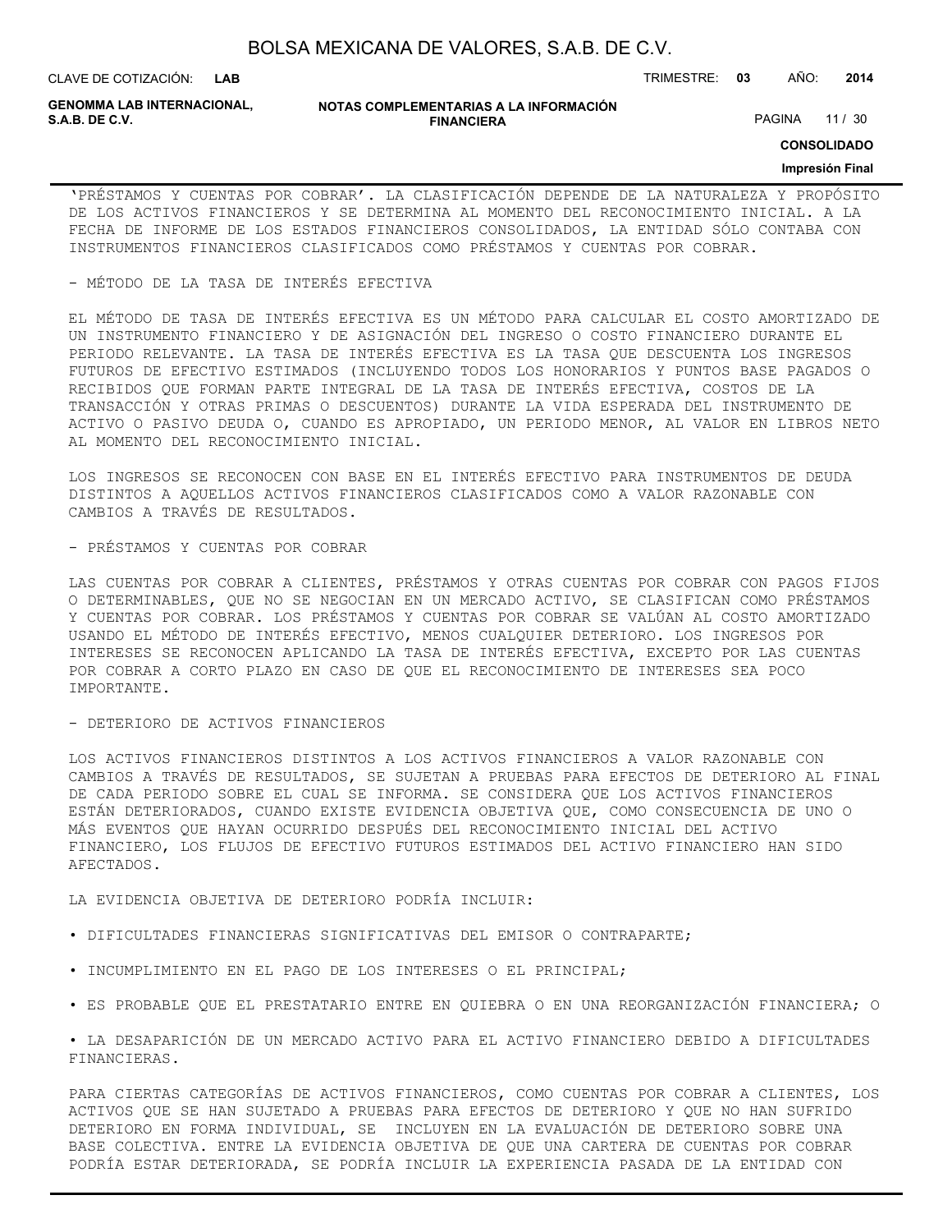‘PRÉSTAMOS Y CUENTAS POR COBRAR’. LA CLASIFICACIÓN DEPENDE DE LA NATURALEZA Y PROPÓSITO DE LOS ACTIVOS FINANCIEROS Y SE DETERMINA AL MOMENTO DEL RECONOCIMIENTO INICIAL. A LA FECHA DE INFORME DE LOS ESTADOS FINANCIEROS CONSOLIDADOS, LA ENTIDAD SÓLO CONTABA CON INSTRUMENTOS FINANCIEROS CLASIFICADOS COMO PRÉSTAMOS Y CUENTAS POR COBRAR.

- MÉTODO DE LA TASA DE INTERÉS EFECTIVA

EL MÉTODO DE TASA DE INTERÉS EFECTIVA ES UN MÉTODO PARA CALCULAR EL COSTO AMORTIZADO DE UN INSTRUMENTO FINANCIERO Y DE ASIGNACIÓN DEL INGRESO O COSTO FINANCIERO DURANTE EL PERIODO RELEVANTE. LA TASA DE INTERÉS EFECTIVA ES LA TASA QUE DESCUENTA LOS INGRESOS FUTUROS DE EFECTIVO ESTIMADOS (INCLUYENDO TODOS LOS HONORARIOS Y PUNTOS BASE PAGADOS O RECIBIDOS QUE FORMAN PARTE INTEGRAL DE LA TASA DE INTERÉS EFECTIVA, COSTOS DE LA TRANSACCIÓN Y OTRAS PRIMAS O DESCUENTOS) DURANTE LA VIDA ESPERADA DEL INSTRUMENTO DE ACTIVO O PASIVO DEUDA O, CUANDO ES APROPIADO, UN PERIODO MENOR, AL VALOR EN LIBROS NETO AL MOMENTO DEL RECONOCIMIENTO INICIAL.

LOS INGRESOS SE RECONOCEN CON BASE EN EL INTERÉS EFECTIVO PARA INSTRUMENTOS DE DEUDA DISTINTOS A AQUELLOS ACTIVOS FINANCIEROS CLASIFICADOS COMO A VALOR RAZONABLE CON CAMBIOS A TRAVÉS DE RESULTADOS.

- PRÉSTAMOS Y CUENTAS POR COBRAR

LAS CUENTAS POR COBRAR A CLIENTES, PRÉSTAMOS Y OTRAS CUENTAS POR COBRAR CON PAGOS FIJOS O DETERMINABLES, QUE NO SE NEGOCIAN EN UN MERCADO ACTIVO, SE CLASIFICAN COMO PRÉSTAMOS Y CUENTAS POR COBRAR. LOS PRÉSTAMOS Y CUENTAS POR COBRAR SE VALÚAN AL COSTO AMORTIZADO USANDO EL MÉTODO DE INTERÉS EFECTIVO, MENOS CUALQUIER DETERIORO. LOS INGRESOS POR INTERESES SE RECONOCEN APLICANDO LA TASA DE INTERÉS EFECTIVA, EXCEPTO POR LAS CUENTAS POR COBRAR A CORTO PLAZO EN CASO DE QUE EL RECONOCIMIENTO DE INTERESES SEA POCO IMPORTANTE.

- DETERIORO DE ACTIVOS FINANCIEROS

LOS ACTIVOS FINANCIEROS DISTINTOS A LOS ACTIVOS FINANCIEROS A VALOR RAZONABLE CON CAMBIOS A TRAVÉS DE RESULTADOS, SE SUJETAN A PRUEBAS PARA EFECTOS DE DETERIORO AL FINAL DE CADA PERIODO SOBRE EL CUAL SE INFORMA. SE CONSIDERA QUE LOS ACTIVOS FINANCIEROS ESTÁN DETERIORADOS, CUANDO EXISTE EVIDENCIA OBJETIVA QUE, COMO CONSECUENCIA DE UNO O MÁS EVENTOS QUE HAYAN OCURRIDO DESPUÉS DEL RECONOCIMIENTO INICIAL DEL ACTIVO FINANCIERO, LOS FLUJOS DE EFECTIVO FUTUROS ESTIMADOS DEL ACTIVO FINANCIERO HAN SIDO AFECTADOS.

LA EVIDENCIA OBJETIVA DE DETERIORO PODRÍA INCLUIR:

• DIFICULTADES FINANCIERAS SIGNIFICATIVAS DEL EMISOR O CONTRAPARTE;

• INCUMPLIMIENTO EN EL PAGO DE LOS INTERESES O EL PRINCIPAL;

• ES PROBABLE QUE EL PRESTATARIO ENTRE EN QUIEBRA O EN UNA REORGANIZACIÓN FINANCIERA; O

• LA DESAPARICIÓN DE UN MERCADO ACTIVO PARA EL ACTIVO FINANCIERO DEBIDO A DIFICULTADES FINANCIERAS.

PARA CIERTAS CATEGORÍAS DE ACTIVOS FINANCIEROS, COMO CUENTAS POR COBRAR A CLIENTES, LOS ACTIVOS QUE SE HAN SUJETADO A PRUEBAS PARA EFECTOS DE DETERIORO Y QUE NO HAN SUFRIDO DETERIORO EN FORMA INDIVIDUAL, SE INCLUYEN EN LA EVALUACIÓN DE DETERIORO SOBRE UNA BASE COLECTIVA. ENTRE LA EVIDENCIA OBJETIVA DE QUE UNA CARTERA DE CUENTAS POR COBRAR PODRÍA ESTAR DETERIORADA, SE PODRÍA INCLUIR LA EXPERIENCIA PASADA DE LA ENTIDAD CON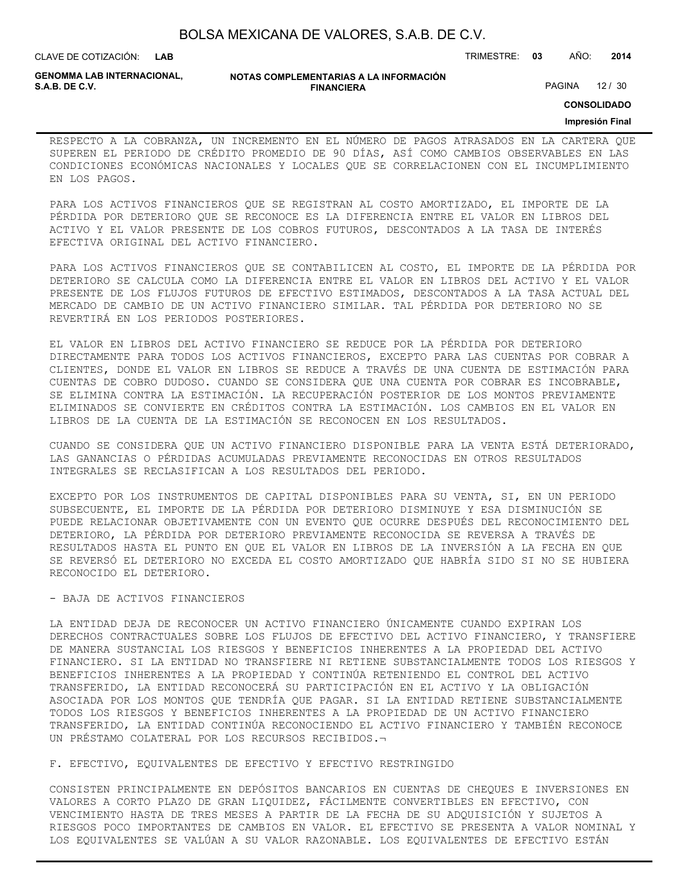RESPECTO A LA COBRANZA, UN INCREMENTO EN EL NÚMERO DE PAGOS ATRASADOS EN LA CARTERA QUE SUPEREN EL PERIODO DE CRÉDITO PROMEDIO DE 90 DÍAS, ASÍ COMO CAMBIOS OBSERVABLES EN LAS CONDICIONES ECONÓMICAS NACIONALES Y LOCALES QUE SE CORRELACIONEN CON EL INCUMPLIMIENTO EN LOS PAGOS.

PARA LOS ACTIVOS FINANCIEROS QUE SE REGISTRAN AL COSTO AMORTIZADO, EL IMPORTE DE LA PÉRDIDA POR DETERIORO QUE SE RECONOCE ES LA DIFERENCIA ENTRE EL VALOR EN LIBROS DEL ACTIVO Y EL VALOR PRESENTE DE LOS COBROS FUTUROS, DESCONTADOS A LA TASA DE INTERÉS EFECTIVA ORIGINAL DEL ACTIVO FINANCIERO.

PARA LOS ACTIVOS FINANCIEROS QUE SE CONTABILICEN AL COSTO, EL IMPORTE DE LA PÉRDIDA POR DETERIORO SE CALCULA COMO LA DIFERENCIA ENTRE EL VALOR EN LIBROS DEL ACTIVO Y EL VALOR PRESENTE DE LOS FLUJOS FUTUROS DE EFECTIVO ESTIMADOS, DESCONTADOS A LA TASA ACTUAL DEL MERCADO DE CAMBIO DE UN ACTIVO FINANCIERO SIMILAR. TAL PÉRDIDA POR DETERIORO NO SE REVERTIRÁ EN LOS PERIODOS POSTERIORES.

EL VALOR EN LIBROS DEL ACTIVO FINANCIERO SE REDUCE POR LA PÉRDIDA POR DETERIORO DIRECTAMENTE PARA TODOS LOS ACTIVOS FINANCIEROS, EXCEPTO PARA LAS CUENTAS POR COBRAR A CLIENTES, DONDE EL VALOR EN LIBROS SE REDUCE A TRAVÉS DE UNA CUENTA DE ESTIMACIÓN PARA CUENTAS DE COBRO DUDOSO. CUANDO SE CONSIDERA QUE UNA CUENTA POR COBRAR ES INCOBRABLE, SE ELIMINA CONTRA LA ESTIMACIÓN. LA RECUPERACIÓN POSTERIOR DE LOS MONTOS PREVIAMENTE ELIMINADOS SE CONVIERTE EN CRÉDITOS CONTRA LA ESTIMACIÓN. LOS CAMBIOS EN EL VALOR EN LIBROS DE LA CUENTA DE LA ESTIMACIÓN SE RECONOCEN EN LOS RESULTADOS.

CUANDO SE CONSIDERA QUE UN ACTIVO FINANCIERO DISPONIBLE PARA LA VENTA ESTÁ DETERIORADO, LAS GANANCIAS O PÉRDIDAS ACUMULADAS PREVIAMENTE RECONOCIDAS EN OTROS RESULTADOS INTEGRALES SE RECLASIFICAN A LOS RESULTADOS DEL PERIODO.

EXCEPTO POR LOS INSTRUMENTOS DE CAPITAL DISPONIBLES PARA SU VENTA, SI, EN UN PERIODO SUBSECUENTE, EL IMPORTE DE LA PÉRDIDA POR DETERIORO DISMINUYE Y ESA DISMINUCIÓN SE PUEDE RELACIONAR OBJETIVAMENTE CON UN EVENTO QUE OCURRE DESPUÉS DEL RECONOCIMIENTO DEL DETERIORO, LA PÉRDIDA POR DETERIORO PREVIAMENTE RECONOCIDA SE REVERSA A TRAVÉS DE RESULTADOS HASTA EL PUNTO EN QUE EL VALOR EN LIBROS DE LA INVERSIÓN A LA FECHA EN QUE SE REVERSÓ EL DETERIORO NO EXCEDA EL COSTO AMORTIZADO QUE HABRÍA SIDO SI NO SE HUBIERA RECONOCIDO EL DETERIORO.

- BAJA DE ACTIVOS FINANCIEROS

LA ENTIDAD DEJA DE RECONOCER UN ACTIVO FINANCIERO ÚNICAMENTE CUANDO EXPIRAN LOS DERECHOS CONTRACTUALES SOBRE LOS FLUJOS DE EFECTIVO DEL ACTIVO FINANCIERO, Y TRANSFIERE DE MANERA SUSTANCIAL LOS RIESGOS Y BENEFICIOS INHERENTES A LA PROPIEDAD DEL ACTIVO FINANCIERO. SI LA ENTIDAD NO TRANSFIERE NI RETIENE SUBSTANCIALMENTE TODOS LOS RIESGOS Y BENEFICIOS INHERENTES A LA PROPIEDAD Y CONTINÚA RETENIENDO EL CONTROL DEL ACTIVO TRANSFERIDO, LA ENTIDAD RECONOCERÁ SU PARTICIPACIÓN EN EL ACTIVO Y LA OBLIGACIÓN ASOCIADA POR LOS MONTOS QUE TENDRÍA QUE PAGAR. SI LA ENTIDAD RETIENE SUBSTANCIALMENTE TODOS LOS RIESGOS Y BENEFICIOS INHERENTES A LA PROPIEDAD DE UN ACTIVO FINANCIERO TRANSFERIDO, LA ENTIDAD CONTINÚA RECONOCIENDO EL ACTIVO FINANCIERO Y TAMBIÉN RECONOCE UN PRÉSTAMO COLATERAL POR LOS RECURSOS RECIBIDOS.¬

F. EFECTIVO, EQUIVALENTES DE EFECTIVO Y EFECTIVO RESTRINGIDO

CONSISTEN PRINCIPALMENTE EN DEPÓSITOS BANCARIOS EN CUENTAS DE CHEQUES E INVERSIONES EN VALORES A CORTO PLAZO DE GRAN LIQUIDEZ, FÁCILMENTE CONVERTIBLES EN EFECTIVO, CON VENCIMIENTO HASTA DE TRES MESES A PARTIR DE LA FECHA DE SU ADQUISICIÓN Y SUJETOS A RIESGOS POCO IMPORTANTES DE CAMBIOS EN VALOR. EL EFECTIVO SE PRESENTA A VALOR NOMINAL Y LOS EQUIVALENTES SE VALÚAN A SU VALOR RAZONABLE. LOS EQUIVALENTES DE EFECTIVO ESTÁN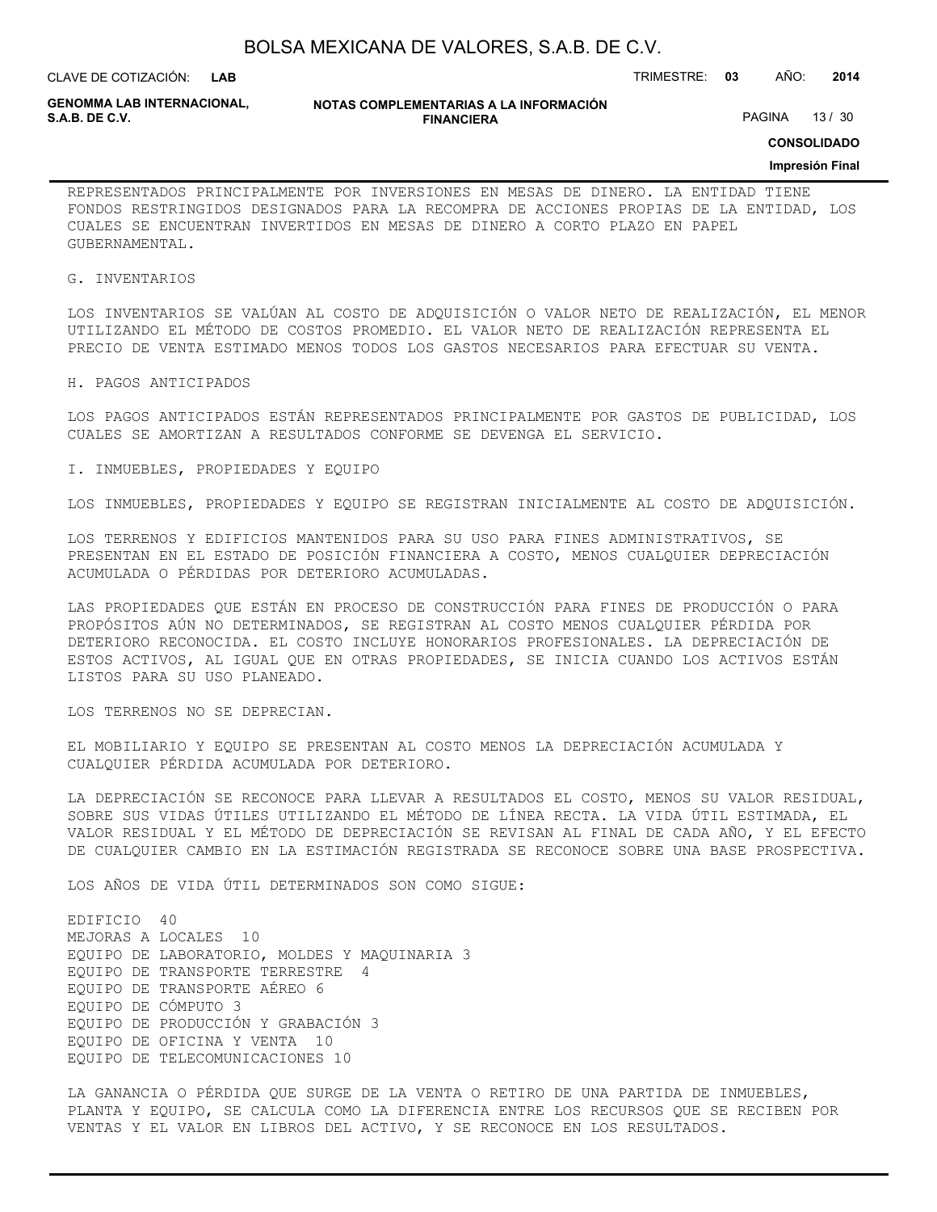REPRESENTADOS PRINCIPALMENTE POR INVERSIONES EN MESAS DE DINERO. LA ENTIDAD TIENE FONDOS RESTRINGIDOS DESIGNADOS PARA LA RECOMPRA DE ACCIONES PROPIAS DE LA ENTIDAD, LOS CUALES SE ENCUENTRAN INVERTIDOS EN MESAS DE DINERO A CORTO PLAZO EN PAPEL GUBERNAMENTAL.

G. INVENTARIOS

LOS INVENTARIOS SE VALÚAN AL COSTO DE ADQUISICIÓN O VALOR NETO DE REALIZACIÓN, EL MENOR UTILIZANDO EL MÉTODO DE COSTOS PROMEDIO. EL VALOR NETO DE REALIZACIÓN REPRESENTA EL PRECIO DE VENTA ESTIMADO MENOS TODOS LOS GASTOS NECESARIOS PARA EFECTUAR SU VENTA.

H. PAGOS ANTICIPADOS

LOS PAGOS ANTICIPADOS ESTÁN REPRESENTADOS PRINCIPALMENTE POR GASTOS DE PUBLICIDAD, LOS CUALES SE AMORTIZAN A RESULTADOS CONFORME SE DEVENGA EL SERVICIO.

I. INMUEBLES, PROPIEDADES Y EQUIPO

LOS INMUEBLES, PROPIEDADES Y EQUIPO SE REGISTRAN INICIALMENTE AL COSTO DE ADQUISICIÓN.

LOS TERRENOS Y EDIFICIOS MANTENIDOS PARA SU USO PARA FINES ADMINISTRATIVOS, SE PRESENTAN EN EL ESTADO DE POSICIÓN FINANCIERA A COSTO, MENOS CUALQUIER DEPRECIACIÓN ACUMULADA O PÉRDIDAS POR DETERIORO ACUMULADAS.

LAS PROPIEDADES QUE ESTÁN EN PROCESO DE CONSTRUCCIÓN PARA FINES DE PRODUCCIÓN O PARA PROPÓSITOS AÚN NO DETERMINADOS, SE REGISTRAN AL COSTO MENOS CUALQUIER PÉRDIDA POR DETERIORO RECONOCIDA. EL COSTO INCLUYE HONORARIOS PROFESIONALES. LA DEPRECIACIÓN DE ESTOS ACTIVOS, AL IGUAL QUE EN OTRAS PROPIEDADES, SE INICIA CUANDO LOS ACTIVOS ESTÁN LISTOS PARA SU USO PLANEADO.

LOS TERRENOS NO SE DEPRECIAN.

EL MOBILIARIO Y EQUIPO SE PRESENTAN AL COSTO MENOS LA DEPRECIACIÓN ACUMULADA Y CUALQUIER PÉRDIDA ACUMULADA POR DETERIORO.

LA DEPRECIACIÓN SE RECONOCE PARA LLEVAR A RESULTADOS EL COSTO, MENOS SU VALOR RESIDUAL, SOBRE SUS VIDAS ÚTILES UTILIZANDO EL MÉTODO DE LÍNEA RECTA. LA VIDA ÚTIL ESTIMADA, EL VALOR RESIDUAL Y EL MÉTODO DE DEPRECIACIÓN SE REVISAN AL FINAL DE CADA AÑO, Y EL EFECTO DE CUALQUIER CAMBIO EN LA ESTIMACIÓN REGISTRADA SE RECONOCE SOBRE UNA BASE PROSPECTIVA.

LOS AÑOS DE VIDA ÚTIL DETERMINADOS SON COMO SIGUE:

EDIFICIO 40
MEJORAS A LOCALES 10
EQUIPO DE LABORATORIO, MOLDES Y MAQUINARIA 3
EQUIPO DE TRANSPORTE TERRESTRE 4
EQUIPO DE TRANSPORTE AÉREO 6
EQUIPO DE CÓMPUTO 3
EQUIPO DE PRODUCCIÓN Y GRABACIÓN 3
EQUIPO DE OFICINA Y VENTA 10
EQUIPO DE TELECOMUNICACIONES 10

LA GANANCIA O PÉRDIDA QUE SURGE DE LA VENTA O RETIRO DE UNA PARTIDA DE INMUEBLES, PLANTA Y EQUIPO, SE CALCULA COMO LA DIFERENCIA ENTRE LOS RECURSOS QUE SE RECIBEN POR VENTAS Y EL VALOR EN LIBROS DEL ACTIVO, Y SE RECONOCE EN LOS RESULTADOS.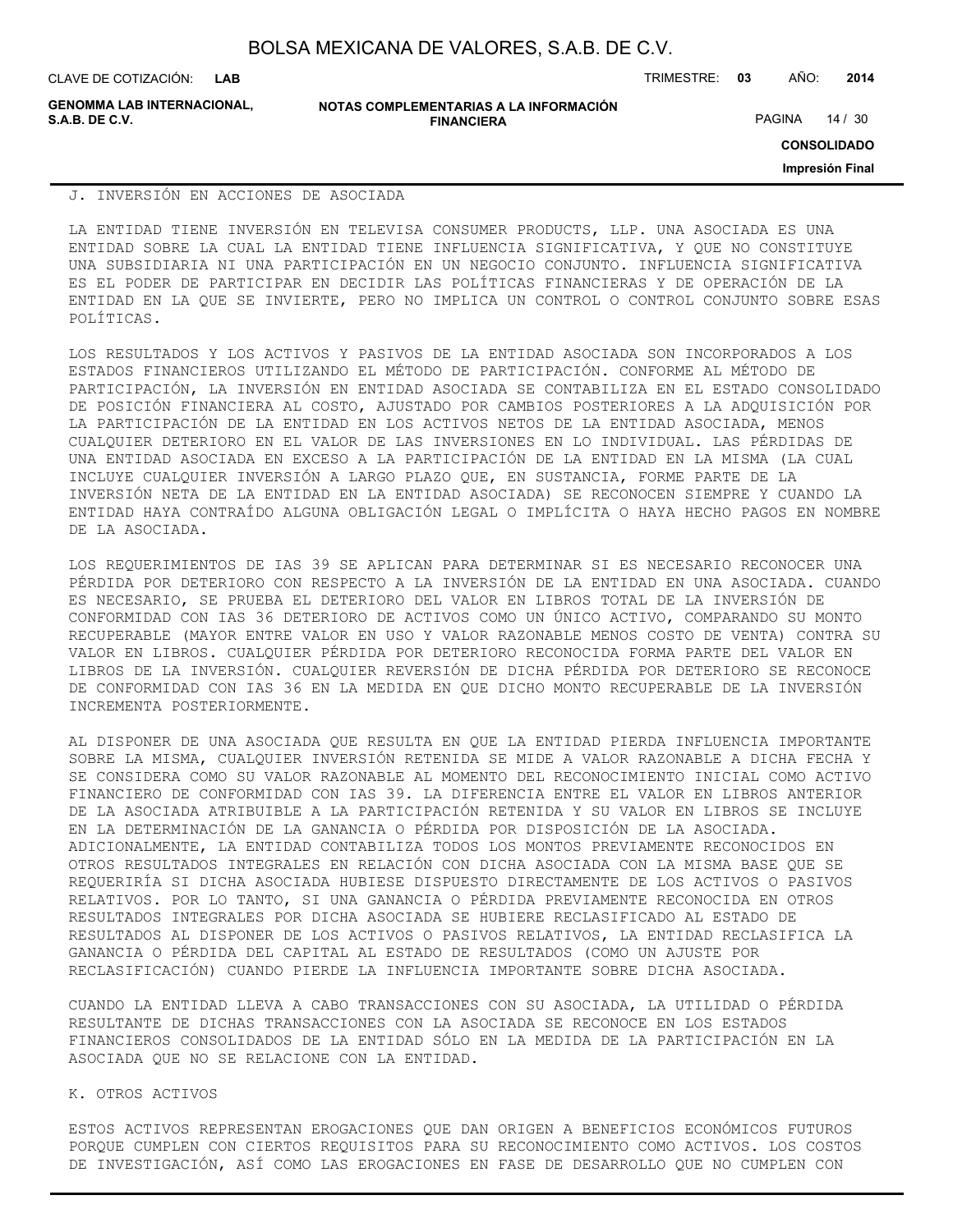### J. INVERSIÓN EN ACCIONES DE ASOCIADA

LA ENTIDAD TIENE INVERSIÓN EN TELEVISA CONSUMER PRODUCTS, LLP. UNA ASOCIADA ES UNA ENTIDAD SOBRE LA CUAL LA ENTIDAD TIENE INFLUENCIA SIGNIFICATIVA, Y QUE NO CONSTITUYE UNA SUBSIDIARIA NI UNA PARTICIPACIÓN EN UN NEGOCIO CONJUNTO. INFLUENCIA SIGNIFICATIVA ES EL PODER DE PARTICIPAR EN DECIDIR LAS POLÍTICAS FINANCIERAS Y DE OPERACIÓN DE LA ENTIDAD EN LA QUE SE INVIERTE, PERO NO IMPLICA UN CONTROL O CONTROL CONJUNTO SOBRE ESAS POLÍTICAS.

LOS RESULTADOS Y LOS ACTIVOS Y PASIVOS DE LA ENTIDAD ASOCIADA SON INCORPORADOS A LOS ESTADOS FINANCIEROS UTILIZANDO EL MÉTODO DE PARTICIPACIÓN. CONFORME AL MÉTODO DE PARTICIPACIÓN, LA INVERSIÓN EN ENTIDAD ASOCIADA SE CONTABILIZA EN EL ESTADO CONSOLIDADO DE POSICIÓN FINANCIERA AL COSTO, AJUSTADO POR CAMBIOS POSTERIORES A LA ADQUISICIÓN POR LA PARTICIPACIÓN DE LA ENTIDAD EN LOS ACTIVOS NETOS DE LA ENTIDAD ASOCIADA, MENOS CUALQUIER DETERIORO EN EL VALOR DE LAS INVERSIONES EN LO INDIVIDUAL. LAS PÉRDIDAS DE UNA ENTIDAD ASOCIADA EN EXCESO A LA PARTICIPACIÓN DE LA ENTIDAD EN LA MISMA (LA CUAL INCLUYE CUALQUIER INVERSIÓN A LARGO PLAZO QUE, EN SUSTANCIA, FORME PARTE DE LA INVERSIÓN NETA DE LA ENTIDAD EN LA ENTIDAD ASOCIADA) SE RECONOCEN SIEMPRE Y CUANDO LA ENTIDAD HAYA CONTRAÍDO ALGUNA OBLIGACIÓN LEGAL O IMPLÍCITA O HAYA HECHO PAGOS EN NOMBRE DE LA ASOCIADA.

LOS REQUERIMIENTOS DE IAS 39 SE APLICAN PARA DETERMINAR SI ES NECESARIO RECONOCER UNA PÉRDIDA POR DETERIORO CON RESPECTO A LA INVERSIÓN DE LA ENTIDAD EN UNA ASOCIADA. CUANDO ES NECESARIO, SE PRUEBA EL DETERIORO DEL VALOR EN LIBROS TOTAL DE LA INVERSIÓN DE CONFORMIDAD CON IAS 36 DETERIORO DE ACTIVOS COMO UN ÚNICO ACTIVO, COMPARANDO SU MONTO RECUPERABLE (MAYOR ENTRE VALOR EN USO Y VALOR RAZONABLE MENOS COSTO DE VENTA) CONTRA SU VALOR EN LIBROS. CUALQUIER PÉRDIDA POR DETERIORO RECONOCIDA FORMA PARTE DEL VALOR EN LIBROS DE LA INVERSIÓN. CUALQUIER REVERSIÓN DE DICHA PÉRDIDA POR DETERIORO SE RECONOCE DE CONFORMIDAD CON IAS 36 EN LA MEDIDA EN QUE DICHO MONTO RECUPERABLE DE LA INVERSIÓN INCREMENTA POSTERIORMENTE.

AL DISPONER DE UNA ASOCIADA QUE RESULTA EN QUE LA ENTIDAD PIERDA INFLUENCIA IMPORTANTE SOBRE LA MISMA, CUALQUIER INVERSIÓN RETENIDA SE MIDE A VALOR RAZONABLE A DICHA FECHA Y SE CONSIDERA COMO SU VALOR RAZONABLE AL MOMENTO DEL RECONOCIMIENTO INICIAL COMO ACTIVO FINANCIERO DE CONFORMIDAD CON IAS 39. LA DIFERENCIA ENTRE EL VALOR EN LIBROS ANTERIOR DE LA ASOCIADA ATRIBUIBLE A LA PARTICIPACIÓN RETENIDA Y SU VALOR EN LIBROS SE INCLUYE EN LA DETERMINACIÓN DE LA GANANCIA O PÉRDIDA POR DISPOSICIÓN DE LA ASOCIADA. ADICIONALMENTE, LA ENTIDAD CONTABILIZA TODOS LOS MONTOS PREVIAMENTE RECONOCIDOS EN OTROS RESULTADOS INTEGRALES EN RELACIÓN CON DICHA ASOCIADA CON LA MISMA BASE QUE SE REQUERIRÍA SI DICHA ASOCIADA HUBIESE DISPUESTO DIRECTAMENTE DE LOS ACTIVOS O PASIVOS RELATIVOS. POR LO TANTO, SI UNA GANANCIA O PÉRDIDA PREVIAMENTE RECONOCIDA EN OTROS RESULTADOS INTEGRALES POR DICHA ASOCIADA SE HUBIERE RECLASIFICADO AL ESTADO DE RESULTADOS AL DISPONER DE LOS ACTIVOS O PASIVOS RELATIVOS, LA ENTIDAD RECLASIFICA LA GANANCIA O PÉRDIDA DEL CAPITAL AL ESTADO DE RESULTADOS (COMO UN AJUSTE POR RECLASIFICACIÓN) CUANDO PIERDE LA INFLUENCIA IMPORTANTE SOBRE DICHA ASOCIADA.

CUANDO LA ENTIDAD LLEVA A CABO TRANSACCIONES CON SU ASOCIADA, LA UTILIDAD O PÉRDIDA RESULTANTE DE DICHAS TRANSACCIONES CON LA ASOCIADA SE RECONOCE EN LOS ESTADOS FINANCIEROS CONSOLIDADOS DE LA ENTIDAD SÓLO EN LA MEDIDA DE LA PARTICIPACIÓN EN LA ASOCIADA QUE NO SE RELACIONE CON LA ENTIDAD.

### K. OTROS ACTIVOS

ESTOS ACTIVOS REPRESENTAN EROGACIONES QUE DAN ORIGEN A BENEFICIOS ECONÓMICOS FUTUROS PORQUE CUMPLEN CON CIERTOS REQUISITOS PARA SU RECONOCIMIENTO COMO ACTIVOS. LOS COSTOS DE INVESTIGACIÓN, ASÍ COMO LAS EROGACIONES EN FASE DE DESARROLLO QUE NO CUMPLEN CON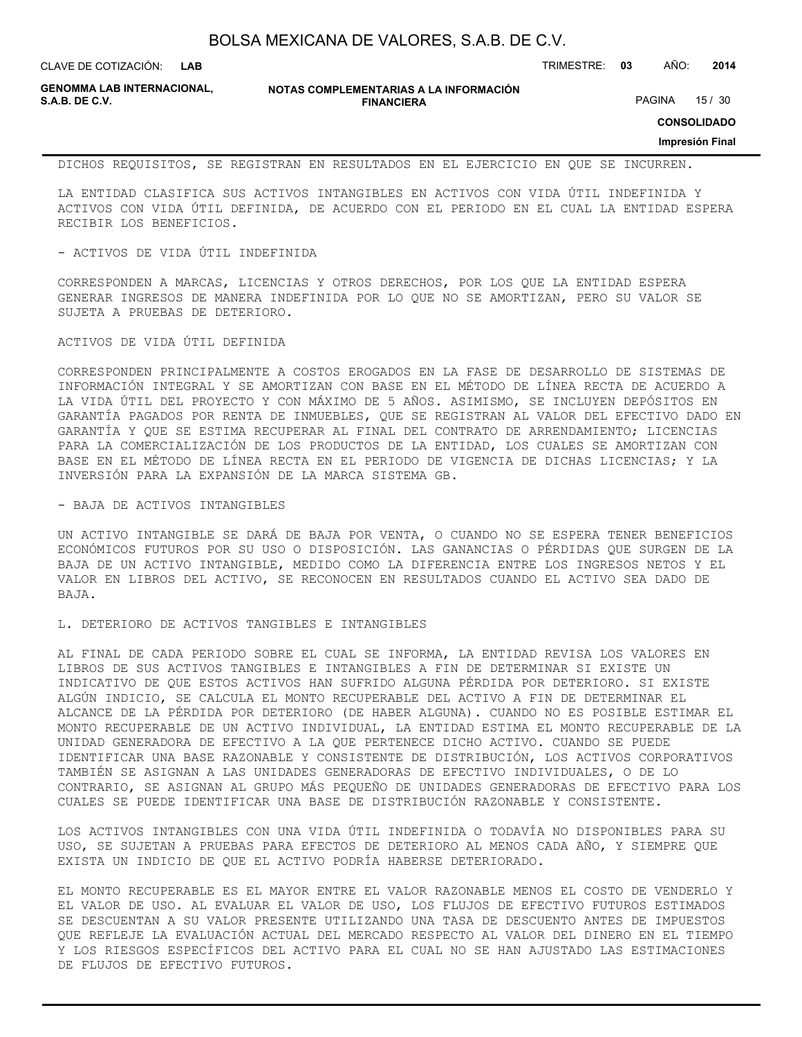DICHOS REQUISITOS, SE REGISTRAN EN RESULTADOS EN EL EJERCICIO EN QUE SE INCURREN.

LA ENTIDAD CLASIFICA SUS ACTIVOS INTANGIBLES EN ACTIVOS CON VIDA ÚTIL INDEFINIDA Y ACTIVOS CON VIDA ÚTIL DEFINIDA, DE ACUERDO CON EL PERIODO EN EL CUAL LA ENTIDAD ESPERA RECIBIR LOS BENEFICIOS.

- ACTIVOS DE VIDA ÚTIL INDEFINIDA

CORRESPONDEN A MARCAS, LICENCIAS Y OTROS DERECHOS, POR LOS QUE LA ENTIDAD ESPERA GENERAR INGRESOS DE MANERA INDEFINIDA POR LO QUE NO SE AMORTIZAN, PERO SU VALOR SE SUJETA A PRUEBAS DE DETERIORO.

ACTIVOS DE VIDA ÚTIL DEFINIDA

CORRESPONDEN PRINCIPALMENTE A COSTOS EROGADOS EN LA FASE DE DESARROLLO DE SISTEMAS DE INFORMACIÓN INTEGRAL Y SE AMORTIZAN CON BASE EN EL MÉTODO DE LÍNEA RECTA DE ACUERDO A LA VIDA ÚTIL DEL PROYECTO Y CON MÁXIMO DE 5 AÑOS. ASIMISMO, SE INCLUYEN DEPÓSITOS EN GARANTÍA PAGADOS POR RENTA DE INMUEBLES, QUE SE REGISTRAN AL VALOR DEL EFECTIVO DADO EN GARANTÍA Y QUE SE ESTIMA RECUPERAR AL FINAL DEL CONTRATO DE ARRENDAMIENTO; LICENCIAS PARA LA COMERCIALIZACIÓN DE LOS PRODUCTOS DE LA ENTIDAD, LOS CUALES SE AMORTIZAN CON BASE EN EL MÉTODO DE LÍNEA RECTA EN EL PERIODO DE VIGENCIA DE DICHAS LICENCIAS; Y LA INVERSIÓN PARA LA EXPANSIÓN DE LA MARCA SISTEMA GB.

- BAJA DE ACTIVOS INTANGIBLES

UN ACTIVO INTANGIBLE SE DARÁ DE BAJA POR VENTA, O CUANDO NO SE ESPERA TENER BENEFICIOS ECONÓMICOS FUTUROS POR SU USO O DISPOSICIÓN. LAS GANANCIAS O PÉRDIDAS QUE SURGEN DE LA BAJA DE UN ACTIVO INTANGIBLE, MEDIDO COMO LA DIFERENCIA ENTRE LOS INGRESOS NETOS Y EL VALOR EN LIBROS DEL ACTIVO, SE RECONOCEN EN RESULTADOS CUANDO EL ACTIVO SEA DADO DE BAJA.

L. DETERIORO DE ACTIVOS TANGIBLES E INTANGIBLES

AL FINAL DE CADA PERIODO SOBRE EL CUAL SE INFORMA, LA ENTIDAD REVISA LOS VALORES EN LIBROS DE SUS ACTIVOS TANGIBLES E INTANGIBLES A FIN DE DETERMINAR SI EXISTE UN INDICATIVO DE QUE ESTOS ACTIVOS HAN SUFRIDO ALGUNA PÉRDIDA POR DETERIORO. SI EXISTE ALGÚN INDICIO, SE CALCULA EL MONTO RECUPERABLE DEL ACTIVO A FIN DE DETERMINAR EL ALCANCE DE LA PÉRDIDA POR DETERIORO (DE HABER ALGUNA). CUANDO NO ES POSIBLE ESTIMAR EL MONTO RECUPERABLE DE UN ACTIVO INDIVIDUAL, LA ENTIDAD ESTIMA EL MONTO RECUPERABLE DE LA UNIDAD GENERADORA DE EFECTIVO A LA QUE PERTENECE DICHO ACTIVO. CUANDO SE PUEDE IDENTIFICAR UNA BASE RAZONABLE Y CONSISTENTE DE DISTRIBUCIÓN, LOS ACTIVOS CORPORATIVOS TAMBIÉN SE ASIGNAN A LAS UNIDADES GENERADORAS DE EFECTIVO INDIVIDUALES, O DE LO CONTRARIO, SE ASIGNAN AL GRUPO MÁS PEQUEÑO DE UNIDADES GENERADORAS DE EFECTIVO PARA LOS CUALES SE PUEDE IDENTIFICAR UNA BASE DE DISTRIBUCIÓN RAZONABLE Y CONSISTENTE.

LOS ACTIVOS INTANGIBLES CON UNA VIDA ÚTIL INDEFINIDA O TODAVÍA NO DISPONIBLES PARA SU USO, SE SUJETAN A PRUEBAS PARA EFECTOS DE DETERIORO AL MENOS CADA AÑO, Y SIEMPRE QUE EXISTA UN INDICIO DE QUE EL ACTIVO PODRÍA HABERSE DETERIORADO.

EL MONTO RECUPERABLE ES EL MAYOR ENTRE EL VALOR RAZONABLE MENOS EL COSTO DE VENDERLO Y EL VALOR DE USO. AL EVALUAR EL VALOR DE USO, LOS FLUJOS DE EFECTIVO FUTUROS ESTIMADOS SE DESCUENTAN A SU VALOR PRESENTE UTILIZANDO UNA TASA DE DESCUENTO ANTES DE IMPUESTOS QUE REFLEJE LA EVALUACIÓN ACTUAL DEL MERCADO RESPECTO AL VALOR DEL DINERO EN EL TIEMPO Y LOS RIESGOS ESPECÍFICOS DEL ACTIVO PARA EL CUAL NO SE HAN AJUSTADO LAS ESTIMACIONES DE FLUJOS DE EFECTIVO FUTUROS.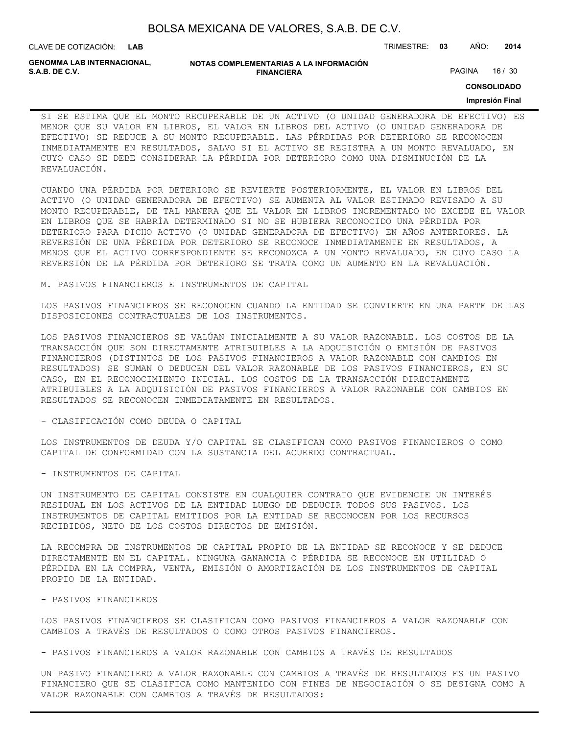SI SE ESTIMA QUE EL MONTO RECUPERABLE DE UN ACTIVO (O UNIDAD GENERADORA DE EFECTIVO) ES MENOR QUE SU VALOR EN LIBROS, EL VALOR EN LIBROS DEL ACTIVO (O UNIDAD GENERADORA DE EFECTIVO) SE REDUCE A SU MONTO RECUPERABLE. LAS PÉRDIDAS POR DETERIORO SE RECONOCEN INMEDIATAMENTE EN RESULTADOS, SALVO SI EL ACTIVO SE REGISTRA A UN MONTO REVALUADO, EN CUYO CASO SE DEBE CONSIDERAR LA PÉRDIDA POR DETERIORO COMO UNA DISMINUCIÓN DE LA REVALUACIÓN.

CUANDO UNA PÉRDIDA POR DETERIORO SE REVIERTE POSTERIORMENTE, EL VALOR EN LIBROS DEL ACTIVO (O UNIDAD GENERADORA DE EFECTIVO) SE AUMENTA AL VALOR ESTIMADO REVISADO A SU MONTO RECUPERABLE, DE TAL MANERA QUE EL VALOR EN LIBROS INCREMENTADO NO EXCEDE EL VALOR EN LIBROS QUE SE HABRÍA DETERMINADO SI NO SE HUBIERA RECONOCIDO UNA PÉRDIDA POR DETERIORO PARA DICHO ACTIVO (O UNIDAD GENERADORA DE EFECTIVO) EN AÑOS ANTERIORES. LA REVERSIÓN DE UNA PÉRDIDA POR DETERIORO SE RECONOCE INMEDIATAMENTE EN RESULTADOS, A MENOS QUE EL ACTIVO CORRESPONDIENTE SE RECONOZCA A UN MONTO REVALUADO, EN CUYO CASO LA REVERSIÓN DE LA PÉRDIDA POR DETERIORO SE TRATA COMO UN AUMENTO EN LA REVALUACIÓN.

M. PASIVOS FINANCIEROS E INSTRUMENTOS DE CAPITAL

LOS PASIVOS FINANCIEROS SE RECONOCEN CUANDO LA ENTIDAD SE CONVIERTE EN UNA PARTE DE LAS DISPOSICIONES CONTRACTUALES DE LOS INSTRUMENTOS.

LOS PASIVOS FINANCIEROS SE VALÚAN INICIALMENTE A SU VALOR RAZONABLE. LOS COSTOS DE LA TRANSACCIÓN QUE SON DIRECTAMENTE ATRIBUIBLES A LA ADQUISICIÓN O EMISIÓN DE PASIVOS FINANCIEROS (DISTINTOS DE LOS PASIVOS FINANCIEROS A VALOR RAZONABLE CON CAMBIOS EN RESULTADOS) SE SUMAN O DEDUCEN DEL VALOR RAZONABLE DE LOS PASIVOS FINANCIEROS, EN SU CASO, EN EL RECONOCIMIENTO INICIAL. LOS COSTOS DE LA TRANSACCIÓN DIRECTAMENTE ATRIBUIBLES A LA ADQUISICIÓN DE PASIVOS FINANCIEROS A VALOR RAZONABLE CON CAMBIOS EN RESULTADOS SE RECONOCEN INMEDIATAMENTE EN RESULTADOS.

- CLASIFICACIÓN COMO DEUDA O CAPITAL

LOS INSTRUMENTOS DE DEUDA Y/O CAPITAL SE CLASIFICAN COMO PASIVOS FINANCIEROS O COMO CAPITAL DE CONFORMIDAD CON LA SUSTANCIA DEL ACUERDO CONTRACTUAL.

- INSTRUMENTOS DE CAPITAL

UN INSTRUMENTO DE CAPITAL CONSISTE EN CUALQUIER CONTRATO QUE EVIDENCIE UN INTERÉS RESIDUAL EN LOS ACTIVOS DE LA ENTIDAD LUEGO DE DEDUCIR TODOS SUS PASIVOS. LOS INSTRUMENTOS DE CAPITAL EMITIDOS POR LA ENTIDAD SE RECONOCEN POR LOS RECURSOS RECIBIDOS, NETO DE LOS COSTOS DIRECTOS DE EMISIÓN.

LA RECOMPRA DE INSTRUMENTOS DE CAPITAL PROPIO DE LA ENTIDAD SE RECONOCE Y SE DEDUCE DIRECTAMENTE EN EL CAPITAL. NINGUNA GANANCIA O PÉRDIDA SE RECONOCE EN UTILIDAD O PÉRDIDA EN LA COMPRA, VENTA, EMISIÓN O AMORTIZACIÓN DE LOS INSTRUMENTOS DE CAPITAL PROPIO DE LA ENTIDAD.

- PASIVOS FINANCIEROS

LOS PASIVOS FINANCIEROS SE CLASIFICAN COMO PASIVOS FINANCIEROS A VALOR RAZONABLE CON CAMBIOS A TRAVÉS DE RESULTADOS O COMO OTROS PASIVOS FINANCIEROS.

- PASIVOS FINANCIEROS A VALOR RAZONABLE CON CAMBIOS A TRAVÉS DE RESULTADOS

UN PASIVO FINANCIERO A VALOR RAZONABLE CON CAMBIOS A TRAVÉS DE RESULTADOS ES UN PASIVO FINANCIERO QUE SE CLASIFICA COMO MANTENIDO CON FINES DE NEGOCIACIÓN O SE DESIGNA COMO A VALOR RAZONABLE CON CAMBIOS A TRAVÉS DE RESULTADOS: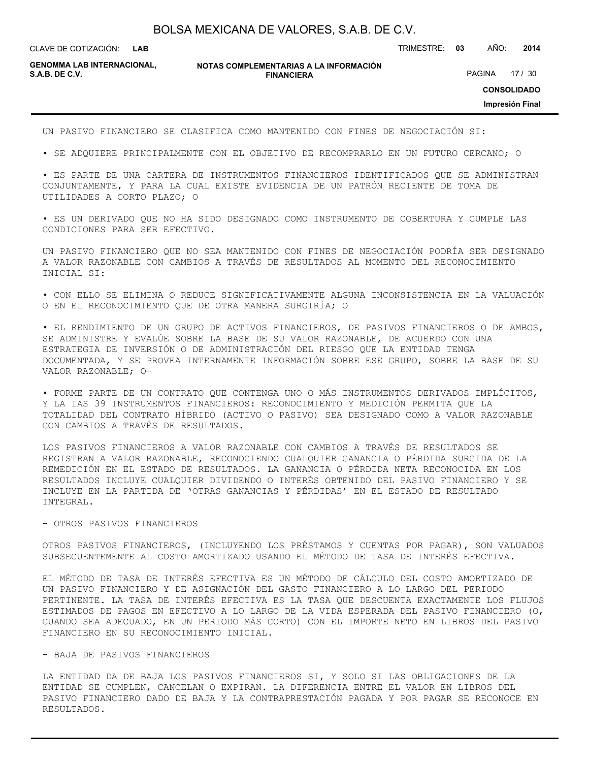UN PASIVO FINANCIERO SE CLASIFICA COMO MANTENIDO CON FINES DE NEGOCIACIÓN SI:

• SE ADQUIERE PRINCIPALMENTE CON EL OBJETIVO DE RECOMPRARLO EN UN FUTURO CERCANO; O

• ES PARTE DE UNA CARTERA DE INSTRUMENTOS FINANCIEROS IDENTIFICADOS QUE SE ADMINISTRAN CONJUNTAMENTE, Y PARA LA CUAL EXISTE EVIDENCIA DE UN PATRÓN RECIENTE DE TOMA DE UTILIDADES A CORTO PLAZO; O

• ES UN DERIVADO QUE NO HA SIDO DESIGNADO COMO INSTRUMENTO DE COBERTURA Y CUMPLE LAS CONDICIONES PARA SER EFECTIVO.

UN PASIVO FINANCIERO QUE NO SEA MANTENIDO CON FINES DE NEGOCIACIÓN PODRÍA SER DESIGNADO A VALOR RAZONABLE CON CAMBIOS A TRAVÉS DE RESULTADOS AL MOMENTO DEL RECONOCIMIENTO INICIAL SI:

• CON ELLO SE ELIMINA O REDUCE SIGNIFICATIVAMENTE ALGUNA INCONSISTENCIA EN LA VALUACIÓN O EN EL RECONOCIMIENTO QUE DE OTRA MANERA SURGIRÍA; O

• EL RENDIMIENTO DE UN GRUPO DE ACTIVOS FINANCIEROS, DE PASIVOS FINANCIEROS O DE AMBOS, SE ADMINISTRE Y EVALÚE SOBRE LA BASE DE SU VALOR RAZONABLE, DE ACUERDO CON UNA ESTRATEGIA DE INVERSIÓN O DE ADMINISTRACIÓN DEL RIESGO QUE LA ENTIDAD TENGA DOCUMENTADA, Y SE PROVEA INTERNAMENTE INFORMACIÓN SOBRE ESE GRUPO, SOBRE LA BASE DE SU VALOR RAZONABLE; O¬

• FORME PARTE DE UN CONTRATO QUE CONTENGA UNO O MÁS INSTRUMENTOS DERIVADOS IMPLÍCITOS, Y LA IAS 39 INSTRUMENTOS FINANCIEROS: RECONOCIMIENTO Y MEDICIÓN PERMITA QUE LA TOTALIDAD DEL CONTRATO HÍBRIDO (ACTIVO O PASIVO) SEA DESIGNADO COMO A VALOR RAZONABLE CON CAMBIOS A TRAVÉS DE RESULTADOS.

LOS PASIVOS FINANCIEROS A VALOR RAZONABLE CON CAMBIOS A TRAVÉS DE RESULTADOS SE REGISTRAN A VALOR RAZONABLE, RECONOCIENDO CUALQUIER GANANCIA O PÉRDIDA SURGIDA DE LA REMEDICIÓN EN EL ESTADO DE RESULTADOS. LA GANANCIA O PÉRDIDA NETA RECONOCIDA EN LOS RESULTADOS INCLUYE CUALQUIER DIVIDENDO O INTERÉS OBTENIDO DEL PASIVO FINANCIERO Y SE INCLUYE EN LA PARTIDA DE 'OTRAS GANANCIAS Y PÉRDIDAS' EN EL ESTADO DE RESULTADO INTEGRAL.

- OTROS PASIVOS FINANCIEROS

OTROS PASIVOS FINANCIEROS, (INCLUYENDO LOS PRÉSTAMOS Y CUENTAS POR PAGAR), SON VALUADOS SUBSECUENTEMENTE AL COSTO AMORTIZADO USANDO EL MÉTODO DE TASA DE INTERÉS EFECTIVA.

EL MÉTODO DE TASA DE INTERÉS EFECTIVA ES UN MÉTODO DE CÁLCULO DEL COSTO AMORTIZADO DE UN PASIVO FINANCIERO Y DE ASIGNACIÓN DEL GASTO FINANCIERO A LO LARGO DEL PERIODO PERTINENTE. LA TASA DE INTERÉS EFECTIVA ES LA TASA QUE DESCUENTA EXACTAMENTE LOS FLUJOS ESTIMADOS DE PAGOS EN EFECTIVO A LO LARGO DE LA VIDA ESPERADA DEL PASIVO FINANCIERO (O, CUANDO SEA ADECUADO, EN UN PERIODO MÁS CORTO) CON EL IMPORTE NETO EN LIBROS DEL PASIVO FINANCIERO EN SU RECONOCIMIENTO INICIAL.

- BAJA DE PASIVOS FINANCIEROS

LA ENTIDAD DA DE BAJA LOS PASIVOS FINANCIEROS SI, Y SOLO SI LAS OBLIGACIONES DE LA ENTIDAD SE CUMPLEN, CANCELAN O EXPIRAN. LA DIFERENCIA ENTRE EL VALOR EN LIBROS DEL PASIVO FINANCIERO DADO DE BAJA Y LA CONTRAPRESTACIÓN PAGADA Y POR PAGAR SE RECONOCE EN RESULTADOS.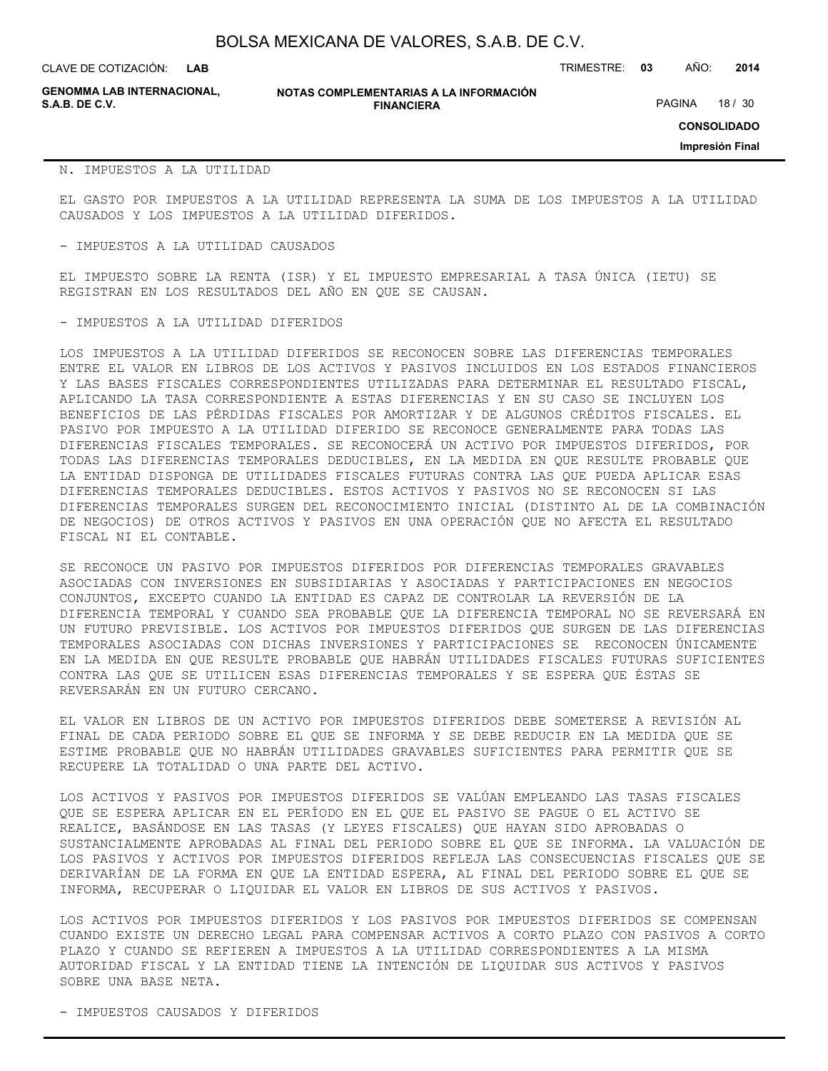## N. IMPUESTOS A LA UTILIDAD

EL GASTO POR IMPUESTOS A LA UTILIDAD REPRESENTA LA SUMA DE LOS IMPUESTOS A LA UTILIDAD CAUSADOS Y LOS IMPUESTOS A LA UTILIDAD DIFERIDOS.

- IMPUESTOS A LA UTILIDAD CAUSADOS

EL IMPUESTO SOBRE LA RENTA (ISR) Y EL IMPUESTO EMPRESARIAL A TASA ÚNICA (IETU) SE REGISTRAN EN LOS RESULTADOS DEL AÑO EN QUE SE CAUSAN.

- IMPUESTOS A LA UTILIDAD DIFERIDOS

LOS IMPUESTOS A LA UTILIDAD DIFERIDOS SE RECONOCEN SOBRE LAS DIFERENCIAS TEMPORALES ENTRE EL VALOR EN LIBROS DE LOS ACTIVOS Y PASIVOS INCLUIDOS EN LOS ESTADOS FINANCIEROS Y LAS BASES FISCALES CORRESPONDIENTES UTILIZADAS PARA DETERMINAR EL RESULTADO FISCAL, APLICANDO LA TASA CORRESPONDIENTE A ESTAS DIFERENCIAS Y EN SU CASO SE INCLUYEN LOS BENEFICIOS DE LAS PÉRDIDAS FISCALES POR AMORTIZAR Y DE ALGUNOS CRÉDITOS FISCALES. EL PASIVO POR IMPUESTO A LA UTILIDAD DIFERIDO SE RECONOCE GENERALMENTE PARA TODAS LAS DIFERENCIAS FISCALES TEMPORALES. SE RECONOCERÁ UN ACTIVO POR IMPUESTOS DIFERIDOS, POR TODAS LAS DIFERENCIAS TEMPORALES DEDUCIBLES, EN LA MEDIDA EN QUE RESULTE PROBABLE QUE LA ENTIDAD DISPONGA DE UTILIDADES FISCALES FUTURAS CONTRA LAS QUE PUEDA APLICAR ESAS DIFERENCIAS TEMPORALES DEDUCIBLES. ESTOS ACTIVOS Y PASIVOS NO SE RECONOCEN SI LAS DIFERENCIAS TEMPORALES SURGEN DEL RECONOCIMIENTO INICIAL (DISTINTO AL DE LA COMBINACIÓN DE NEGOCIOS) DE OTROS ACTIVOS Y PASIVOS EN UNA OPERACIÓN QUE NO AFECTA EL RESULTADO FISCAL NI EL CONTABLE.

SE RECONOCE UN PASIVO POR IMPUESTOS DIFERIDOS POR DIFERENCIAS TEMPORALES GRAVABLES ASOCIADAS CON INVERSIONES EN SUBSIDIARIAS Y ASOCIADAS Y PARTICIPACIONES EN NEGOCIOS CONJUNTOS, EXCEPTO CUANDO LA ENTIDAD ES CAPAZ DE CONTROLAR LA REVERSIÓN DE LA DIFERENCIA TEMPORAL Y CUANDO SEA PROBABLE QUE LA DIFERENCIA TEMPORAL NO SE REVERSARÁ EN UN FUTURO PREVISIBLE. LOS ACTIVOS POR IMPUESTOS DIFERIDOS QUE SURGEN DE LAS DIFERENCIAS TEMPORALES ASOCIADAS CON DICHAS INVERSIONES Y PARTICIPACIONES SE RECONOCEN ÚNICAMENTE EN LA MEDIDA EN QUE RESULTE PROBABLE QUE HABRÁN UTILIDADES FISCALES FUTURAS SUFICIENTES CONTRA LAS QUE SE UTILICEN ESAS DIFERENCIAS TEMPORALES Y SE ESPERA QUE ÉSTAS SE REVERSARÁN EN UN FUTURO CERCANO.

EL VALOR EN LIBROS DE UN ACTIVO POR IMPUESTOS DIFERIDOS DEBE SOMETERSE A REVISIÓN AL FINAL DE CADA PERIODO SOBRE EL QUE SE INFORMA Y SE DEBE REDUCIR EN LA MEDIDA QUE SE ESTIME PROBABLE QUE NO HABRÁN UTILIDADES GRAVABLES SUFICIENTES PARA PERMITIR QUE SE RECUPERE LA TOTALIDAD O UNA PARTE DEL ACTIVO.

LOS ACTIVOS Y PASIVOS POR IMPUESTOS DIFERIDOS SE VALÚAN EMPLEANDO LAS TASAS FISCALES QUE SE ESPERA APLICAR EN EL PERÍODO EN EL QUE EL PASIVO SE PAGUE O EL ACTIVO SE REALICE, BASÁNDOSE EN LAS TASAS (Y LEYES FISCALES) QUE HAYAN SIDO APROBADAS O SUSTANCIALMENTE APROBADAS AL FINAL DEL PERIODO SOBRE EL QUE SE INFORMA. LA VALUACIÓN DE LOS PASIVOS Y ACTIVOS POR IMPUESTOS DIFERIDOS REFLEJA LAS CONSECUENCIAS FISCALES QUE SE DERIVARÍAN DE LA FORMA EN QUE LA ENTIDAD ESPERA, AL FINAL DEL PERIODO SOBRE EL QUE SE INFORMA, RECUPERAR O LIQUIDAR EL VALOR EN LIBROS DE SUS ACTIVOS Y PASIVOS.

LOS ACTIVOS POR IMPUESTOS DIFERIDOS Y LOS PASIVOS POR IMPUESTOS DIFERIDOS SE COMPENSAN CUANDO EXISTE UN DERECHO LEGAL PARA COMPENSAR ACTIVOS A CORTO PLAZO CON PASIVOS A CORTO PLAZO Y CUANDO SE REFIEREN A IMPUESTOS A LA UTILIDAD CORRESPONDIENTES A LA MISMA AUTORIDAD FISCAL Y LA ENTIDAD TIENE LA INTENCIÓN DE LIQUIDAR SUS ACTIVOS Y PASIVOS SOBRE UNA BASE NETA.

- IMPUESTOS CAUSADOS Y DIFERIDOS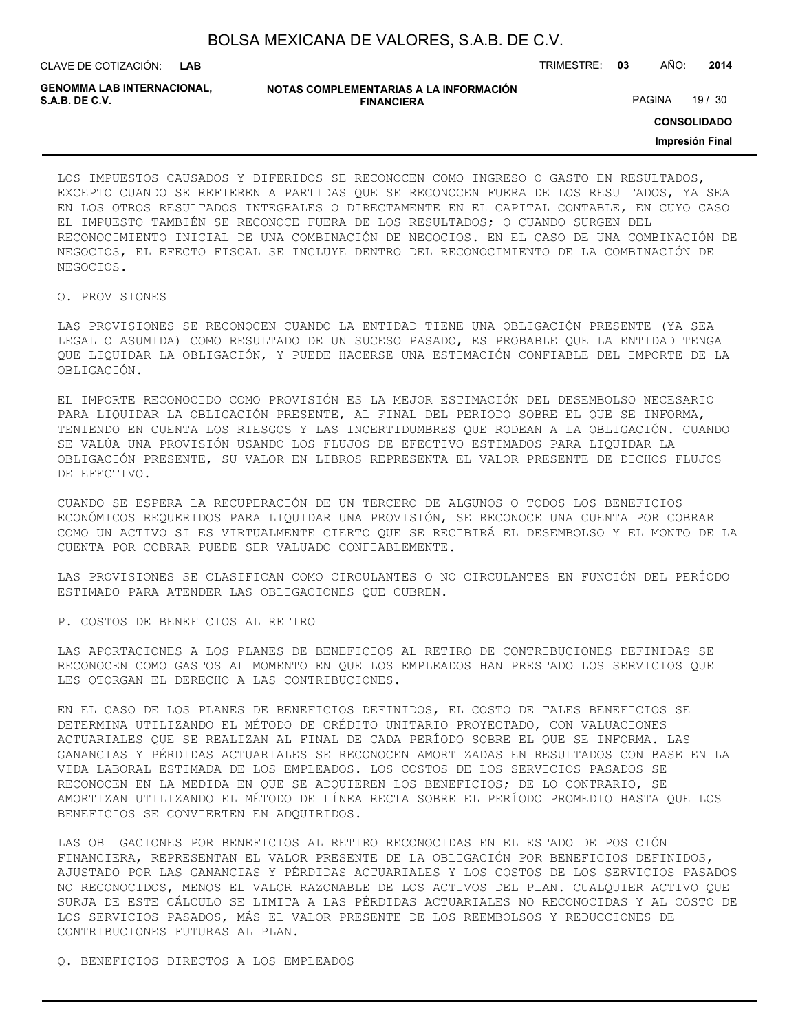LOS IMPUESTOS CAUSADOS Y DIFERIDOS SE RECONOCEN COMO INGRESO O GASTO EN RESULTADOS, EXCEPTO CUANDO SE REFIEREN A PARTIDAS QUE SE RECONOCEN FUERA DE LOS RESULTADOS, YA SEA EN LOS OTROS RESULTADOS INTEGRALES O DIRECTAMENTE EN EL CAPITAL CONTABLE, EN CUYO CASO EL IMPUESTO TAMBIÉN SE RECONOCE FUERA DE LOS RESULTADOS; O CUANDO SURGEN DEL RECONOCIMIENTO INICIAL DE UNA COMBINACIÓN DE NEGOCIOS. EN EL CASO DE UNA COMBINACIÓN DE NEGOCIOS, EL EFECTO FISCAL SE INCLUYE DENTRO DEL RECONOCIMIENTO DE LA COMBINACIÓN DE NEGOCIOS.

O. PROVISIONES

LAS PROVISIONES SE RECONOCEN CUANDO LA ENTIDAD TIENE UNA OBLIGACIÓN PRESENTE (YA SEA LEGAL O ASUMIDA) COMO RESULTADO DE UN SUCESO PASADO, ES PROBABLE QUE LA ENTIDAD TENGA QUE LIQUIDAR LA OBLIGACIÓN, Y PUEDE HACERSE UNA ESTIMACIÓN CONFIABLE DEL IMPORTE DE LA OBLIGACIÓN.

EL IMPORTE RECONOCIDO COMO PROVISIÓN ES LA MEJOR ESTIMACIÓN DEL DESEMBOLSO NECESARIO PARA LIQUIDAR LA OBLIGACIÓN PRESENTE, AL FINAL DEL PERIODO SOBRE EL QUE SE INFORMA, TENIENDO EN CUENTA LOS RIESGOS Y LAS INCERTIDUMBRES QUE RODEAN A LA OBLIGACIÓN. CUANDO SE VALÚA UNA PROVISIÓN USANDO LOS FLUJOS DE EFECTIVO ESTIMADOS PARA LIQUIDAR LA OBLIGACIÓN PRESENTE, SU VALOR EN LIBROS REPRESENTA EL VALOR PRESENTE DE DICHOS FLUJOS DE EFECTIVO.

CUANDO SE ESPERA LA RECUPERACIÓN DE UN TERCERO DE ALGUNOS O TODOS LOS BENEFICIOS ECONÓMICOS REQUERIDOS PARA LIQUIDAR UNA PROVISIÓN, SE RECONOCE UNA CUENTA POR COBRAR COMO UN ACTIVO SI ES VIRTUALMENTE CIERTO QUE SE RECIBIRÁ EL DESEMBOLSO Y EL MONTO DE LA CUENTA POR COBRAR PUEDE SER VALUADO CONFIABLEMENTE.

LAS PROVISIONES SE CLASIFICAN COMO CIRCULANTES O NO CIRCULANTES EN FUNCIÓN DEL PERÍODO ESTIMADO PARA ATENDER LAS OBLIGACIONES QUE CUBREN.

P. COSTOS DE BENEFICIOS AL RETIRO

LAS APORTACIONES A LOS PLANES DE BENEFICIOS AL RETIRO DE CONTRIBUCIONES DEFINIDAS SE RECONOCEN COMO GASTOS AL MOMENTO EN QUE LOS EMPLEADOS HAN PRESTADO LOS SERVICIOS QUE LES OTORGAN EL DERECHO A LAS CONTRIBUCIONES.

EN EL CASO DE LOS PLANES DE BENEFICIOS DEFINIDOS, EL COSTO DE TALES BENEFICIOS SE DETERMINA UTILIZANDO EL MÉTODO DE CRÉDITO UNITARIO PROYECTADO, CON VALUACIONES ACTUARIALES QUE SE REALIZAN AL FINAL DE CADA PERÍODO SOBRE EL QUE SE INFORMA. LAS GANANCIAS Y PÉRDIDAS ACTUARIALES SE RECONOCEN AMORTIZADAS EN RESULTADOS CON BASE EN LA VIDA LABORAL ESTIMADA DE LOS EMPLEADOS. LOS COSTOS DE LOS SERVICIOS PASADOS SE RECONOCEN EN LA MEDIDA EN QUE SE ADQUIEREN LOS BENEFICIOS; DE LO CONTRARIO, SE AMORTIZAN UTILIZANDO EL MÉTODO DE LÍNEA RECTA SOBRE EL PERÍODO PROMEDIO HASTA QUE LOS BENEFICIOS SE CONVIERTEN EN ADQUIRIDOS.

LAS OBLIGACIONES POR BENEFICIOS AL RETIRO RECONOCIDAS EN EL ESTADO DE POSICIÓN FINANCIERA, REPRESENTAN EL VALOR PRESENTE DE LA OBLIGACIÓN POR BENEFICIOS DEFINIDOS, AJUSTADO POR LAS GANANCIAS Y PÉRDIDAS ACTUARIALES Y LOS COSTOS DE LOS SERVICIOS PASADOS NO RECONOCIDOS, MENOS EL VALOR RAZONABLE DE LOS ACTIVOS DEL PLAN. CUALQUIER ACTIVO QUE SURJA DE ESTE CÁLCULO SE LIMITA A LAS PÉRDIDAS ACTUARIALES NO RECONOCIDAS Y AL COSTO DE LOS SERVICIOS PASADOS, MÁS EL VALOR PRESENTE DE LOS REEMBOLSOS Y REDUCCIONES DE CONTRIBUCIONES FUTURAS AL PLAN.

Q. BENEFICIOS DIRECTOS A LOS EMPLEADOS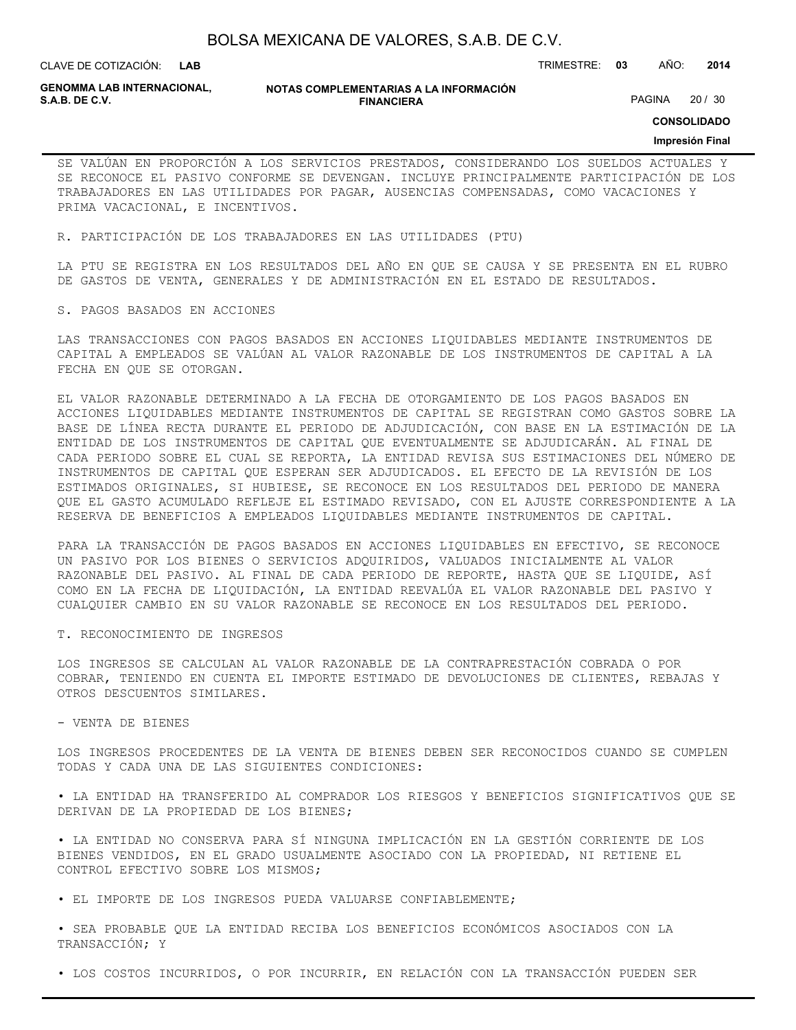SE VALÚAN EN PROPORCIÓN A LOS SERVICIOS PRESTADOS, CONSIDERANDO LOS SUELDOS ACTUALES Y SE RECONOCE EL PASIVO CONFORME SE DEVENGAN. INCLUYE PRINCIPALMENTE PARTICIPACIÓN DE LOS TRABAJADORES EN LAS UTILIDADES POR PAGAR, AUSENCIAS COMPENSADAS, COMO VACACIONES Y PRIMA VACACIONAL, E INCENTIVOS.

R. PARTICIPACIÓN DE LOS TRABAJADORES EN LAS UTILIDADES (PTU)

LA PTU SE REGISTRA EN LOS RESULTADOS DEL AÑO EN QUE SE CAUSA Y SE PRESENTA EN EL RUBRO DE GASTOS DE VENTA, GENERALES Y DE ADMINISTRACIÓN EN EL ESTADO DE RESULTADOS.

S. PAGOS BASADOS EN ACCIONES

LAS TRANSACCIONES CON PAGOS BASADOS EN ACCIONES LIQUIDABLES MEDIANTE INSTRUMENTOS DE CAPITAL A EMPLEADOS SE VALÚAN AL VALOR RAZONABLE DE LOS INSTRUMENTOS DE CAPITAL A LA FECHA EN QUE SE OTORGAN.

EL VALOR RAZONABLE DETERMINADO A LA FECHA DE OTORGAMIENTO DE LOS PAGOS BASADOS EN ACCIONES LIQUIDABLES MEDIANTE INSTRUMENTOS DE CAPITAL SE REGISTRAN COMO GASTOS SOBRE LA BASE DE LÍNEA RECTA DURANTE EL PERIODO DE ADJUDICACIÓN, CON BASE EN LA ESTIMACIÓN DE LA ENTIDAD DE LOS INSTRUMENTOS DE CAPITAL QUE EVENTUALMENTE SE ADJUDICARÁN. AL FINAL DE CADA PERIODO SOBRE EL CUAL SE REPORTA, LA ENTIDAD REVISA SUS ESTIMACIONES DEL NÚMERO DE INSTRUMENTOS DE CAPITAL QUE ESPERAN SER ADJUDICADOS. EL EFECTO DE LA REVISIÓN DE LOS ESTIMADOS ORIGINALES, SI HUBIESE, SE RECONOCE EN LOS RESULTADOS DEL PERIODO DE MANERA QUE EL GASTO ACUMULADO REFLEJE EL ESTIMADO REVISADO, CON EL AJUSTE CORRESPONDIENTE A LA RESERVA DE BENEFICIOS A EMPLEADOS LIQUIDABLES MEDIANTE INSTRUMENTOS DE CAPITAL.

PARA LA TRANSACCIÓN DE PAGOS BASADOS EN ACCIONES LIQUIDABLES EN EFECTIVO, SE RECONOCE UN PASIVO POR LOS BIENES O SERVICIOS ADQUIRIDOS, VALUADOS INICIALMENTE AL VALOR RAZONABLE DEL PASIVO. AL FINAL DE CADA PERIODO DE REPORTE, HASTA QUE SE LIQUIDE, ASÍ COMO EN LA FECHA DE LIQUIDACIÓN, LA ENTIDAD REEVALÚA EL VALOR RAZONABLE DEL PASIVO Y CUALQUIER CAMBIO EN SU VALOR RAZONABLE SE RECONOCE EN LOS RESULTADOS DEL PERIODO.

T. RECONOCIMIENTO DE INGRESOS

LOS INGRESOS SE CALCULAN AL VALOR RAZONABLE DE LA CONTRAPRESTACIÓN COBRADA O POR COBRAR, TENIENDO EN CUENTA EL IMPORTE ESTIMADO DE DEVOLUCIONES DE CLIENTES, REBAJAS Y OTROS DESCUENTOS SIMILARES.

- VENTA DE BIENES

LOS INGRESOS PROCEDENTES DE LA VENTA DE BIENES DEBEN SER RECONOCIDOS CUANDO SE CUMPLEN TODAS Y CADA UNA DE LAS SIGUIENTES CONDICIONES:

• LA ENTIDAD HA TRANSFERIDO AL COMPRADOR LOS RIESGOS Y BENEFICIOS SIGNIFICATIVOS QUE SE DERIVAN DE LA PROPIEDAD DE LOS BIENES;

• LA ENTIDAD NO CONSERVA PARA SÍ NINGUNA IMPLICACIÓN EN LA GESTIÓN CORRIENTE DE LOS BIENES VENDIDOS, EN EL GRADO USUALMENTE ASOCIADO CON LA PROPIEDAD, NI RETIENE EL CONTROL EFECTIVO SOBRE LOS MISMOS;

• EL IMPORTE DE LOS INGRESOS PUEDA VALUARSE CONFIABLEMENTE;

• SEA PROBABLE QUE LA ENTIDAD RECIBA LOS BENEFICIOS ECONÓMICOS ASOCIADOS CON LA TRANSACCIÓN; Y

• LOS COSTOS INCURRIDOS, O POR INCURRIR, EN RELACIÓN CON LA TRANSACCIÓN PUEDEN SER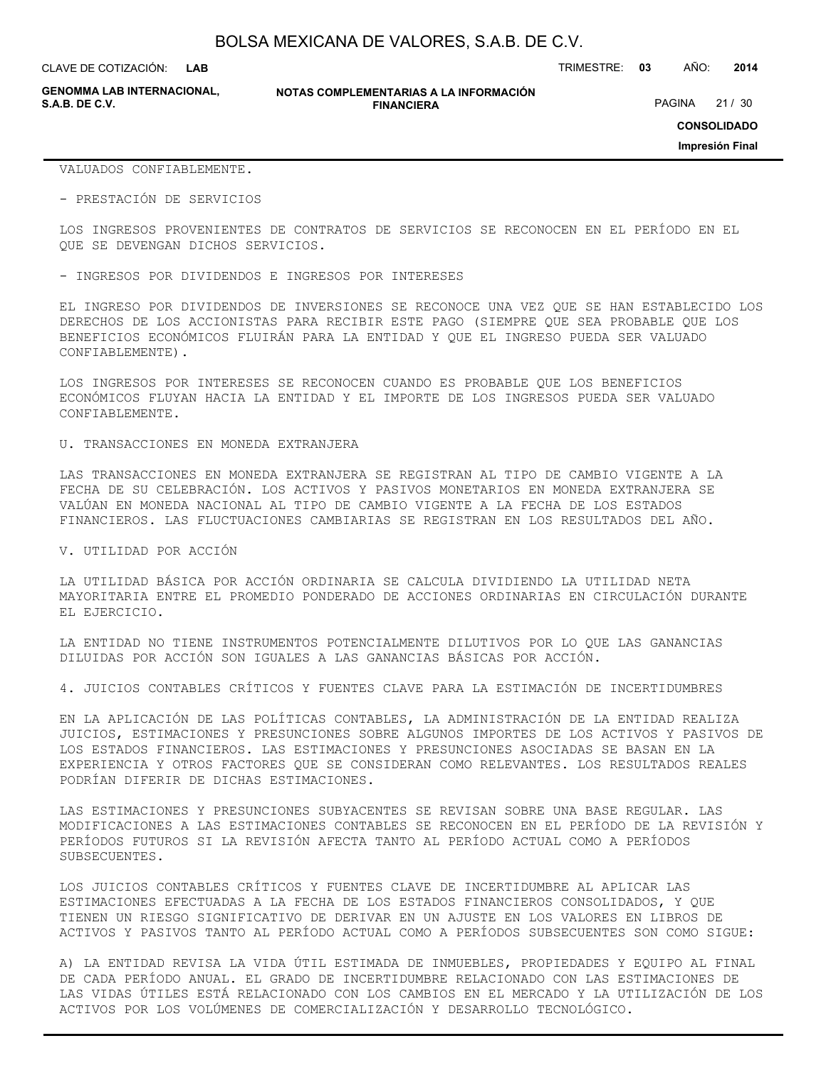VALUADOS CONFIABLEMENTE.

- PRESTACIÓN DE SERVICIOS

LOS INGRESOS PROVENIENTES DE CONTRATOS DE SERVICIOS SE RECONOCEN EN EL PERÍODO EN EL QUE SE DEVENGAN DICHOS SERVICIOS.

- INGRESOS POR DIVIDENDOS E INGRESOS POR INTERESES

EL INGRESO POR DIVIDENDOS DE INVERSIONES SE RECONOCE UNA VEZ QUE SE HAN ESTABLECIDO LOS DERECHOS DE LOS ACCIONISTAS PARA RECIBIR ESTE PAGO (SIEMPRE QUE SEA PROBABLE QUE LOS BENEFICIOS ECONÓMICOS FLUIRÁN PARA LA ENTIDAD Y QUE EL INGRESO PUEDA SER VALUADO CONFIABLEMENTE).

LOS INGRESOS POR INTERESES SE RECONOCEN CUANDO ES PROBABLE QUE LOS BENEFICIOS ECONÓMICOS FLUYAN HACIA LA ENTIDAD Y EL IMPORTE DE LOS INGRESOS PUEDA SER VALUADO CONFIABLEMENTE.

U. TRANSACCIONES EN MONEDA EXTRANJERA

LAS TRANSACCIONES EN MONEDA EXTRANJERA SE REGISTRAN AL TIPO DE CAMBIO VIGENTE A LA FECHA DE SU CELEBRACIÓN. LOS ACTIVOS Y PASIVOS MONETARIOS EN MONEDA EXTRANJERA SE VALÚAN EN MONEDA NACIONAL AL TIPO DE CAMBIO VIGENTE A LA FECHA DE LOS ESTADOS FINANCIEROS. LAS FLUCTUACIONES CAMBIARIAS SE REGISTRAN EN LOS RESULTADOS DEL AÑO.

V. UTILIDAD POR ACCIÓN

LA UTILIDAD BÁSICA POR ACCIÓN ORDINARIA SE CALCULA DIVIDIENDO LA UTILIDAD NETA MAYORITARIA ENTRE EL PROMEDIO PONDERADO DE ACCIONES ORDINARIAS EN CIRCULACIÓN DURANTE EL EJERCICIO.

LA ENTIDAD NO TIENE INSTRUMENTOS POTENCIALMENTE DILUTIVOS POR LO QUE LAS GANANCIAS DILUIDAS POR ACCIÓN SON IGUALES A LAS GANANCIAS BÁSICAS POR ACCIÓN.

4. JUICIOS CONTABLES CRÍTICOS Y FUENTES CLAVE PARA LA ESTIMACIÓN DE INCERTIDUMBRES

EN LA APLICACIÓN DE LAS POLÍTICAS CONTABLES, LA ADMINISTRACIÓN DE LA ENTIDAD REALIZA JUICIOS, ESTIMACIONES Y PRESUNCIONES SOBRE ALGUNOS IMPORTES DE LOS ACTIVOS Y PASIVOS DE LOS ESTADOS FINANCIEROS. LAS ESTIMACIONES Y PRESUNCIONES ASOCIADAS SE BASAN EN LA EXPERIENCIA Y OTROS FACTORES QUE SE CONSIDERAN COMO RELEVANTES. LOS RESULTADOS REALES PODRÍAN DIFERIR DE DICHAS ESTIMACIONES.

LAS ESTIMACIONES Y PRESUNCIONES SUBYACENTES SE REVISAN SOBRE UNA BASE REGULAR. LAS MODIFICACIONES A LAS ESTIMACIONES CONTABLES SE RECONOCEN EN EL PERÍODO DE LA REVISIÓN Y PERÍODOS FUTUROS SI LA REVISIÓN AFECTA TANTO AL PERÍODO ACTUAL COMO A PERÍODOS SUBSECUENTES.

LOS JUICIOS CONTABLES CRÍTICOS Y FUENTES CLAVE DE INCERTIDUMBRE AL APLICAR LAS ESTIMACIONES EFECTUADAS A LA FECHA DE LOS ESTADOS FINANCIEROS CONSOLIDADOS, Y QUE TIENEN UN RIESGO SIGNIFICATIVO DE DERIVAR EN UN AJUSTE EN LOS VALORES EN LIBROS DE ACTIVOS Y PASIVOS TANTO AL PERÍODO ACTUAL COMO A PERÍODOS SUBSECUENTES SON COMO SIGUE:

A) LA ENTIDAD REVISA LA VIDA ÚTIL ESTIMADA DE INMUEBLES, PROPIEDADES Y EQUIPO AL FINAL DE CADA PERÍODO ANUAL. EL GRADO DE INCERTIDUMBRE RELACIONADO CON LAS ESTIMACIONES DE LAS VIDAS ÚTILES ESTÁ RELACIONADO CON LOS CAMBIOS EN EL MERCADO Y LA UTILIZACIÓN DE LOS ACTIVOS POR LOS VOLÚMENES DE COMERCIALIZACIÓN Y DESARROLLO TECNOLÓGICO.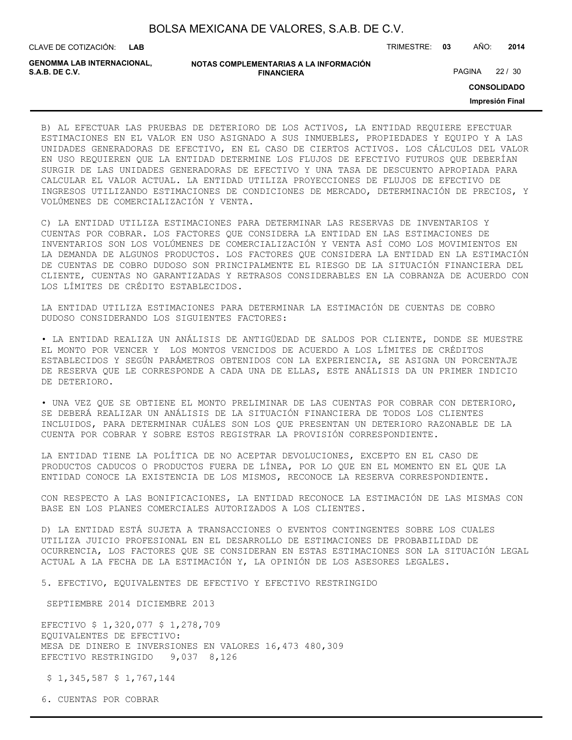B) AL EFECTUAR LAS PRUEBAS DE DETERIORO DE LOS ACTIVOS, LA ENTIDAD REQUIERE EFECTUAR ESTIMACIONES EN EL VALOR EN USO ASIGNADO A SUS INMUEBLES, PROPIEDADES Y EQUIPO Y A LAS UNIDADES GENERADORAS DE EFECTIVO, EN EL CASO DE CIERTOS ACTIVOS. LOS CÁLCULOS DEL VALOR EN USO REQUIEREN QUE LA ENTIDAD DETERMINE LOS FLUJOS DE EFECTIVO FUTUROS QUE DEBERÍAN SURGIR DE LAS UNIDADES GENERADORAS DE EFECTIVO Y UNA TASA DE DESCUENTO APROPIADA PARA CALCULAR EL VALOR ACTUAL. LA ENTIDAD UTILIZA PROYECCIONES DE FLUJOS DE EFECTIVO DE INGRESOS UTILIZANDO ESTIMACIONES DE CONDICIONES DE MERCADO, DETERMINACIÓN DE PRECIOS, Y VOLÚMENES DE COMERCIALIZACIÓN Y VENTA.

C) LA ENTIDAD UTILIZA ESTIMACIONES PARA DETERMINAR LAS RESERVAS DE INVENTARIOS Y CUENTAS POR COBRAR. LOS FACTORES QUE CONSIDERA LA ENTIDAD EN LAS ESTIMACIONES DE INVENTARIOS SON LOS VOLÚMENES DE COMERCIALIZACIÓN Y VENTA ASÍ COMO LOS MOVIMIENTOS EN LA DEMANDA DE ALGUNOS PRODUCTOS. LOS FACTORES QUE CONSIDERA LA ENTIDAD EN LA ESTIMACIÓN DE CUENTAS DE COBRO DUDOSO SON PRINCIPALMENTE EL RIESGO DE LA SITUACIÓN FINANCIERA DEL CLIENTE, CUENTAS NO GARANTIZADAS Y RETRASOS CONSIDERABLES EN LA COBRANZA DE ACUERDO CON LOS LÍMITES DE CRÉDITO ESTABLECIDOS.

LA ENTIDAD UTILIZA ESTIMACIONES PARA DETERMINAR LA ESTIMACIÓN DE CUENTAS DE COBRO DUDOSO CONSIDERANDO LOS SIGUIENTES FACTORES:

- LA ENTIDAD REALIZA UN ANÁLISIS DE ANTIGÜEDAD DE SALDOS POR CLIENTE, DONDE SE MUESTRE EL MONTO POR VENCER Y LOS MONTOS VENCIDOS DE ACUERDO A LOS LÍMITES DE CRÉDITOS ESTABLECIDOS Y SEGÚN PARÁMETROS OBTENIDOS CON LA EXPERIENCIA, SE ASIGNA UN PORCENTAJE DE RESERVA QUE LE CORRESPONDE A CADA UNA DE ELLAS, ESTE ANÁLISIS DA UN PRIMER INDICIO DE DETERIORO.

- UNA VEZ QUE SE OBTIENE EL MONTO PRELIMINAR DE LAS CUENTAS POR COBRAR CON DETERIORO, SE DEBERÁ REALIZAR UN ANÁLISIS DE LA SITUACIÓN FINANCIERA DE TODOS LOS CLIENTES INCLUIDOS, PARA DETERMINAR CUÁLES SON LOS QUE PRESENTAN UN DETERIORO RAZONABLE DE LA CUENTA POR COBRAR Y SOBRE ESTOS REGISTRAR LA PROVISIÓN CORRESPONDIENTE.

LA ENTIDAD TIENE LA POLÍTICA DE NO ACEPTAR DEVOLUCIONES, EXCEPTO EN EL CASO DE PRODUCTOS CADUCOS O PRODUCTOS FUERA DE LÍNEA, POR LO QUE EN EL MOMENTO EN EL QUE LA ENTIDAD CONOCE LA EXISTENCIA DE LOS MISMOS, RECONOCE LA RESERVA CORRESPONDIENTE.

CON RESPECTO A LAS BONIFICACIONES, LA ENTIDAD RECONOCE LA ESTIMACIÓN DE LAS MISMAS CON BASE EN LOS PLANES COMERCIALES AUTORIZADOS A LOS CLIENTES.

D) LA ENTIDAD ESTÁ SUJETA A TRANSACCIONES O EVENTOS CONTINGENTES SOBRE LOS CUALES UTILIZA JUICIO PROFESIONAL EN EL DESARROLLO DE ESTIMACIONES DE PROBABILIDAD DE OCURRENCIA, LOS FACTORES QUE SE CONSIDERAN EN ESTAS ESTIMACIONES SON LA SITUACIÓN LEGAL ACTUAL A LA FECHA DE LA ESTIMACIÓN Y, LA OPINIÓN DE LOS ASESORES LEGALES.

5. EFECTIVO, EQUIVALENTES DE EFECTIVO Y EFECTIVO RESTRINGIDO

| | SEPTIEMBRE 2014 | DICIEMBRE 2013 |
|---|---|---|
| EFECTIVO | $ 1,320,077 | $ 1,278,709 |
| EQUIVALENTES DE EFECTIVO: | | |
| MESA DE DINERO E INVERSIONES EN VALORES | 16,473 | 480,309 |
| EFECTIVO RESTRINGIDO | 9,037 | 8,126 |
| | $ 1,345,587 | $ 1,767,144 |

6. CUENTAS POR COBRAR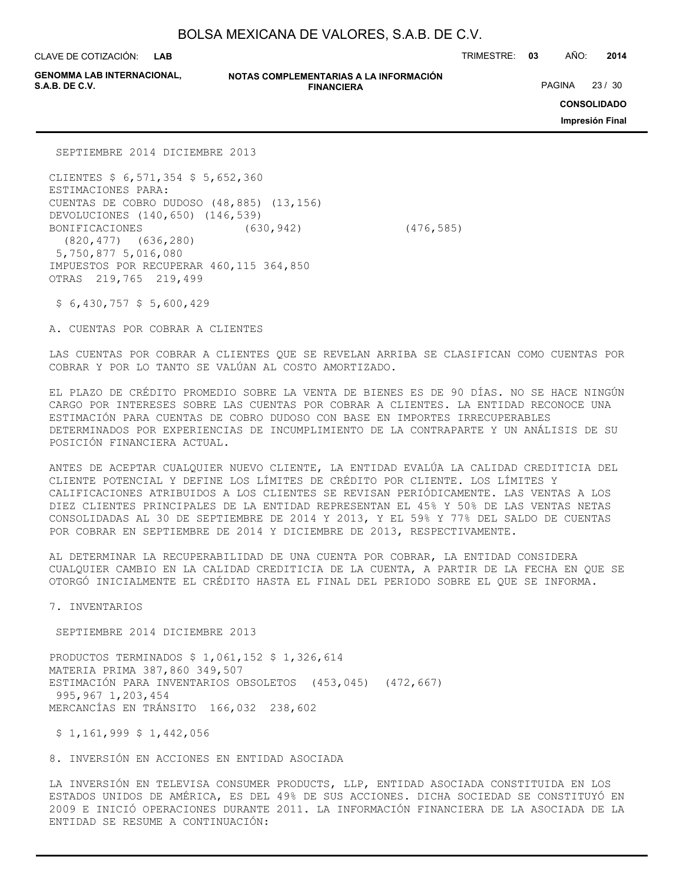| | SEPTIEMBRE 2014 | DICIEMBRE 2013 |
|---|---|---|
| CLIENTES | $ 6,571,354 | $ 5,652,360 |
| ESTIMACIONES PARA: | | |
| CUENTAS DE COBRO DUDOSO | (48,885) | (13,156) |
| DEVOLUCIONES | (140,650) | (146,539) |
| BONIFICACIONES | (630,942) | (476,585) |
| | (820,477) | (636,280) |
| | 5,750,877 | 5,016,080 |
| IMPUESTOS POR RECUPERAR | 460,115 | 364,850 |
| OTRAS | 219,765 | 219,499 |
| | $ 6,430,757 | $ 5,600,429 |

A. CUENTAS POR COBRAR A CLIENTES

LAS CUENTAS POR COBRAR A CLIENTES QUE SE REVELAN ARRIBA SE CLASIFICAN COMO CUENTAS POR COBRAR Y POR LO TANTO SE VALÚAN AL COSTO AMORTIZADO.

EL PLAZO DE CRÉDITO PROMEDIO SOBRE LA VENTA DE BIENES ES DE 90 DÍAS. NO SE HACE NINGÚN CARGO POR INTERESES SOBRE LAS CUENTAS POR COBRAR A CLIENTES. LA ENTIDAD RECONOCE UNA ESTIMACIÓN PARA CUENTAS DE COBRO DUDOSO CON BASE EN IMPORTES IRRECUPERABLES DETERMINADOS POR EXPERIENCIAS DE INCUMPLIMIENTO DE LA CONTRAPARTE Y UN ANÁLISIS DE SU POSICIÓN FINANCIERA ACTUAL.

ANTES DE ACEPTAR CUALQUIER NUEVO CLIENTE, LA ENTIDAD EVALÚA LA CALIDAD CREDITICIA DEL CLIENTE POTENCIAL Y DEFINE LOS LÍMITES DE CRÉDITO POR CLIENTE. LOS LÍMITES Y CALIFICACIONES ATRIBUIDOS A LOS CLIENTES SE REVISAN PERIÓDICAMENTE. LAS VENTAS A LOS DIEZ CLIENTES PRINCIPALES DE LA ENTIDAD REPRESENTAN EL 45% Y 50% DE LAS VENTAS NETAS CONSOLIDADAS AL 30 DE SEPTIEMBRE DE 2014 Y 2013, Y EL 59% Y 77% DEL SALDO DE CUENTAS POR COBRAR EN SEPTIEMBRE DE 2014 Y DICIEMBRE DE 2013, RESPECTIVAMENTE.

AL DETERMINAR LA RECUPERABILIDAD DE UNA CUENTA POR COBRAR, LA ENTIDAD CONSIDERA CUALQUIER CAMBIO EN LA CALIDAD CREDITICIA DE LA CUENTA, A PARTIR DE LA FECHA EN QUE SE OTORGÓ INICIALMENTE EL CRÉDITO HASTA EL FINAL DEL PERIODO SOBRE EL QUE SE INFORMA.

7. INVENTARIOS

| | SEPTIEMBRE 2014 | DICIEMBRE 2013 |
|---|---|---|
| PRODUCTOS TERMINADOS | $ 1,061,152 | $ 1,326,614 |
| MATERIA PRIMA | 387,860 | 349,507 |
| ESTIMACIÓN PARA INVENTARIOS OBSOLETOS | (453,045) | (472,667) |
| | 995,967 | 1,203,454 |
| MERCANCÍAS EN TRÁNSITO | 166,032 | 238,602 |
| | $ 1,161,999 | $ 1,442,056 |

8. INVERSIÓN EN ACCIONES EN ENTIDAD ASOCIADA

LA INVERSIÓN EN TELEVISA CONSUMER PRODUCTS, LLP, ENTIDAD ASOCIADA CONSTITUIDA EN LOS ESTADOS UNIDOS DE AMÉRICA, ES DEL 49% DE SUS ACCIONES. DICHA SOCIEDAD SE CONSTITUYÓ EN 2009 E INICIÓ OPERACIONES DURANTE 2011. LA INFORMACIÓN FINANCIERA DE LA ASOCIADA DE LA ENTIDAD SE RESUME A CONTINUACIÓN: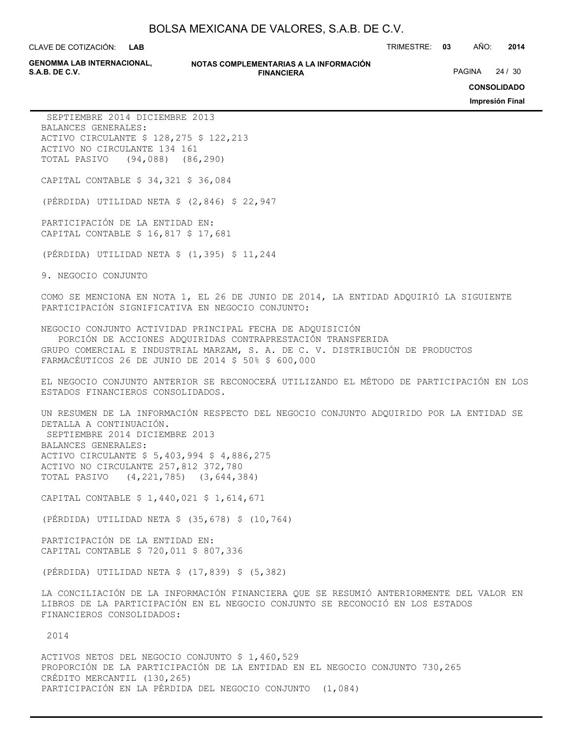| | SEPTIEMBRE 2014 | DICIEMBRE 2013 |
|---|---|---|
| BALANCES GENERALES: | | |
| ACTIVO CIRCULANTE | $ 128,275 | $ 122,213 |
| ACTIVO NO CIRCULANTE | 134 | 161 |
| TOTAL PASIVO | (94,088) | (86,290) |
| CAPITAL CONTABLE | $ 34,321 | $ 36,084 |
| (PÉRDIDA) UTILIDAD NETA | $ (2,846) | $ 22,947 |
| PARTICIPACIÓN DE LA ENTIDAD EN: | | |
| CAPITAL CONTABLE | $ 16,817 | $ 17,681 |
| (PÉRDIDA) UTILIDAD NETA | $ (1,395) | $ 11,244 |

9. NEGOCIO CONJUNTO

COMO SE MENCIONA EN NOTA 1, EL 26 DE JUNIO DE 2014, LA ENTIDAD ADQUIRIÓ LA SIGUIENTE PARTICIPACIÓN SIGNIFICATIVA EN NEGOCIO CONJUNTO:

| NEGOCIO CONJUNTO | ACTIVIDAD PRINCIPAL | FECHA DE ADQUISICIÓN | PORCIÓN DE ACCIONES ADQUIRIDAS | CONTRAPRESTACIÓN TRANSFERIDA |
|---|---|---|---|---|
| GRUPO COMERCIAL E INDUSTRIAL MARZAM, S. A. DE C. V. | DISTRIBUCIÓN DE PRODUCTOS FARMACÉUTICOS | 26 DE JUNIO DE 2014 | 50% | $ 600,000 |

EL NEGOCIO CONJUNTO ANTERIOR SE RECONOCERÁ UTILIZANDO EL MÉTODO DE PARTICIPACIÓN EN LOS ESTADOS FINANCIEROS CONSOLIDADOS.

UN RESUMEN DE LA INFORMACIÓN RESPECTO DEL NEGOCIO CONJUNTO ADQUIRIDO POR LA ENTIDAD SE DETALLA A CONTINUACIÓN.

| | SEPTIEMBRE 2014 | DICIEMBRE 2013 |
|---|---|---|
| BALANCES GENERALES: | | |
| ACTIVO CIRCULANTE | $ 5,403,994 | $ 4,886,275 |
| ACTIVO NO CIRCULANTE | 257,812 | 372,780 |
| TOTAL PASIVO | (4,221,785) | (3,644,384) |
| CAPITAL CONTABLE | $ 1,440,021 | $ 1,614,671 |
| (PÉRDIDA) UTILIDAD NETA | $ (35,678) | $ (10,764) |
| PARTICIPACIÓN DE LA ENTIDAD EN: | | |
| CAPITAL CONTABLE | $ 720,011 | $ 807,336 |
| (PÉRDIDA) UTILIDAD NETA | $ (17,839) | $ (5,382) |

LA CONCILIACIÓN DE LA INFORMACIÓN FINANCIERA QUE SE RESUMIÓ ANTERIORMENTE DEL VALOR EN LIBROS DE LA PARTICIPACIÓN EN EL NEGOCIO CONJUNTO SE RECONOCIÓ EN LOS ESTADOS FINANCIEROS CONSOLIDADOS:

| | 2014 |
|---|---|
| ACTIVOS NETOS DEL NEGOCIO CONJUNTO | $ 1,460,529 |
| PROPORCIÓN DE LA PARTICIPACIÓN DE LA ENTIDAD EN EL NEGOCIO CONJUNTO | 730,265 |
| CRÉDITO MERCANTIL | (130,265) |
| PARTICIPACIÓN EN LA PÉRDIDA DEL NEGOCIO CONJUNTO | (1,084) |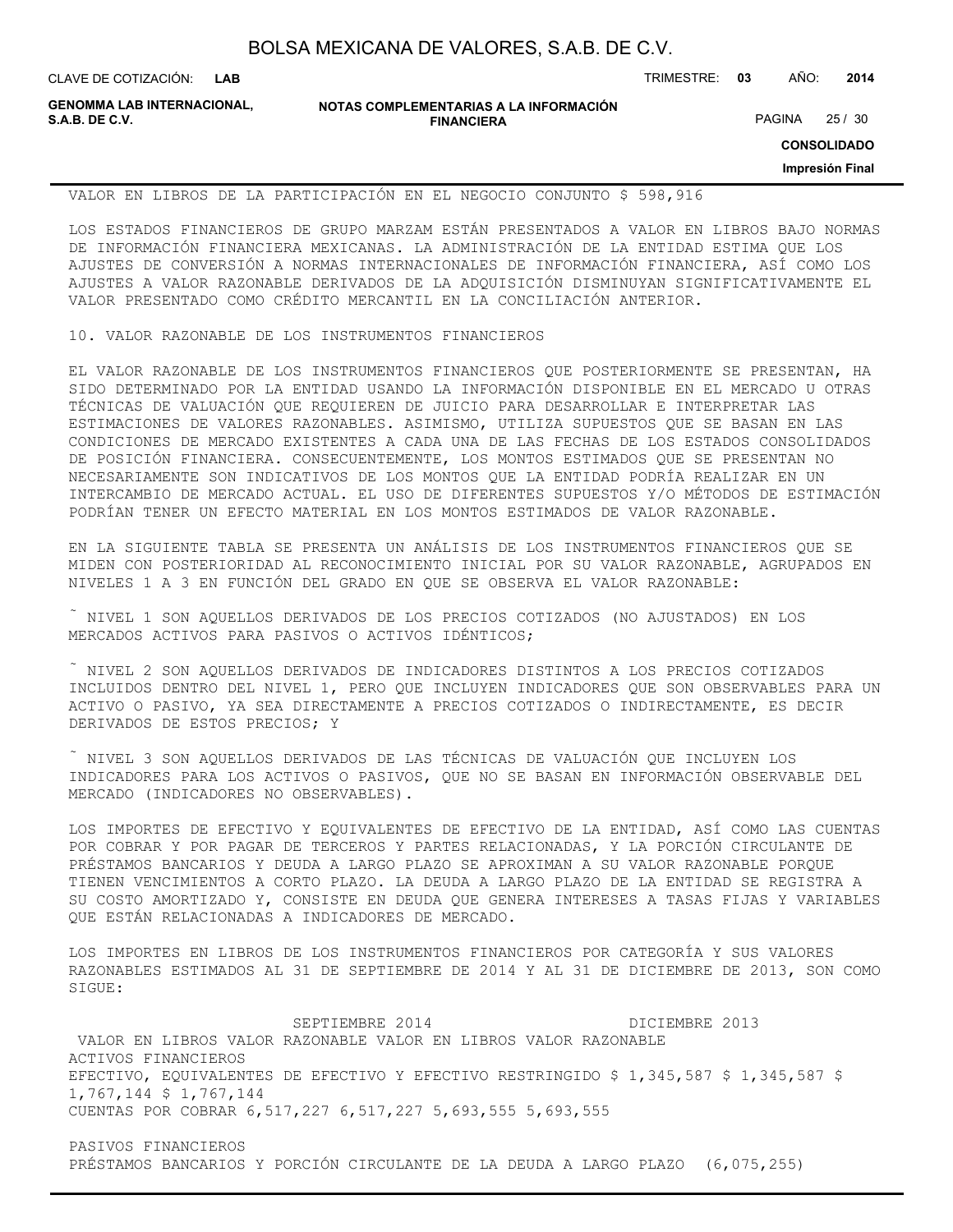VALOR EN LIBROS DE LA PARTICIPACIÓN EN EL NEGOCIO CONJUNTO $ 598,916

LOS ESTADOS FINANCIEROS DE GRUPO MARZAM ESTÁN PRESENTADOS A VALOR EN LIBROS BAJO NORMAS DE INFORMACIÓN FINANCIERA MEXICANAS. LA ADMINISTRACIÓN DE LA ENTIDAD ESTIMA QUE LOS AJUSTES DE CONVERSIÓN A NORMAS INTERNACIONALES DE INFORMACIÓN FINANCIERA, ASÍ COMO LOS AJUSTES A VALOR RAZONABLE DERIVADOS DE LA ADQUISICIÓN DISMINUYAN SIGNIFICATIVAMENTE EL VALOR PRESENTADO COMO CRÉDITO MERCANTIL EN LA CONCILIACIÓN ANTERIOR.

10. VALOR RAZONABLE DE LOS INSTRUMENTOS FINANCIEROS

EL VALOR RAZONABLE DE LOS INSTRUMENTOS FINANCIEROS QUE POSTERIORMENTE SE PRESENTAN, HA SIDO DETERMINADO POR LA ENTIDAD USANDO LA INFORMACIÓN DISPONIBLE EN EL MERCADO U OTRAS TÉCNICAS DE VALUACIÓN QUE REQUIEREN DE JUICIO PARA DESARROLLAR E INTERPRETAR LAS ESTIMACIONES DE VALORES RAZONABLES. ASIMISMO, UTILIZA SUPUESTOS QUE SE BASAN EN LAS CONDICIONES DE MERCADO EXISTENTES A CADA UNA DE LAS FECHAS DE LOS ESTADOS CONSOLIDADOS DE POSICIÓN FINANCIERA. CONSECUENTEMENTE, LOS MONTOS ESTIMADOS QUE SE PRESENTAN NO NECESARIAMENTE SON INDICATIVOS DE LOS MONTOS QUE LA ENTIDAD PODRÍA REALIZAR EN UN INTERCAMBIO DE MERCADO ACTUAL. EL USO DE DIFERENTES SUPUESTOS Y/O MÉTODOS DE ESTIMACIÓN PODRÍAN TENER UN EFECTO MATERIAL EN LOS MONTOS ESTIMADOS DE VALOR RAZONABLE.

EN LA SIGUIENTE TABLA SE PRESENTA UN ANÁLISIS DE LOS INSTRUMENTOS FINANCIEROS QUE SE MIDEN CON POSTERIORIDAD AL RECONOCIMIENTO INICIAL POR SU VALOR RAZONABLE, AGRUPADOS EN NIVELES 1 A 3 EN FUNCIÓN DEL GRADO EN QUE SE OBSERVA EL VALOR RAZONABLE:

˜ NIVEL 1 SON AQUELLOS DERIVADOS DE LOS PRECIOS COTIZADOS (NO AJUSTADOS) EN LOS MERCADOS ACTIVOS PARA PASIVOS O ACTIVOS IDÉNTICOS;

˜ NIVEL 2 SON AQUELLOS DERIVADOS DE INDICADORES DISTINTOS A LOS PRECIOS COTIZADOS INCLUIDOS DENTRO DEL NIVEL 1, PERO QUE INCLUYEN INDICADORES QUE SON OBSERVABLES PARA UN ACTIVO O PASIVO, YA SEA DIRECTAMENTE A PRECIOS COTIZADOS O INDIRECTAMENTE, ES DECIR DERIVADOS DE ESTOS PRECIOS; Y

˜ NIVEL 3 SON AQUELLOS DERIVADOS DE LAS TÉCNICAS DE VALUACIÓN QUE INCLUYEN LOS INDICADORES PARA LOS ACTIVOS O PASIVOS, QUE NO SE BASAN EN INFORMACIÓN OBSERVABLE DEL MERCADO (INDICADORES NO OBSERVABLES).

LOS IMPORTES DE EFECTIVO Y EQUIVALENTES DE EFECTIVO DE LA ENTIDAD, ASÍ COMO LAS CUENTAS POR COBRAR Y POR PAGAR DE TERCEROS Y PARTES RELACIONADAS, Y LA PORCIÓN CIRCULANTE DE PRÉSTAMOS BANCARIOS Y DEUDA A LARGO PLAZO SE APROXIMAN A SU VALOR RAZONABLE PORQUE TIENEN VENCIMIENTOS A CORTO PLAZO. LA DEUDA A LARGO PLAZO DE LA ENTIDAD SE REGISTRA A SU COSTO AMORTIZADO Y, CONSISTE EN DEUDA QUE GENERA INTERESES A TASAS FIJAS Y VARIABLES QUE ESTÁN RELACIONADAS A INDICADORES DE MERCADO.

LOS IMPORTES EN LIBROS DE LOS INSTRUMENTOS FINANCIEROS POR CATEGORÍA Y SUS VALORES RAZONABLES ESTIMADOS AL 31 DE SEPTIEMBRE DE 2014 Y AL 31 DE DICIEMBRE DE 2013, SON COMO SIGUE:

| | SEPTIEMBRE 2014 | | DICIEMBRE 2013 | |
|---|---|---|---|---|
| | VALOR EN LIBROS | VALOR RAZONABLE | VALOR EN LIBROS | VALOR RAZONABLE |
| ACTIVOS FINANCIEROS | | | | |
| EFECTIVO, EQUIVALENTES DE EFECTIVO Y EFECTIVO RESTRINGIDO | $ 1,345,587 | $ 1,345,587 | $ 1,767,144 | $ 1,767,144 |
| CUENTAS POR COBRAR | 6,517,227 | 6,517,227 | 5,693,555 | 5,693,555 |
| PASIVOS FINANCIEROS | | | | |
| PRÉSTAMOS BANCARIOS Y PORCIÓN CIRCULANTE DE LA DEUDA A LARGO PLAZO | (6,075,255) | | | |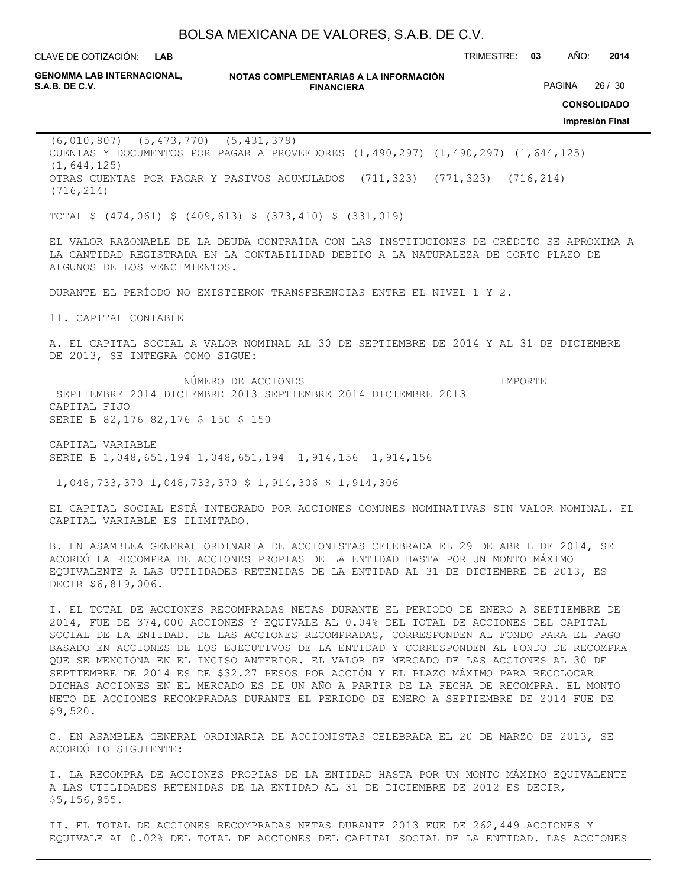(6,010,807) (5,473,770) (5,431,379)

CUENTAS Y DOCUMENTOS POR PAGAR A PROVEEDORES (1,490,297) (1,490,297) (1,644,125) (1,644,125)

OTRAS CUENTAS POR PAGAR Y PASIVOS ACUMULADOS (711,323) (771,323) (716,214) (716,214)

TOTAL $ (474,061) $ (409,613) $ (373,410) $ (331,019)

EL VALOR RAZONABLE DE LA DEUDA CONTRAÍDA CON LAS INSTITUCIONES DE CRÉDITO SE APROXIMA A LA CANTIDAD REGISTRADA EN LA CONTABILIDAD DEBIDO A LA NATURALEZA DE CORTO PLAZO DE ALGUNOS DE LOS VENCIMIENTOS.

DURANTE EL PERÍODO NO EXISTIERON TRANSFERENCIAS ENTRE EL NIVEL 1 Y 2.

## 11. CAPITAL CONTABLE

A. EL CAPITAL SOCIAL A VALOR NOMINAL AL 30 DE SEPTIEMBRE DE 2014 Y AL 31 DE DICIEMBRE DE 2013, SE INTEGRA COMO SIGUE:

| | NÚMERO DE ACCIONES | | IMPORTE | |
|---|---|---|---|---|
| | SEPTIEMBRE 2014 | DICIEMBRE 2013 | SEPTIEMBRE 2014 | DICIEMBRE 2013 |
| CAPITAL FIJO | | | | |
| SERIE B | 82,176 | 82,176 | $ 150 | $ 150 |
| CAPITAL VARIABLE | | | | |
| SERIE B | 1,048,651,194 | 1,048,651,194 | 1,914,156 | 1,914,156 |
| | 1,048,733,370 | 1,048,733,370 | $ 1,914,306 | $ 1,914,306 |

EL CAPITAL SOCIAL ESTÁ INTEGRADO POR ACCIONES COMUNES NOMINATIVAS SIN VALOR NOMINAL. EL CAPITAL VARIABLE ES ILIMITADO.

B. EN ASAMBLEA GENERAL ORDINARIA DE ACCIONISTAS CELEBRADA EL 29 DE ABRIL DE 2014, SE ACORDÓ LA RECOMPRA DE ACCIONES PROPIAS DE LA ENTIDAD HASTA POR UN MONTO MÁXIMO EQUIVALENTE A LAS UTILIDADES RETENIDAS DE LA ENTIDAD AL 31 DE DICIEMBRE DE 2013, ES DECIR $6,819,006.

I. EL TOTAL DE ACCIONES RECOMPRADAS NETAS DURANTE EL PERIODO DE ENERO A SEPTIEMBRE DE 2014, FUE DE 374,000 ACCIONES Y EQUIVALE AL 0.04% DEL TOTAL DE ACCIONES DEL CAPITAL SOCIAL DE LA ENTIDAD. DE LAS ACCIONES RECOMPRADAS, CORRESPONDEN AL FONDO PARA EL PAGO BASADO EN ACCIONES DE LOS EJECUTIVOS DE LA ENTIDAD Y CORRESPONDEN AL FONDO DE RECOMPRA QUE SE MENCIONA EN EL INCISO ANTERIOR. EL VALOR DE MERCADO DE LAS ACCIONES AL 30 DE SEPTIEMBRE DE 2014 ES DE $32.27 PESOS POR ACCIÓN Y EL PLAZO MÁXIMO PARA RECOLOCAR DICHAS ACCIONES EN EL MERCADO ES DE UN AÑO A PARTIR DE LA FECHA DE RECOMPRA. EL MONTO NETO DE ACCIONES RECOMPRADAS DURANTE EL PERIODO DE ENERO A SEPTIEMBRE DE 2014 FUE DE $9,520.

C. EN ASAMBLEA GENERAL ORDINARIA DE ACCIONISTAS CELEBRADA EL 20 DE MARZO DE 2013, SE ACORDÓ LO SIGUIENTE:

I. LA RECOMPRA DE ACCIONES PROPIAS DE LA ENTIDAD HASTA POR UN MONTO MÁXIMO EQUIVALENTE A LAS UTILIDADES RETENIDAS DE LA ENTIDAD AL 31 DE DICIEMBRE DE 2012 ES DECIR, $5,156,955.

II. EL TOTAL DE ACCIONES RECOMPRADAS NETAS DURANTE 2013 FUE DE 262,449 ACCIONES Y EQUIVALE AL 0.02% DEL TOTAL DE ACCIONES DEL CAPITAL SOCIAL DE LA ENTIDAD. LAS ACCIONES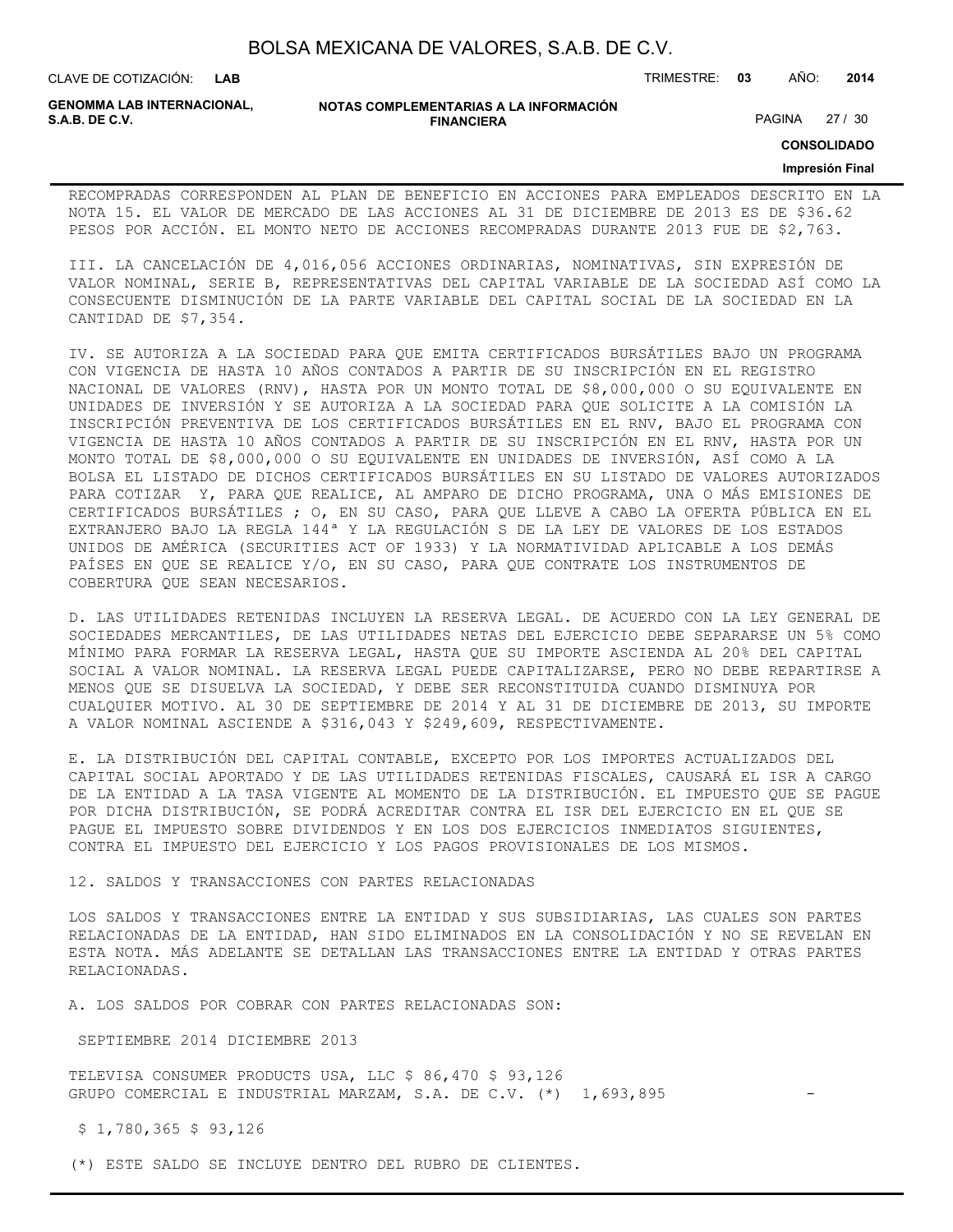RECOMPRADAS CORRESPONDEN AL PLAN DE BENEFICIO EN ACCIONES PARA EMPLEADOS DESCRITO EN LA NOTA 15. EL VALOR DE MERCADO DE LAS ACCIONES AL 31 DE DICIEMBRE DE 2013 ES DE $36.62 PESOS POR ACCIÓN. EL MONTO NETO DE ACCIONES RECOMPRADAS DURANTE 2013 FUE DE $2,763.

III. LA CANCELACIÓN DE 4,016,056 ACCIONES ORDINARIAS, NOMINATIVAS, SIN EXPRESIÓN DE VALOR NOMINAL, SERIE B, REPRESENTATIVAS DEL CAPITAL VARIABLE DE LA SOCIEDAD ASÍ COMO LA CONSECUENTE DISMINUCIÓN DE LA PARTE VARIABLE DEL CAPITAL SOCIAL DE LA SOCIEDAD EN LA CANTIDAD DE $7,354.

IV. SE AUTORIZA A LA SOCIEDAD PARA QUE EMITA CERTIFICADOS BURSÁTILES BAJO UN PROGRAMA CON VIGENCIA DE HASTA 10 AÑOS CONTADOS A PARTIR DE SU INSCRIPCIÓN EN EL REGISTRO NACIONAL DE VALORES (RNV), HASTA POR UN MONTO TOTAL DE $8,000,000 O SU EQUIVALENTE EN UNIDADES DE INVERSIÓN Y SE AUTORIZA A LA SOCIEDAD PARA QUE SOLICITE A LA COMISIÓN LA INSCRIPCIÓN PREVENTIVA DE LOS CERTIFICADOS BURSÁTILES EN EL RNV, BAJO EL PROGRAMA CON VIGENCIA DE HASTA 10 AÑOS CONTADOS A PARTIR DE SU INSCRIPCIÓN EN EL RNV, HASTA POR UN MONTO TOTAL DE $8,000,000 O SU EQUIVALENTE EN UNIDADES DE INVERSIÓN, ASÍ COMO A LA BOLSA EL LISTADO DE DICHOS CERTIFICADOS BURSÁTILES EN SU LISTADO DE VALORES AUTORIZADOS PARA COTIZAR Y, PARA QUE REALICE, AL AMPARO DE DICHO PROGRAMA, UNA O MÁS EMISIONES DE CERTIFICADOS BURSÁTILES ; O, EN SU CASO, PARA QUE LLEVE A CABO LA OFERTA PÚBLICA EN EL EXTRANJERO BAJO LA REGLA 144ª Y LA REGULACIÓN S DE LA LEY DE VALORES DE LOS ESTADOS UNIDOS DE AMÉRICA (SECURITIES ACT OF 1933) Y LA NORMATIVIDAD APLICABLE A LOS DEMÁS PAÍSES EN QUE SE REALICE Y/O, EN SU CASO, PARA QUE CONTRATE LOS INSTRUMENTOS DE COBERTURA QUE SEAN NECESARIOS.

D. LAS UTILIDADES RETENIDAS INCLUYEN LA RESERVA LEGAL. DE ACUERDO CON LA LEY GENERAL DE SOCIEDADES MERCANTILES, DE LAS UTILIDADES NETAS DEL EJERCICIO DEBE SEPARARSE UN 5% COMO MÍNIMO PARA FORMAR LA RESERVA LEGAL, HASTA QUE SU IMPORTE ASCIENDA AL 20% DEL CAPITAL SOCIAL A VALOR NOMINAL. LA RESERVA LEGAL PUEDE CAPITALIZARSE, PERO NO DEBE REPARTIRSE A MENOS QUE SE DISUELVA LA SOCIEDAD, Y DEBE SER RECONSTITUIDA CUANDO DISMINUYA POR CUALQUIER MOTIVO. AL 30 DE SEPTIEMBRE DE 2014 Y AL 31 DE DICIEMBRE DE 2013, SU IMPORTE A VALOR NOMINAL ASCIENDE A $316,043 Y $249,609, RESPECTIVAMENTE.

E. LA DISTRIBUCIÓN DEL CAPITAL CONTABLE, EXCEPTO POR LOS IMPORTES ACTUALIZADOS DEL CAPITAL SOCIAL APORTADO Y DE LAS UTILIDADES RETENIDAS FISCALES, CAUSARÁ EL ISR A CARGO DE LA ENTIDAD A LA TASA VIGENTE AL MOMENTO DE LA DISTRIBUCIÓN. EL IMPUESTO QUE SE PAGUE POR DICHA DISTRIBUCIÓN, SE PODRÁ ACREDITAR CONTRA EL ISR DEL EJERCICIO EN EL QUE SE PAGUE EL IMPUESTO SOBRE DIVIDENDOS Y EN LOS DOS EJERCICIOS INMEDIATOS SIGUIENTES, CONTRA EL IMPUESTO DEL EJERCICIO Y LOS PAGOS PROVISIONALES DE LOS MISMOS.

## 12. SALDOS Y TRANSACCIONES CON PARTES RELACIONADAS

LOS SALDOS Y TRANSACCIONES ENTRE LA ENTIDAD Y SUS SUBSIDIARIAS, LAS CUALES SON PARTES RELACIONADAS DE LA ENTIDAD, HAN SIDO ELIMINADOS EN LA CONSOLIDACIÓN Y NO SE REVELAN EN ESTA NOTA. MÁS ADELANTE SE DETALLAN LAS TRANSACCIONES ENTRE LA ENTIDAD Y OTRAS PARTES RELACIONADAS.

A. LOS SALDOS POR COBRAR CON PARTES RELACIONADAS SON:

| | SEPTIEMBRE 2014 | DICIEMBRE 2013 |
|---|---|---|
| TELEVISA CONSUMER PRODUCTS USA, LLC | $ 86,470 | $ 93,126 |
| GRUPO COMERCIAL E INDUSTRIAL MARZAM, S.A. DE C.V. (*) | 1,693,895 | - |
| | $ 1,780,365 | $ 93,126 |

(*) ESTE SALDO SE INCLUYE DENTRO DEL RUBRO DE CLIENTES.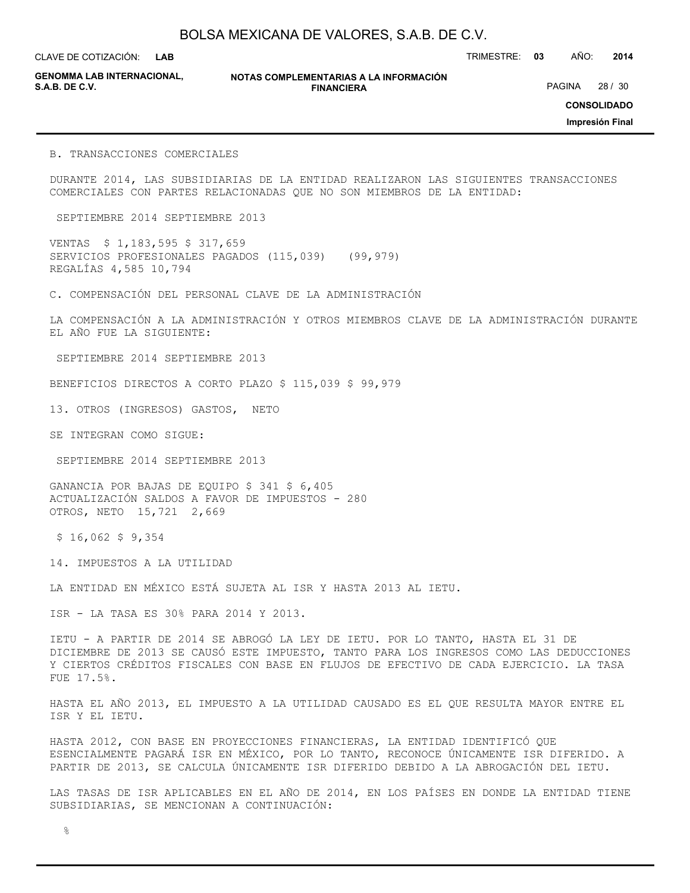B. TRANSACCIONES COMERCIALES

DURANTE 2014, LAS SUBSIDIARIAS DE LA ENTIDAD REALIZARON LAS SIGUIENTES TRANSACCIONES COMERCIALES CON PARTES RELACIONADAS QUE NO SON MIEMBROS DE LA ENTIDAD:

| | SEPTIEMBRE 2014 | SEPTIEMBRE 2013 |
|---|---|---|
| VENTAS | $ 1,183,595 | $ 317,659 |
| SERVICIOS PROFESIONALES PAGADOS | (115,039) | (99,979) |
| REGALÍAS | 4,585 | 10,794 |

C. COMPENSACIÓN DEL PERSONAL CLAVE DE LA ADMINISTRACIÓN

LA COMPENSACIÓN A LA ADMINISTRACIÓN Y OTROS MIEMBROS CLAVE DE LA ADMINISTRACIÓN DURANTE EL AÑO FUE LA SIGUIENTE:

| | SEPTIEMBRE 2014 | SEPTIEMBRE 2013 |
|---|---|---|
| BENEFICIOS DIRECTOS A CORTO PLAZO | $ 115,039 | $ 99,979 |

13. OTROS (INGRESOS) GASTOS, NETO

SE INTEGRAN COMO SIGUE:

| | SEPTIEMBRE 2014 | SEPTIEMBRE 2013 |
|---|---|---|
| GANANCIA POR BAJAS DE EQUIPO | $ 341 | $ 6,405 |
| ACTUALIZACIÓN SALDOS A FAVOR DE IMPUESTOS | - | 280 |
| OTROS, NETO | 15,721 | 2,669 |
| | $ 16,062 | $ 9,354 |

14. IMPUESTOS A LA UTILIDAD

LA ENTIDAD EN MÉXICO ESTÁ SUJETA AL ISR Y HASTA 2013 AL IETU.

ISR - LA TASA ES 30% PARA 2014 Y 2013.

IETU - A PARTIR DE 2014 SE ABROGÓ LA LEY DE IETU. POR LO TANTO, HASTA EL 31 DE DICIEMBRE DE 2013 SE CAUSÓ ESTE IMPUESTO, TANTO PARA LOS INGRESOS COMO LAS DEDUCCIONES Y CIERTOS CRÉDITOS FISCALES CON BASE EN FLUJOS DE EFECTIVO DE CADA EJERCICIO. LA TASA FUE 17.5%.

HASTA EL AÑO 2013, EL IMPUESTO A LA UTILIDAD CAUSADO ES EL QUE RESULTA MAYOR ENTRE EL ISR Y EL IETU.

HASTA 2012, CON BASE EN PROYECCIONES FINANCIERAS, LA ENTIDAD IDENTIFICÓ QUE ESENCIALMENTE PAGARÁ ISR EN MÉXICO, POR LO TANTO, RECONOCE ÚNICAMENTE ISR DIFERIDO. A PARTIR DE 2013, SE CALCULA ÚNICAMENTE ISR DIFERIDO DEBIDO A LA ABROGACIÓN DEL IETU.

LAS TASAS DE ISR APLICABLES EN EL AÑO DE 2014, EN LOS PAÍSES EN DONDE LA ENTIDAD TIENE SUBSIDIARIAS, SE MENCIONAN A CONTINUACIÓN:

%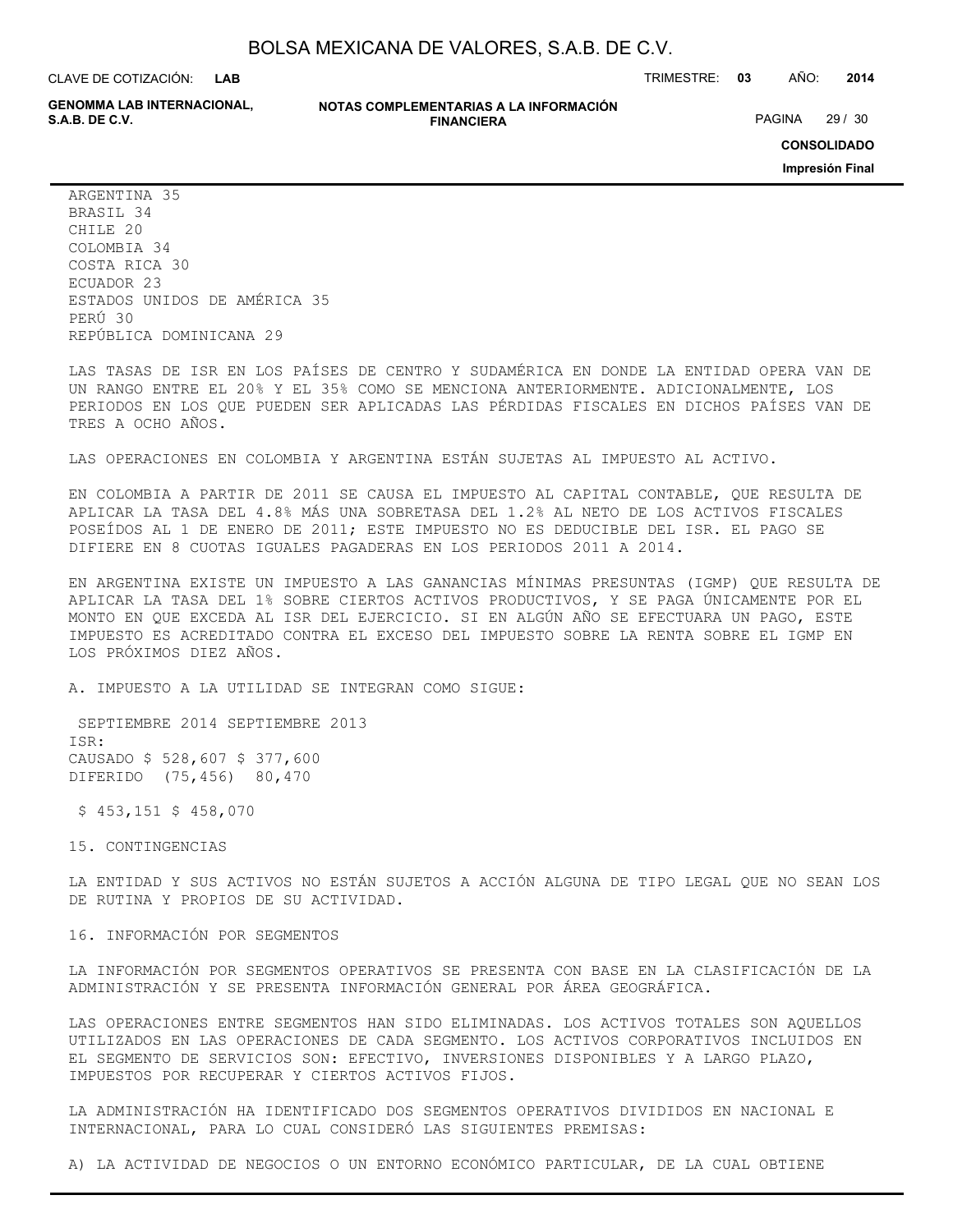| País | Tasa (%) |
|---|---|
| ARGENTINA | 35 |
| BRASIL | 34 |
| CHILE | 20 |
| COLOMBIA | 34 |
| COSTA RICA | 30 |
| ECUADOR | 23 |
| ESTADOS UNIDOS DE AMÉRICA | 35 |
| PERÚ | 30 |
| REPÚBLICA DOMINICANA | 29 |

LAS TASAS DE ISR EN LOS PAÍSES DE CENTRO Y SUDAMÉRICA EN DONDE LA ENTIDAD OPERA VAN DE UN RANGO ENTRE EL 20% Y EL 35% COMO SE MENCIONA ANTERIORMENTE. ADICIONALMENTE, LOS PERIODOS EN LOS QUE PUEDEN SER APLICADAS LAS PÉRDIDAS FISCALES EN DICHOS PAÍSES VAN DE TRES A OCHO AÑOS.

LAS OPERACIONES EN COLOMBIA Y ARGENTINA ESTÁN SUJETAS AL IMPUESTO AL ACTIVO.

EN COLOMBIA A PARTIR DE 2011 SE CAUSA EL IMPUESTO AL CAPITAL CONTABLE, QUE RESULTA DE APLICAR LA TASA DEL 4.8% MÁS UNA SOBRETASA DEL 1.2% AL NETO DE LOS ACTIVOS FISCALES POSEÍDOS AL 1 DE ENERO DE 2011; ESTE IMPUESTO NO ES DEDUCIBLE DEL ISR. EL PAGO SE DIFIERE EN 8 CUOTAS IGUALES PAGADERAS EN LOS PERIODOS 2011 A 2014.

EN ARGENTINA EXISTE UN IMPUESTO A LAS GANANCIAS MÍNIMAS PRESUNTAS (IGMP) QUE RESULTA DE APLICAR LA TASA DEL 1% SOBRE CIERTOS ACTIVOS PRODUCTIVOS, Y SE PAGA ÚNICAMENTE POR EL MONTO EN QUE EXCEDA AL ISR DEL EJERCICIO. SI EN ALGÚN AÑO SE EFECTUARA UN PAGO, ESTE IMPUESTO ES ACREDITADO CONTRA EL EXCESO DEL IMPUESTO SOBRE LA RENTA SOBRE EL IGMP EN LOS PRÓXIMOS DIEZ AÑOS.

A. IMPUESTO A LA UTILIDAD SE INTEGRAN COMO SIGUE:

| | SEPTIEMBRE 2014 | SEPTIEMBRE 2013 |
|---|---|---|
| ISR: | | |
| CAUSADO | $ 528,607 | $ 377,600 |
| DIFERIDO | (75,456) | 80,470 |
| | $ 453,151 | $ 458,070 |

## 15. CONTINGENCIAS

LA ENTIDAD Y SUS ACTIVOS NO ESTÁN SUJETOS A ACCIÓN ALGUNA DE TIPO LEGAL QUE NO SEAN LOS DE RUTINA Y PROPIOS DE SU ACTIVIDAD.

## 16. INFORMACIÓN POR SEGMENTOS

LA INFORMACIÓN POR SEGMENTOS OPERATIVOS SE PRESENTA CON BASE EN LA CLASIFICACIÓN DE LA ADMINISTRACIÓN Y SE PRESENTA INFORMACIÓN GENERAL POR ÁREA GEOGRÁFICA.

LAS OPERACIONES ENTRE SEGMENTOS HAN SIDO ELIMINADAS. LOS ACTIVOS TOTALES SON AQUELLOS UTILIZADOS EN LAS OPERACIONES DE CADA SEGMENTO. LOS ACTIVOS CORPORATIVOS INCLUIDOS EN EL SEGMENTO DE SERVICIOS SON: EFECTIVO, INVERSIONES DISPONIBLES Y A LARGO PLAZO, IMPUESTOS POR RECUPERAR Y CIERTOS ACTIVOS FIJOS.

LA ADMINISTRACIÓN HA IDENTIFICADO DOS SEGMENTOS OPERATIVOS DIVIDIDOS EN NACIONAL E INTERNACIONAL, PARA LO CUAL CONSIDERÓ LAS SIGUIENTES PREMISAS:

A) LA ACTIVIDAD DE NEGOCIOS O UN ENTORNO ECONÓMICO PARTICULAR, DE LA CUAL OBTIENE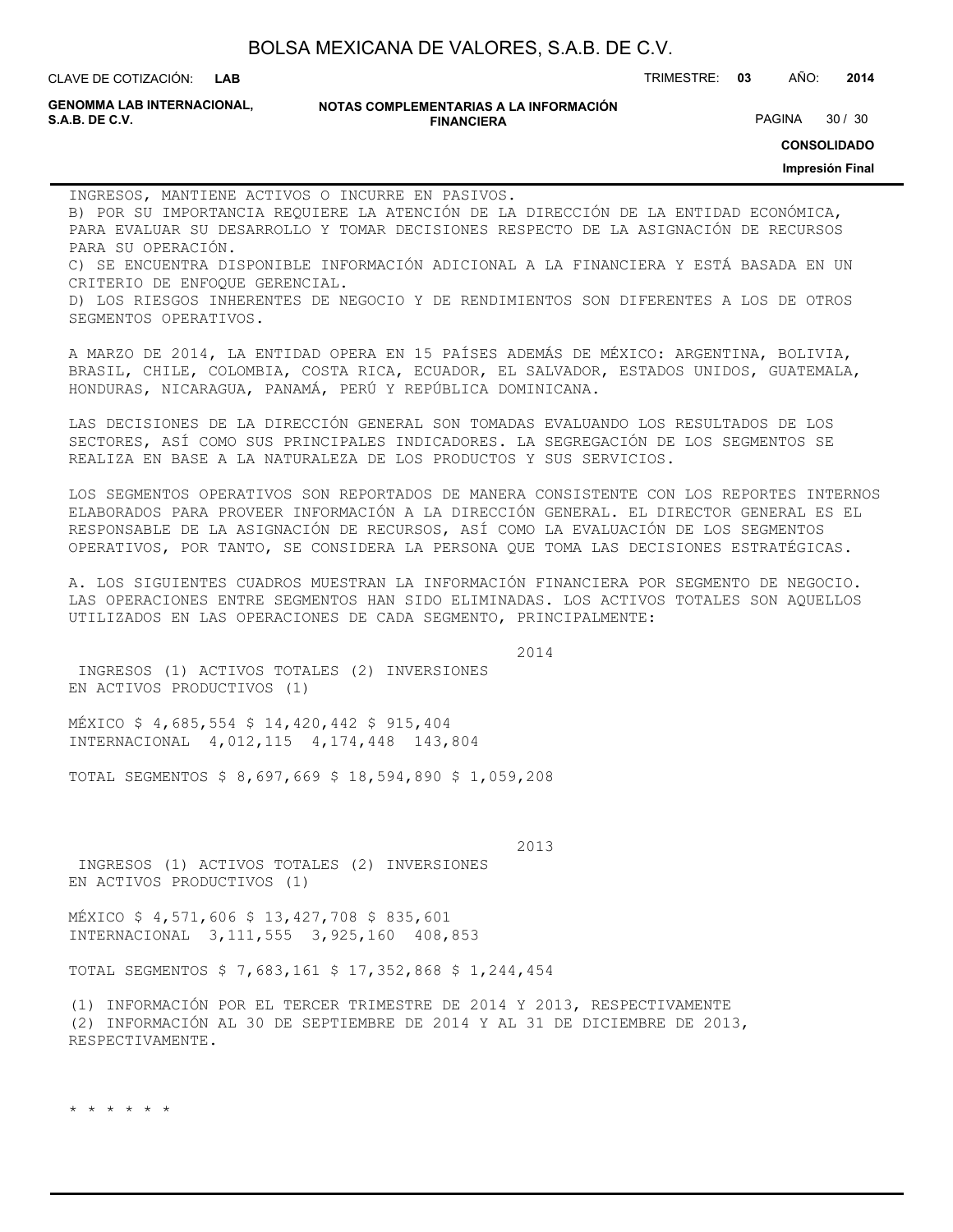INGRESOS, MANTIENE ACTIVOS O INCURRE EN PASIVOS.
B) POR SU IMPORTANCIA REQUIERE LA ATENCIÓN DE LA DIRECCIÓN DE LA ENTIDAD ECONÓMICA, PARA EVALUAR SU DESARROLLO Y TOMAR DECISIONES RESPECTO DE LA ASIGNACIÓN DE RECURSOS PARA SU OPERACIÓN.
C) SE ENCUENTRA DISPONIBLE INFORMACIÓN ADICIONAL A LA FINANCIERA Y ESTÁ BASADA EN UN CRITERIO DE ENFOQUE GERENCIAL.
D) LOS RIESGOS INHERENTES DE NEGOCIO Y DE RENDIMIENTOS SON DIFERENTES A LOS DE OTROS SEGMENTOS OPERATIVOS.

A MARZO DE 2014, LA ENTIDAD OPERA EN 15 PAÍSES ADEMÁS DE MÉXICO: ARGENTINA, BOLIVIA, BRASIL, CHILE, COLOMBIA, COSTA RICA, ECUADOR, EL SALVADOR, ESTADOS UNIDOS, GUATEMALA, HONDURAS, NICARAGUA, PANAMÁ, PERÚ Y REPÚBLICA DOMINICANA.

LAS DECISIONES DE LA DIRECCIÓN GENERAL SON TOMADAS EVALUANDO LOS RESULTADOS DE LOS SECTORES, ASÍ COMO SUS PRINCIPALES INDICADORES. LA SEGREGACIÓN DE LOS SEGMENTOS SE REALIZA EN BASE A LA NATURALEZA DE LOS PRODUCTOS Y SUS SERVICIOS.

LOS SEGMENTOS OPERATIVOS SON REPORTADOS DE MANERA CONSISTENTE CON LOS REPORTES INTERNOS ELABORADOS PARA PROVEER INFORMACIÓN A LA DIRECCIÓN GENERAL. EL DIRECTOR GENERAL ES EL RESPONSABLE DE LA ASIGNACIÓN DE RECURSOS, ASÍ COMO LA EVALUACIÓN DE LOS SEGMENTOS OPERATIVOS, POR TANTO, SE CONSIDERA LA PERSONA QUE TOMA LAS DECISIONES ESTRATÉGICAS.

A. LOS SIGUIENTES CUADROS MUESTRAN LA INFORMACIÓN FINANCIERA POR SEGMENTO DE NEGOCIO. LAS OPERACIONES ENTRE SEGMENTOS HAN SIDO ELIMINADAS. LOS ACTIVOS TOTALES SON AQUELLOS UTILIZADOS EN LAS OPERACIONES DE CADA SEGMENTO, PRINCIPALMENTE:

| 2014 | INGRESOS (1) | ACTIVOS TOTALES (2) | INVERSIONES EN ACTIVOS PRODUCTIVOS (1) |
|---|---|---|---|
| MÉXICO | $ 4,685,554 | $ 14,420,442 | $ 915,404 |
| INTERNACIONAL | 4,012,115 | 4,174,448 | 143,804 |
| TOTAL SEGMENTOS | $ 8,697,669 | $ 18,594,890 | $ 1,059,208 |

| 2013 | INGRESOS (1) | ACTIVOS TOTALES (2) | INVERSIONES EN ACTIVOS PRODUCTIVOS (1) |
|---|---|---|---|
| MÉXICO | $ 4,571,606 | $ 13,427,708 | $ 835,601 |
| INTERNACIONAL | 3,111,555 | 3,925,160 | 408,853 |
| TOTAL SEGMENTOS | $ 7,683,161 | $ 17,352,868 | $ 1,244,454 |

(1) INFORMACIÓN POR EL TERCER TRIMESTRE DE 2014 Y 2013, RESPECTIVAMENTE
(2) INFORMACIÓN AL 30 DE SEPTIEMBRE DE 2014 Y AL 31 DE DICIEMBRE DE 2013, RESPECTIVAMENTE.

* * * * * *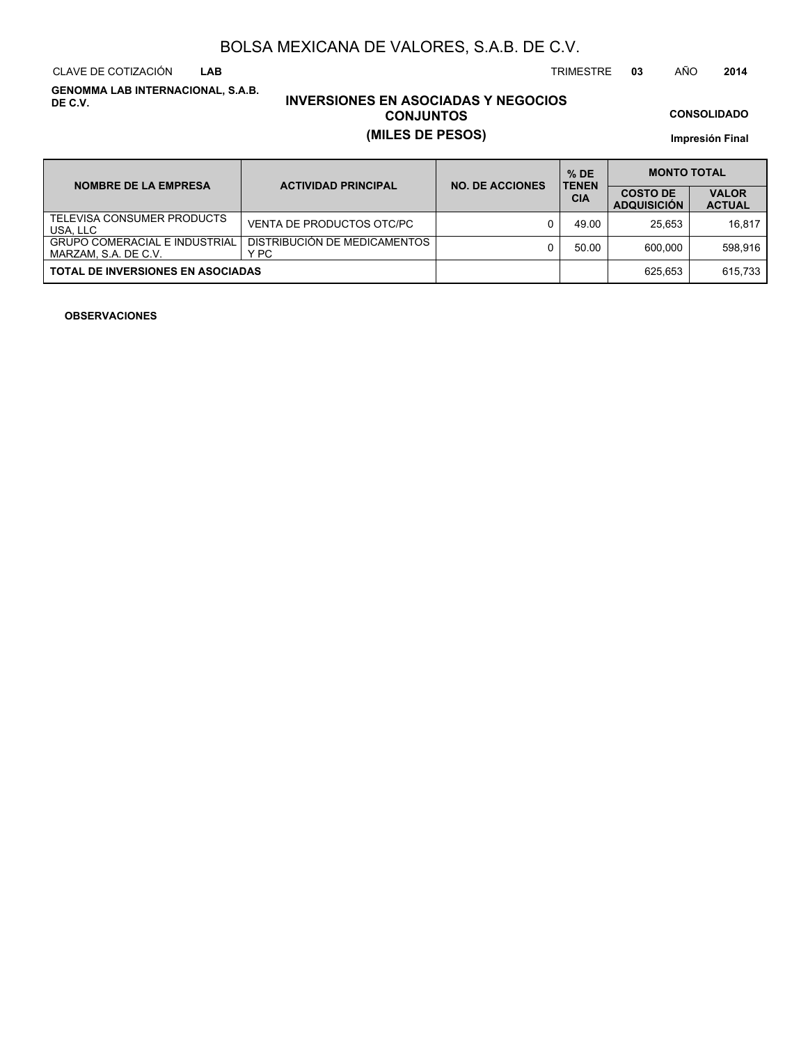# BOLSA MEXICANA DE VALORES, S.A.B. DE C.V.

CLAVE DE COTIZACIÓN **LAB** TRIMESTRE **03** AÑO **2014**

**GENOMMA LAB INTERNACIONAL, S.A.B. DE C.V.**

## INVERSIONES EN ASOCIADAS Y NEGOCIOS CONJUNTOS
## (MILES DE PESOS)

**CONSOLIDADO**

**Impresión Final**

| NOMBRE DE LA EMPRESA | ACTIVIDAD PRINCIPAL | NO. DE ACCIONES | % DE TENENCIA | MONTO TOTAL | |
|---|---|---|---|---|---|
| | | | | COSTO DE ADQUISICIÓN | VALOR ACTUAL |
| TELEVISA CONSUMER PRODUCTS USA, LLC | VENTA DE PRODUCTOS OTC/PC | 0 | 49.00 | 25,653 | 16,817 |
| GRUPO COMERACIAL E INDUSTRIAL MARZAM, S.A. DE C.V. | DISTRIBUCIÓN DE MEDICAMENTOS Y PC | 0 | 50.00 | 600,000 | 598,916 |
| **TOTAL DE INVERSIONES EN ASOCIADAS** | | | | 625,653 | 615,733 |

**OBSERVACIONES**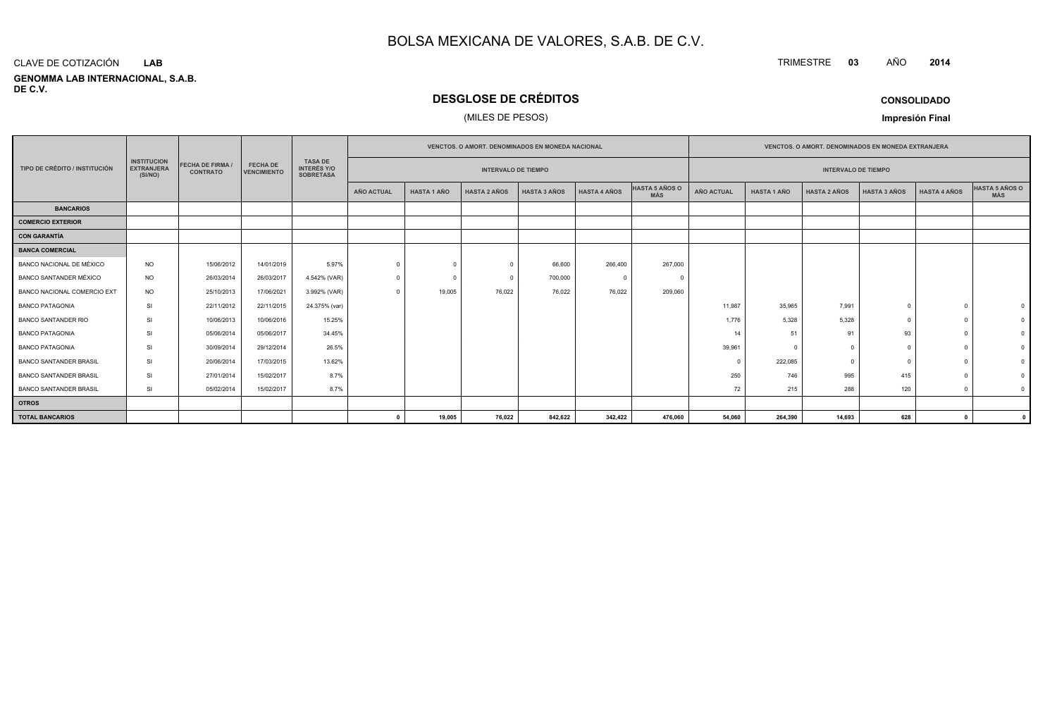# BOLSA MEXICANA DE VALORES, S.A.B. DE C.V.

CLAVE DE COTIZACIÓN **LAB**

**GENOMMA LAB INTERNACIONAL, S.A.B. DE C.V.**

TRIMESTRE **03** AÑO **2014**

## DESGLOSE DE CRÉDITOS

(MILES DE PESOS)

**CONSOLIDADO**

**Impresión Final**

| TIPO DE CRÉDITO / INSTITUCIÓN | INSTITUCION EXTRANJERA (SI/NO) | FECHA DE FIRMA / CONTRATO | FECHA DE VENCIMIENTO | TASA DE INTERÉS Y/O SOBRETASA | VENCTOS. O AMORT. DENOMINADOS EN MONEDA NACIONAL - INTERVALO DE TIEMPO | | | | | | VENCTOS. O AMORT. DENOMINADOS EN MONEDA EXTRANJERA - INTERVALO DE TIEMPO | | | | | |
|---|---|---|---|---|---|---|---|---|---|---|---|---|---|---|---|---|
| | | | | | AÑO ACTUAL | HASTA 1 AÑO | HASTA 2 AÑOS | HASTA 3 AÑOS | HASTA 4 AÑOS | HASTA 5 AÑOS O MÁS | AÑO ACTUAL | HASTA 1 AÑO | HASTA 2 AÑOS | HASTA 3 AÑOS | HASTA 4 AÑOS | HASTA 5 AÑOS O MÁS |
| **BANCARIOS** | | | | | | | | | | | | | | | | |
| **COMERCIO EXTERIOR** | | | | | | | | | | | | | | | | |
| **CON GARANTÍA** | | | | | | | | | | | | | | | | |
| **BANCA COMERCIAL** | | | | | | | | | | | | | | | | |
| BANCO NACIONAL DE MÉXICO | NO | 15/06/2012 | 14/01/2019 | 5.97% | 0 | 0 | 0 | 66,600 | 266,400 | 267,000 | | | | | | |
| BANCO SANTANDER MÉXICO | NO | 26/03/2014 | 26/03/2017 | 4.542% (VAR) | 0 | 0 | 0 | 700,000 | 0 | 0 | | | | | | |
| BANCO NACIONAL COMERCIO EXT | NO | 25/10/2013 | 17/06/2021 | 3.992% (VAR) | 0 | 19,005 | 76,022 | 76,022 | 76,022 | 209,060 | | | | | | |
| BANCO PATAGONIA | SI | 22/11/2012 | 22/11/2015 | 24.375% (var) | | | | | | | 11,987 | 35,965 | 7,991 | 0 | 0 | 0 |
| BANCO SANTANDER RIO | SI | 10/06/2013 | 10/06/2016 | 15.25% | | | | | | | 1,776 | 5,328 | 5,328 | 0 | 0 | 0 |
| BANCO PATAGONIA | SI | 05/06/2014 | 05/06/2017 | 34.45% | | | | | | | 14 | 51 | 91 | 93 | 0 | 0 |
| BANCO PATAGONIA | SI | 30/09/2014 | 29/12/2014 | 26.5% | | | | | | | 39,961 | 0 | 0 | 0 | 0 | 0 |
| BANCO SANTANDER BRASIL | SI | 20/06/2014 | 17/03/2015 | 13.62% | | | | | | | 0 | 222,085 | 0 | 0 | 0 | 0 |
| BANCO SANTANDER BRASIL | SI | 27/01/2014 | 15/02/2017 | 8.7% | | | | | | | 250 | 746 | 995 | 415 | 0 | 0 |
| BANCO SANTANDER BRASIL | SI | 05/02/2014 | 15/02/2017 | 8.7% | | | | | | | 72 | 215 | 288 | 120 | 0 | 0 |
| **OTROS** | | | | | | | | | | | | | | | | |
| **TOTAL BANCARIOS** | | | | | **0** | **19,005** | **76,022** | **842,622** | **342,422** | **476,060** | **54,060** | **264,390** | **14,693** | **628** | **0** | **0** |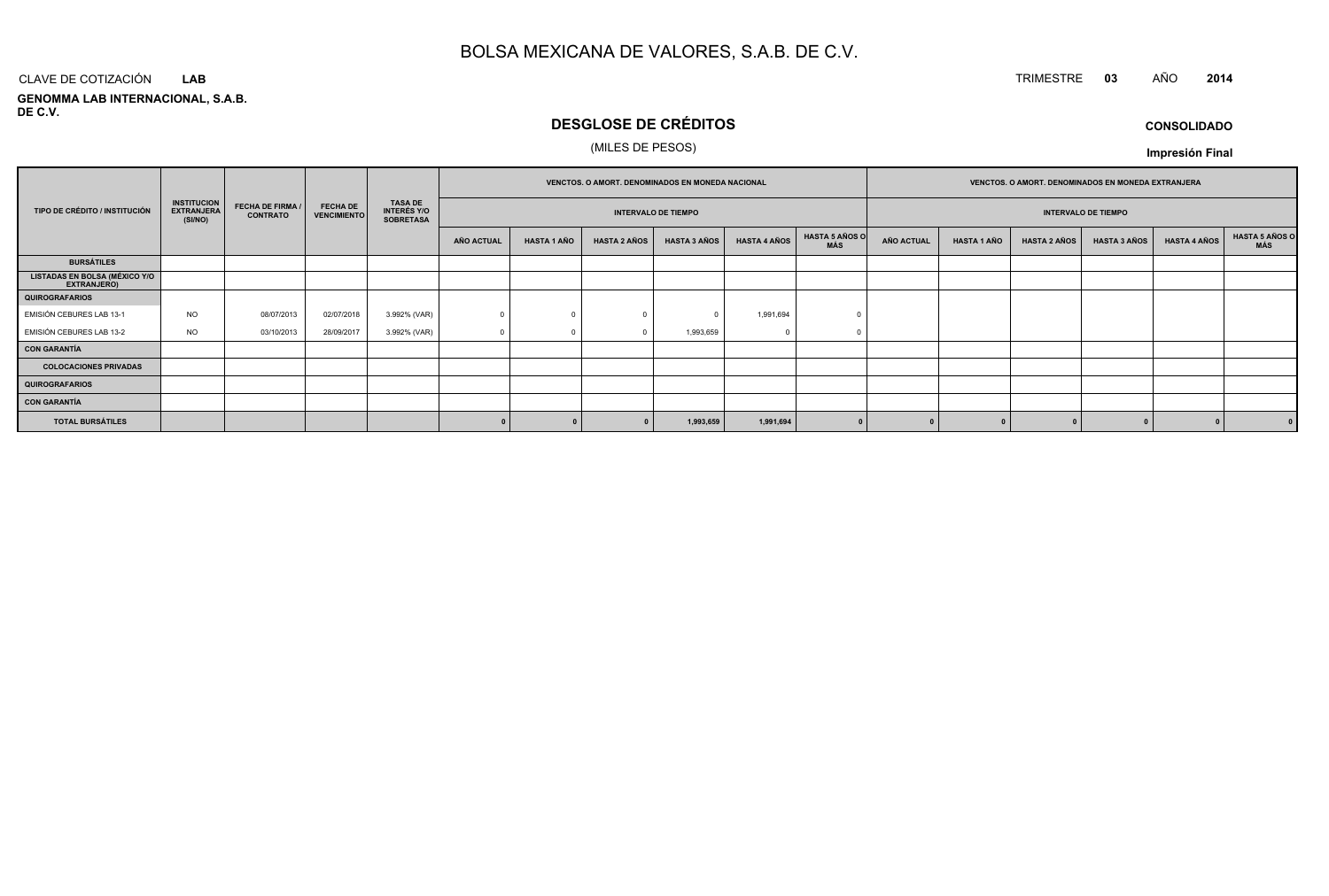# BOLSA MEXICANA DE VALORES, S.A.B. DE C.V.

CLAVE DE COTIZACIÓN **LAB**

TRIMESTRE **03** AÑO **2014**

**GENOMMA LAB INTERNACIONAL, S.A.B. DE C.V.**

## DESGLOSE DE CRÉDITOS

(MILES DE PESOS)

**CONSOLIDADO**

**Impresión Final**

| TIPO DE CRÉDITO / INSTITUCIÓN | INSTITUCION EXTRANJERA (SI/NO) | FECHA DE FIRMA / CONTRATO | FECHA DE VENCIMIENTO | TASA DE INTERÉS Y/O SOBRETASA | VENCTOS. O AMORT. DENOMINADOS EN MONEDA NACIONAL | | | | | | VENCTOS. O AMORT. DENOMINADOS EN MONEDA EXTRANJERA | | | | | |
|---|---|---|---|---|---|---|---|---|---|---|---|---|---|---|---|---|
| | | | | | INTERVALO DE TIEMPO | | | | | | INTERVALO DE TIEMPO | | | | | |
| | | | | | AÑO ACTUAL | HASTA 1 AÑO | HASTA 2 AÑOS | HASTA 3 AÑOS | HASTA 4 AÑOS | HASTA 5 AÑOS O MÁS | AÑO ACTUAL | HASTA 1 AÑO | HASTA 2 AÑOS | HASTA 3 AÑOS | HASTA 4 AÑOS | HASTA 5 AÑOS O MÁS |
| **BURSÁTILES** | | | | | | | | | | | | | | | | |
| **LISTADAS EN BOLSA (MÉXICO Y/O EXTRANJERO)** | | | | | | | | | | | | | | | | |
| **QUIROGRAFARIOS** | | | | | | | | | | | | | | | | |
| EMISIÓN CEBURES LAB 13-1 | NO | 08/07/2013 | 02/07/2018 | 3.992% (VAR) | 0 | 0 | 0 | 0 | 1,991,694 | 0 | | | | | | |
| EMISIÓN CEBURES LAB 13-2 | NO | 03/10/2013 | 28/09/2017 | 3.992% (VAR) | 0 | 0 | 0 | 1,993,659 | 0 | 0 | | | | | | |
| **CON GARANTÍA** | | | | | | | | | | | | | | | | |
| **COLOCACIONES PRIVADAS** | | | | | | | | | | | | | | | | |
| **QUIROGRAFARIOS** | | | | | | | | | | | | | | | | |
| **CON GARANTÍA** | | | | | | | | | | | | | | | | |
| **TOTAL BURSÁTILES** | | | | | **0** | **0** | **0** | **1,993,659** | **1,991,694** | **0** | **0** | **0** | **0** | **0** | **0** | **0** |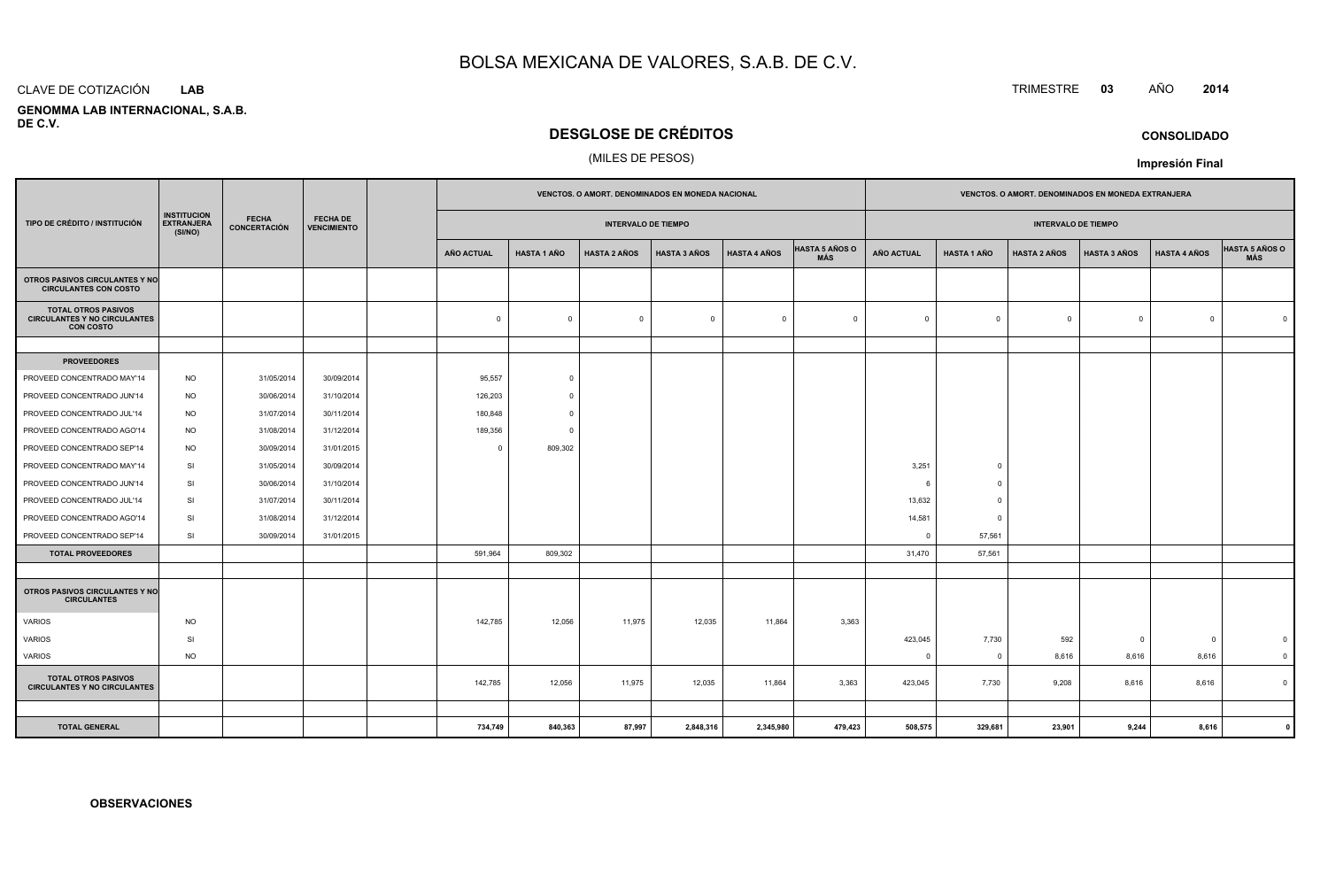# BOLSA MEXICANA DE VALORES, S.A.B. DE C.V.

CLAVE DE COTIZACIÓN **LAB**

**GENOMMA LAB INTERNACIONAL, S.A.B. DE C.V.**

TRIMESTRE **03** AÑO **2014**

## DESGLOSE DE CRÉDITOS

(MILES DE PESOS)

**CONSOLIDADO**

**Impresión Final**

| TIPO DE CRÉDITO / INSTITUCIÓN | INSTITUCION EXTRANJERA (SI/NO) | FECHA CONCERTACIÓN | FECHA DE VENCIMIENTO | | VENCTOS. O AMORT. DENOMINADOS EN MONEDA NACIONAL | | | | | | VENCTOS. O AMORT. DENOMINADOS EN MONEDA EXTRANJERA | | | | | |
|---|---|---|---|---|---|---|---|---|---|---|---|---|---|---|---|---|
| | | | | | INTERVALO DE TIEMPO | | | | | | INTERVALO DE TIEMPO | | | | | |
| | | | | | AÑO ACTUAL | HASTA 1 AÑO | HASTA 2 AÑOS | HASTA 3 AÑOS | HASTA 4 AÑOS | HASTA 5 AÑOS O MÁS | AÑO ACTUAL | HASTA 1 AÑO | HASTA 2 AÑOS | HASTA 3 AÑOS | HASTA 4 AÑOS | HASTA 5 AÑOS O MÁS |
| **OTROS PASIVOS CIRCULANTES Y NO CIRCULANTES CON COSTO** | | | | | | | | | | | | | | | | |
| **TOTAL OTROS PASIVOS CIRCULANTES Y NO CIRCULANTES CON COSTO** | | | | | 0 | 0 | 0 | 0 | 0 | 0 | 0 | 0 | 0 | 0 | 0 | 0 |
| | | | | | | | | | | | | | | | | |
| **PROVEEDORES** | | | | | | | | | | | | | | | | |
| PROVEED CONCENTRADO MAY'14 | NO | 31/05/2014 | 30/09/2014 | | 95,557 | 0 | | | | | | | | | | |
| PROVEED CONCENTRADO JUN'14 | NO | 30/06/2014 | 31/10/2014 | | 126,203 | 0 | | | | | | | | | | |
| PROVEED CONCENTRADO JUL'14 | NO | 31/07/2014 | 30/11/2014 | | 180,848 | 0 | | | | | | | | | | |
| PROVEED CONCENTRADO AGO'14 | NO | 31/08/2014 | 31/12/2014 | | 189,356 | 0 | | | | | | | | | | |
| PROVEED CONCENTRADO SEP'14 | NO | 30/09/2014 | 31/01/2015 | | 0 | 809,302 | | | | | | | | | | |
| PROVEED CONCENTRADO MAY'14 | SI | 31/05/2014 | 30/09/2014 | | | | | | | | 3,251 | 0 | | | | |
| PROVEED CONCENTRADO JUN'14 | SI | 30/06/2014 | 31/10/2014 | | | | | | | | 6 | 0 | | | | |
| PROVEED CONCENTRADO JUL'14 | SI | 31/07/2014 | 30/11/2014 | | | | | | | | 13,632 | 0 | | | | |
| PROVEED CONCENTRADO AGO'14 | SI | 31/08/2014 | 31/12/2014 | | | | | | | | 14,581 | 0 | | | | |
| PROVEED CONCENTRADO SEP'14 | SI | 30/09/2014 | 31/01/2015 | | | | | | | | 0 | 57,561 | | | | |
| **TOTAL PROVEEDORES** | | | | | 591,964 | 809,302 | | | | | 31,470 | 57,561 | | | | |
| | | | | | | | | | | | | | | | | |
| **OTROS PASIVOS CIRCULANTES Y NO CIRCULANTES** | | | | | | | | | | | | | | | | |
| VARIOS | NO | | | | 142,785 | 12,056 | 11,975 | 12,035 | 11,864 | 3,363 | | | | | | |
| VARIOS | SI | | | | | | | | | | 423,045 | 7,730 | 592 | 0 | 0 | 0 |
| VARIOS | NO | | | | | | | | | | 0 | 0 | 8,616 | 8,616 | 8,616 | 0 |
| **TOTAL OTROS PASIVOS CIRCULANTES Y NO CIRCULANTES** | | | | | 142,785 | 12,056 | 11,975 | 12,035 | 11,864 | 3,363 | 423,045 | 7,730 | 9,208 | 8,616 | 8,616 | 0 |
| | | | | | | | | | | | | | | | | |
| **TOTAL GENERAL** | | | | | **734,749** | **840,363** | **87,997** | **2,848,316** | **2,345,980** | **479,423** | **508,575** | **329,681** | **23,901** | **9,244** | **8,616** | **0** |

**OBSERVACIONES**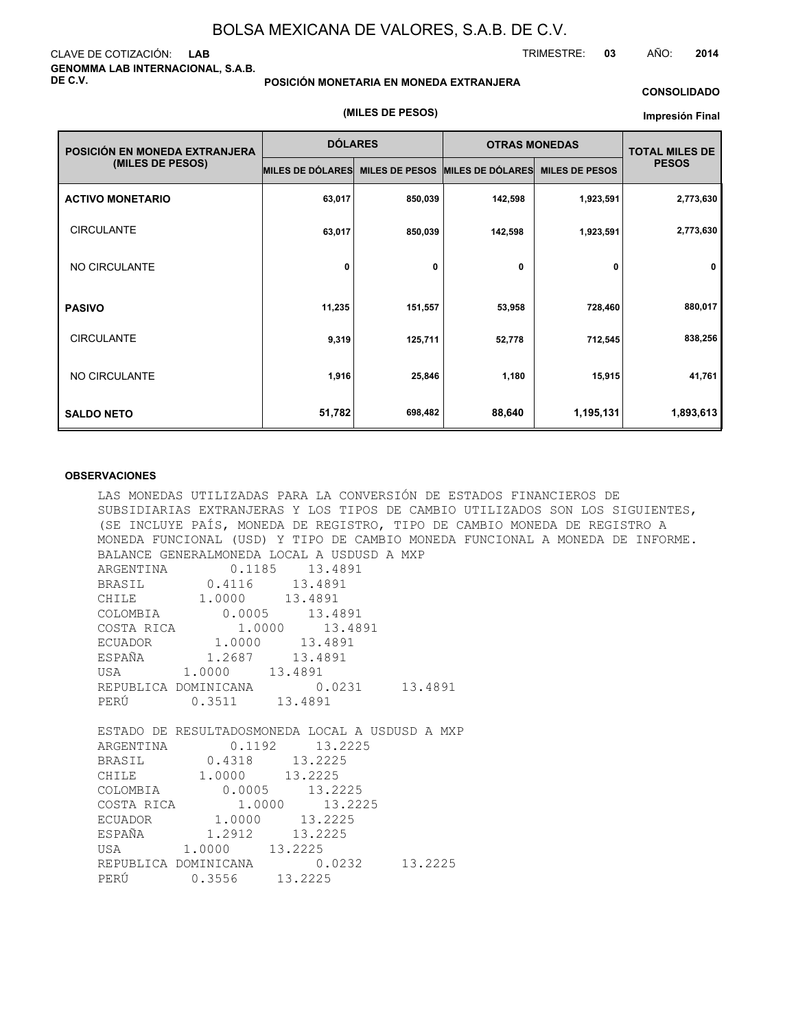BOLSA MEXICANA DE VALORES, S.A.B. DE C.V.

CLAVE DE COTIZACIÓN: **LAB**

**GENOMMA LAB INTERNACIONAL, S.A.B. DE C.V.**

TRIMESTRE: **03** AÑO: **2014**

**POSICIÓN MONETARIA EN MONEDA EXTRANJERA**

**(MILES DE PESOS)**

**CONSOLIDADO**

**Impresión Final**

| POSICIÓN EN MONEDA EXTRANJERA (MILES DE PESOS) | DÓLARES | | OTRAS MONEDAS | | TOTAL MILES DE PESOS |
|---|---|---|---|---|---|
| | MILES DE DÓLARES | MILES DE PESOS | MILES DE DÓLARES | MILES DE PESOS | |
| **ACTIVO MONETARIO** | 63,017 | 850,039 | 142,598 | 1,923,591 | 2,773,630 |
| CIRCULANTE | 63,017 | 850,039 | 142,598 | 1,923,591 | 2,773,630 |
| NO CIRCULANTE | 0 | 0 | 0 | 0 | 0 |
| **PASIVO** | 11,235 | 151,557 | 53,958 | 728,460 | 880,017 |
| CIRCULANTE | 9,319 | 125,711 | 52,778 | 712,545 | 838,256 |
| NO CIRCULANTE | 1,916 | 25,846 | 1,180 | 15,915 | 41,761 |
| **SALDO NETO** | 51,782 | 698,482 | 88,640 | 1,195,131 | 1,893,613 |

**OBSERVACIONES**

LAS MONEDAS UTILIZADAS PARA LA CONVERSIÓN DE ESTADOS FINANCIEROS DE SUBSIDIARIAS EXTRANJERAS Y LOS TIPOS DE CAMBIO UTILIZADOS SON LOS SIGUIENTES, (SE INCLUYE PAÍS, MONEDA DE REGISTRO, TIPO DE CAMBIO MONEDA DE REGISTRO A MONEDA FUNCIONAL (USD) Y TIPO DE CAMBIO MONEDA FUNCIONAL A MONEDA DE INFORME.

| BALANCE GENERAL | MONEDA LOCAL A USD | USD A MXP |
|---|---|---|
| ARGENTINA | 0.1185 | 13.4891 |
| BRASIL | 0.4116 | 13.4891 |
| CHILE | 1.0000 | 13.4891 |
| COLOMBIA | 0.0005 | 13.4891 |
| COSTA RICA | 1.0000 | 13.4891 |
| ECUADOR | 1.0000 | 13.4891 |
| ESPAÑA | 1.2687 | 13.4891 |
| USA | 1.0000 | 13.4891 |
| REPUBLICA DOMINICANA | 0.0231 | 13.4891 |
| PERÚ | 0.3511 | 13.4891 |

| ESTADO DE RESULTADOS | MONEDA LOCAL A USD | USD A MXP |
|---|---|---|
| ARGENTINA | 0.1192 | 13.2225 |
| BRASIL | 0.4318 | 13.2225 |
| CHILE | 1.0000 | 13.2225 |
| COLOMBIA | 0.0005 | 13.2225 |
| COSTA RICA | 1.0000 | 13.2225 |
| ECUADOR | 1.0000 | 13.2225 |
| ESPAÑA | 1.2912 | 13.2225 |
| USA | 1.0000 | 13.2225 |
| REPUBLICA DOMINICANA | 0.0232 | 13.2225 |
| PERÚ | 0.3556 | 13.2225 |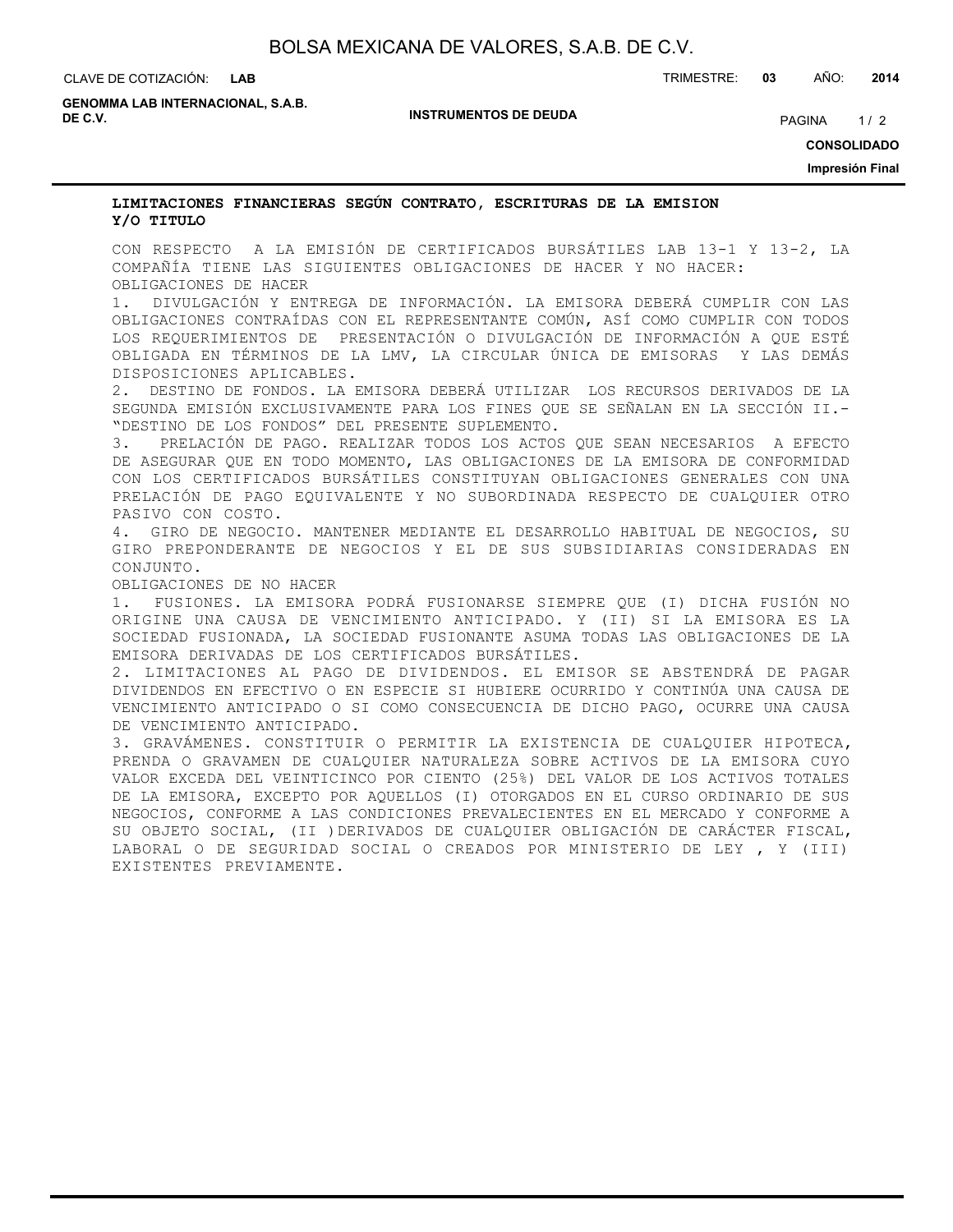## LIMITACIONES FINANCIERAS SEGÚN CONTRATO, ESCRITURAS DE LA EMISION Y/O TITULO

CON RESPECTO A LA EMISIÓN DE CERTIFICADOS BURSÁTILES LAB 13-1 Y 13-2, LA COMPAÑÍA TIENE LAS SIGUIENTES OBLIGACIONES DE HACER Y NO HACER:

OBLIGACIONES DE HACER

1. DIVULGACIÓN Y ENTREGA DE INFORMACIÓN. LA EMISORA DEBERÁ CUMPLIR CON LAS OBLIGACIONES CONTRAÍDAS CON EL REPRESENTANTE COMÚN, ASÍ COMO CUMPLIR CON TODOS LOS REQUERIMIENTOS DE PRESENTACIÓN O DIVULGACIÓN DE INFORMACIÓN A QUE ESTÉ OBLIGADA EN TÉRMINOS DE LA LMV, LA CIRCULAR ÚNICA DE EMISORAS Y LAS DEMÁS DISPOSICIONES APLICABLES.
2. DESTINO DE FONDOS. LA EMISORA DEBERÁ UTILIZAR LOS RECURSOS DERIVADOS DE LA SEGUNDA EMISIÓN EXCLUSIVAMENTE PARA LOS FINES QUE SE SEÑALAN EN LA SECCIÓN II.- "DESTINO DE LOS FONDOS" DEL PRESENTE SUPLEMENTO.
3. PRELACIÓN DE PAGO. REALIZAR TODOS LOS ACTOS QUE SEAN NECESARIOS A EFECTO DE ASEGURAR QUE EN TODO MOMENTO, LAS OBLIGACIONES DE LA EMISORA DE CONFORMIDAD CON LOS CERTIFICADOS BURSÁTILES CONSTITUYAN OBLIGACIONES GENERALES CON UNA PRELACIÓN DE PAGO EQUIVALENTE Y NO SUBORDINADA RESPECTO DE CUALQUIER OTRO PASIVO CON COSTO.
4. GIRO DE NEGOCIO. MANTENER MEDIANTE EL DESARROLLO HABITUAL DE NEGOCIOS, SU GIRO PREPONDERANTE DE NEGOCIOS Y EL DE SUS SUBSIDIARIAS CONSIDERADAS EN CONJUNTO.

OBLIGACIONES DE NO HACER

1. FUSIONES. LA EMISORA PODRÁ FUSIONARSE SIEMPRE QUE (I) DICHA FUSIÓN NO ORIGINE UNA CAUSA DE VENCIMIENTO ANTICIPADO. Y (II) SI LA EMISORA ES LA SOCIEDAD FUSIONADA, LA SOCIEDAD FUSIONANTE ASUMA TODAS LAS OBLIGACIONES DE LA EMISORA DERIVADAS DE LOS CERTIFICADOS BURSÁTILES.
2. LIMITACIONES AL PAGO DE DIVIDENDOS. EL EMISOR SE ABSTENDRÁ DE PAGAR DIVIDENDOS EN EFECTIVO O EN ESPECIE SI HUBIERE OCURRIDO Y CONTINÚA UNA CAUSA DE VENCIMIENTO ANTICIPADO O SI COMO CONSECUENCIA DE DICHO PAGO, OCURRE UNA CAUSA DE VENCIMIENTO ANTICIPADO.
3. GRAVÁMENES. CONSTITUIR O PERMITIR LA EXISTENCIA DE CUALQUIER HIPOTECA, PRENDA O GRAVAMEN DE CUALQUIER NATURALEZA SOBRE ACTIVOS DE LA EMISORA CUYO VALOR EXCEDA DEL VEINTICINCO POR CIENTO (25%) DEL VALOR DE LOS ACTIVOS TOTALES DE LA EMISORA, EXCEPTO POR AQUELLOS (I) OTORGADOS EN EL CURSO ORDINARIO DE SUS NEGOCIOS, CONFORME A LAS CONDICIONES PREVALECIENTES EN EL MERCADO Y CONFORME A SU OBJETO SOCIAL, (II )DERIVADOS DE CUALQUIER OBLIGACIÓN DE CARÁCTER FISCAL, LABORAL O DE SEGURIDAD SOCIAL O CREADOS POR MINISTERIO DE LEY , Y (III) EXISTENTES PREVIAMENTE.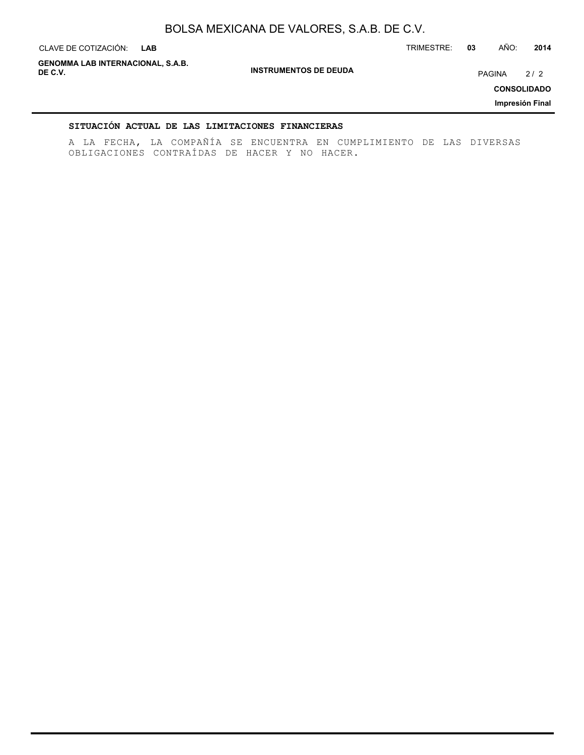## SITUACIÓN ACTUAL DE LAS LIMITACIONES FINANCIERAS

A LA FECHA, LA COMPAÑÍA SE ENCUENTRA EN CUMPLIMIENTO DE LAS DIVERSAS OBLIGACIONES CONTRAÍDAS DE HACER Y NO HACER.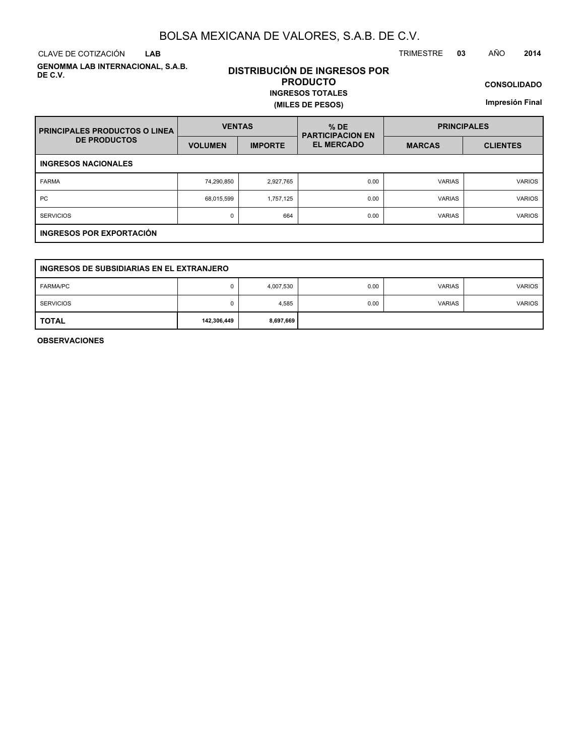# BOLSA MEXICANA DE VALORES, S.A.B. DE C.V.

CLAVE DE COTIZACIÓN **LAB**

TRIMESTRE **03** AÑO **2014**

**GENOMMA LAB INTERNACIONAL, S.A.B. DE C.V.**

## DISTRIBUCIÓN DE INGRESOS POR PRODUCTO

**INGRESOS TOTALES**

**(MILES DE PESOS)**

**CONSOLIDADO**

**Impresión Final**

| PRINCIPALES PRODUCTOS O LINEA DE PRODUCTOS | VENTAS | | % DE PARTICIPACION EN EL MERCADO | PRINCIPALES | |
|---|---|---|---|---|---|
| | VOLUMEN | IMPORTE | | MARCAS | CLIENTES |
| **INGRESOS NACIONALES** | | | | | |
| FARMA | 74,290,850 | 2,927,765 | 0.00 | VARIAS | VARIOS |
| PC | 68,015,599 | 1,757,125 | 0.00 | VARIAS | VARIOS |
| SERVICIOS | 0 | 664 | 0.00 | VARIAS | VARIOS |
| **INGRESOS POR EXPORTACIÓN** | | | | | |
| **INGRESOS DE SUBSIDIARIAS EN EL EXTRANJERO** | | | | | |
| FARMA/PC | 0 | 4,007,530 | 0.00 | VARIAS | VARIOS |
| SERVICIOS | 0 | 4,585 | 0.00 | VARIAS | VARIOS |
| **TOTAL** | **142,306,449** | **8,697,669** | | | |

**OBSERVACIONES**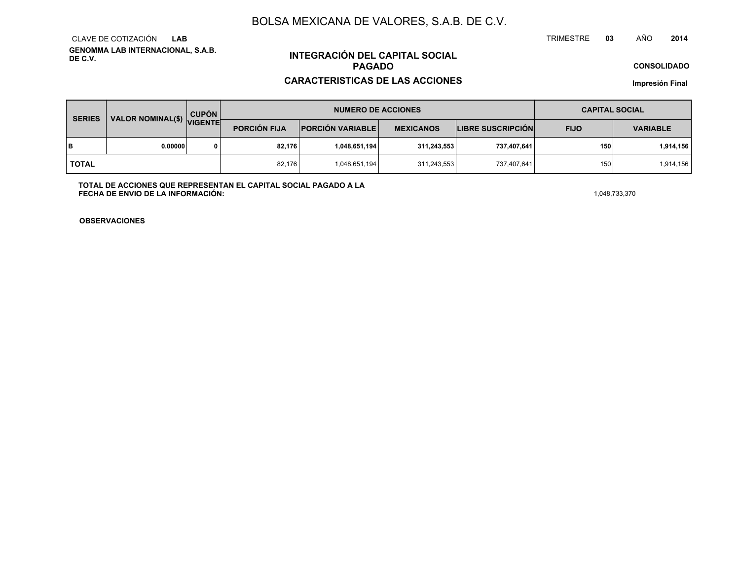# BOLSA MEXICANA DE VALORES, S.A.B. DE C.V.

CLAVE DE COTIZACIÓN **LAB**

**GENOMMA LAB INTERNACIONAL, S.A.B. DE C.V.**

TRIMESTRE **03** AÑO **2014**

## INTEGRACIÓN DEL CAPITAL SOCIAL PAGADO

## CARACTERISTICAS DE LAS ACCIONES

**CONSOLIDADO**

**Impresión Final**

| SERIES | VALOR NOMINAL($) | CUPÓN VIGENTE | NUMERO DE ACCIONES | | | | CAPITAL SOCIAL | |
|---|---|---|---|---|---|---|---|---|
| | | | PORCIÓN FIJA | PORCIÓN VARIABLE | MEXICANOS | LIBRE SUSCRIPCIÓN | FIJO | VARIABLE |
| **B** | **0.00000** | **0** | **82,176** | **1,048,651,194** | **311,243,553** | **737,407,641** | **150** | **1,914,156** |
| **TOTAL** | | | 82,176 | 1,048,651,194 | 311,243,553 | 737,407,641 | 150 | 1,914,156 |

**TOTAL DE ACCIONES QUE REPRESENTAN EL CAPITAL SOCIAL PAGADO A LA FECHA DE ENVIO DE LA INFORMACIÓN:** 1,048,733,370

**OBSERVACIONES**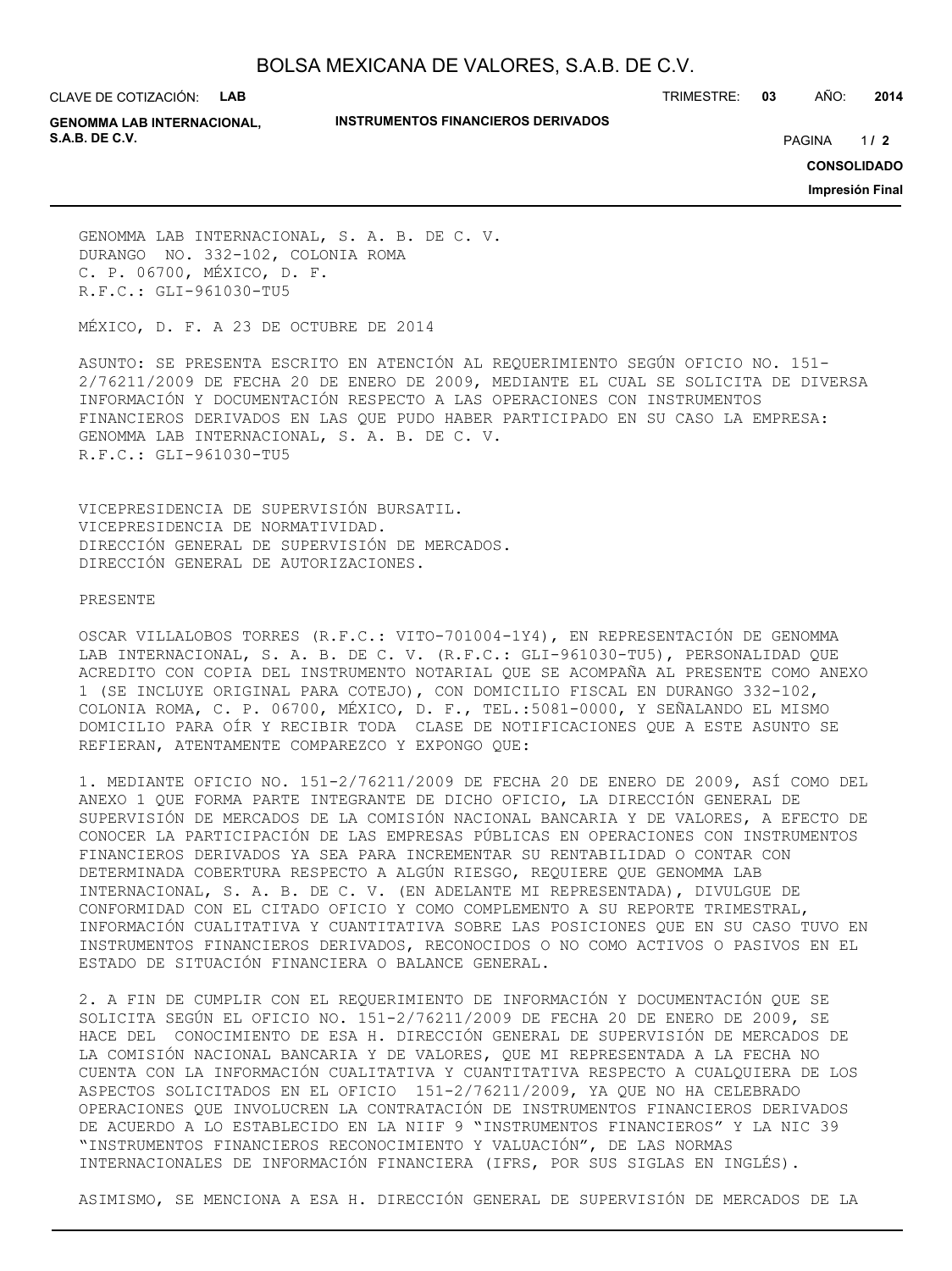GENOMMA LAB INTERNACIONAL, S. A. B. DE C. V.
DURANGO NO. 332-102, COLONIA ROMA
C. P. 06700, MÉXICO, D. F.
R.F.C.: GLI-961030-TU5

MÉXICO, D. F. A 23 DE OCTUBRE DE 2014

ASUNTO: SE PRESENTA ESCRITO EN ATENCIÓN AL REQUERIMIENTO SEGÚN OFICIO NO. 151-2/76211/2009 DE FECHA 20 DE ENERO DE 2009, MEDIANTE EL CUAL SE SOLICITA DE DIVERSA INFORMACIÓN Y DOCUMENTACIÓN RESPECTO A LAS OPERACIONES CON INSTRUMENTOS FINANCIEROS DERIVADOS EN LAS QUE PUDO HABER PARTICIPADO EN SU CASO LA EMPRESA: GENOMMA LAB INTERNACIONAL, S. A. B. DE C. V.
R.F.C.: GLI-961030-TU5

VICEPRESIDENCIA DE SUPERVISIÓN BURSATIL.
VICEPRESIDENCIA DE NORMATIVIDAD.
DIRECCIÓN GENERAL DE SUPERVISIÓN DE MERCADOS.
DIRECCIÓN GENERAL DE AUTORIZACIONES.

PRESENTE

OSCAR VILLALOBOS TORRES (R.F.C.: VITO-701004-1Y4), EN REPRESENTACIÓN DE GENOMMA LAB INTERNACIONAL, S. A. B. DE C. V. (R.F.C.: GLI-961030-TU5), PERSONALIDAD QUE ACREDITO CON COPIA DEL INSTRUMENTO NOTARIAL QUE SE ACOMPAÑA AL PRESENTE COMO ANEXO 1 (SE INCLUYE ORIGINAL PARA COTEJO), CON DOMICILIO FISCAL EN DURANGO 332-102, COLONIA ROMA, C. P. 06700, MÉXICO, D. F., TEL.:5081-0000, Y SEÑALANDO EL MISMO DOMICILIO PARA OÍR Y RECIBIR TODA CLASE DE NOTIFICACIONES QUE A ESTE ASUNTO SE REFIERAN, ATENTAMENTE COMPAREZCO Y EXPONGO QUE:

1. MEDIANTE OFICIO NO. 151-2/76211/2009 DE FECHA 20 DE ENERO DE 2009, ASÍ COMO DEL ANEXO 1 QUE FORMA PARTE INTEGRANTE DE DICHO OFICIO, LA DIRECCIÓN GENERAL DE SUPERVISIÓN DE MERCADOS DE LA COMISIÓN NACIONAL BANCARIA Y DE VALORES, A EFECTO DE CONOCER LA PARTICIPACIÓN DE LAS EMPRESAS PÚBLICAS EN OPERACIONES CON INSTRUMENTOS FINANCIEROS DERIVADOS YA SEA PARA INCREMENTAR SU RENTABILIDAD O CONTAR CON DETERMINADA COBERTURA RESPECTO A ALGÚN RIESGO, REQUIERE QUE GENOMMA LAB INTERNACIONAL, S. A. B. DE C. V. (EN ADELANTE MI REPRESENTADA), DIVULGUE DE CONFORMIDAD CON EL CITADO OFICIO Y COMO COMPLEMENTO A SU REPORTE TRIMESTRAL, INFORMACIÓN CUALITATIVA Y CUANTITATIVA SOBRE LAS POSICIONES QUE EN SU CASO TUVO EN INSTRUMENTOS FINANCIEROS DERIVADOS, RECONOCIDOS O NO COMO ACTIVOS O PASIVOS EN EL ESTADO DE SITUACIÓN FINANCIERA O BALANCE GENERAL.

2. A FIN DE CUMPLIR CON EL REQUERIMIENTO DE INFORMACIÓN Y DOCUMENTACIÓN QUE SE SOLICITA SEGÚN EL OFICIO NO. 151-2/76211/2009 DE FECHA 20 DE ENERO DE 2009, SE HACE DEL CONOCIMIENTO DE ESA H. DIRECCIÓN GENERAL DE SUPERVISIÓN DE MERCADOS DE LA COMISIÓN NACIONAL BANCARIA Y DE VALORES, QUE MI REPRESENTADA A LA FECHA NO CUENTA CON LA INFORMACIÓN CUALITATIVA Y CUANTITATIVA RESPECTO A CUALQUIERA DE LOS ASPECTOS SOLICITADOS EN EL OFICIO 151-2/76211/2009, YA QUE NO HA CELEBRADO OPERACIONES QUE INVOLUCREN LA CONTRATACIÓN DE INSTRUMENTOS FINANCIEROS DERIVADOS DE ACUERDO A LO ESTABLECIDO EN LA NIIF 9 "INSTRUMENTOS FINANCIEROS" Y LA NIC 39 "INSTRUMENTOS FINANCIEROS RECONOCIMIENTO Y VALUACIÓN", DE LAS NORMAS INTERNACIONALES DE INFORMACIÓN FINANCIERA (IFRS, POR SUS SIGLAS EN INGLÉS).

ASIMISMO, SE MENCIONA A ESA H. DIRECCIÓN GENERAL DE SUPERVISIÓN DE MERCADOS DE LA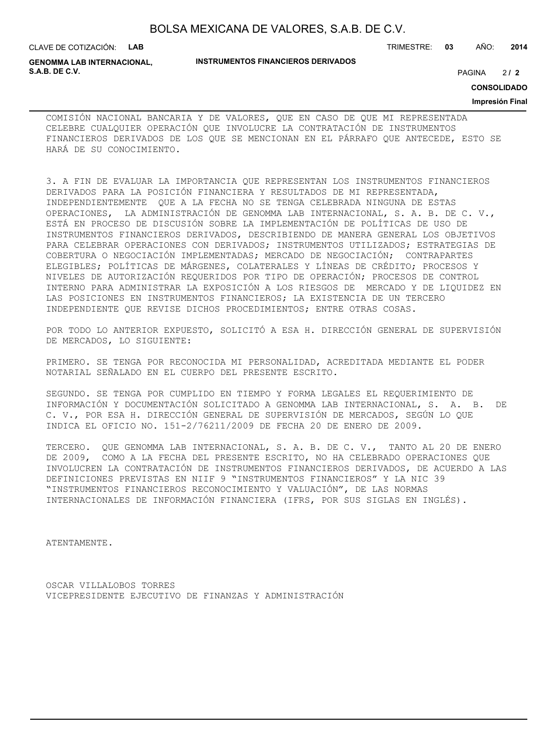COMISIÓN NACIONAL BANCARIA Y DE VALORES, QUE EN CASO DE QUE MI REPRESENTADA CELEBRE CUALQUIER OPERACIÓN QUE INVOLUCRE LA CONTRATACIÓN DE INSTRUMENTOS FINANCIEROS DERIVADOS DE LOS QUE SE MENCIONAN EN EL PÁRRAFO QUE ANTECEDE, ESTO SE HARÁ DE SU CONOCIMIENTO.

3. A FIN DE EVALUAR LA IMPORTANCIA QUE REPRESENTAN LOS INSTRUMENTOS FINANCIEROS DERIVADOS PARA LA POSICIÓN FINANCIERA Y RESULTADOS DE MI REPRESENTADA, INDEPENDIENTEMENTE QUE A LA FECHA NO SE TENGA CELEBRADA NINGUNA DE ESTAS OPERACIONES, LA ADMINISTRACIÓN DE GENOMMA LAB INTERNACIONAL, S. A. B. DE C. V., ESTÁ EN PROCESO DE DISCUSIÓN SOBRE LA IMPLEMENTACIÓN DE POLÍTICAS DE USO DE INSTRUMENTOS FINANCIEROS DERIVADOS, DESCRIBIENDO DE MANERA GENERAL LOS OBJETIVOS PARA CELEBRAR OPERACIONES CON DERIVADOS; INSTRUMENTOS UTILIZADOS; ESTRATEGIAS DE COBERTURA O NEGOCIACIÓN IMPLEMENTADAS; MERCADO DE NEGOCIACIÓN; CONTRAPARTES ELEGIBLES; POLÍTICAS DE MÁRGENES, COLATERALES Y LÍNEAS DE CRÉDITO; PROCESOS Y NIVELES DE AUTORIZACIÓN REQUERIDOS POR TIPO DE OPERACIÓN; PROCESOS DE CONTROL INTERNO PARA ADMINISTRAR LA EXPOSICIÓN A LOS RIESGOS DE MERCADO Y DE LIQUIDEZ EN LAS POSICIONES EN INSTRUMENTOS FINANCIEROS; LA EXISTENCIA DE UN TERCERO INDEPENDIENTE QUE REVISE DICHOS PROCEDIMIENTOS; ENTRE OTRAS COSAS.

POR TODO LO ANTERIOR EXPUESTO, SOLICITÓ A ESA H. DIRECCIÓN GENERAL DE SUPERVISIÓN DE MERCADOS, LO SIGUIENTE:

PRIMERO. SE TENGA POR RECONOCIDA MI PERSONALIDAD, ACREDITADA MEDIANTE EL PODER NOTARIAL SEÑALADO EN EL CUERPO DEL PRESENTE ESCRITO.

SEGUNDO. SE TENGA POR CUMPLIDO EN TIEMPO Y FORMA LEGALES EL REQUERIMIENTO DE INFORMACIÓN Y DOCUMENTACIÓN SOLICITADO A GENOMMA LAB INTERNACIONAL, S. A. B. DE C. V., POR ESA H. DIRECCIÓN GENERAL DE SUPERVISIÓN DE MERCADOS, SEGÚN LO QUE INDICA EL OFICIO NO. 151-2/76211/2009 DE FECHA 20 DE ENERO DE 2009.

TERCERO. QUE GENOMMA LAB INTERNACIONAL, S. A. B. DE C. V., TANTO AL 20 DE ENERO DE 2009, COMO A LA FECHA DEL PRESENTE ESCRITO, NO HA CELEBRADO OPERACIONES QUE INVOLUCREN LA CONTRATACIÓN DE INSTRUMENTOS FINANCIEROS DERIVADOS, DE ACUERDO A LAS DEFINICIONES PREVISTAS EN NIIF 9 "INSTRUMENTOS FINANCIEROS" Y LA NIC 39 "INSTRUMENTOS FINANCIEROS RECONOCIMIENTO Y VALUACIÓN", DE LAS NORMAS INTERNACIONALES DE INFORMACIÓN FINANCIERA (IFRS, POR SUS SIGLAS EN INGLÉS).

ATENTAMENTE.

OSCAR VILLALOBOS TORRES
VICEPRESIDENTE EJECUTIVO DE FINANZAS Y ADMINISTRACIÓN